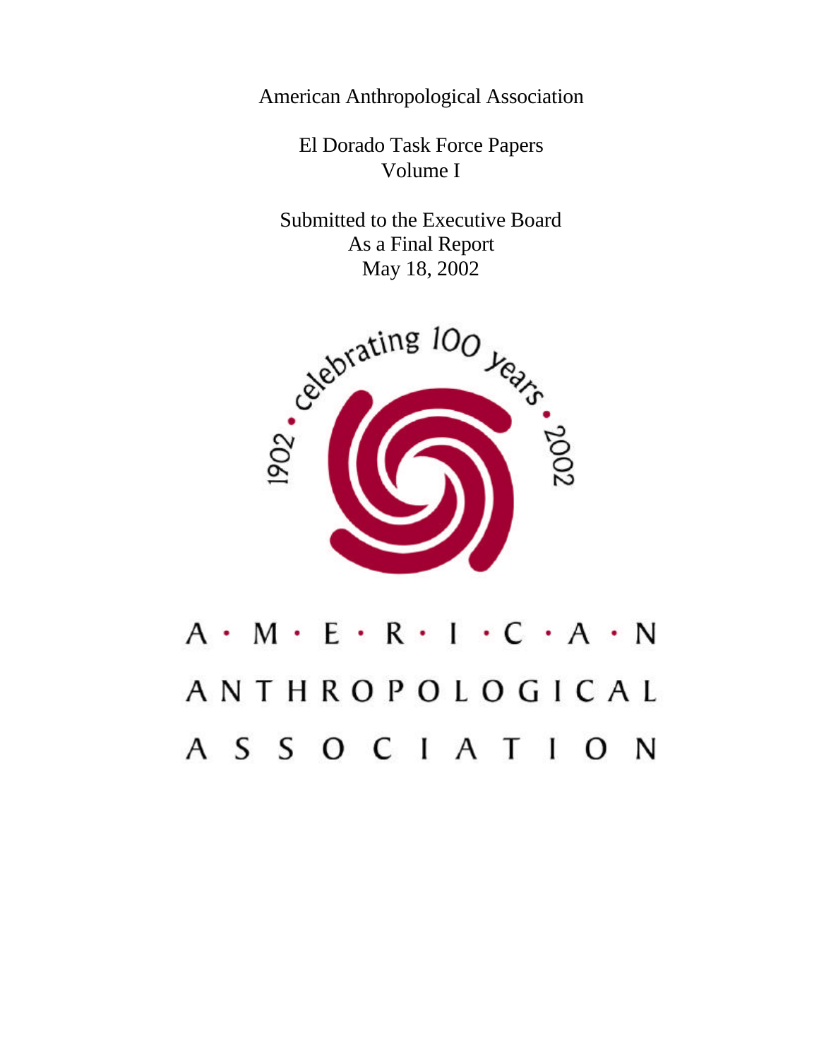American Anthropological Association

El Dorado Task Force Papers
Volume I

Submitted to the Executive Board
As a Final Report
May 18, 2002

1902 • celebrating 100 years • 2002

A · M · E · R · I · C · A · N
ANTHROPOLOGICAL
ASSOCIATION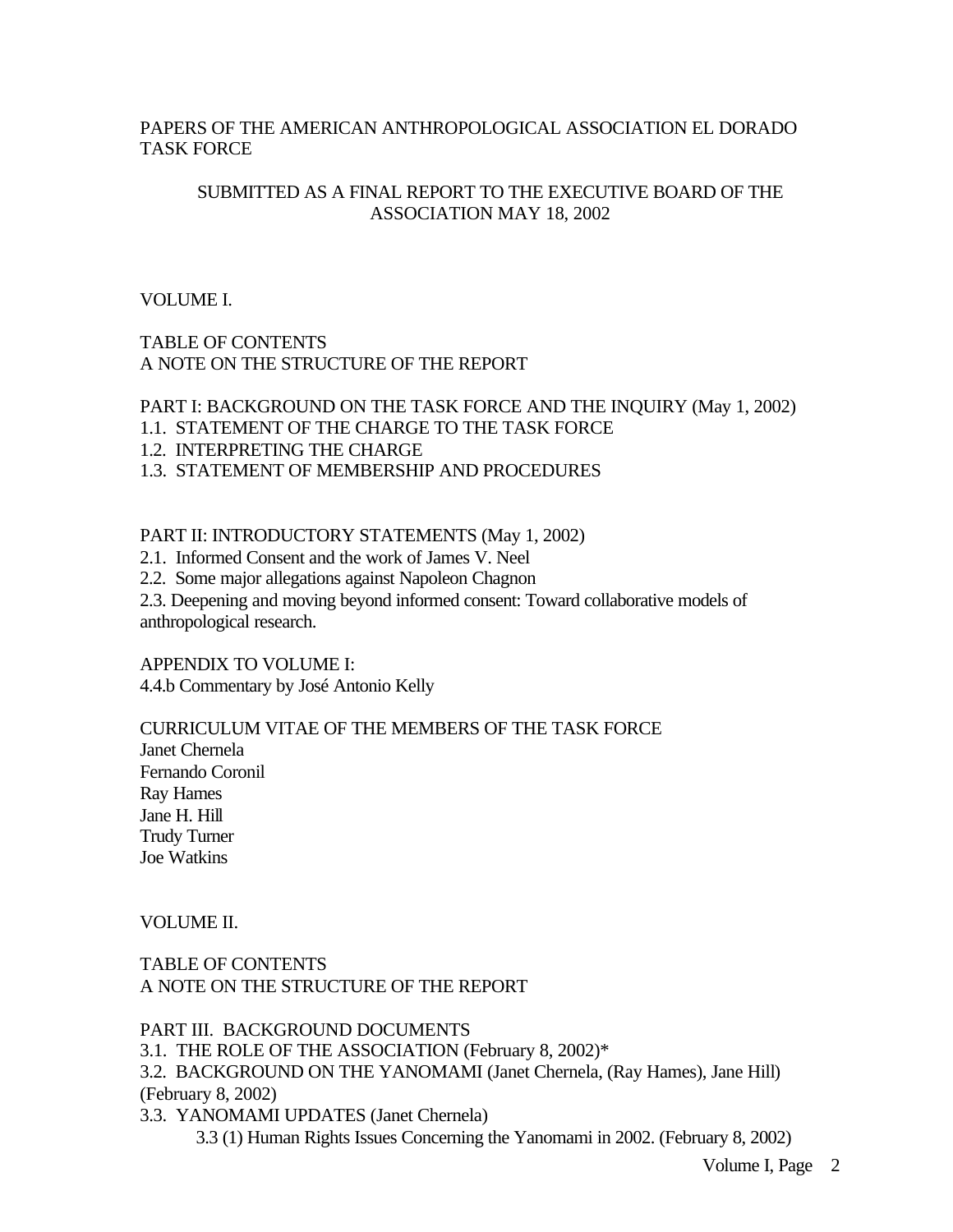PAPERS OF THE AMERICAN ANTHROPOLOGICAL ASSOCIATION EL DORADO TASK FORCE

SUBMITTED AS A FINAL REPORT TO THE EXECUTIVE BOARD OF THE ASSOCIATION MAY 18, 2002

VOLUME I.

TABLE OF CONTENTS
A NOTE ON THE STRUCTURE OF THE REPORT

PART I: BACKGROUND ON THE TASK FORCE AND THE INQUIRY (May 1, 2002)
1.1. STATEMENT OF THE CHARGE TO THE TASK FORCE
1.2. INTERPRETING THE CHARGE
1.3. STATEMENT OF MEMBERSHIP AND PROCEDURES

PART II: INTRODUCTORY STATEMENTS (May 1, 2002)
2.1. Informed Consent and the work of James V. Neel
2.2. Some major allegations against Napoleon Chagnon
2.3. Deepening and moving beyond informed consent: Toward collaborative models of anthropological research.

APPENDIX TO VOLUME I:
4.4.b Commentary by José Antonio Kelly

CURRICULUM VITAE OF THE MEMBERS OF THE TASK FORCE
Janet Chernela
Fernando Coronil
Ray Hames
Jane H. Hill
Trudy Turner
Joe Watkins

VOLUME II.

TABLE OF CONTENTS
A NOTE ON THE STRUCTURE OF THE REPORT

PART III. BACKGROUND DOCUMENTS
3.1. THE ROLE OF THE ASSOCIATION (February 8, 2002)*
3.2. BACKGROUND ON THE YANOMAMI (Janet Chernela, (Ray Hames), Jane Hill) (February 8, 2002)
3.3. YANOMAMI UPDATES (Janet Chernela)
    3.3 (1) Human Rights Issues Concerning the Yanomami in 2002. (February 8, 2002)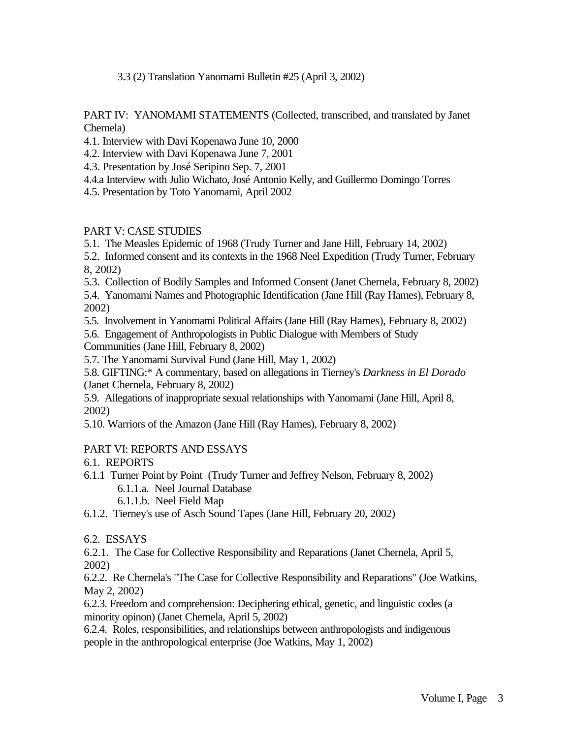3.3 (2) Translation Yanomami Bulletin #25 (April 3, 2002)

PART IV: YANOMAMI STATEMENTS (Collected, transcribed, and translated by Janet Chernela)

4.1. Interview with Davi Kopenawa June 10, 2000
4.2. Interview with Davi Kopenawa June 7, 2001
4.3. Presentation by José Seripino Sep. 7, 2001
4.4.a Interview with Julio Wichato, José Antonio Kelly, and Guillermo Domingo Torres
4.5. Presentation by Toto Yanomami, April 2002

PART V: CASE STUDIES

5.1. The Measles Epidemic of 1968 (Trudy Turner and Jane Hill, February 14, 2002)
5.2. Informed consent and its contexts in the 1968 Neel Expedition (Trudy Turner, February 8, 2002)
5.3. Collection of Bodily Samples and Informed Consent (Janet Chernela, February 8, 2002)
5.4. Yanomami Names and Photographic Identification (Jane Hill (Ray Hames), February 8, 2002)
5.5. Involvement in Yanomami Political Affairs (Jane Hill (Ray Hames), February 8, 2002)
5.6. Engagement of Anthropologists in Public Dialogue with Members of Study Communities (Jane Hill, February 8, 2002)
5.7. The Yanomami Survival Fund (Jane Hill, May 1, 2002)
5.8. GIFTING:* A commentary, based on allegations in Tierney's *Darkness in El Dorado* (Janet Chernela, February 8, 2002)
5.9. Allegations of inappropriate sexual relationships with Yanomami (Jane Hill, April 8, 2002)
5.10. Warriors of the Amazon (Jane Hill (Ray Hames), February 8, 2002)

PART VI: REPORTS AND ESSAYS

6.1. REPORTS

6.1.1 Turner Point by Point (Trudy Turner and Jeffrey Nelson, February 8, 2002)
    6.1.1.a. Neel Journal Database
    6.1.1.b. Neel Field Map
6.1.2. Tierney's use of Asch Sound Tapes (Jane Hill, February 20, 2002)

6.2. ESSAYS

6.2.1. The Case for Collective Responsibility and Reparations (Janet Chernela, April 5, 2002)
6.2.2. Re Chernela's "The Case for Collective Responsibility and Reparations" (Joe Watkins, May 2, 2002)
6.2.3. Freedom and comprehension: Deciphering ethical, genetic, and linguistic codes (a minority opinon) (Janet Chernela, April 5, 2002)
6.2.4. Roles, responsibilities, and relationships between anthropologists and indigenous people in the anthropological enterprise (Joe Watkins, May 1, 2002)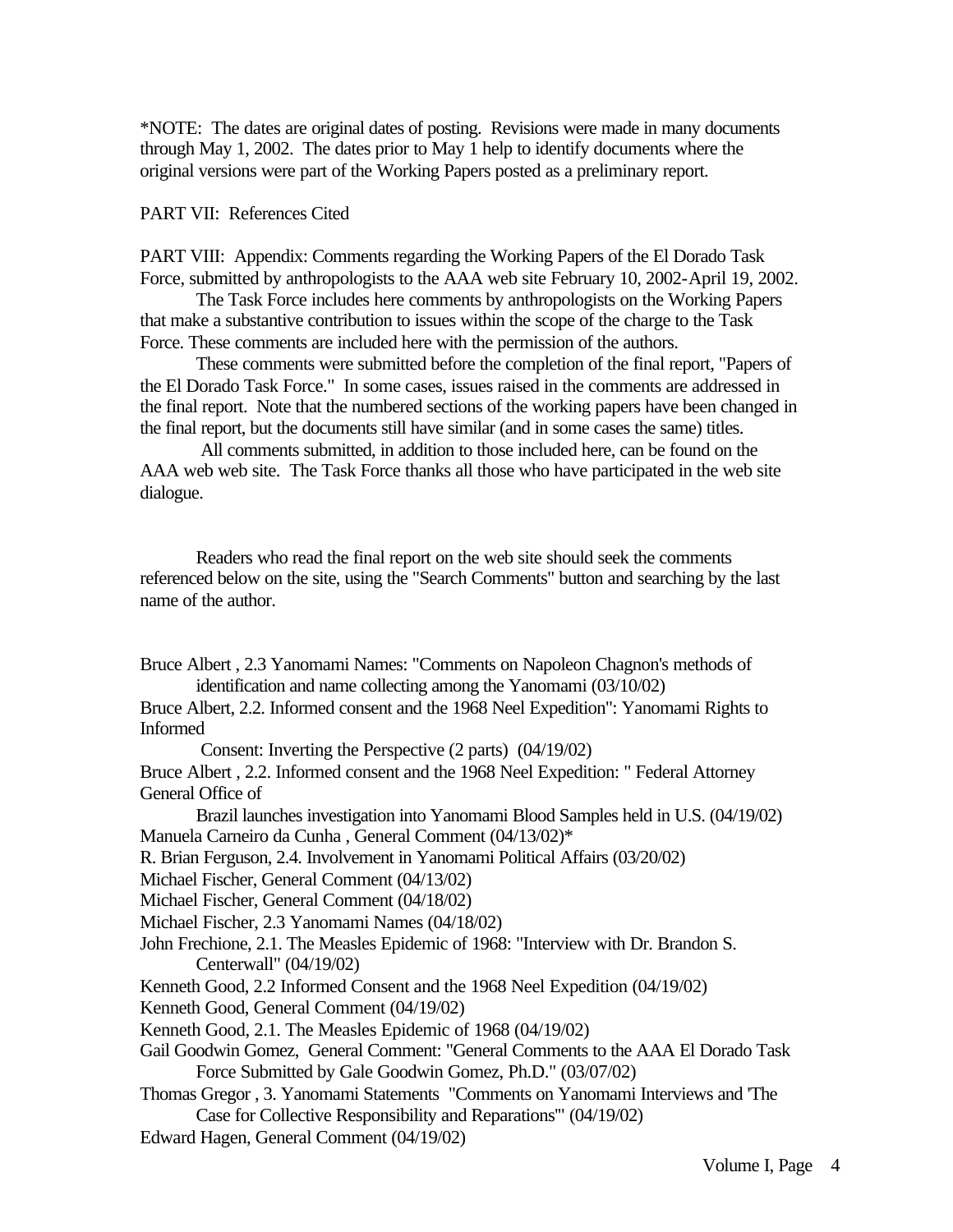*NOTE: The dates are original dates of posting. Revisions were made in many documents through May 1, 2002. The dates prior to May 1 help to identify documents where the original versions were part of the Working Papers posted as a preliminary report.

PART VII: References Cited

PART VIII: Appendix: Comments regarding the Working Papers of the El Dorado Task Force, submitted by anthropologists to the AAA web site February 10, 2002-April 19, 2002.

The Task Force includes here comments by anthropologists on the Working Papers that make a substantive contribution to issues within the scope of the charge to the Task Force. These comments are included here with the permission of the authors.

These comments were submitted before the completion of the final report, "Papers of the El Dorado Task Force." In some cases, issues raised in the comments are addressed in the final report. Note that the numbered sections of the working papers have been changed in the final report, but the documents still have similar (and in some cases the same) titles.

All comments submitted, in addition to those included here, can be found on the AAA web web site. The Task Force thanks all those who have participated in the web site dialogue.

Readers who read the final report on the web site should seek the comments referenced below on the site, using the "Search Comments" button and searching by the last name of the author.

Bruce Albert , 2.3 Yanomami Names: "Comments on Napoleon Chagnon's methods of identification and name collecting among the Yanomami (03/10/02)

Bruce Albert, 2.2. Informed consent and the 1968 Neel Expedition": Yanomami Rights to Informed Consent: Inverting the Perspective (2 parts) (04/19/02)

Bruce Albert , 2.2. Informed consent and the 1968 Neel Expedition: " Federal Attorney General Office of Brazil launches investigation into Yanomami Blood Samples held in U.S. (04/19/02)

Manuela Carneiro da Cunha , General Comment (04/13/02)*

R. Brian Ferguson, 2.4. Involvement in Yanomami Political Affairs (03/20/02)

Michael Fischer, General Comment (04/13/02)

Michael Fischer, General Comment (04/18/02)

Michael Fischer, 2.3 Yanomami Names (04/18/02)

John Frechione, 2.1. The Measles Epidemic of 1968: "Interview with Dr. Brandon S. Centerwall" (04/19/02)

Kenneth Good, 2.2 Informed Consent and the 1968 Neel Expedition (04/19/02)

Kenneth Good, General Comment (04/19/02)

Kenneth Good, 2.1. The Measles Epidemic of 1968 (04/19/02)

Gail Goodwin Gomez, General Comment: "General Comments to the AAA El Dorado Task Force Submitted by Gale Goodwin Gomez, Ph.D." (03/07/02)

Thomas Gregor , 3. Yanomami Statements "Comments on Yanomami Interviews and 'The Case for Collective Responsibility and Reparations'" (04/19/02)

Edward Hagen, General Comment (04/19/02)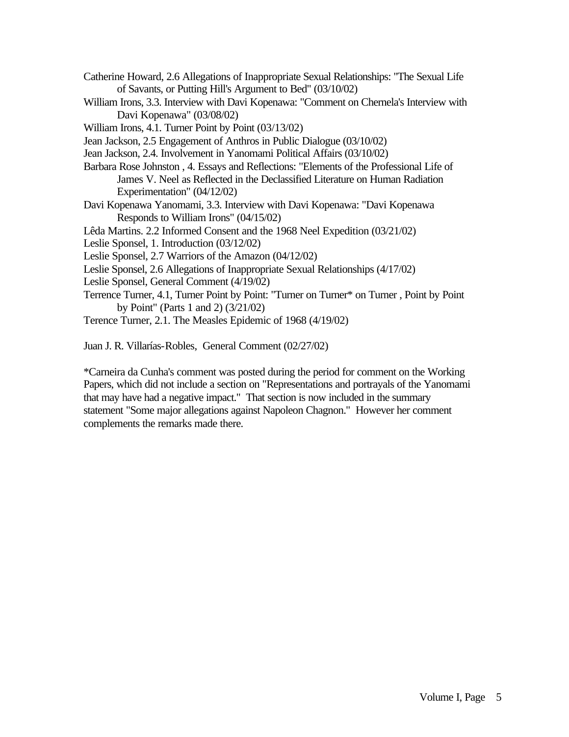Catherine Howard, 2.6 Allegations of Inappropriate Sexual Relationships: "The Sexual Life of Savants, or Putting Hill's Argument to Bed" (03/10/02)

William Irons, 3.3. Interview with Davi Kopenawa: "Comment on Chernela's Interview with Davi Kopenawa" (03/08/02)

William Irons, 4.1. Turner Point by Point (03/13/02)

Jean Jackson, 2.5 Engagement of Anthros in Public Dialogue (03/10/02)

Jean Jackson, 2.4. Involvement in Yanomami Political Affairs (03/10/02)

Barbara Rose Johnston , 4. Essays and Reflections: "Elements of the Professional Life of James V. Neel as Reflected in the Declassified Literature on Human Radiation Experimentation" (04/12/02)

Davi Kopenawa Yanomami, 3.3. Interview with Davi Kopenawa: "Davi Kopenawa Responds to William Irons" (04/15/02)

Lêda Martins. 2.2 Informed Consent and the 1968 Neel Expedition (03/21/02)

Leslie Sponsel, 1. Introduction (03/12/02)

Leslie Sponsel, 2.7 Warriors of the Amazon (04/12/02)

Leslie Sponsel, 2.6 Allegations of Inappropriate Sexual Relationships (4/17/02)

Leslie Sponsel, General Comment (4/19/02)

Terrence Turner, 4.1, Turner Point by Point: "Turner on Turner* on Turner , Point by Point by Point" (Parts 1 and 2) (3/21/02)

Terence Turner, 2.1. The Measles Epidemic of 1968 (4/19/02)

Juan J. R. Villarías-Robles, General Comment (02/27/02)

*Carneira da Cunha's comment was posted during the period for comment on the Working Papers, which did not include a section on "Representations and portrayals of the Yanomami that may have had a negative impact." That section is now included in the summary statement "Some major allegations against Napoleon Chagnon." However her comment complements the remarks made there.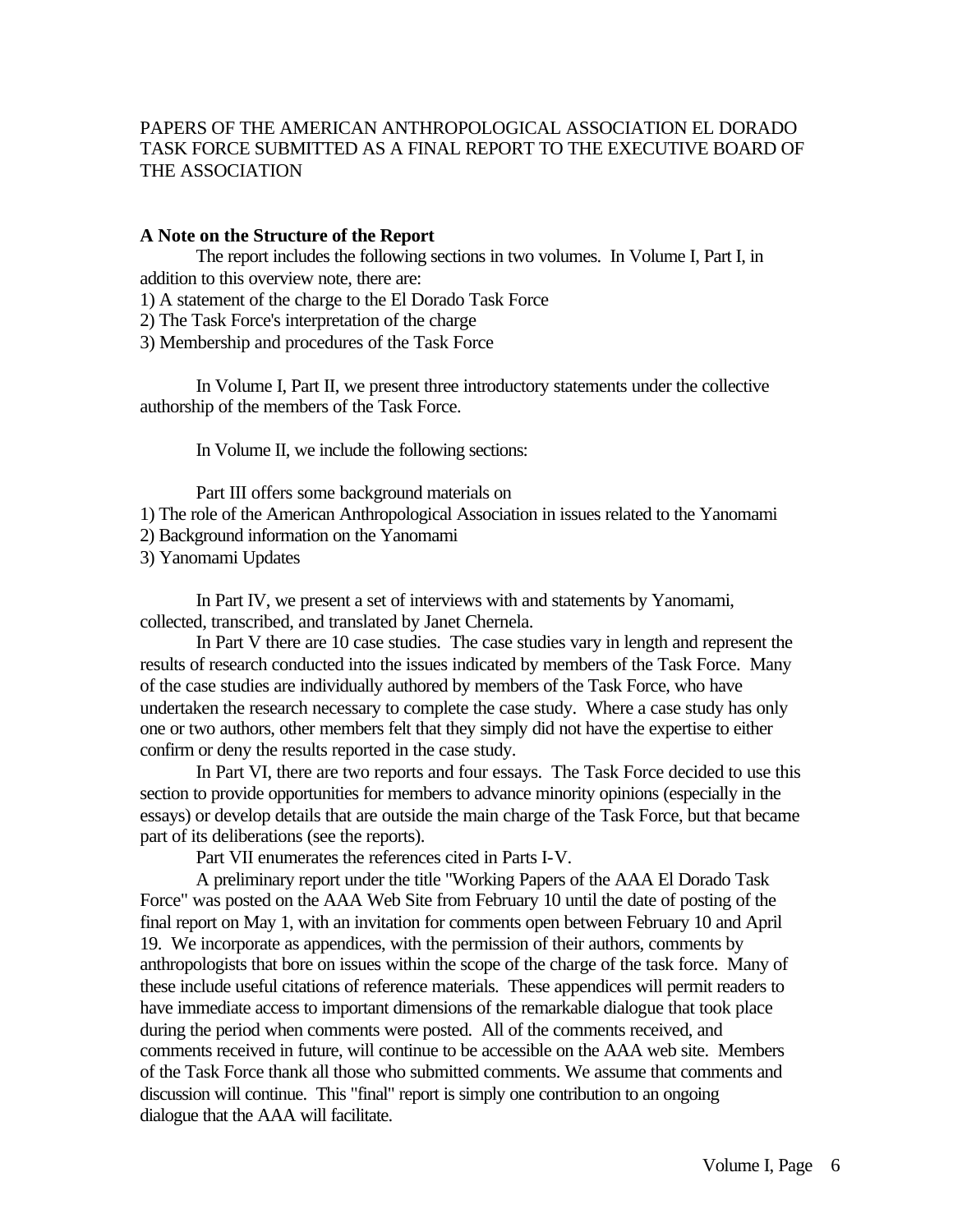PAPERS OF THE AMERICAN ANTHROPOLOGICAL ASSOCIATION EL DORADO TASK FORCE SUBMITTED AS A FINAL REPORT TO THE EXECUTIVE BOARD OF THE ASSOCIATION

**A Note on the Structure of the Report**

The report includes the following sections in two volumes. In Volume I, Part I, in addition to this overview note, there are:

1) A statement of the charge to the El Dorado Task Force
2) The Task Force's interpretation of the charge
3) Membership and procedures of the Task Force

In Volume I, Part II, we present three introductory statements under the collective authorship of the members of the Task Force.

In Volume II, we include the following sections:

Part III offers some background materials on

1) The role of the American Anthropological Association in issues related to the Yanomami
2) Background information on the Yanomami
3) Yanomami Updates

In Part IV, we present a set of interviews with and statements by Yanomami, collected, transcribed, and translated by Janet Chernela.

In Part V there are 10 case studies. The case studies vary in length and represent the results of research conducted into the issues indicated by members of the Task Force. Many of the case studies are individually authored by members of the Task Force, who have undertaken the research necessary to complete the case study. Where a case study has only one or two authors, other members felt that they simply did not have the expertise to either confirm or deny the results reported in the case study.

In Part VI, there are two reports and four essays. The Task Force decided to use this section to provide opportunities for members to advance minority opinions (especially in the essays) or develop details that are outside the main charge of the Task Force, but that became part of its deliberations (see the reports).

Part VII enumerates the references cited in Parts I-V.

A preliminary report under the title "Working Papers of the AAA El Dorado Task Force" was posted on the AAA Web Site from February 10 until the date of posting of the final report on May 1, with an invitation for comments open between February 10 and April 19. We incorporate as appendices, with the permission of their authors, comments by anthropologists that bore on issues within the scope of the charge of the task force. Many of these include useful citations of reference materials. These appendices will permit readers to have immediate access to important dimensions of the remarkable dialogue that took place during the period when comments were posted. All of the comments received, and comments received in future, will continue to be accessible on the AAA web site. Members of the Task Force thank all those who submitted comments. We assume that comments and discussion will continue. This "final" report is simply one contribution to an ongoing dialogue that the AAA will facilitate.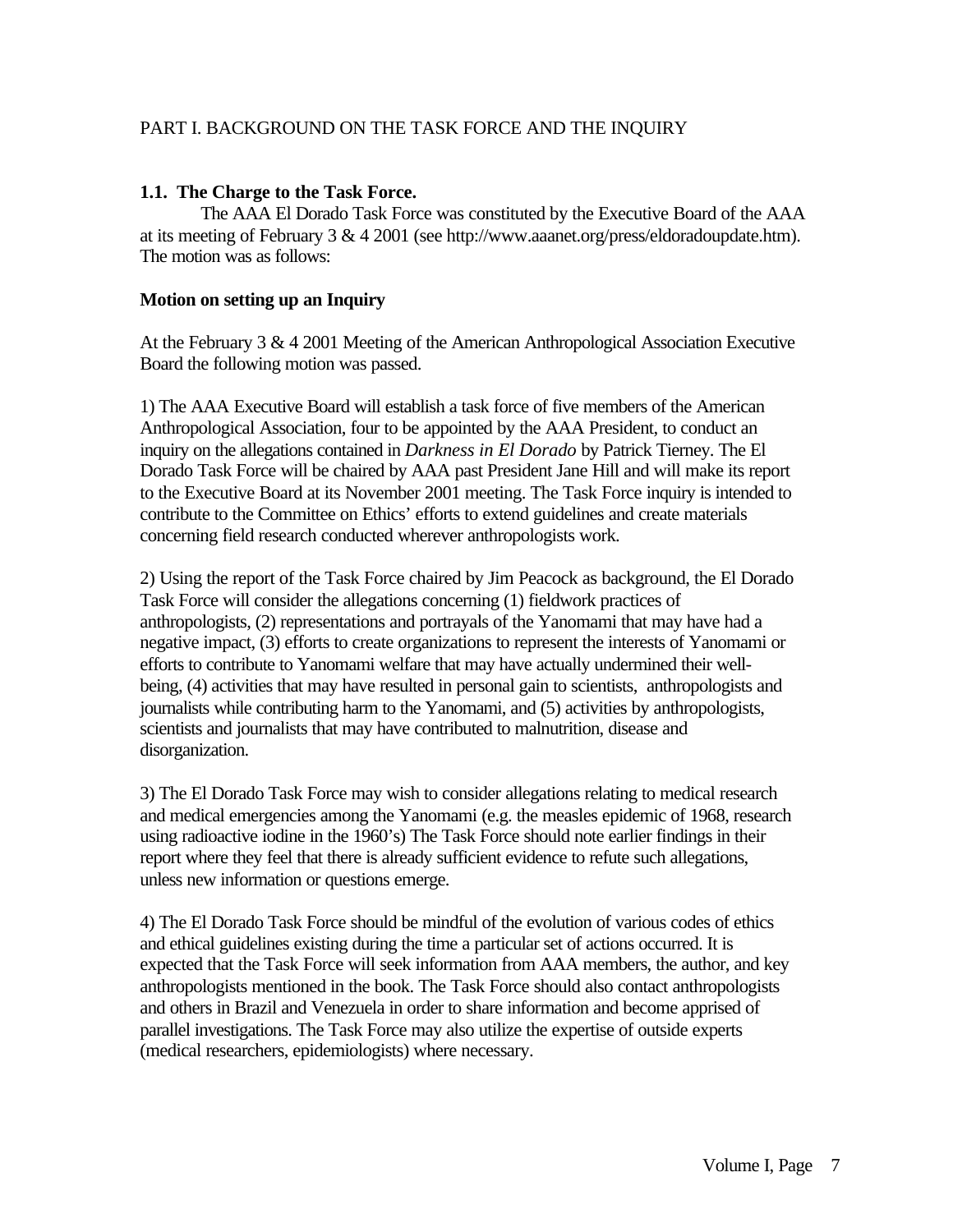## PART I. BACKGROUND ON THE TASK FORCE AND THE INQUIRY

### 1.1. The Charge to the Task Force.

The AAA El Dorado Task Force was constituted by the Executive Board of the AAA at its meeting of February 3 & 4 2001 (see http://www.aaanet.org/press/eldoradoupdate.htm). The motion was as follows:

**Motion on setting up an Inquiry**

At the February 3 & 4 2001 Meeting of the American Anthropological Association Executive Board the following motion was passed.

1) The AAA Executive Board will establish a task force of five members of the American Anthropological Association, four to be appointed by the AAA President, to conduct an inquiry on the allegations contained in *Darkness in El Dorado* by Patrick Tierney. The El Dorado Task Force will be chaired by AAA past President Jane Hill and will make its report to the Executive Board at its November 2001 meeting. The Task Force inquiry is intended to contribute to the Committee on Ethics' efforts to extend guidelines and create materials concerning field research conducted wherever anthropologists work.

2) Using the report of the Task Force chaired by Jim Peacock as background, the El Dorado Task Force will consider the allegations concerning (1) fieldwork practices of anthropologists, (2) representations and portrayals of the Yanomami that may have had a negative impact, (3) efforts to create organizations to represent the interests of Yanomami or efforts to contribute to Yanomami welfare that may have actually undermined their well-being, (4) activities that may have resulted in personal gain to scientists, anthropologists and journalists while contributing harm to the Yanomami, and (5) activities by anthropologists, scientists and journalists that may have contributed to malnutrition, disease and disorganization.

3) The El Dorado Task Force may wish to consider allegations relating to medical research and medical emergencies among the Yanomami (e.g. the measles epidemic of 1968, research using radioactive iodine in the 1960's) The Task Force should note earlier findings in their report where they feel that there is already sufficient evidence to refute such allegations, unless new information or questions emerge.

4) The El Dorado Task Force should be mindful of the evolution of various codes of ethics and ethical guidelines existing during the time a particular set of actions occurred. It is expected that the Task Force will seek information from AAA members, the author, and key anthropologists mentioned in the book. The Task Force should also contact anthropologists and others in Brazil and Venezuela in order to share information and become apprised of parallel investigations. The Task Force may also utilize the expertise of outside experts (medical researchers, epidemiologists) where necessary.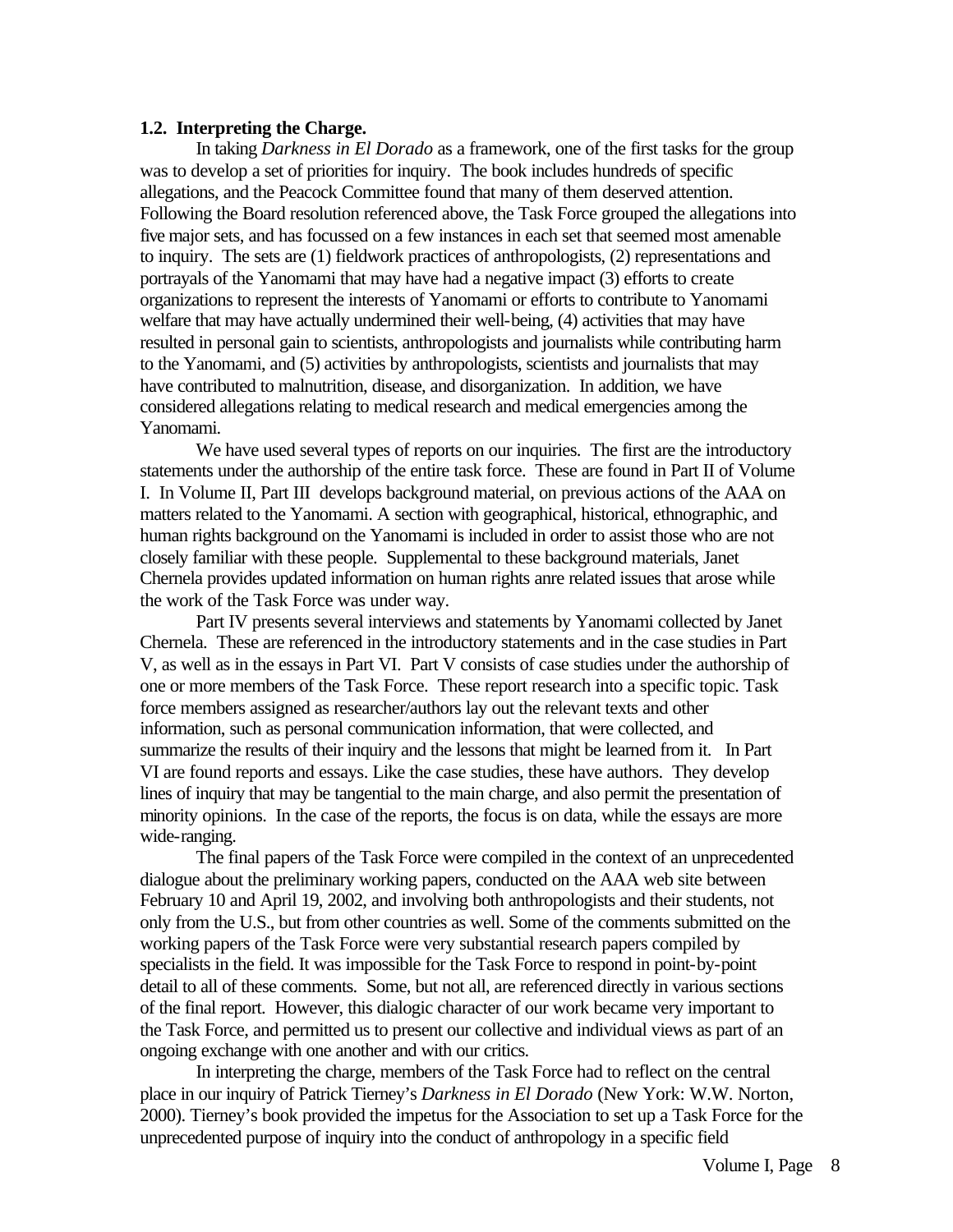### 1.2. Interpreting the Charge.

In taking *Darkness in El Dorado* as a framework, one of the first tasks for the group was to develop a set of priorities for inquiry. The book includes hundreds of specific allegations, and the Peacock Committee found that many of them deserved attention. Following the Board resolution referenced above, the Task Force grouped the allegations into five major sets, and has focussed on a few instances in each set that seemed most amenable to inquiry. The sets are (1) fieldwork practices of anthropologists, (2) representations and portrayals of the Yanomami that may have had a negative impact (3) efforts to create organizations to represent the interests of Yanomami or efforts to contribute to Yanomami welfare that may have actually undermined their well-being, (4) activities that may have resulted in personal gain to scientists, anthropologists and journalists while contributing harm to the Yanomami, and (5) activities by anthropologists, scientists and journalists that may have contributed to malnutrition, disease, and disorganization. In addition, we have considered allegations relating to medical research and medical emergencies among the Yanomami.

We have used several types of reports on our inquiries. The first are the introductory statements under the authorship of the entire task force. These are found in Part II of Volume I. In Volume II, Part III develops background material, on previous actions of the AAA on matters related to the Yanomami. A section with geographical, historical, ethnographic, and human rights background on the Yanomami is included in order to assist those who are not closely familiar with these people. Supplemental to these background materials, Janet Chernela provides updated information on human rights anre related issues that arose while the work of the Task Force was under way.

Part IV presents several interviews and statements by Yanomami collected by Janet Chernela. These are referenced in the introductory statements and in the case studies in Part V, as well as in the essays in Part VI. Part V consists of case studies under the authorship of one or more members of the Task Force. These report research into a specific topic. Task force members assigned as researcher/authors lay out the relevant texts and other information, such as personal communication information, that were collected, and summarize the results of their inquiry and the lessons that might be learned from it. In Part VI are found reports and essays. Like the case studies, these have authors. They develop lines of inquiry that may be tangential to the main charge, and also permit the presentation of minority opinions. In the case of the reports, the focus is on data, while the essays are more wide-ranging.

The final papers of the Task Force were compiled in the context of an unprecedented dialogue about the preliminary working papers, conducted on the AAA web site between February 10 and April 19, 2002, and involving both anthropologists and their students, not only from the U.S., but from other countries as well. Some of the comments submitted on the working papers of the Task Force were very substantial research papers compiled by specialists in the field. It was impossible for the Task Force to respond in point-by-point detail to all of these comments. Some, but not all, are referenced directly in various sections of the final report. However, this dialogic character of our work became very important to the Task Force, and permitted us to present our collective and individual views as part of an ongoing exchange with one another and with our critics.

In interpreting the charge, members of the Task Force had to reflect on the central place in our inquiry of Patrick Tierney's *Darkness in El Dorado* (New York: W.W. Norton, 2000). Tierney's book provided the impetus for the Association to set up a Task Force for the unprecedented purpose of inquiry into the conduct of anthropology in a specific field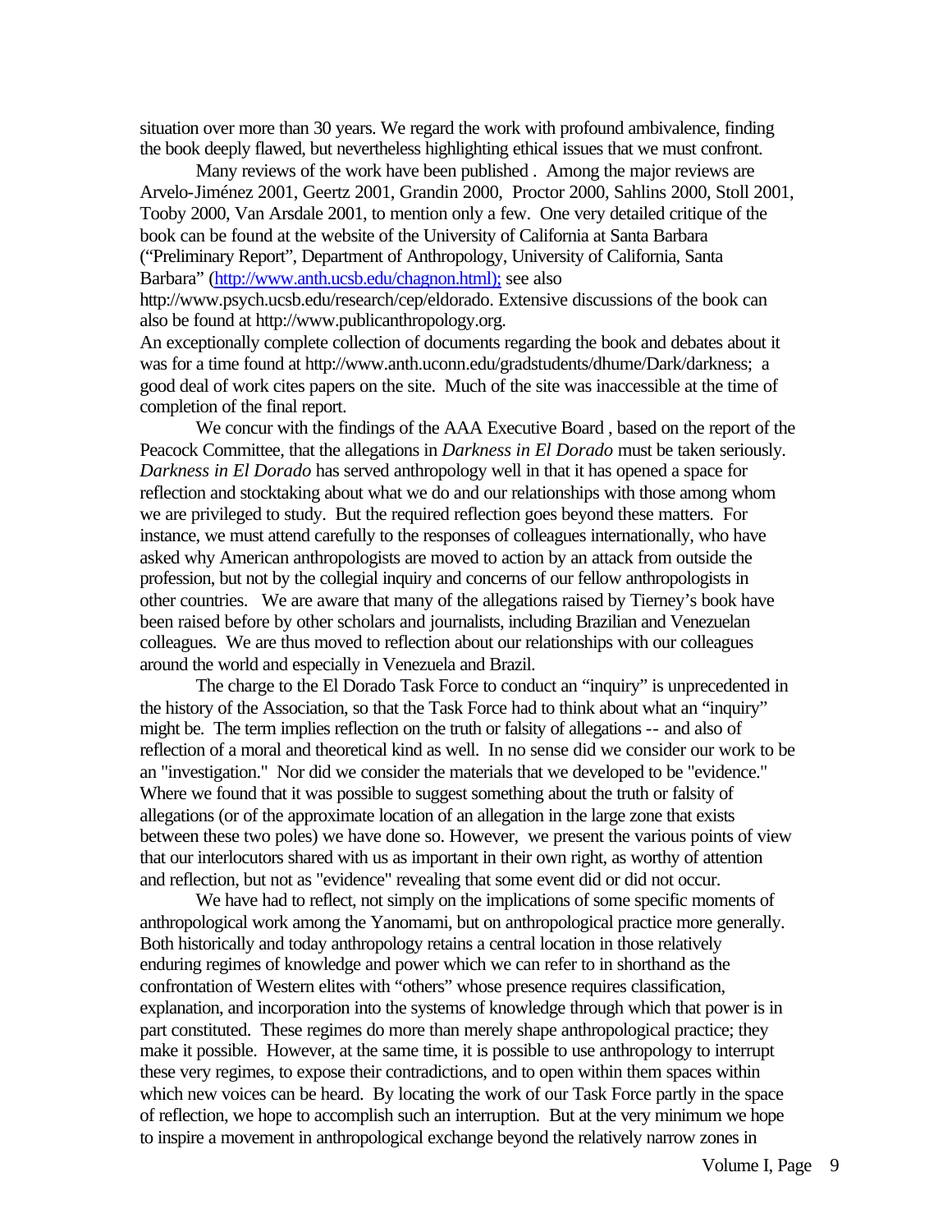situation over more than 30 years. We regard the work with profound ambivalence, finding the book deeply flawed, but nevertheless highlighting ethical issues that we must confront.

Many reviews of the work have been published . Among the major reviews are Arvelo-Jiménez 2001, Geertz 2001, Grandin 2000, Proctor 2000, Sahlins 2000, Stoll 2001, Tooby 2000, Van Arsdale 2001, to mention only a few. One very detailed critique of the book can be found at the website of the University of California at Santa Barbara ("Preliminary Report", Department of Anthropology, University of California, Santa Barbara" (http://www.anth.ucsb.edu/chagnon.html); see also http://www.psych.ucsb.edu/research/cep/eldorado. Extensive discussions of the book can also be found at http://www.publicanthropology.org.

An exceptionally complete collection of documents regarding the book and debates about it was for a time found at http://www.anth.uconn.edu/gradstudents/dhume/Dark/darkness; a good deal of work cites papers on the site. Much of the site was inaccessible at the time of completion of the final report.

We concur with the findings of the AAA Executive Board , based on the report of the Peacock Committee, that the allegations in *Darkness in El Dorado* must be taken seriously. *Darkness in El Dorado* has served anthropology well in that it has opened a space for reflection and stocktaking about what we do and our relationships with those among whom we are privileged to study. But the required reflection goes beyond these matters. For instance, we must attend carefully to the responses of colleagues internationally, who have asked why American anthropologists are moved to action by an attack from outside the profession, but not by the collegial inquiry and concerns of our fellow anthropologists in other countries. We are aware that many of the allegations raised by Tierney's book have been raised before by other scholars and journalists, including Brazilian and Venezuelan colleagues. We are thus moved to reflection about our relationships with our colleagues around the world and especially in Venezuela and Brazil.

The charge to the El Dorado Task Force to conduct an "inquiry" is unprecedented in the history of the Association, so that the Task Force had to think about what an "inquiry" might be. The term implies reflection on the truth or falsity of allegations -- and also of reflection of a moral and theoretical kind as well. In no sense did we consider our work to be an "investigation." Nor did we consider the materials that we developed to be "evidence." Where we found that it was possible to suggest something about the truth or falsity of allegations (or of the approximate location of an allegation in the large zone that exists between these two poles) we have done so. However, we present the various points of view that our interlocutors shared with us as important in their own right, as worthy of attention and reflection, but not as "evidence" revealing that some event did or did not occur.

We have had to reflect, not simply on the implications of some specific moments of anthropological work among the Yanomami, but on anthropological practice more generally. Both historically and today anthropology retains a central location in those relatively enduring regimes of knowledge and power which we can refer to in shorthand as the confrontation of Western elites with "others" whose presence requires classification, explanation, and incorporation into the systems of knowledge through which that power is in part constituted. These regimes do more than merely shape anthropological practice; they make it possible. However, at the same time, it is possible to use anthropology to interrupt these very regimes, to expose their contradictions, and to open within them spaces within which new voices can be heard. By locating the work of our Task Force partly in the space of reflection, we hope to accomplish such an interruption. But at the very minimum we hope to inspire a movement in anthropological exchange beyond the relatively narrow zones in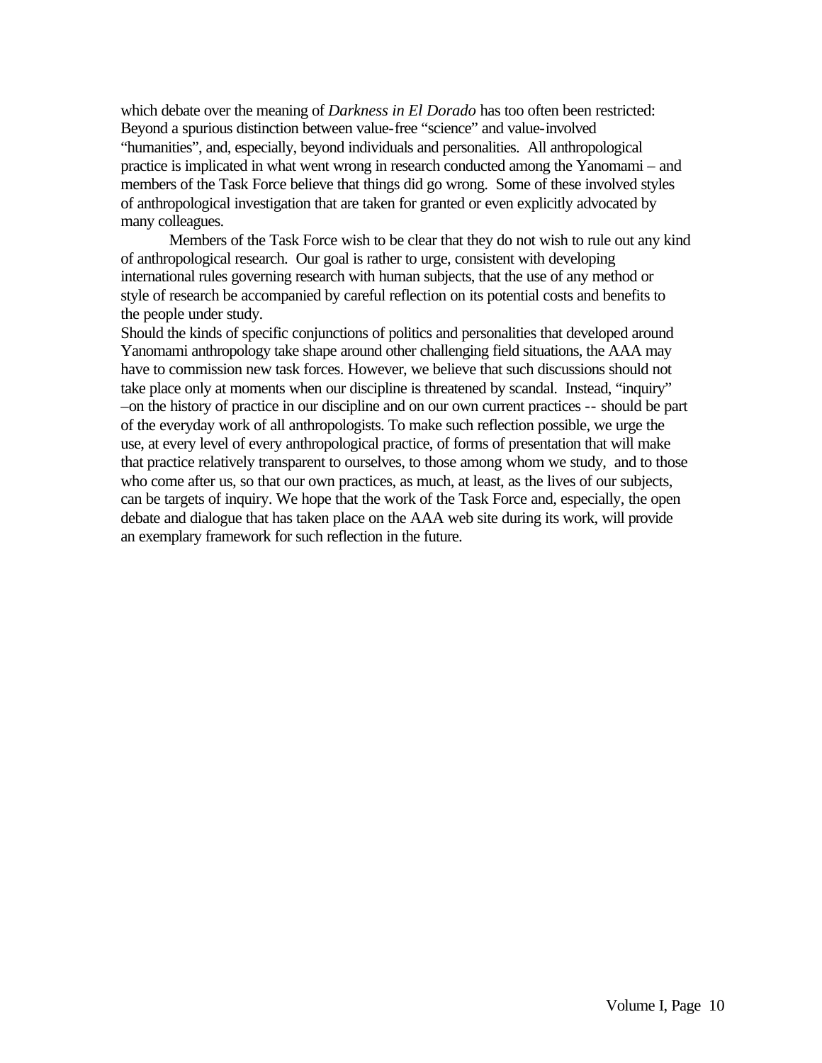which debate over the meaning of *Darkness in El Dorado* has too often been restricted: Beyond a spurious distinction between value-free "science" and value-involved "humanities", and, especially, beyond individuals and personalities. All anthropological practice is implicated in what went wrong in research conducted among the Yanomami – and members of the Task Force believe that things did go wrong. Some of these involved styles of anthropological investigation that are taken for granted or even explicitly advocated by many colleagues.

Members of the Task Force wish to be clear that they do not wish to rule out any kind of anthropological research. Our goal is rather to urge, consistent with developing international rules governing research with human subjects, that the use of any method or style of research be accompanied by careful reflection on its potential costs and benefits to the people under study.

Should the kinds of specific conjunctions of politics and personalities that developed around Yanomami anthropology take shape around other challenging field situations, the AAA may have to commission new task forces. However, we believe that such discussions should not take place only at moments when our discipline is threatened by scandal. Instead, "inquiry" –on the history of practice in our discipline and on our own current practices -- should be part of the everyday work of all anthropologists. To make such reflection possible, we urge the use, at every level of every anthropological practice, of forms of presentation that will make that practice relatively transparent to ourselves, to those among whom we study, and to those who come after us, so that our own practices, as much, at least, as the lives of our subjects, can be targets of inquiry. We hope that the work of the Task Force and, especially, the open debate and dialogue that has taken place on the AAA web site during its work, will provide an exemplary framework for such reflection in the future.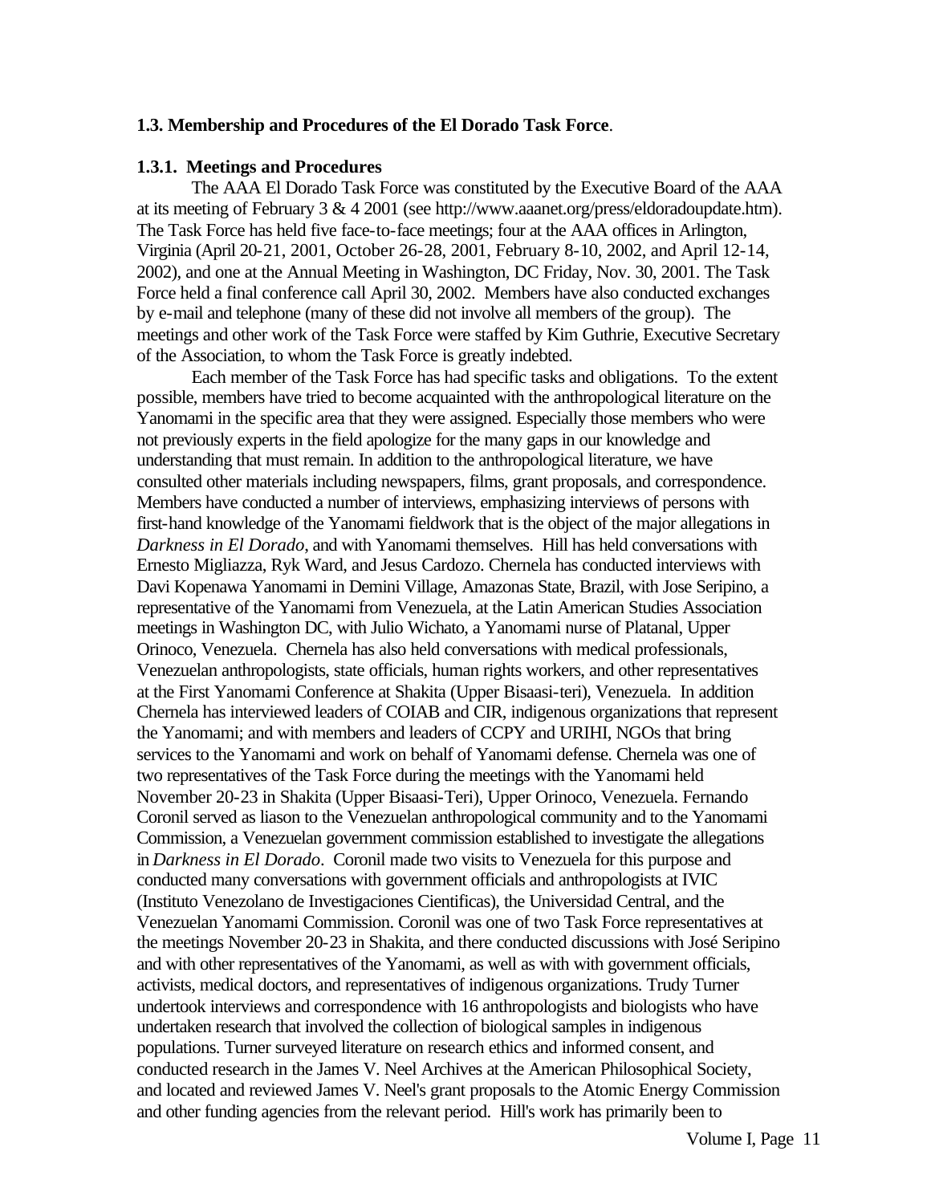**1.3. Membership and Procedures of the El Dorado Task Force**.

**1.3.1. Meetings and Procedures**

The AAA El Dorado Task Force was constituted by the Executive Board of the AAA at its meeting of February 3 & 4 2001 (see http://www.aaanet.org/press/eldoradoupdate.htm). The Task Force has held five face-to-face meetings; four at the AAA offices in Arlington, Virginia (April 20-21, 2001, October 26-28, 2001, February 8-10, 2002, and April 12-14, 2002), and one at the Annual Meeting in Washington, DC Friday, Nov. 30, 2001. The Task Force held a final conference call April 30, 2002. Members have also conducted exchanges by e-mail and telephone (many of these did not involve all members of the group). The meetings and other work of the Task Force were staffed by Kim Guthrie, Executive Secretary of the Association, to whom the Task Force is greatly indebted.

Each member of the Task Force has had specific tasks and obligations. To the extent possible, members have tried to become acquainted with the anthropological literature on the Yanomami in the specific area that they were assigned. Especially those members who were not previously experts in the field apologize for the many gaps in our knowledge and understanding that must remain. In addition to the anthropological literature, we have consulted other materials including newspapers, films, grant proposals, and correspondence. Members have conducted a number of interviews, emphasizing interviews of persons with first-hand knowledge of the Yanomami fieldwork that is the object of the major allegations in *Darkness in El Dorado*, and with Yanomami themselves. Hill has held conversations with Ernesto Migliazza, Ryk Ward, and Jesus Cardozo. Chernela has conducted interviews with Davi Kopenawa Yanomami in Demini Village, Amazonas State, Brazil, with Jose Seripino, a representative of the Yanomami from Venezuela, at the Latin American Studies Association meetings in Washington DC, with Julio Wichato, a Yanomami nurse of Platanal, Upper Orinoco, Venezuela. Chernela has also held conversations with medical professionals, Venezuelan anthropologists, state officials, human rights workers, and other representatives at the First Yanomami Conference at Shakita (Upper Bisaasi-teri), Venezuela. In addition Chernela has interviewed leaders of COIAB and CIR, indigenous organizations that represent the Yanomami; and with members and leaders of CCPY and URIHI, NGOs that bring services to the Yanomami and work on behalf of Yanomami defense. Chernela was one of two representatives of the Task Force during the meetings with the Yanomami held November 20-23 in Shakita (Upper Bisaasi-Teri), Upper Orinoco, Venezuela. Fernando Coronil served as liason to the Venezuelan anthropological community and to the Yanomami Commission, a Venezuelan government commission established to investigate the allegations in *Darkness in El Dorado*. Coronil made two visits to Venezuela for this purpose and conducted many conversations with government officials and anthropologists at IVIC (Instituto Venezolano de Investigaciones Cientificas), the Universidad Central, and the Venezuelan Yanomami Commission. Coronil was one of two Task Force representatives at the meetings November 20-23 in Shakita, and there conducted discussions with José Seripino and with other representatives of the Yanomami, as well as with with government officials, activists, medical doctors, and representatives of indigenous organizations. Trudy Turner undertook interviews and correspondence with 16 anthropologists and biologists who have undertaken research that involved the collection of biological samples in indigenous populations. Turner surveyed literature on research ethics and informed consent, and conducted research in the James V. Neel Archives at the American Philosophical Society, and located and reviewed James V. Neel's grant proposals to the Atomic Energy Commission and other funding agencies from the relevant period. Hill's work has primarily been to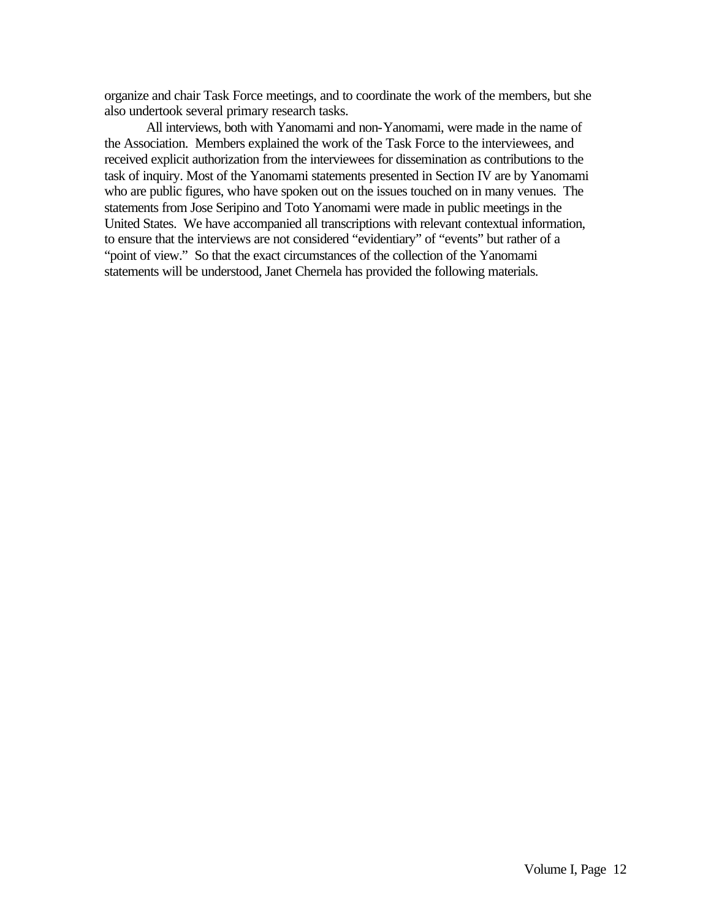organize and chair Task Force meetings, and to coordinate the work of the members, but she also undertook several primary research tasks.

All interviews, both with Yanomami and non-Yanomami, were made in the name of the Association. Members explained the work of the Task Force to the interviewees, and received explicit authorization from the interviewees for dissemination as contributions to the task of inquiry. Most of the Yanomami statements presented in Section IV are by Yanomami who are public figures, who have spoken out on the issues touched on in many venues. The statements from Jose Seripino and Toto Yanomami were made in public meetings in the United States. We have accompanied all transcriptions with relevant contextual information, to ensure that the interviews are not considered "evidentiary" of "events" but rather of a "point of view." So that the exact circumstances of the collection of the Yanomami statements will be understood, Janet Chernela has provided the following materials.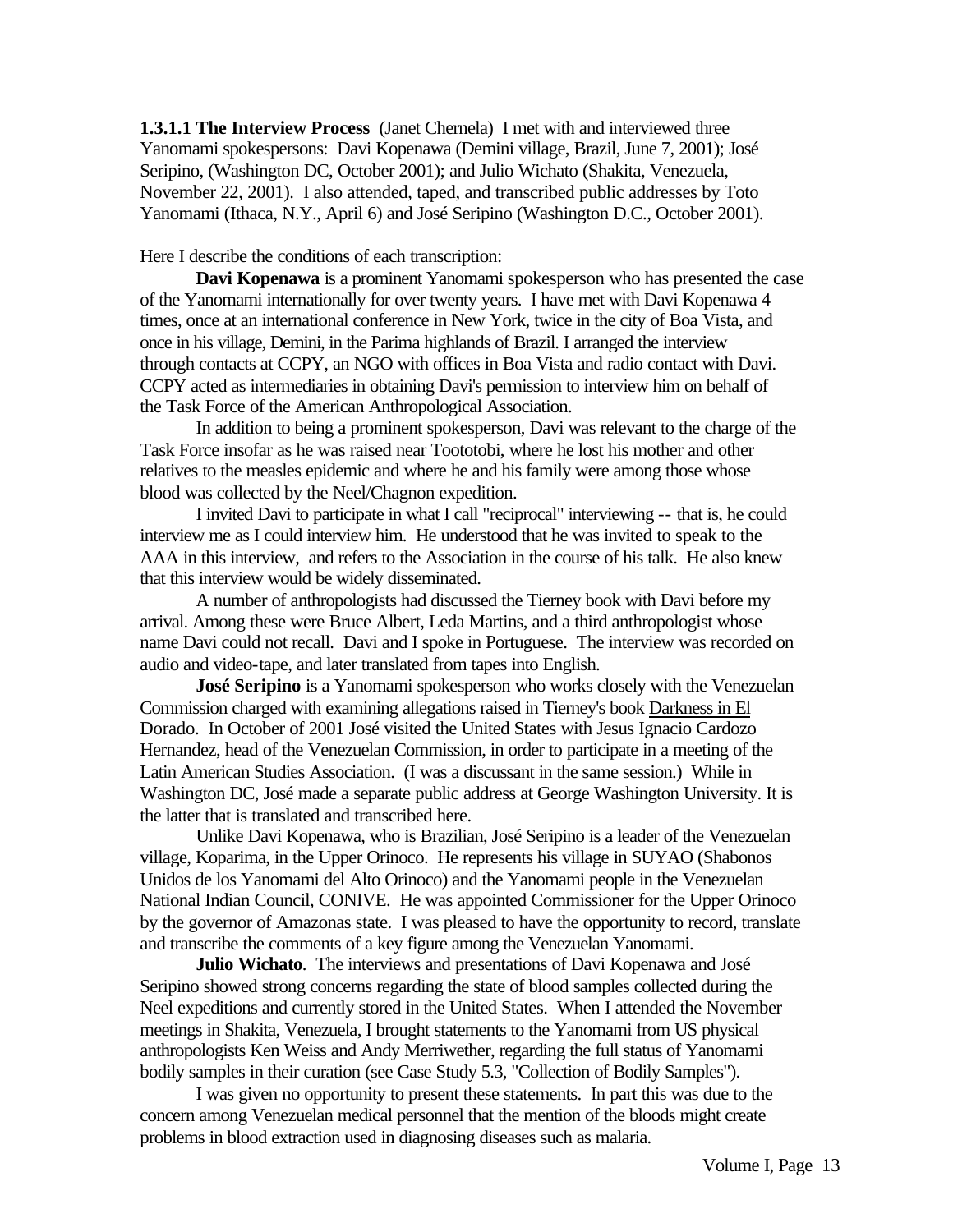**1.3.1.1 The Interview Process** (Janet Chernela) I met with and interviewed three Yanomami spokespersons: Davi Kopenawa (Demini village, Brazil, June 7, 2001); José Seripino, (Washington DC, October 2001); and Julio Wichato (Shakita, Venezuela, November 22, 2001). I also attended, taped, and transcribed public addresses by Toto Yanomami (Ithaca, N.Y., April 6) and José Seripino (Washington D.C., October 2001).

Here I describe the conditions of each transcription:

**Davi Kopenawa** is a prominent Yanomami spokesperson who has presented the case of the Yanomami internationally for over twenty years. I have met with Davi Kopenawa 4 times, once at an international conference in New York, twice in the city of Boa Vista, and once in his village, Demini, in the Parima highlands of Brazil. I arranged the interview through contacts at CCPY, an NGO with offices in Boa Vista and radio contact with Davi. CCPY acted as intermediaries in obtaining Davi's permission to interview him on behalf of the Task Force of the American Anthropological Association.

In addition to being a prominent spokesperson, Davi was relevant to the charge of the Task Force insofar as he was raised near Toototobi, where he lost his mother and other relatives to the measles epidemic and where he and his family were among those whose blood was collected by the Neel/Chagnon expedition.

I invited Davi to participate in what I call "reciprocal" interviewing -- that is, he could interview me as I could interview him. He understood that he was invited to speak to the AAA in this interview, and refers to the Association in the course of his talk. He also knew that this interview would be widely disseminated.

A number of anthropologists had discussed the Tierney book with Davi before my arrival. Among these were Bruce Albert, Leda Martins, and a third anthropologist whose name Davi could not recall. Davi and I spoke in Portuguese. The interview was recorded on audio and video-tape, and later translated from tapes into English.

**José Seripino** is a Yanomami spokesperson who works closely with the Venezuelan Commission charged with examining allegations raised in Tierney's book Darkness in El Dorado. In October of 2001 José visited the United States with Jesus Ignacio Cardozo Hernandez, head of the Venezuelan Commission, in order to participate in a meeting of the Latin American Studies Association. (I was a discussant in the same session.) While in Washington DC, José made a separate public address at George Washington University. It is the latter that is translated and transcribed here.

Unlike Davi Kopenawa, who is Brazilian, José Seripino is a leader of the Venezuelan village, Koparima, in the Upper Orinoco. He represents his village in SUYAO (Shabonos Unidos de los Yanomami del Alto Orinoco) and the Yanomami people in the Venezuelan National Indian Council, CONIVE. He was appointed Commissioner for the Upper Orinoco by the governor of Amazonas state. I was pleased to have the opportunity to record, translate and transcribe the comments of a key figure among the Venezuelan Yanomami.

**Julio Wichato**. The interviews and presentations of Davi Kopenawa and José Seripino showed strong concerns regarding the state of blood samples collected during the Neel expeditions and currently stored in the United States. When I attended the November meetings in Shakita, Venezuela, I brought statements to the Yanomami from US physical anthropologists Ken Weiss and Andy Merriwether, regarding the full status of Yanomami bodily samples in their curation (see Case Study 5.3, "Collection of Bodily Samples").

I was given no opportunity to present these statements. In part this was due to the concern among Venezuelan medical personnel that the mention of the bloods might create problems in blood extraction used in diagnosing diseases such as malaria.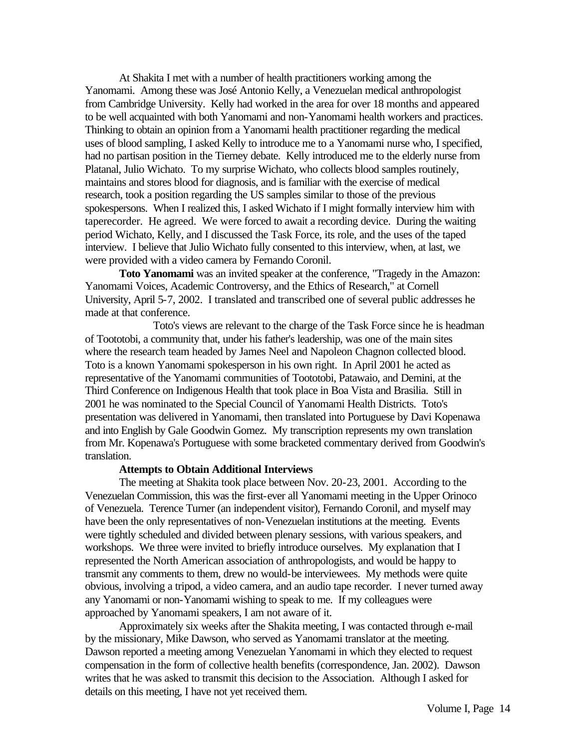At Shakita I met with a number of health practitioners working among the Yanomami. Among these was José Antonio Kelly, a Venezuelan medical anthropologist from Cambridge University. Kelly had worked in the area for over 18 months and appeared to be well acquainted with both Yanomami and non-Yanomami health workers and practices. Thinking to obtain an opinion from a Yanomami health practitioner regarding the medical uses of blood sampling, I asked Kelly to introduce me to a Yanomami nurse who, I specified, had no partisan position in the Tierney debate. Kelly introduced me to the elderly nurse from Platanal, Julio Wichato. To my surprise Wichato, who collects blood samples routinely, maintains and stores blood for diagnosis, and is familiar with the exercise of medical research, took a position regarding the US samples similar to those of the previous spokespersons. When I realized this, I asked Wichato if I might formally interview him with taperecorder. He agreed. We were forced to await a recording device. During the waiting period Wichato, Kelly, and I discussed the Task Force, its role, and the uses of the taped interview. I believe that Julio Wichato fully consented to this interview, when, at last, we were provided with a video camera by Fernando Coronil.

**Toto Yanomami** was an invited speaker at the conference, "Tragedy in the Amazon: Yanomami Voices, Academic Controversy, and the Ethics of Research," at Cornell University, April 5-7, 2002. I translated and transcribed one of several public addresses he made at that conference.

Toto's views are relevant to the charge of the Task Force since he is headman of Toototobi, a community that, under his father's leadership, was one of the main sites where the research team headed by James Neel and Napoleon Chagnon collected blood. Toto is a known Yanomami spokesperson in his own right. In April 2001 he acted as representative of the Yanomami communities of Toototobi, Patawaio, and Demini, at the Third Conference on Indigenous Health that took place in Boa Vista and Brasilia. Still in 2001 he was nominated to the Special Council of Yanomami Health Districts. Toto's presentation was delivered in Yanomami, then translated into Portuguese by Davi Kopenawa and into English by Gale Goodwin Gomez. My transcription represents my own translation from Mr. Kopenawa's Portuguese with some bracketed commentary derived from Goodwin's translation.

**Attempts to Obtain Additional Interviews**

The meeting at Shakita took place between Nov. 20-23, 2001. According to the Venezuelan Commission, this was the first-ever all Yanomami meeting in the Upper Orinoco of Venezuela. Terence Turner (an independent visitor), Fernando Coronil, and myself may have been the only representatives of non-Venezuelan institutions at the meeting. Events were tightly scheduled and divided between plenary sessions, with various speakers, and workshops. We three were invited to briefly introduce ourselves. My explanation that I represented the North American association of anthropologists, and would be happy to transmit any comments to them, drew no would-be interviewees. My methods were quite obvious, involving a tripod, a video camera, and an audio tape recorder. I never turned away any Yanomami or non-Yanomami wishing to speak to me. If my colleagues were approached by Yanomami speakers, I am not aware of it.

Approximately six weeks after the Shakita meeting, I was contacted through e-mail by the missionary, Mike Dawson, who served as Yanomami translator at the meeting. Dawson reported a meeting among Venezuelan Yanomami in which they elected to request compensation in the form of collective health benefits (correspondence, Jan. 2002). Dawson writes that he was asked to transmit this decision to the Association. Although I asked for details on this meeting, I have not yet received them.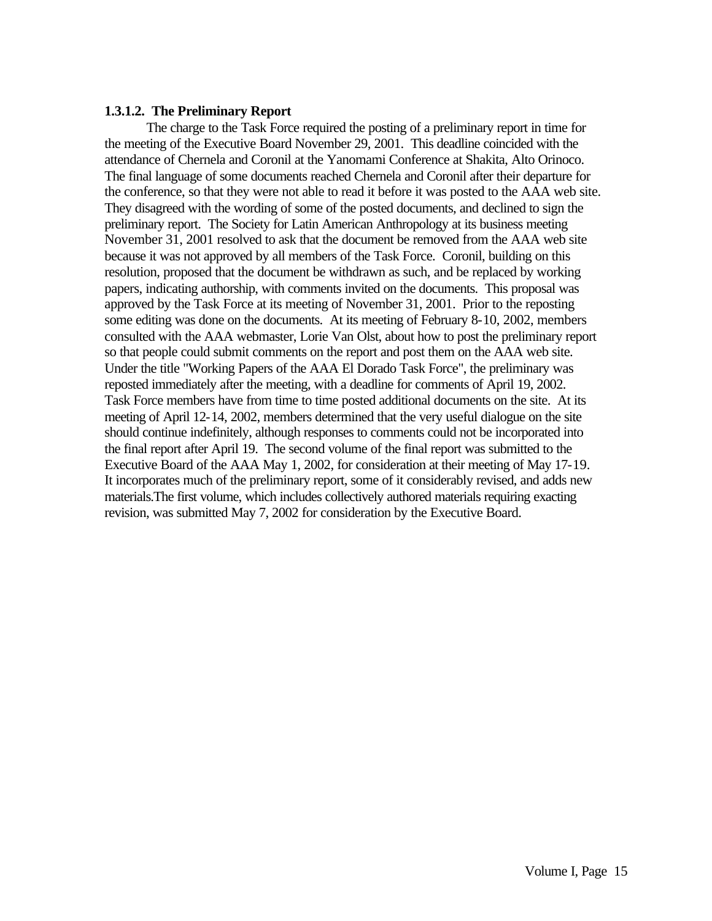### 1.3.1.2. The Preliminary Report

The charge to the Task Force required the posting of a preliminary report in time for the meeting of the Executive Board November 29, 2001. This deadline coincided with the attendance of Chernela and Coronil at the Yanomami Conference at Shakita, Alto Orinoco. The final language of some documents reached Chernela and Coronil after their departure for the conference, so that they were not able to read it before it was posted to the AAA web site. They disagreed with the wording of some of the posted documents, and declined to sign the preliminary report. The Society for Latin American Anthropology at its business meeting November 31, 2001 resolved to ask that the document be removed from the AAA web site because it was not approved by all members of the Task Force. Coronil, building on this resolution, proposed that the document be withdrawn as such, and be replaced by working papers, indicating authorship, with comments invited on the documents. This proposal was approved by the Task Force at its meeting of November 31, 2001. Prior to the reposting some editing was done on the documents. At its meeting of February 8-10, 2002, members consulted with the AAA webmaster, Lorie Van Olst, about how to post the preliminary report so that people could submit comments on the report and post them on the AAA web site. Under the title "Working Papers of the AAA El Dorado Task Force", the preliminary was reposted immediately after the meeting, with a deadline for comments of April 19, 2002. Task Force members have from time to time posted additional documents on the site. At its meeting of April 12-14, 2002, members determined that the very useful dialogue on the site should continue indefinitely, although responses to comments could not be incorporated into the final report after April 19. The second volume of the final report was submitted to the Executive Board of the AAA May 1, 2002, for consideration at their meeting of May 17-19. It incorporates much of the preliminary report, some of it considerably revised, and adds new materials.The first volume, which includes collectively authored materials requiring exacting revision, was submitted May 7, 2002 for consideration by the Executive Board.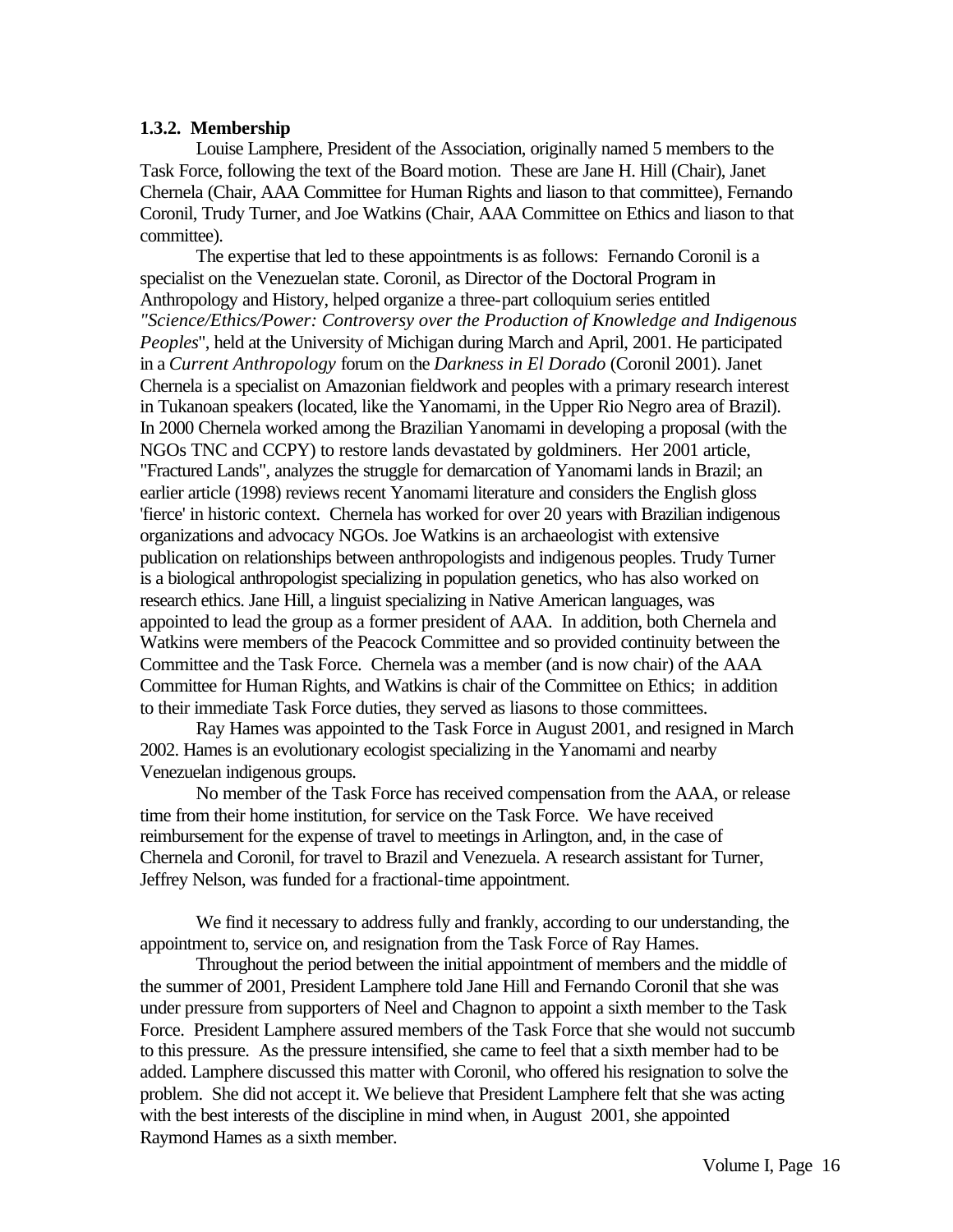### 1.3.2. Membership

Louise Lamphere, President of the Association, originally named 5 members to the Task Force, following the text of the Board motion. These are Jane H. Hill (Chair), Janet Chernela (Chair, AAA Committee for Human Rights and liason to that committee), Fernando Coronil, Trudy Turner, and Joe Watkins (Chair, AAA Committee on Ethics and liason to that committee).

The expertise that led to these appointments is as follows: Fernando Coronil is a specialist on the Venezuelan state. Coronil, as Director of the Doctoral Program in Anthropology and History, helped organize a three-part colloquium series entitled *"Science/Ethics/Power: Controversy over the Production of Knowledge and Indigenous Peoples*", held at the University of Michigan during March and April, 2001. He participated in a *Current Anthropology* forum on the *Darkness in El Dorado* (Coronil 2001). Janet Chernela is a specialist on Amazonian fieldwork and peoples with a primary research interest in Tukanoan speakers (located, like the Yanomami, in the Upper Rio Negro area of Brazil). In 2000 Chernela worked among the Brazilian Yanomami in developing a proposal (with the NGOs TNC and CCPY) to restore lands devastated by goldminers. Her 2001 article, "Fractured Lands", analyzes the struggle for demarcation of Yanomami lands in Brazil; an earlier article (1998) reviews recent Yanomami literature and considers the English gloss 'fierce' in historic context. Chernela has worked for over 20 years with Brazilian indigenous organizations and advocacy NGOs. Joe Watkins is an archaeologist with extensive publication on relationships between anthropologists and indigenous peoples. Trudy Turner is a biological anthropologist specializing in population genetics, who has also worked on research ethics. Jane Hill, a linguist specializing in Native American languages, was appointed to lead the group as a former president of AAA. In addition, both Chernela and Watkins were members of the Peacock Committee and so provided continuity between the Committee and the Task Force. Chernela was a member (and is now chair) of the AAA Committee for Human Rights, and Watkins is chair of the Committee on Ethics; in addition to their immediate Task Force duties, they served as liasons to those committees.

Ray Hames was appointed to the Task Force in August 2001, and resigned in March 2002. Hames is an evolutionary ecologist specializing in the Yanomami and nearby Venezuelan indigenous groups.

No member of the Task Force has received compensation from the AAA, or release time from their home institution, for service on the Task Force. We have received reimbursement for the expense of travel to meetings in Arlington, and, in the case of Chernela and Coronil, for travel to Brazil and Venezuela. A research assistant for Turner, Jeffrey Nelson, was funded for a fractional-time appointment.

We find it necessary to address fully and frankly, according to our understanding, the appointment to, service on, and resignation from the Task Force of Ray Hames.

Throughout the period between the initial appointment of members and the middle of the summer of 2001, President Lamphere told Jane Hill and Fernando Coronil that she was under pressure from supporters of Neel and Chagnon to appoint a sixth member to the Task Force. President Lamphere assured members of the Task Force that she would not succumb to this pressure. As the pressure intensified, she came to feel that a sixth member had to be added. Lamphere discussed this matter with Coronil, who offered his resignation to solve the problem. She did not accept it. We believe that President Lamphere felt that she was acting with the best interests of the discipline in mind when, in August 2001, she appointed Raymond Hames as a sixth member.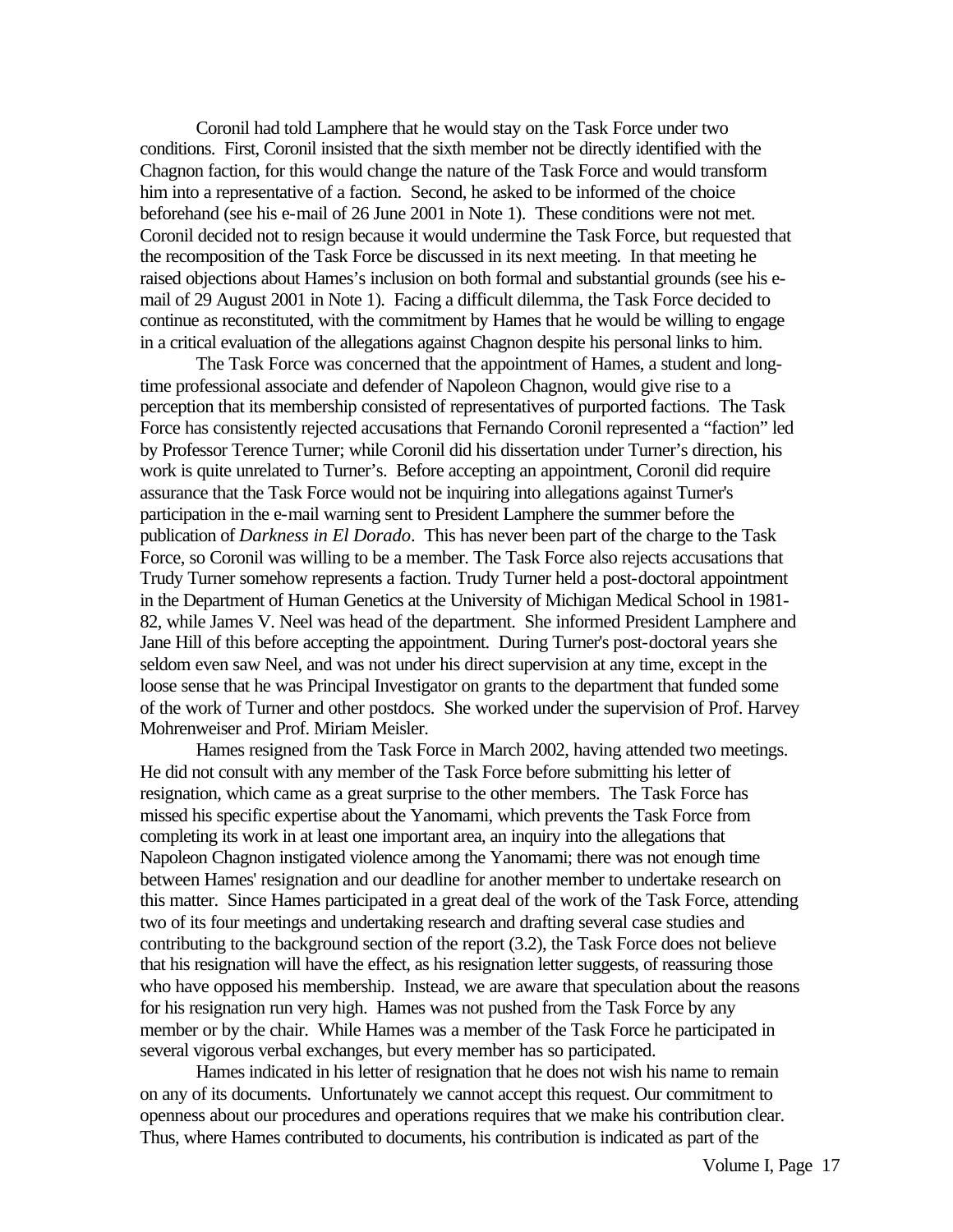Coronil had told Lamphere that he would stay on the Task Force under two conditions. First, Coronil insisted that the sixth member not be directly identified with the Chagnon faction, for this would change the nature of the Task Force and would transform him into a representative of a faction. Second, he asked to be informed of the choice beforehand (see his e-mail of 26 June 2001 in Note 1). These conditions were not met. Coronil decided not to resign because it would undermine the Task Force, but requested that the recomposition of the Task Force be discussed in its next meeting. In that meeting he raised objections about Hames's inclusion on both formal and substantial grounds (see his e-mail of 29 August 2001 in Note 1). Facing a difficult dilemma, the Task Force decided to continue as reconstituted, with the commitment by Hames that he would be willing to engage in a critical evaluation of the allegations against Chagnon despite his personal links to him.

The Task Force was concerned that the appointment of Hames, a student and long-time professional associate and defender of Napoleon Chagnon, would give rise to a perception that its membership consisted of representatives of purported factions. The Task Force has consistently rejected accusations that Fernando Coronil represented a "faction" led by Professor Terence Turner; while Coronil did his dissertation under Turner's direction, his work is quite unrelated to Turner's. Before accepting an appointment, Coronil did require assurance that the Task Force would not be inquiring into allegations against Turner's participation in the e-mail warning sent to President Lamphere the summer before the publication of *Darkness in El Dorado*. This has never been part of the charge to the Task Force, so Coronil was willing to be a member. The Task Force also rejects accusations that Trudy Turner somehow represents a faction. Trudy Turner held a post-doctoral appointment in the Department of Human Genetics at the University of Michigan Medical School in 1981-82, while James V. Neel was head of the department. She informed President Lamphere and Jane Hill of this before accepting the appointment. During Turner's post-doctoral years she seldom even saw Neel, and was not under his direct supervision at any time, except in the loose sense that he was Principal Investigator on grants to the department that funded some of the work of Turner and other postdocs. She worked under the supervision of Prof. Harvey Mohrenweiser and Prof. Miriam Meisler.

Hames resigned from the Task Force in March 2002, having attended two meetings. He did not consult with any member of the Task Force before submitting his letter of resignation, which came as a great surprise to the other members. The Task Force has missed his specific expertise about the Yanomami, which prevents the Task Force from completing its work in at least one important area, an inquiry into the allegations that Napoleon Chagnon instigated violence among the Yanomami; there was not enough time between Hames' resignation and our deadline for another member to undertake research on this matter. Since Hames participated in a great deal of the work of the Task Force, attending two of its four meetings and undertaking research and drafting several case studies and contributing to the background section of the report (3.2), the Task Force does not believe that his resignation will have the effect, as his resignation letter suggests, of reassuring those who have opposed his membership. Instead, we are aware that speculation about the reasons for his resignation run very high. Hames was not pushed from the Task Force by any member or by the chair. While Hames was a member of the Task Force he participated in several vigorous verbal exchanges, but every member has so participated.

Hames indicated in his letter of resignation that he does not wish his name to remain on any of its documents. Unfortunately we cannot accept this request. Our commitment to openness about our procedures and operations requires that we make his contribution clear. Thus, where Hames contributed to documents, his contribution is indicated as part of the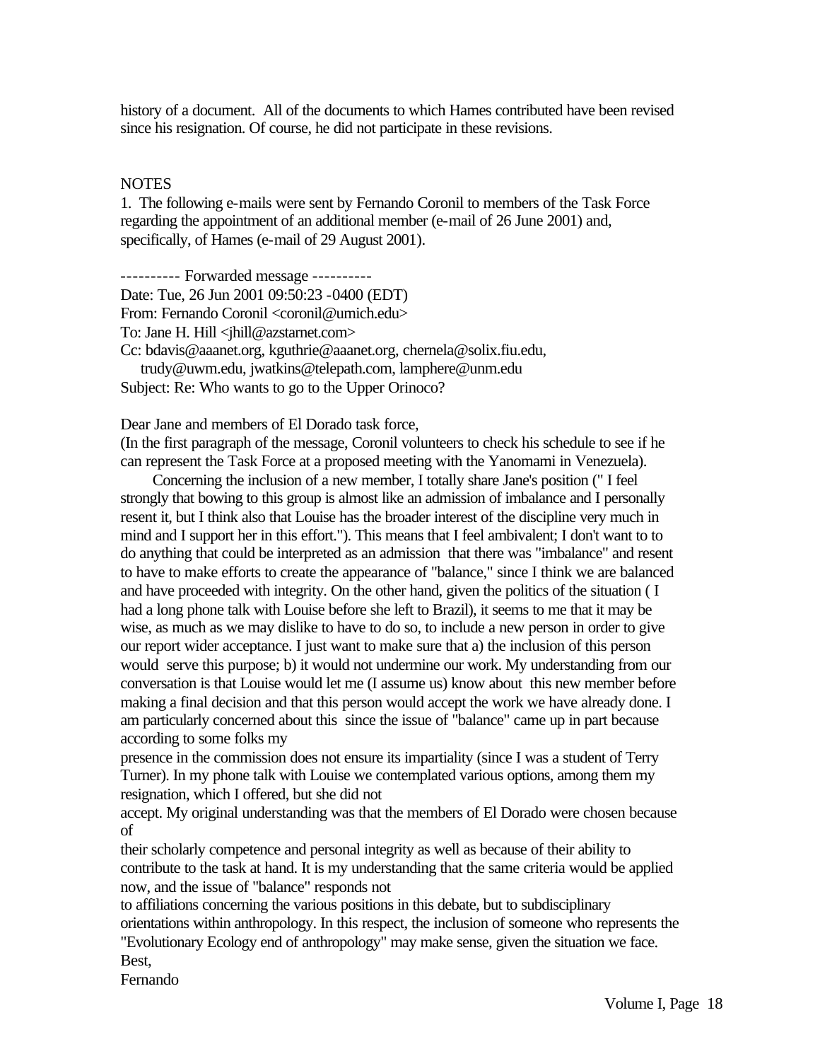history of a document. All of the documents to which Hames contributed have been revised since his resignation. Of course, he did not participate in these revisions.

NOTES

1. The following e-mails were sent by Fernando Coronil to members of the Task Force regarding the appointment of an additional member (e-mail of 26 June 2001) and, specifically, of Hames (e-mail of 29 August 2001).

---------- Forwarded message ----------
Date: Tue, 26 Jun 2001 09:50:23 -0400 (EDT)
From: Fernando Coronil <coronil@umich.edu>
To: Jane H. Hill <jhill@azstarnet.com>
Cc: bdavis@aaanet.org, kguthrie@aaanet.org, chernela@solix.fiu.edu,
trudy@uwm.edu, jwatkins@telepath.com, lamphere@unm.edu
Subject: Re: Who wants to go to the Upper Orinoco?

Dear Jane and members of El Dorado task force,
(In the first paragraph of the message, Coronil volunteers to check his schedule to see if he can represent the Task Force at a proposed meeting with the Yanomami in Venezuela).

Concerning the inclusion of a new member, I totally share Jane's position (" I feel strongly that bowing to this group is almost like an admission of imbalance and I personally resent it, but I think also that Louise has the broader interest of the discipline very much in mind and I support her in this effort."). This means that I feel ambivalent; I don't want to to do anything that could be interpreted as an admission that there was "imbalance" and resent to have to make efforts to create the appearance of "balance," since I think we are balanced and have proceeded with integrity. On the other hand, given the politics of the situation ( I had a long phone talk with Louise before she left to Brazil), it seems to me that it may be wise, as much as we may dislike to have to do so, to include a new person in order to give our report wider acceptance. I just want to make sure that a) the inclusion of this person would serve this purpose; b) it would not undermine our work. My understanding from our conversation is that Louise would let me (I assume us) know about this new member before making a final decision and that this person would accept the work we have already done. I am particularly concerned about this since the issue of "balance" came up in part because according to some folks my presence in the commission does not ensure its impartiality (since I was a student of Terry Turner). In my phone talk with Louise we contemplated various options, among them my resignation, which I offered, but she did not accept. My original understanding was that the members of El Dorado were chosen because of their scholarly competence and personal integrity as well as because of their ability to contribute to the task at hand. It is my understanding that the same criteria would be applied now, and the issue of "balance" responds not to affiliations concerning the various positions in this debate, but to subdisciplinary orientations within anthropology. In this respect, the inclusion of someone who represents the "Evolutionary Ecology end of anthropology" may make sense, given the situation we face.
Best,
Fernando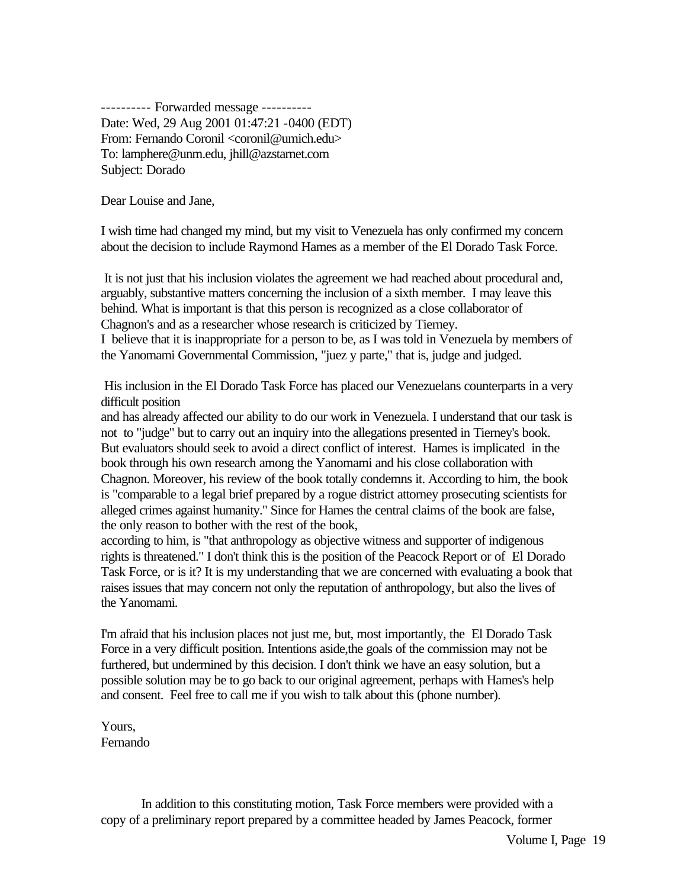---------- Forwarded message ----------
Date: Wed, 29 Aug 2001 01:47:21 -0400 (EDT)
From: Fernando Coronil <coronil@umich.edu>
To: lamphere@unm.edu, jhill@azstarnet.com
Subject: Dorado

Dear Louise and Jane,

I wish time had changed my mind, but my visit to Venezuela has only confirmed my concern about the decision to include Raymond Hames as a member of the El Dorado Task Force.

It is not just that his inclusion violates the agreement we had reached about procedural and, arguably, substantive matters concerning the inclusion of a sixth member. I may leave this behind. What is important is that this person is recognized as a close collaborator of Chagnon's and as a researcher whose research is criticized by Tierney.
I believe that it is inappropriate for a person to be, as I was told in Venezuela by members of the Yanomami Governmental Commission, "juez y parte," that is, judge and judged.

His inclusion in the El Dorado Task Force has placed our Venezuelans counterparts in a very difficult position
and has already affected our ability to do our work in Venezuela. I understand that our task is not to "judge" but to carry out an inquiry into the allegations presented in Tierney's book. But evaluators should seek to avoid a direct conflict of interest. Hames is implicated in the book through his own research among the Yanomami and his close collaboration with Chagnon. Moreover, his review of the book totally condemns it. According to him, the book is "comparable to a legal brief prepared by a rogue district attorney prosecuting scientists for alleged crimes against humanity." Since for Hames the central claims of the book are false, the only reason to bother with the rest of the book,
according to him, is "that anthropology as objective witness and supporter of indigenous rights is threatened." I don't think this is the position of the Peacock Report or of El Dorado Task Force, or is it? It is my understanding that we are concerned with evaluating a book that raises issues that may concern not only the reputation of anthropology, but also the lives of the Yanomami.

I'm afraid that his inclusion places not just me, but, most importantly, the El Dorado Task Force in a very difficult position. Intentions aside,the goals of the commission may not be furthered, but undermined by this decision. I don't think we have an easy solution, but a possible solution may be to go back to our original agreement, perhaps with Hames's help and consent. Feel free to call me if you wish to talk about this (phone number).

Yours,
Fernando

In addition to this constituting motion, Task Force members were provided with a copy of a preliminary report prepared by a committee headed by James Peacock, former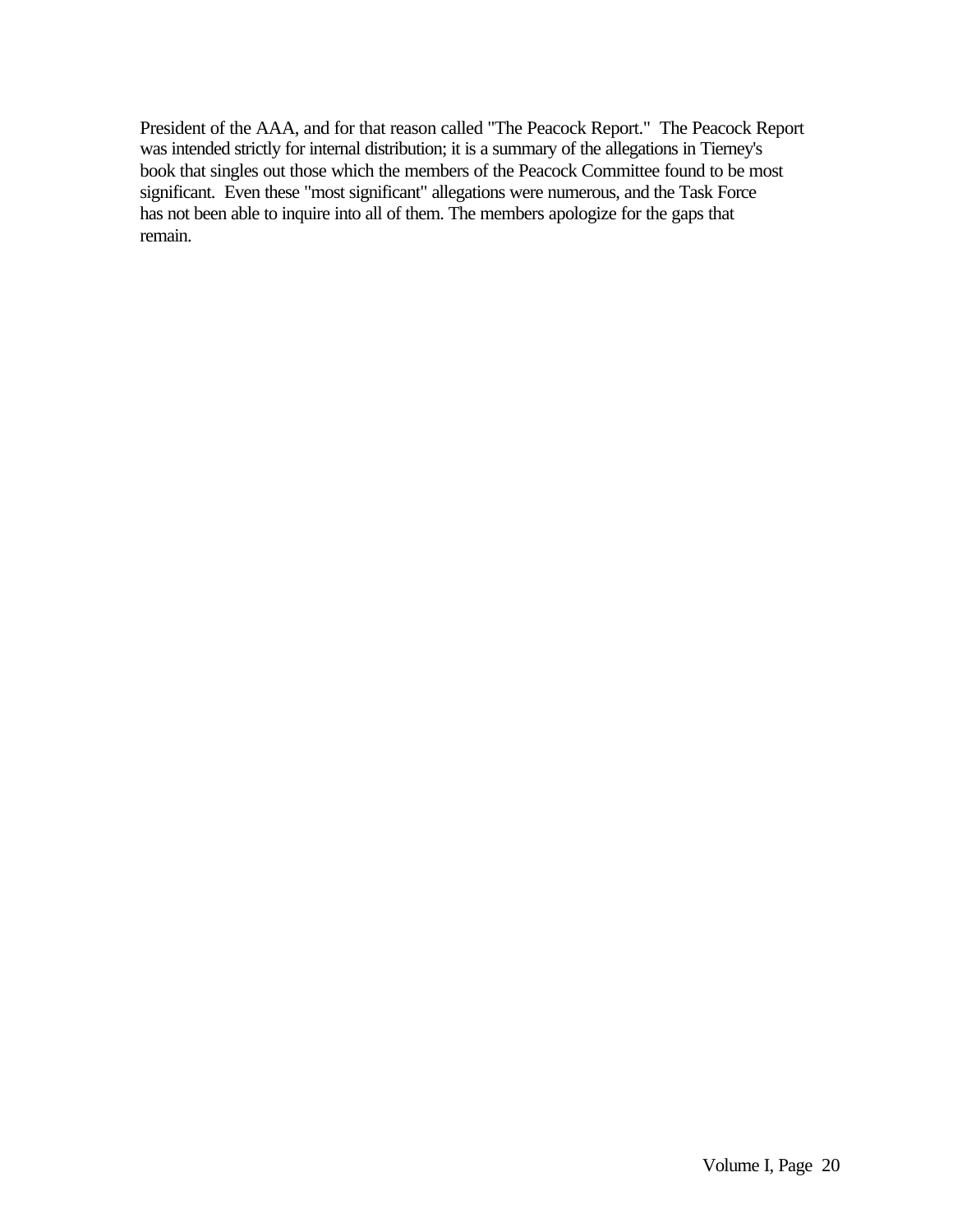President of the AAA, and for that reason called "The Peacock Report." The Peacock Report was intended strictly for internal distribution; it is a summary of the allegations in Tierney's book that singles out those which the members of the Peacock Committee found to be most significant. Even these "most significant" allegations were numerous, and the Task Force has not been able to inquire into all of them. The members apologize for the gaps that remain.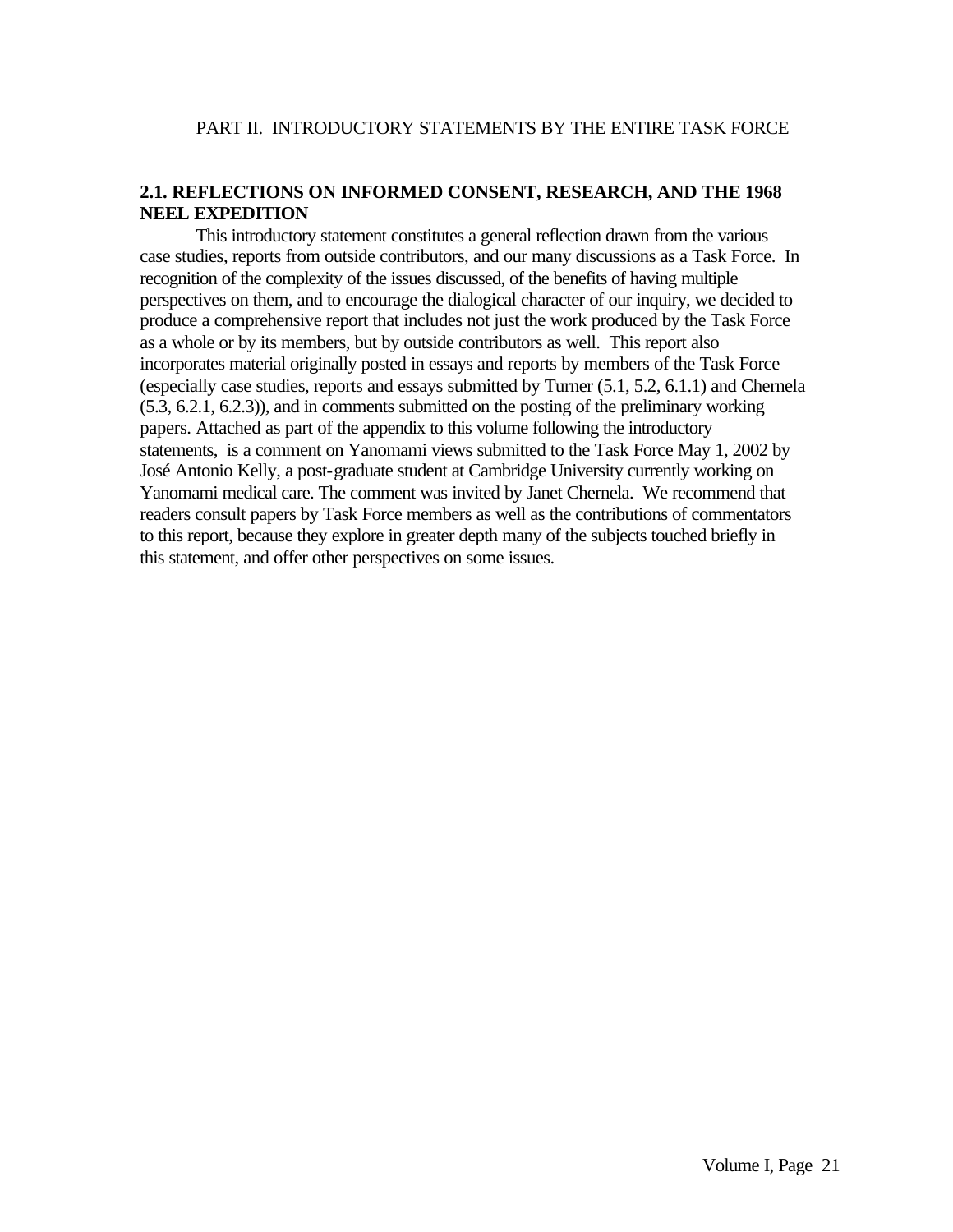# PART II. INTRODUCTORY STATEMENTS BY THE ENTIRE TASK FORCE

## 2.1. REFLECTIONS ON INFORMED CONSENT, RESEARCH, AND THE 1968 NEEL EXPEDITION

This introductory statement constitutes a general reflection drawn from the various case studies, reports from outside contributors, and our many discussions as a Task Force. In recognition of the complexity of the issues discussed, of the benefits of having multiple perspectives on them, and to encourage the dialogical character of our inquiry, we decided to produce a comprehensive report that includes not just the work produced by the Task Force as a whole or by its members, but by outside contributors as well. This report also incorporates material originally posted in essays and reports by members of the Task Force (especially case studies, reports and essays submitted by Turner (5.1, 5.2, 6.1.1) and Chernela (5.3, 6.2.1, 6.2.3)), and in comments submitted on the posting of the preliminary working papers. Attached as part of the appendix to this volume following the introductory statements, is a comment on Yanomami views submitted to the Task Force May 1, 2002 by José Antonio Kelly, a post-graduate student at Cambridge University currently working on Yanomami medical care. The comment was invited by Janet Chernela. We recommend that readers consult papers by Task Force members as well as the contributions of commentators to this report, because they explore in greater depth many of the subjects touched briefly in this statement, and offer other perspectives on some issues.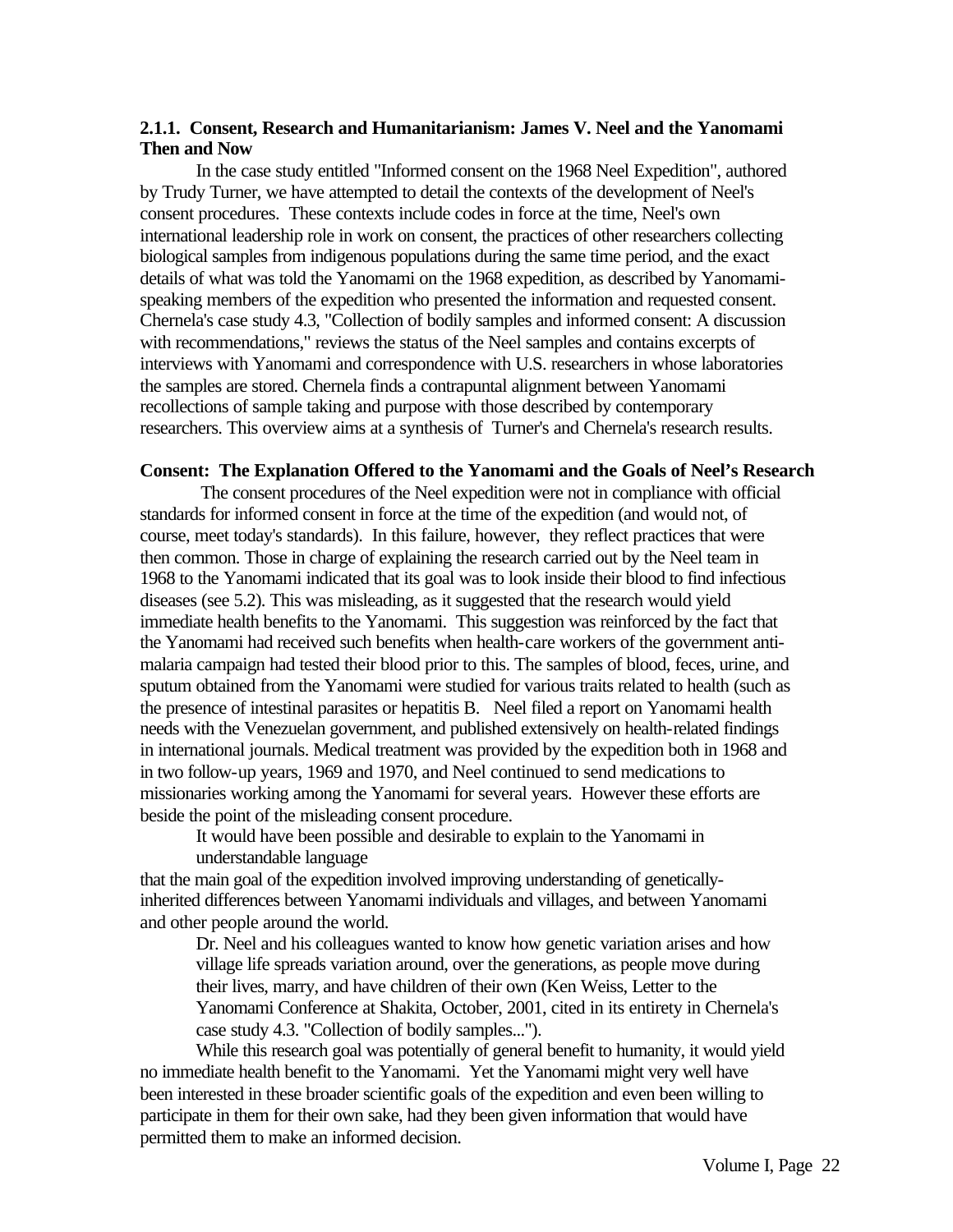### 2.1.1. Consent, Research and Humanitarianism: James V. Neel and the Yanomami Then and Now

In the case study entitled "Informed consent on the 1968 Neel Expedition", authored by Trudy Turner, we have attempted to detail the contexts of the development of Neel's consent procedures. These contexts include codes in force at the time, Neel's own international leadership role in work on consent, the practices of other researchers collecting biological samples from indigenous populations during the same time period, and the exact details of what was told the Yanomami on the 1968 expedition, as described by Yanomami-speaking members of the expedition who presented the information and requested consent. Chernela's case study 4.3, "Collection of bodily samples and informed consent: A discussion with recommendations," reviews the status of the Neel samples and contains excerpts of interviews with Yanomami and correspondence with U.S. researchers in whose laboratories the samples are stored. Chernela finds a contrapuntal alignment between Yanomami recollections of sample taking and purpose with those described by contemporary researchers. This overview aims at a synthesis of Turner's and Chernela's research results.

**Consent: The Explanation Offered to the Yanomami and the Goals of Neel's Research**

The consent procedures of the Neel expedition were not in compliance with official standards for informed consent in force at the time of the expedition (and would not, of course, meet today's standards). In this failure, however, they reflect practices that were then common. Those in charge of explaining the research carried out by the Neel team in 1968 to the Yanomami indicated that its goal was to look inside their blood to find infectious diseases (see 5.2). This was misleading, as it suggested that the research would yield immediate health benefits to the Yanomami. This suggestion was reinforced by the fact that the Yanomami had received such benefits when health-care workers of the government anti-malaria campaign had tested their blood prior to this. The samples of blood, feces, urine, and sputum obtained from the Yanomami were studied for various traits related to health (such as the presence of intestinal parasites or hepatitis B. Neel filed a report on Yanomami health needs with the Venezuelan government, and published extensively on health-related findings in international journals. Medical treatment was provided by the expedition both in 1968 and in two follow-up years, 1969 and 1970, and Neel continued to send medications to missionaries working among the Yanomami for several years. However these efforts are beside the point of the misleading consent procedure.

It would have been possible and desirable to explain to the Yanomami in understandable language that the main goal of the expedition involved improving understanding of genetically-inherited differences between Yanomami individuals and villages, and between Yanomami and other people around the world.

> Dr. Neel and his colleagues wanted to know how genetic variation arises and how village life spreads variation around, over the generations, as people move during their lives, marry, and have children of their own (Ken Weiss, Letter to the Yanomami Conference at Shakita, October, 2001, cited in its entirety in Chernela's case study 4.3. "Collection of bodily samples...").

While this research goal was potentially of general benefit to humanity, it would yield no immediate health benefit to the Yanomami. Yet the Yanomami might very well have been interested in these broader scientific goals of the expedition and even been willing to participate in them for their own sake, had they been given information that would have permitted them to make an informed decision.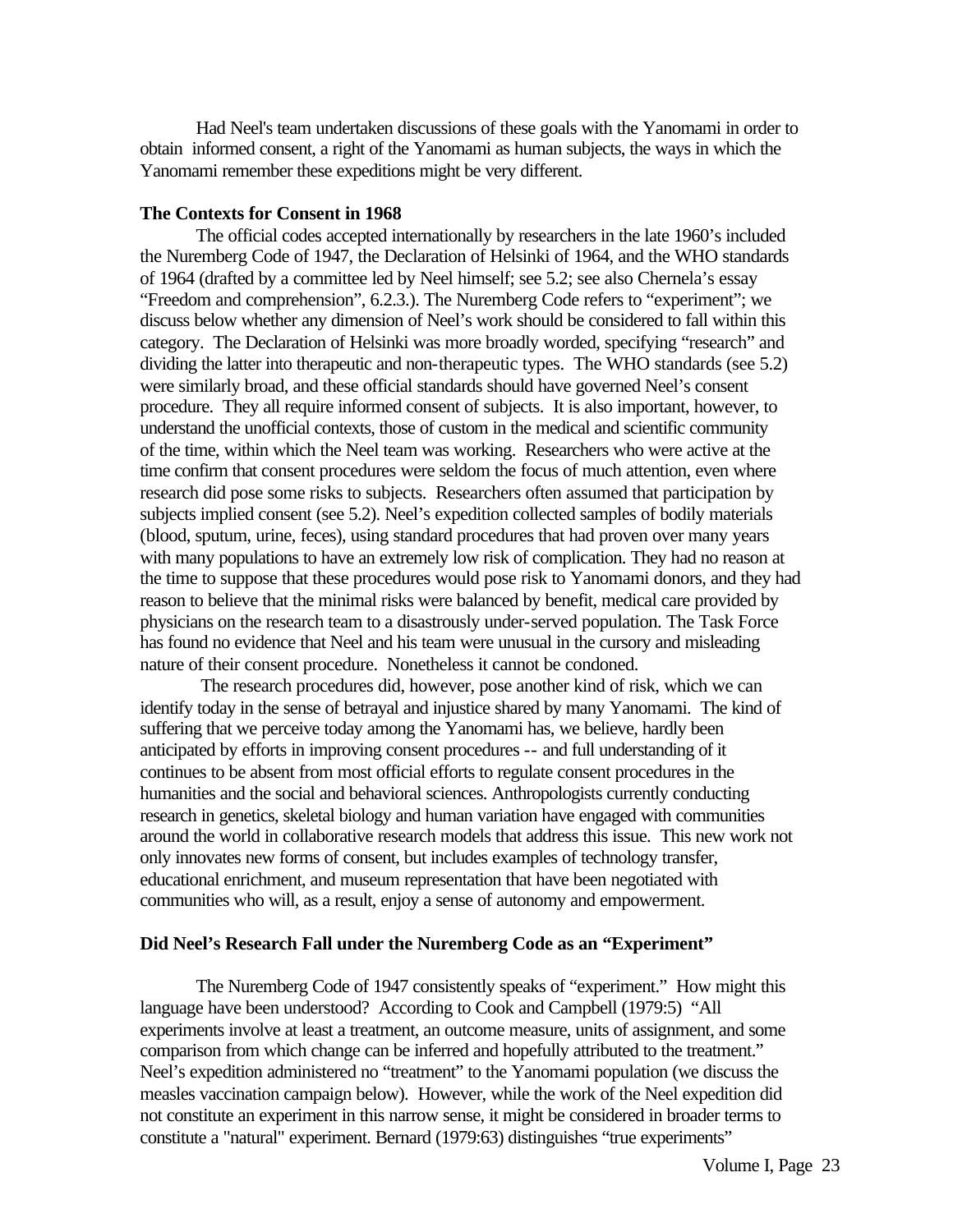Had Neel's team undertaken discussions of these goals with the Yanomami in order to obtain informed consent, a right of the Yanomami as human subjects, the ways in which the Yanomami remember these expeditions might be very different.

**The Contexts for Consent in 1968**

The official codes accepted internationally by researchers in the late 1960's included the Nuremberg Code of 1947, the Declaration of Helsinki of 1964, and the WHO standards of 1964 (drafted by a committee led by Neel himself; see 5.2; see also Chernela's essay "Freedom and comprehension", 6.2.3.). The Nuremberg Code refers to "experiment"; we discuss below whether any dimension of Neel's work should be considered to fall within this category. The Declaration of Helsinki was more broadly worded, specifying "research" and dividing the latter into therapeutic and non-therapeutic types. The WHO standards (see 5.2) were similarly broad, and these official standards should have governed Neel's consent procedure. They all require informed consent of subjects. It is also important, however, to understand the unofficial contexts, those of custom in the medical and scientific community of the time, within which the Neel team was working. Researchers who were active at the time confirm that consent procedures were seldom the focus of much attention, even where research did pose some risks to subjects. Researchers often assumed that participation by subjects implied consent (see 5.2). Neel's expedition collected samples of bodily materials (blood, sputum, urine, feces), using standard procedures that had proven over many years with many populations to have an extremely low risk of complication. They had no reason at the time to suppose that these procedures would pose risk to Yanomami donors, and they had reason to believe that the minimal risks were balanced by benefit, medical care provided by physicians on the research team to a disastrously under-served population. The Task Force has found no evidence that Neel and his team were unusual in the cursory and misleading nature of their consent procedure. Nonetheless it cannot be condoned.

The research procedures did, however, pose another kind of risk, which we can identify today in the sense of betrayal and injustice shared by many Yanomami. The kind of suffering that we perceive today among the Yanomami has, we believe, hardly been anticipated by efforts in improving consent procedures -- and full understanding of it continues to be absent from most official efforts to regulate consent procedures in the humanities and the social and behavioral sciences. Anthropologists currently conducting research in genetics, skeletal biology and human variation have engaged with communities around the world in collaborative research models that address this issue. This new work not only innovates new forms of consent, but includes examples of technology transfer, educational enrichment, and museum representation that have been negotiated with communities who will, as a result, enjoy a sense of autonomy and empowerment.

**Did Neel's Research Fall under the Nuremberg Code as an "Experiment"**

The Nuremberg Code of 1947 consistently speaks of "experiment." How might this language have been understood? According to Cook and Campbell (1979:5) "All experiments involve at least a treatment, an outcome measure, units of assignment, and some comparison from which change can be inferred and hopefully attributed to the treatment." Neel's expedition administered no "treatment" to the Yanomami population (we discuss the measles vaccination campaign below). However, while the work of the Neel expedition did not constitute an experiment in this narrow sense, it might be considered in broader terms to constitute a "natural" experiment. Bernard (1979:63) distinguishes "true experiments"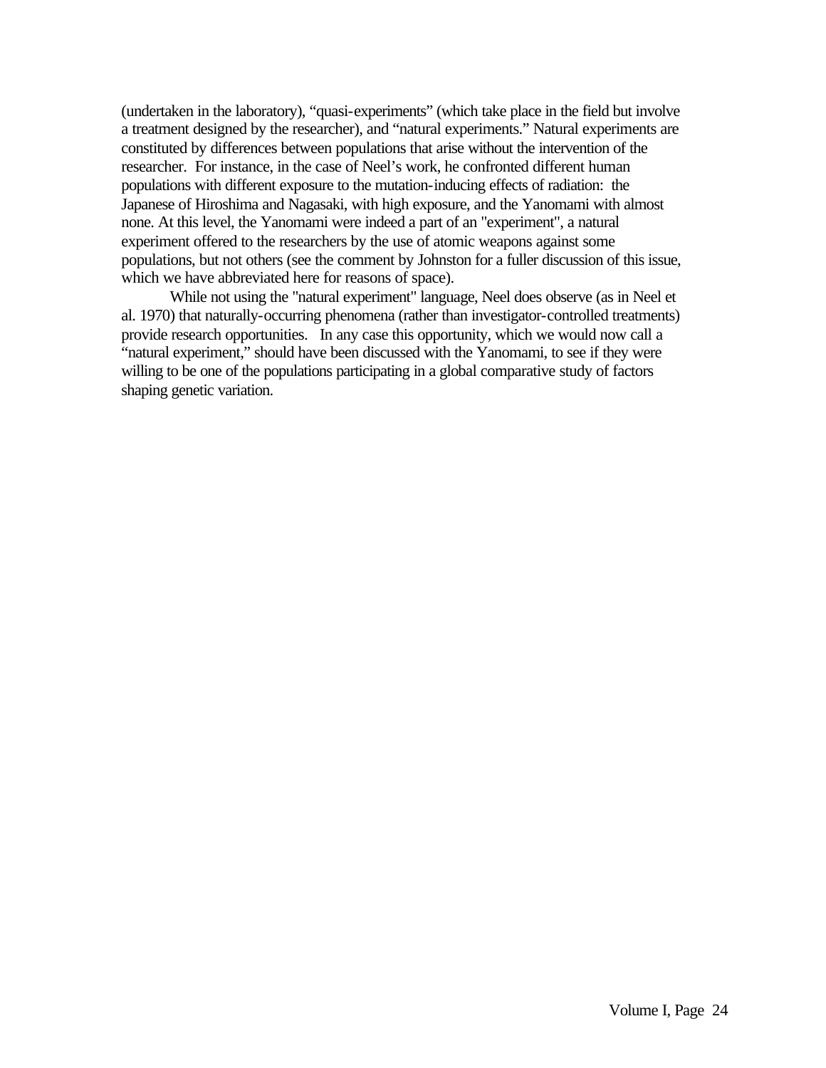(undertaken in the laboratory), “quasi-experiments” (which take place in the field but involve a treatment designed by the researcher), and “natural experiments.” Natural experiments are constituted by differences between populations that arise without the intervention of the researcher. For instance, in the case of Neel’s work, he confronted different human populations with different exposure to the mutation-inducing effects of radiation: the Japanese of Hiroshima and Nagasaki, with high exposure, and the Yanomami with almost none. At this level, the Yanomami were indeed a part of an "experiment", a natural experiment offered to the researchers by the use of atomic weapons against some populations, but not others (see the comment by Johnston for a fuller discussion of this issue, which we have abbreviated here for reasons of space).

While not using the "natural experiment" language, Neel does observe (as in Neel et al. 1970) that naturally-occurring phenomena (rather than investigator-controlled treatments) provide research opportunities. In any case this opportunity, which we would now call a “natural experiment,” should have been discussed with the Yanomami, to see if they were willing to be one of the populations participating in a global comparative study of factors shaping genetic variation.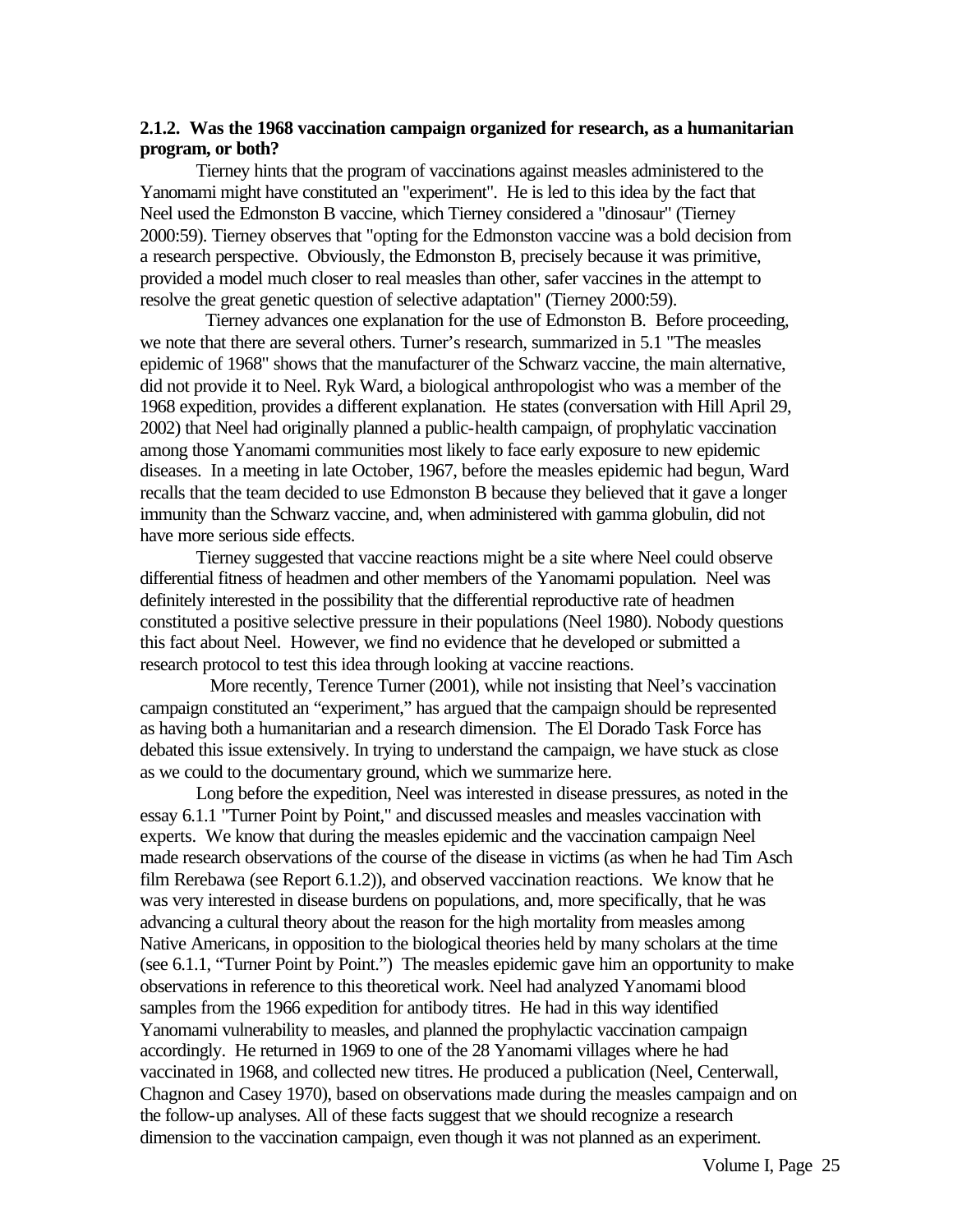### 2.1.2. Was the 1968 vaccination campaign organized for research, as a humanitarian program, or both?

Tierney hints that the program of vaccinations against measles administered to the Yanomami might have constituted an "experiment". He is led to this idea by the fact that Neel used the Edmonston B vaccine, which Tierney considered a "dinosaur" (Tierney 2000:59). Tierney observes that "opting for the Edmonston vaccine was a bold decision from a research perspective. Obviously, the Edmonston B, precisely because it was primitive, provided a model much closer to real measles than other, safer vaccines in the attempt to resolve the great genetic question of selective adaptation" (Tierney 2000:59).

Tierney advances one explanation for the use of Edmonston B. Before proceeding, we note that there are several others. Turner's research, summarized in 5.1 "The measles epidemic of 1968" shows that the manufacturer of the Schwarz vaccine, the main alternative, did not provide it to Neel. Ryk Ward, a biological anthropologist who was a member of the 1968 expedition, provides a different explanation. He states (conversation with Hill April 29, 2002) that Neel had originally planned a public-health campaign, of prophylatic vaccination among those Yanomami communities most likely to face early exposure to new epidemic diseases. In a meeting in late October, 1967, before the measles epidemic had begun, Ward recalls that the team decided to use Edmonston B because they believed that it gave a longer immunity than the Schwarz vaccine, and, when administered with gamma globulin, did not have more serious side effects.

Tierney suggested that vaccine reactions might be a site where Neel could observe differential fitness of headmen and other members of the Yanomami population. Neel was definitely interested in the possibility that the differential reproductive rate of headmen constituted a positive selective pressure in their populations (Neel 1980). Nobody questions this fact about Neel. However, we find no evidence that he developed or submitted a research protocol to test this idea through looking at vaccine reactions.

More recently, Terence Turner (2001), while not insisting that Neel's vaccination campaign constituted an "experiment," has argued that the campaign should be represented as having both a humanitarian and a research dimension. The El Dorado Task Force has debated this issue extensively. In trying to understand the campaign, we have stuck as close as we could to the documentary ground, which we summarize here.

Long before the expedition, Neel was interested in disease pressures, as noted in the essay 6.1.1 "Turner Point by Point," and discussed measles and measles vaccination with experts. We know that during the measles epidemic and the vaccination campaign Neel made research observations of the course of the disease in victims (as when he had Tim Asch film Rerebawa (see Report 6.1.2)), and observed vaccination reactions. We know that he was very interested in disease burdens on populations, and, more specifically, that he was advancing a cultural theory about the reason for the high mortality from measles among Native Americans, in opposition to the biological theories held by many scholars at the time (see 6.1.1, "Turner Point by Point.") The measles epidemic gave him an opportunity to make observations in reference to this theoretical work. Neel had analyzed Yanomami blood samples from the 1966 expedition for antibody titres. He had in this way identified Yanomami vulnerability to measles, and planned the prophylactic vaccination campaign accordingly. He returned in 1969 to one of the 28 Yanomami villages where he had vaccinated in 1968, and collected new titres. He produced a publication (Neel, Centerwall, Chagnon and Casey 1970), based on observations made during the measles campaign and on the follow-up analyses. All of these facts suggest that we should recognize a research dimension to the vaccination campaign, even though it was not planned as an experiment.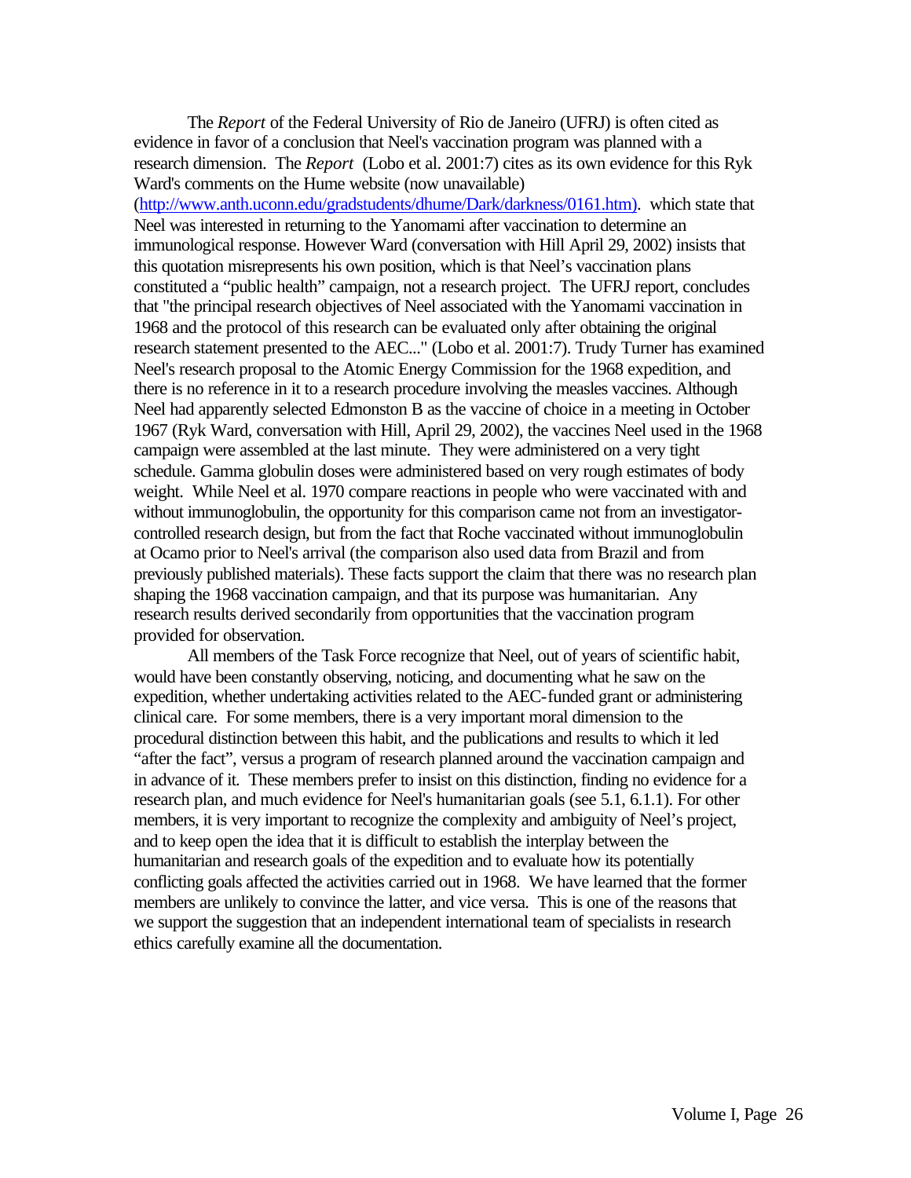The *Report* of the Federal University of Rio de Janeiro (UFRJ) is often cited as evidence in favor of a conclusion that Neel's vaccination program was planned with a research dimension. The *Report* (Lobo et al. 2001:7) cites as its own evidence for this Ryk Ward's comments on the Hume website (now unavailable) (http://www.anth.uconn.edu/gradstudents/dhume/Dark/darkness/0161.htm). which state that Neel was interested in returning to the Yanomami after vaccination to determine an immunological response. However Ward (conversation with Hill April 29, 2002) insists that this quotation misrepresents his own position, which is that Neel's vaccination plans constituted a "public health" campaign, not a research project. The UFRJ report, concludes that "the principal research objectives of Neel associated with the Yanomami vaccination in 1968 and the protocol of this research can be evaluated only after obtaining the original research statement presented to the AEC..." (Lobo et al. 2001:7). Trudy Turner has examined Neel's research proposal to the Atomic Energy Commission for the 1968 expedition, and there is no reference in it to a research procedure involving the measles vaccines. Although Neel had apparently selected Edmonston B as the vaccine of choice in a meeting in October 1967 (Ryk Ward, conversation with Hill, April 29, 2002), the vaccines Neel used in the 1968 campaign were assembled at the last minute. They were administered on a very tight schedule. Gamma globulin doses were administered based on very rough estimates of body weight. While Neel et al. 1970 compare reactions in people who were vaccinated with and without immunoglobulin, the opportunity for this comparison came not from an investigator-controlled research design, but from the fact that Roche vaccinated without immunoglobulin at Ocamo prior to Neel's arrival (the comparison also used data from Brazil and from previously published materials). These facts support the claim that there was no research plan shaping the 1968 vaccination campaign, and that its purpose was humanitarian. Any research results derived secondarily from opportunities that the vaccination program provided for observation.

All members of the Task Force recognize that Neel, out of years of scientific habit, would have been constantly observing, noticing, and documenting what he saw on the expedition, whether undertaking activities related to the AEC-funded grant or administering clinical care. For some members, there is a very important moral dimension to the procedural distinction between this habit, and the publications and results to which it led "after the fact", versus a program of research planned around the vaccination campaign and in advance of it. These members prefer to insist on this distinction, finding no evidence for a research plan, and much evidence for Neel's humanitarian goals (see 5.1, 6.1.1). For other members, it is very important to recognize the complexity and ambiguity of Neel's project, and to keep open the idea that it is difficult to establish the interplay between the humanitarian and research goals of the expedition and to evaluate how its potentially conflicting goals affected the activities carried out in 1968. We have learned that the former members are unlikely to convince the latter, and vice versa. This is one of the reasons that we support the suggestion that an independent international team of specialists in research ethics carefully examine all the documentation.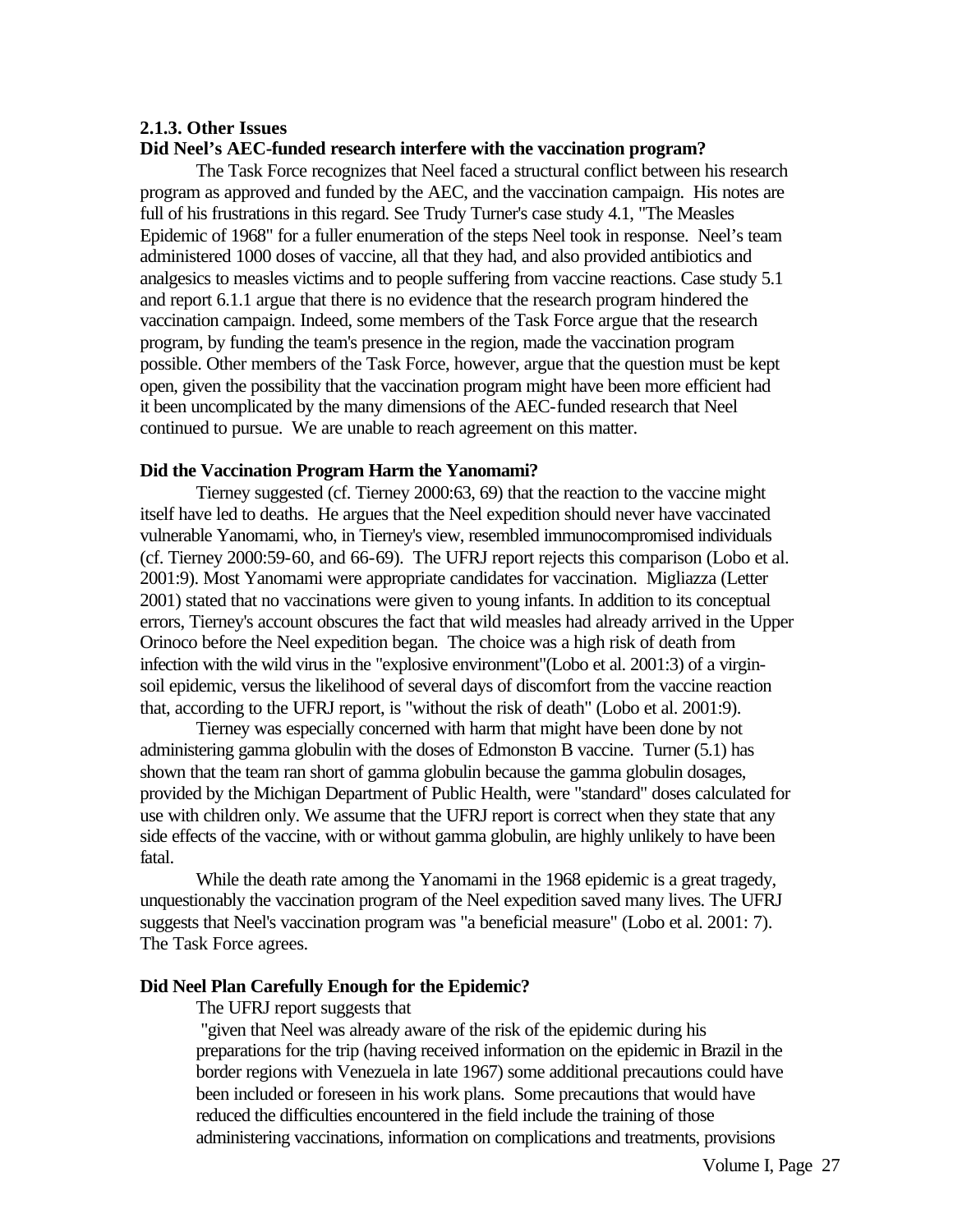### 2.1.3. Other Issues

**Did Neel's AEC-funded research interfere with the vaccination program?**

The Task Force recognizes that Neel faced a structural conflict between his research program as approved and funded by the AEC, and the vaccination campaign. His notes are full of his frustrations in this regard. See Trudy Turner's case study 4.1, "The Measles Epidemic of 1968" for a fuller enumeration of the steps Neel took in response. Neel's team administered 1000 doses of vaccine, all that they had, and also provided antibiotics and analgesics to measles victims and to people suffering from vaccine reactions. Case study 5.1 and report 6.1.1 argue that there is no evidence that the research program hindered the vaccination campaign. Indeed, some members of the Task Force argue that the research program, by funding the team's presence in the region, made the vaccination program possible. Other members of the Task Force, however, argue that the question must be kept open, given the possibility that the vaccination program might have been more efficient had it been uncomplicated by the many dimensions of the AEC-funded research that Neel continued to pursue. We are unable to reach agreement on this matter.

**Did the Vaccination Program Harm the Yanomami?**

Tierney suggested (cf. Tierney 2000:63, 69) that the reaction to the vaccine might itself have led to deaths. He argues that the Neel expedition should never have vaccinated vulnerable Yanomami, who, in Tierney's view, resembled immunocompromised individuals (cf. Tierney 2000:59-60, and 66-69). The UFRJ report rejects this comparison (Lobo et al. 2001:9). Most Yanomami were appropriate candidates for vaccination. Migliazza (Letter 2001) stated that no vaccinations were given to young infants. In addition to its conceptual errors, Tierney's account obscures the fact that wild measles had already arrived in the Upper Orinoco before the Neel expedition began. The choice was a high risk of death from infection with the wild virus in the "explosive environment"(Lobo et al. 2001:3) of a virgin-soil epidemic, versus the likelihood of several days of discomfort from the vaccine reaction that, according to the UFRJ report, is "without the risk of death" (Lobo et al. 2001:9).

Tierney was especially concerned with harm that might have been done by not administering gamma globulin with the doses of Edmonston B vaccine. Turner (5.1) has shown that the team ran short of gamma globulin because the gamma globulin dosages, provided by the Michigan Department of Public Health, were "standard" doses calculated for use with children only. We assume that the UFRJ report is correct when they state that any side effects of the vaccine, with or without gamma globulin, are highly unlikely to have been fatal.

While the death rate among the Yanomami in the 1968 epidemic is a great tragedy, unquestionably the vaccination program of the Neel expedition saved many lives. The UFRJ suggests that Neel's vaccination program was "a beneficial measure" (Lobo et al. 2001: 7). The Task Force agrees.

**Did Neel Plan Carefully Enough for the Epidemic?**

The UFRJ report suggests that

> "given that Neel was already aware of the risk of the epidemic during his preparations for the trip (having received information on the epidemic in Brazil in the border regions with Venezuela in late 1967) some additional precautions could have been included or foreseen in his work plans. Some precautions that would have reduced the difficulties encountered in the field include the training of those administering vaccinations, information on complications and treatments, provisions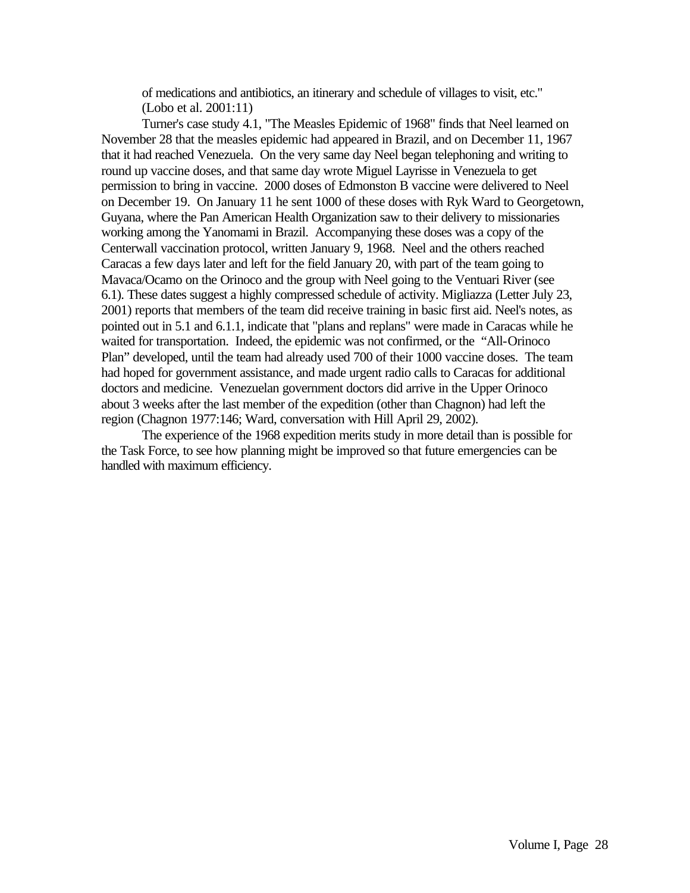of medications and antibiotics, an itinerary and schedule of villages to visit, etc." (Lobo et al. 2001:11)

Turner's case study 4.1, "The Measles Epidemic of 1968" finds that Neel learned on November 28 that the measles epidemic had appeared in Brazil, and on December 11, 1967 that it had reached Venezuela. On the very same day Neel began telephoning and writing to round up vaccine doses, and that same day wrote Miguel Layrisse in Venezuela to get permission to bring in vaccine. 2000 doses of Edmonston B vaccine were delivered to Neel on December 19. On January 11 he sent 1000 of these doses with Ryk Ward to Georgetown, Guyana, where the Pan American Health Organization saw to their delivery to missionaries working among the Yanomami in Brazil. Accompanying these doses was a copy of the Centerwall vaccination protocol, written January 9, 1968. Neel and the others reached Caracas a few days later and left for the field January 20, with part of the team going to Mavaca/Ocamo on the Orinoco and the group with Neel going to the Ventuari River (see 6.1). These dates suggest a highly compressed schedule of activity. Migliazza (Letter July 23, 2001) reports that members of the team did receive training in basic first aid. Neel's notes, as pointed out in 5.1 and 6.1.1, indicate that "plans and replans" were made in Caracas while he waited for transportation. Indeed, the epidemic was not confirmed, or the "All-Orinoco Plan" developed, until the team had already used 700 of their 1000 vaccine doses. The team had hoped for government assistance, and made urgent radio calls to Caracas for additional doctors and medicine. Venezuelan government doctors did arrive in the Upper Orinoco about 3 weeks after the last member of the expedition (other than Chagnon) had left the region (Chagnon 1977:146; Ward, conversation with Hill April 29, 2002).

The experience of the 1968 expedition merits study in more detail than is possible for the Task Force, to see how planning might be improved so that future emergencies can be handled with maximum efficiency.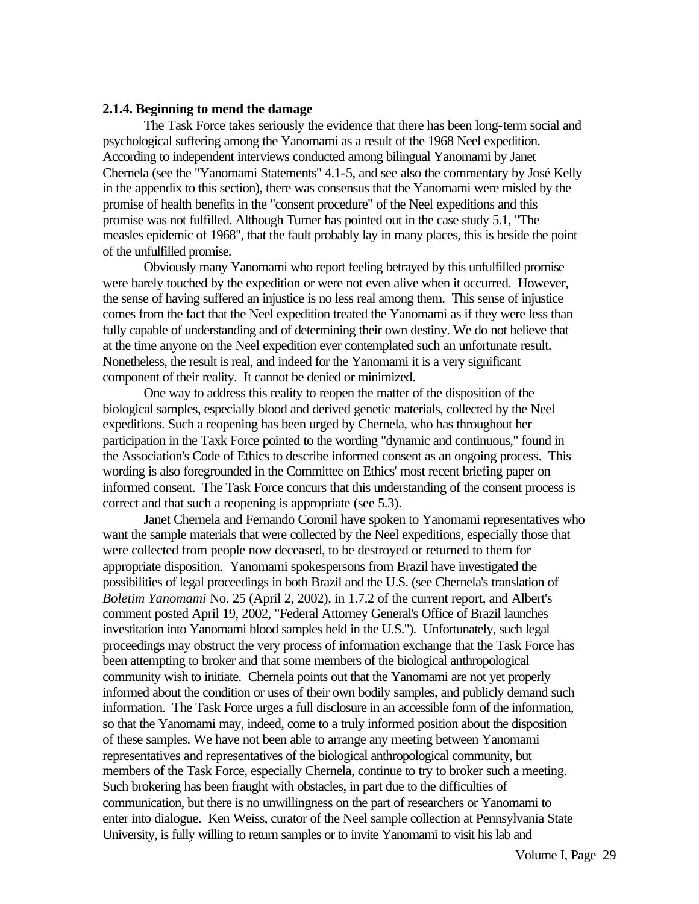### 2.1.4. Beginning to mend the damage

The Task Force takes seriously the evidence that there has been long-term social and psychological suffering among the Yanomami as a result of the 1968 Neel expedition. According to independent interviews conducted among bilingual Yanomami by Janet Chernela (see the "Yanomami Statements" 4.1-5, and see also the commentary by José Kelly in the appendix to this section), there was consensus that the Yanomami were misled by the promise of health benefits in the "consent procedure" of the Neel expeditions and this promise was not fulfilled. Although Turner has pointed out in the case study 5.1, "The measles epidemic of 1968", that the fault probably lay in many places, this is beside the point of the unfulfilled promise.

Obviously many Yanomami who report feeling betrayed by this unfulfilled promise were barely touched by the expedition or were not even alive when it occurred. However, the sense of having suffered an injustice is no less real among them. This sense of injustice comes from the fact that the Neel expedition treated the Yanomami as if they were less than fully capable of understanding and of determining their own destiny. We do not believe that at the time anyone on the Neel expedition ever contemplated such an unfortunate result. Nonetheless, the result is real, and indeed for the Yanomami it is a very significant component of their reality. It cannot be denied or minimized.

One way to address this reality to reopen the matter of the disposition of the biological samples, especially blood and derived genetic materials, collected by the Neel expeditions. Such a reopening has been urged by Chernela, who has throughout her participation in the Taxk Force pointed to the wording "dynamic and continuous," found in the Association's Code of Ethics to describe informed consent as an ongoing process. This wording is also foregrounded in the Committee on Ethics' most recent briefing paper on informed consent. The Task Force concurs that this understanding of the consent process is correct and that such a reopening is appropriate (see 5.3).

Janet Chernela and Fernando Coronil have spoken to Yanomami representatives who want the sample materials that were collected by the Neel expeditions, especially those that were collected from people now deceased, to be destroyed or returned to them for appropriate disposition. Yanomami spokespersons from Brazil have investigated the possibilities of legal proceedings in both Brazil and the U.S. (see Chernela's translation of *Boletim Yanomami* No. 25 (April 2, 2002), in 1.7.2 of the current report, and Albert's comment posted April 19, 2002, "Federal Attorney General's Office of Brazil launches investitation into Yanomami blood samples held in the U.S."). Unfortunately, such legal proceedings may obstruct the very process of information exchange that the Task Force has been attempting to broker and that some members of the biological anthropological community wish to initiate. Chernela points out that the Yanomami are not yet properly informed about the condition or uses of their own bodily samples, and publicly demand such information. The Task Force urges a full disclosure in an accessible form of the information, so that the Yanomami may, indeed, come to a truly informed position about the disposition of these samples. We have not been able to arrange any meeting between Yanomami representatives and representatives of the biological anthropological community, but members of the Task Force, especially Chernela, continue to try to broker such a meeting. Such brokering has been fraught with obstacles, in part due to the difficulties of communication, but there is no unwillingness on the part of researchers or Yanomami to enter into dialogue. Ken Weiss, curator of the Neel sample collection at Pennsylvania State University, is fully willing to return samples or to invite Yanomami to visit his lab and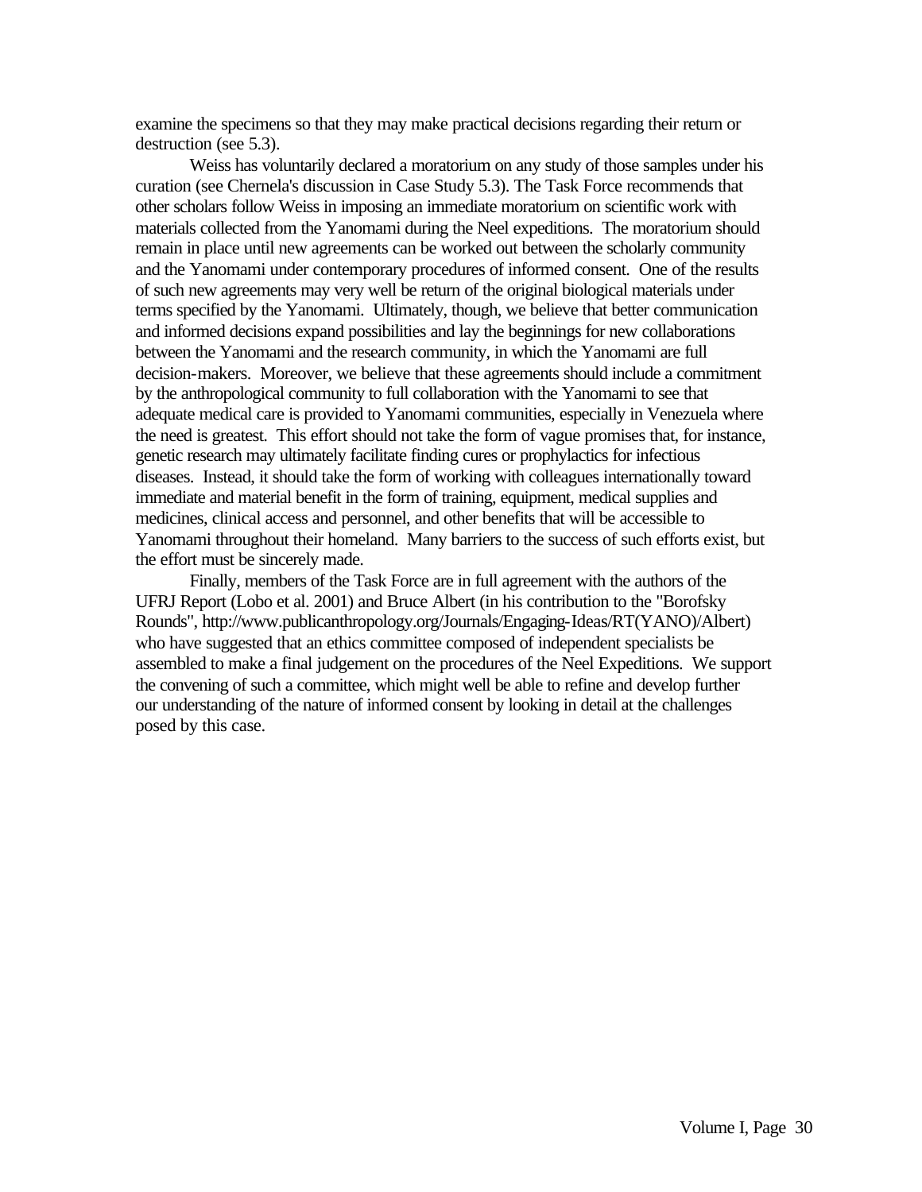examine the specimens so that they may make practical decisions regarding their return or destruction (see 5.3).

Weiss has voluntarily declared a moratorium on any study of those samples under his curation (see Chernela's discussion in Case Study 5.3). The Task Force recommends that other scholars follow Weiss in imposing an immediate moratorium on scientific work with materials collected from the Yanomami during the Neel expeditions. The moratorium should remain in place until new agreements can be worked out between the scholarly community and the Yanomami under contemporary procedures of informed consent. One of the results of such new agreements may very well be return of the original biological materials under terms specified by the Yanomami. Ultimately, though, we believe that better communication and informed decisions expand possibilities and lay the beginnings for new collaborations between the Yanomami and the research community, in which the Yanomami are full decision-makers. Moreover, we believe that these agreements should include a commitment by the anthropological community to full collaboration with the Yanomami to see that adequate medical care is provided to Yanomami communities, especially in Venezuela where the need is greatest. This effort should not take the form of vague promises that, for instance, genetic research may ultimately facilitate finding cures or prophylactics for infectious diseases. Instead, it should take the form of working with colleagues internationally toward immediate and material benefit in the form of training, equipment, medical supplies and medicines, clinical access and personnel, and other benefits that will be accessible to Yanomami throughout their homeland. Many barriers to the success of such efforts exist, but the effort must be sincerely made.

Finally, members of the Task Force are in full agreement with the authors of the UFRJ Report (Lobo et al. 2001) and Bruce Albert (in his contribution to the "Borofsky Rounds", http://www.publicanthropology.org/Journals/Engaging-Ideas/RT(YANO)/Albert) who have suggested that an ethics committee composed of independent specialists be assembled to make a final judgement on the procedures of the Neel Expeditions. We support the convening of such a committee, which might well be able to refine and develop further our understanding of the nature of informed consent by looking in detail at the challenges posed by this case.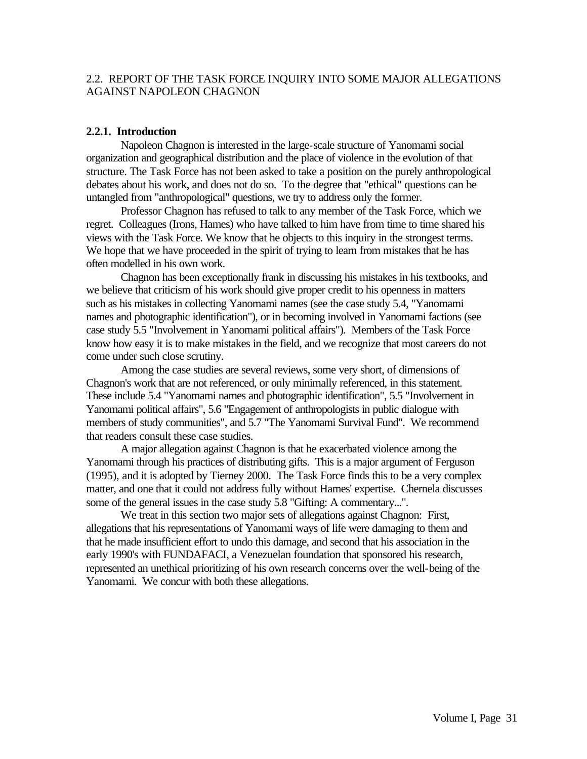## 2.2. REPORT OF THE TASK FORCE INQUIRY INTO SOME MAJOR ALLEGATIONS AGAINST NAPOLEON CHAGNON

### 2.2.1. Introduction

Napoleon Chagnon is interested in the large-scale structure of Yanomami social organization and geographical distribution and the place of violence in the evolution of that structure. The Task Force has not been asked to take a position on the purely anthropological debates about his work, and does not do so. To the degree that "ethical" questions can be untangled from "anthropological" questions, we try to address only the former.

Professor Chagnon has refused to talk to any member of the Task Force, which we regret. Colleagues (Irons, Hames) who have talked to him have from time to time shared his views with the Task Force. We know that he objects to this inquiry in the strongest terms. We hope that we have proceeded in the spirit of trying to learn from mistakes that he has often modelled in his own work.

Chagnon has been exceptionally frank in discussing his mistakes in his textbooks, and we believe that criticism of his work should give proper credit to his openness in matters such as his mistakes in collecting Yanomami names (see the case study 5.4, "Yanomami names and photographic identification"), or in becoming involved in Yanomami factions (see case study 5.5 "Involvement in Yanomami political affairs"). Members of the Task Force know how easy it is to make mistakes in the field, and we recognize that most careers do not come under such close scrutiny.

Among the case studies are several reviews, some very short, of dimensions of Chagnon's work that are not referenced, or only minimally referenced, in this statement. These include 5.4 "Yanomami names and photographic identification", 5.5 "Involvement in Yanomami political affairs", 5.6 "Engagement of anthropologists in public dialogue with members of study communities", and 5.7 "The Yanomami Survival Fund". We recommend that readers consult these case studies.

A major allegation against Chagnon is that he exacerbated violence among the Yanomami through his practices of distributing gifts. This is a major argument of Ferguson (1995), and it is adopted by Tierney 2000. The Task Force finds this to be a very complex matter, and one that it could not address fully without Hames' expertise. Chernela discusses some of the general issues in the case study 5.8 "Gifting: A commentary...".

We treat in this section two major sets of allegations against Chagnon: First, allegations that his representations of Yanomami ways of life were damaging to them and that he made insufficient effort to undo this damage, and second that his association in the early 1990's with FUNDAFACI, a Venezuelan foundation that sponsored his research, represented an unethical prioritizing of his own research concerns over the well-being of the Yanomami. We concur with both these allegations.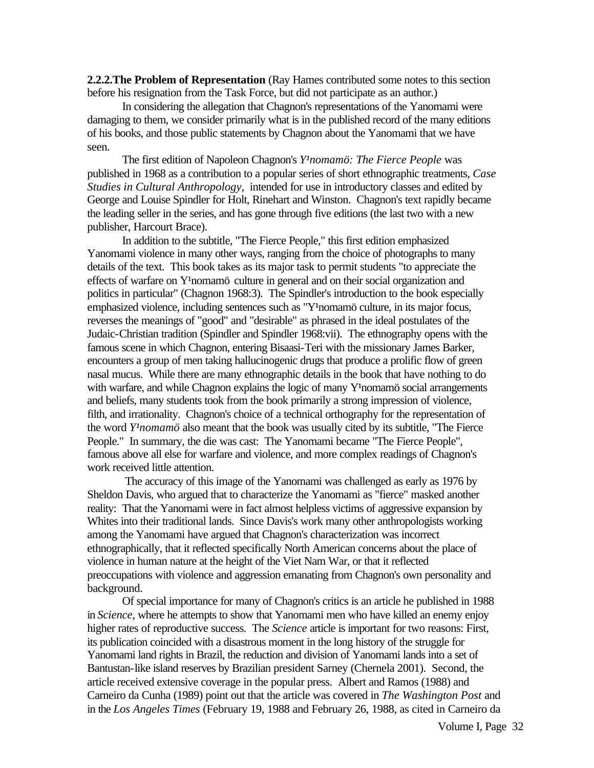**2.2.2.The Problem of Representation** (Ray Hames contributed some notes to this section before his resignation from the Task Force, but did not participate as an author.)

In considering the allegation that Chagnon's representations of the Yanomami were damaging to them, we consider primarily what is in the published record of the many editions of his books, and those public statements by Chagnon about the Yanomami that we have seen.

The first edition of Napoleon Chagnon's *Y¹nomamö: The Fierce People* was published in 1968 as a contribution to a popular series of short ethnographic treatments, *Case Studies in Cultural Anthropology*, intended for use in introductory classes and edited by George and Louise Spindler for Holt, Rinehart and Winston. Chagnon's text rapidly became the leading seller in the series, and has gone through five editions (the last two with a new publisher, Harcourt Brace).

In addition to the subtitle, "The Fierce People," this first edition emphasized Yanomami violence in many other ways, ranging from the choice of photographs to many details of the text. This book takes as its major task to permit students "to appreciate the effects of warfare on Y¹nomamö culture in general and on their social organization and politics in particular" (Chagnon 1968:3). The Spindler's introduction to the book especially emphasized violence, including sentences such as "Y¹nomamö culture, in its major focus, reverses the meanings of "good" and "desirable" as phrased in the ideal postulates of the Judaic-Christian tradition (Spindler and Spindler 1968:vii). The ethnography opens with the famous scene in which Chagnon, entering Bisaasi-Teri with the missionary James Barker, encounters a group of men taking hallucinogenic drugs that produce a prolific flow of green nasal mucus. While there are many ethnographic details in the book that have nothing to do with warfare, and while Chagnon explains the logic of many Y¹nomamö social arrangements and beliefs, many students took from the book primarily a strong impression of violence, filth, and irrationality. Chagnon's choice of a technical orthography for the representation of the word *Y¹nomamö* also meant that the book was usually cited by its subtitle, "The Fierce People." In summary, the die was cast: The Yanomami became "The Fierce People", famous above all else for warfare and violence, and more complex readings of Chagnon's work received little attention.

The accuracy of this image of the Yanomami was challenged as early as 1976 by Sheldon Davis, who argued that to characterize the Yanomami as "fierce" masked another reality: That the Yanomami were in fact almost helpless victims of aggressive expansion by Whites into their traditional lands. Since Davis's work many other anthropologists working among the Yanomami have argued that Chagnon's characterization was incorrect ethnographically, that it reflected specifically North American concerns about the place of violence in human nature at the height of the Viet Nam War, or that it reflected preoccupations with violence and aggression emanating from Chagnon's own personality and background.

Of special importance for many of Chagnon's critics is an article he published in 1988 in *Science*, where he attempts to show that Yanomami men who have killed an enemy enjoy higher rates of reproductive success. The *Science* article is important for two reasons: First, its publication coincided with a disastrous moment in the long history of the struggle for Yanomami land rights in Brazil, the reduction and division of Yanomami lands into a set of Bantustan-like island reserves by Brazilian president Sarney (Chernela 2001). Second, the article received extensive coverage in the popular press. Albert and Ramos (1988) and Carneiro da Cunha (1989) point out that the article was covered in *The Washington Post* and in the *Los Angeles Times* (February 19, 1988 and February 26, 1988, as cited in Carneiro da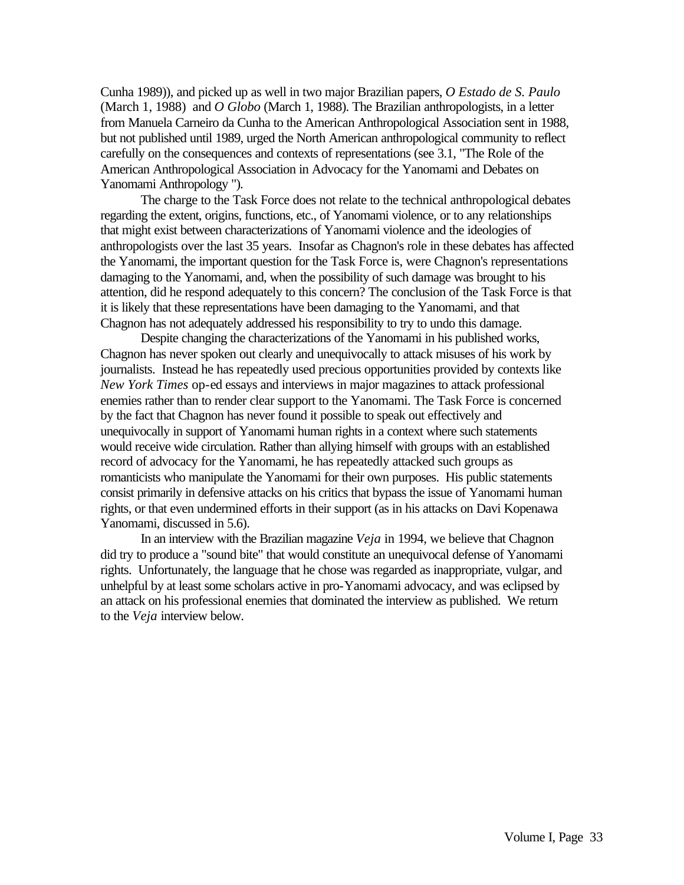Cunha 1989)), and picked up as well in two major Brazilian papers, *O Estado de S. Paulo* (March 1, 1988) and *O Globo* (March 1, 1988). The Brazilian anthropologists, in a letter from Manuela Carneiro da Cunha to the American Anthropological Association sent in 1988, but not published until 1989, urged the North American anthropological community to reflect carefully on the consequences and contexts of representations (see 3.1, "The Role of the American Anthropological Association in Advocacy for the Yanomami and Debates on Yanomami Anthropology ").

The charge to the Task Force does not relate to the technical anthropological debates regarding the extent, origins, functions, etc., of Yanomami violence, or to any relationships that might exist between characterizations of Yanomami violence and the ideologies of anthropologists over the last 35 years. Insofar as Chagnon's role in these debates has affected the Yanomami, the important question for the Task Force is, were Chagnon's representations damaging to the Yanomami, and, when the possibility of such damage was brought to his attention, did he respond adequately to this concern? The conclusion of the Task Force is that it is likely that these representations have been damaging to the Yanomami, and that Chagnon has not adequately addressed his responsibility to try to undo this damage.

Despite changing the characterizations of the Yanomami in his published works, Chagnon has never spoken out clearly and unequivocally to attack misuses of his work by journalists. Instead he has repeatedly used precious opportunities provided by contexts like *New York Times* op-ed essays and interviews in major magazines to attack professional enemies rather than to render clear support to the Yanomami. The Task Force is concerned by the fact that Chagnon has never found it possible to speak out effectively and unequivocally in support of Yanomami human rights in a context where such statements would receive wide circulation. Rather than allying himself with groups with an established record of advocacy for the Yanomami, he has repeatedly attacked such groups as romanticists who manipulate the Yanomami for their own purposes. His public statements consist primarily in defensive attacks on his critics that bypass the issue of Yanomami human rights, or that even undermined efforts in their support (as in his attacks on Davi Kopenawa Yanomami, discussed in 5.6).

In an interview with the Brazilian magazine *Veja* in 1994, we believe that Chagnon did try to produce a "sound bite" that would constitute an unequivocal defense of Yanomami rights. Unfortunately, the language that he chose was regarded as inappropriate, vulgar, and unhelpful by at least some scholars active in pro-Yanomami advocacy, and was eclipsed by an attack on his professional enemies that dominated the interview as published. We return to the *Veja* interview below.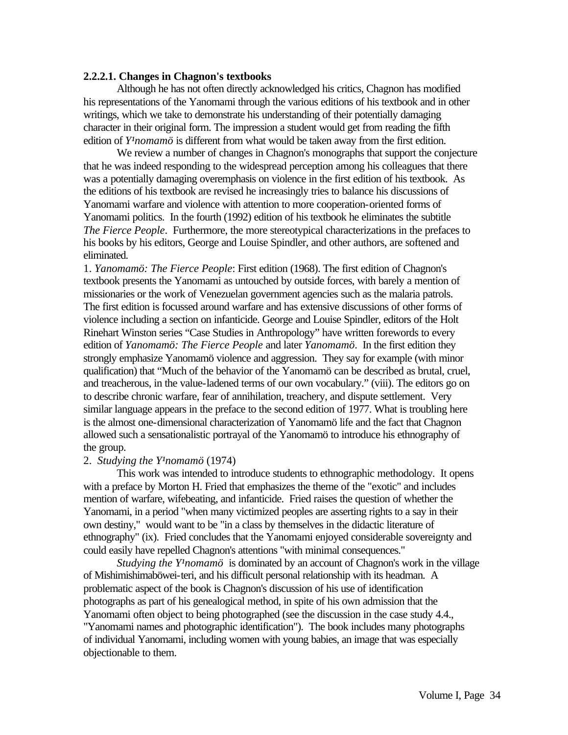#### 2.2.2.1. Changes in Chagnon's textbooks

Although he has not often directly acknowledged his critics, Chagnon has modified his representations of the Yanomami through the various editions of his textbook and in other writings, which we take to demonstrate his understanding of their potentially damaging character in their original form. The impression a student would get from reading the fifth edition of *Y¹nomamö* is different from what would be taken away from the first edition.

We review a number of changes in Chagnon's monographs that support the conjecture that he was indeed responding to the widespread perception among his colleagues that there was a potentially damaging overemphasis on violence in the first edition of his textbook. As the editions of his textbook are revised he increasingly tries to balance his discussions of Yanomami warfare and violence with attention to more cooperation-oriented forms of Yanomami politics. In the fourth (1992) edition of his textbook he eliminates the subtitle *The Fierce People*. Furthermore, the more stereotypical characterizations in the prefaces to his books by his editors, George and Louise Spindler, and other authors, are softened and eliminated.

1. *Yanomamö: The Fierce People*: First edition (1968). The first edition of Chagnon's textbook presents the Yanomami as untouched by outside forces, with barely a mention of missionaries or the work of Venezuelan government agencies such as the malaria patrols. The first edition is focussed around warfare and has extensive discussions of other forms of violence including a section on infanticide. George and Louise Spindler, editors of the Holt Rinehart Winston series "Case Studies in Anthropology" have written forewords to every edition of *Yanomamö: The Fierce People* and later *Yanomamö*. In the first edition they strongly emphasize Yanomamö violence and aggression. They say for example (with minor qualification) that "Much of the behavior of the Yanomamö can be described as brutal, cruel, and treacherous, in the value-ladened terms of our own vocabulary." (viii). The editors go on to describe chronic warfare, fear of annihilation, treachery, and dispute settlement. Very similar language appears in the preface to the second edition of 1977. What is troubling here is the almost one-dimensional characterization of Yanomamö life and the fact that Chagnon allowed such a sensationalistic portrayal of the Yanomamö to introduce his ethnography of the group.

2. *Studying the Y¹nomamö* (1974)

This work was intended to introduce students to ethnographic methodology. It opens with a preface by Morton H. Fried that emphasizes the theme of the "exotic" and includes mention of warfare, wifebeating, and infanticide. Fried raises the question of whether the Yanomami, in a period "when many victimized peoples are asserting rights to a say in their own destiny," would want to be "in a class by themselves in the didactic literature of ethnography" (ix). Fried concludes that the Yanomami enjoyed considerable sovereignty and could easily have repelled Chagnon's attentions "with minimal consequences."

*Studying the Y¹nomamö* is dominated by an account of Chagnon's work in the village of Mishimishimaböwei-teri, and his difficult personal relationship with its headman. A problematic aspect of the book is Chagnon's discussion of his use of identification photographs as part of his genealogical method, in spite of his own admission that the Yanomami often object to being photographed (see the discussion in the case study 4.4., "Yanomami names and photographic identification"). The book includes many photographs of individual Yanomami, including women with young babies, an image that was especially objectionable to them.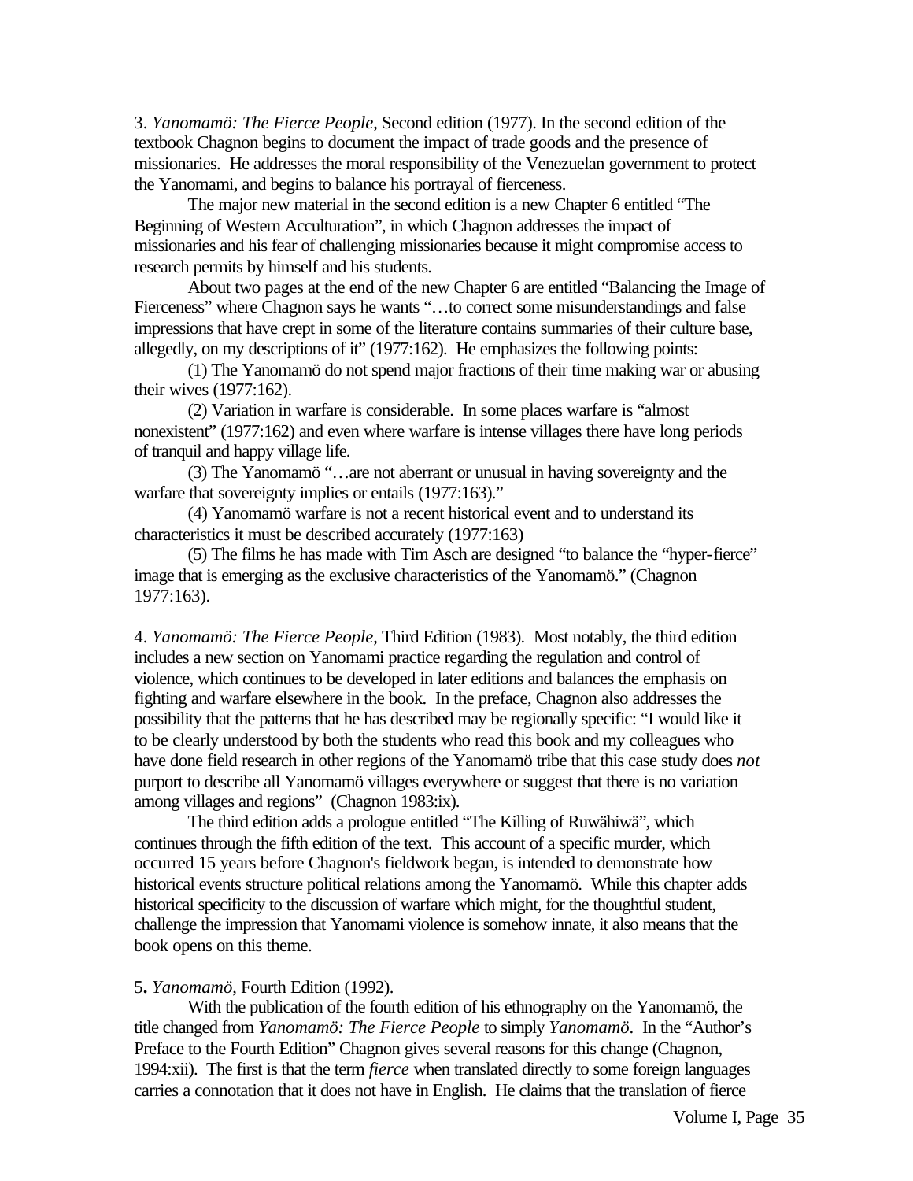3. *Yanomamö: The Fierce People*, Second edition (1977). In the second edition of the textbook Chagnon begins to document the impact of trade goods and the presence of missionaries. He addresses the moral responsibility of the Venezuelan government to protect the Yanomami, and begins to balance his portrayal of fierceness.

The major new material in the second edition is a new Chapter 6 entitled "The Beginning of Western Acculturation", in which Chagnon addresses the impact of missionaries and his fear of challenging missionaries because it might compromise access to research permits by himself and his students.

About two pages at the end of the new Chapter 6 are entitled "Balancing the Image of Fierceness" where Chagnon says he wants "…to correct some misunderstandings and false impressions that have crept in some of the literature contains summaries of their culture base, allegedly, on my descriptions of it" (1977:162). He emphasizes the following points:

(1) The Yanomamö do not spend major fractions of their time making war or abusing their wives (1977:162).

(2) Variation in warfare is considerable. In some places warfare is "almost nonexistent" (1977:162) and even where warfare is intense villages there have long periods of tranquil and happy village life.

(3) The Yanomamö "…are not aberrant or unusual in having sovereignty and the warfare that sovereignty implies or entails (1977:163)."

(4) Yanomamö warfare is not a recent historical event and to understand its characteristics it must be described accurately (1977:163)

(5) The films he has made with Tim Asch are designed "to balance the "hyper-fierce" image that is emerging as the exclusive characteristics of the Yanomamö." (Chagnon 1977:163).

4. *Yanomamö: The Fierce People*, Third Edition (1983). Most notably, the third edition includes a new section on Yanomami practice regarding the regulation and control of violence, which continues to be developed in later editions and balances the emphasis on fighting and warfare elsewhere in the book. In the preface, Chagnon also addresses the possibility that the patterns that he has described may be regionally specific: "I would like it to be clearly understood by both the students who read this book and my colleagues who have done field research in other regions of the Yanomamö tribe that this case study does *not* purport to describe all Yanomamö villages everywhere or suggest that there is no variation among villages and regions" (Chagnon 1983:ix).

The third edition adds a prologue entitled "The Killing of Ruwähiwä", which continues through the fifth edition of the text. This account of a specific murder, which occurred 15 years before Chagnon's fieldwork began, is intended to demonstrate how historical events structure political relations among the Yanomamö. While this chapter adds historical specificity to the discussion of warfare which might, for the thoughtful student, challenge the impression that Yanomami violence is somehow innate, it also means that the book opens on this theme.

5**.** *Yanomamö*, Fourth Edition (1992).

With the publication of the fourth edition of his ethnography on the Yanomamö, the title changed from *Yanomamö: The Fierce People* to simply *Yanomamö*. In the "Author's Preface to the Fourth Edition" Chagnon gives several reasons for this change (Chagnon, 1994:xii). The first is that the term *fierce* when translated directly to some foreign languages carries a connotation that it does not have in English. He claims that the translation of fierce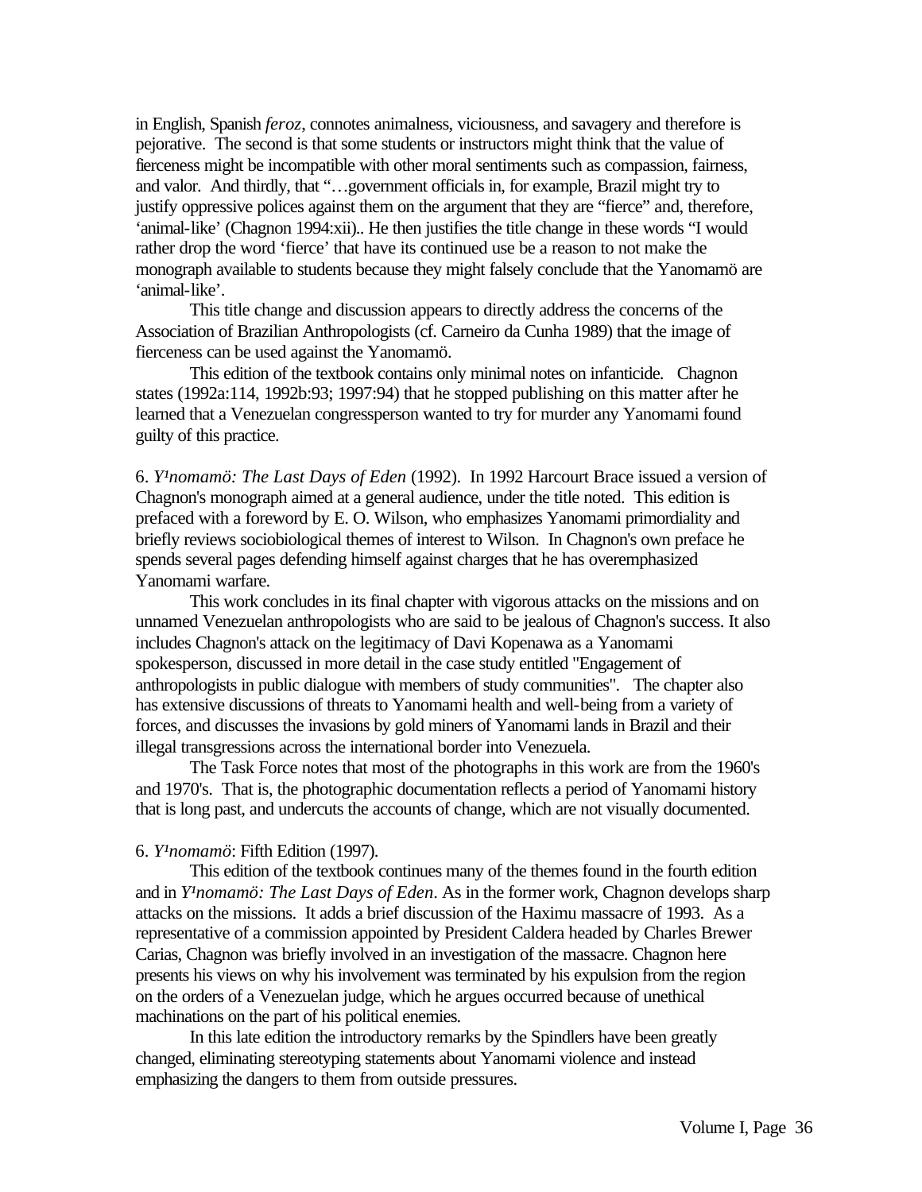in English, Spanish *feroz*, connotes animalness, viciousness, and savagery and therefore is pejorative. The second is that some students or instructors might think that the value of fierceness might be incompatible with other moral sentiments such as compassion, fairness, and valor. And thirdly, that "…government officials in, for example, Brazil might try to justify oppressive polices against them on the argument that they are "fierce" and, therefore, 'animal-like' (Chagnon 1994:xii).. He then justifies the title change in these words "I would rather drop the word 'fierce' that have its continued use be a reason to not make the monograph available to students because they might falsely conclude that the Yanomamö are 'animal-like'.

This title change and discussion appears to directly address the concerns of the Association of Brazilian Anthropologists (cf. Carneiro da Cunha 1989) that the image of fierceness can be used against the Yanomamö.

This edition of the textbook contains only minimal notes on infanticide. Chagnon states (1992a:114, 1992b:93; 1997:94) that he stopped publishing on this matter after he learned that a Venezuelan congressperson wanted to try for murder any Yanomami found guilty of this practice.

6. *Y¹nomamö: The Last Days of Eden* (1992). In 1992 Harcourt Brace issued a version of Chagnon's monograph aimed at a general audience, under the title noted. This edition is prefaced with a foreword by E. O. Wilson, who emphasizes Yanomami primordiality and briefly reviews sociobiological themes of interest to Wilson. In Chagnon's own preface he spends several pages defending himself against charges that he has overemphasized Yanomami warfare.

This work concludes in its final chapter with vigorous attacks on the missions and on unnamed Venezuelan anthropologists who are said to be jealous of Chagnon's success. It also includes Chagnon's attack on the legitimacy of Davi Kopenawa as a Yanomami spokesperson, discussed in more detail in the case study entitled "Engagement of anthropologists in public dialogue with members of study communities". The chapter also has extensive discussions of threats to Yanomami health and well-being from a variety of forces, and discusses the invasions by gold miners of Yanomami lands in Brazil and their illegal transgressions across the international border into Venezuela.

The Task Force notes that most of the photographs in this work are from the 1960's and 1970's. That is, the photographic documentation reflects a period of Yanomami history that is long past, and undercuts the accounts of change, which are not visually documented.

6. *Y¹nomamö*: Fifth Edition (1997).

This edition of the textbook continues many of the themes found in the fourth edition and in *Y¹nomamö: The Last Days of Eden*. As in the former work, Chagnon develops sharp attacks on the missions. It adds a brief discussion of the Haximu massacre of 1993. As a representative of a commission appointed by President Caldera headed by Charles Brewer Carias, Chagnon was briefly involved in an investigation of the massacre. Chagnon here presents his views on why his involvement was terminated by his expulsion from the region on the orders of a Venezuelan judge, which he argues occurred because of unethical machinations on the part of his political enemies.

In this late edition the introductory remarks by the Spindlers have been greatly changed, eliminating stereotyping statements about Yanomami violence and instead emphasizing the dangers to them from outside pressures.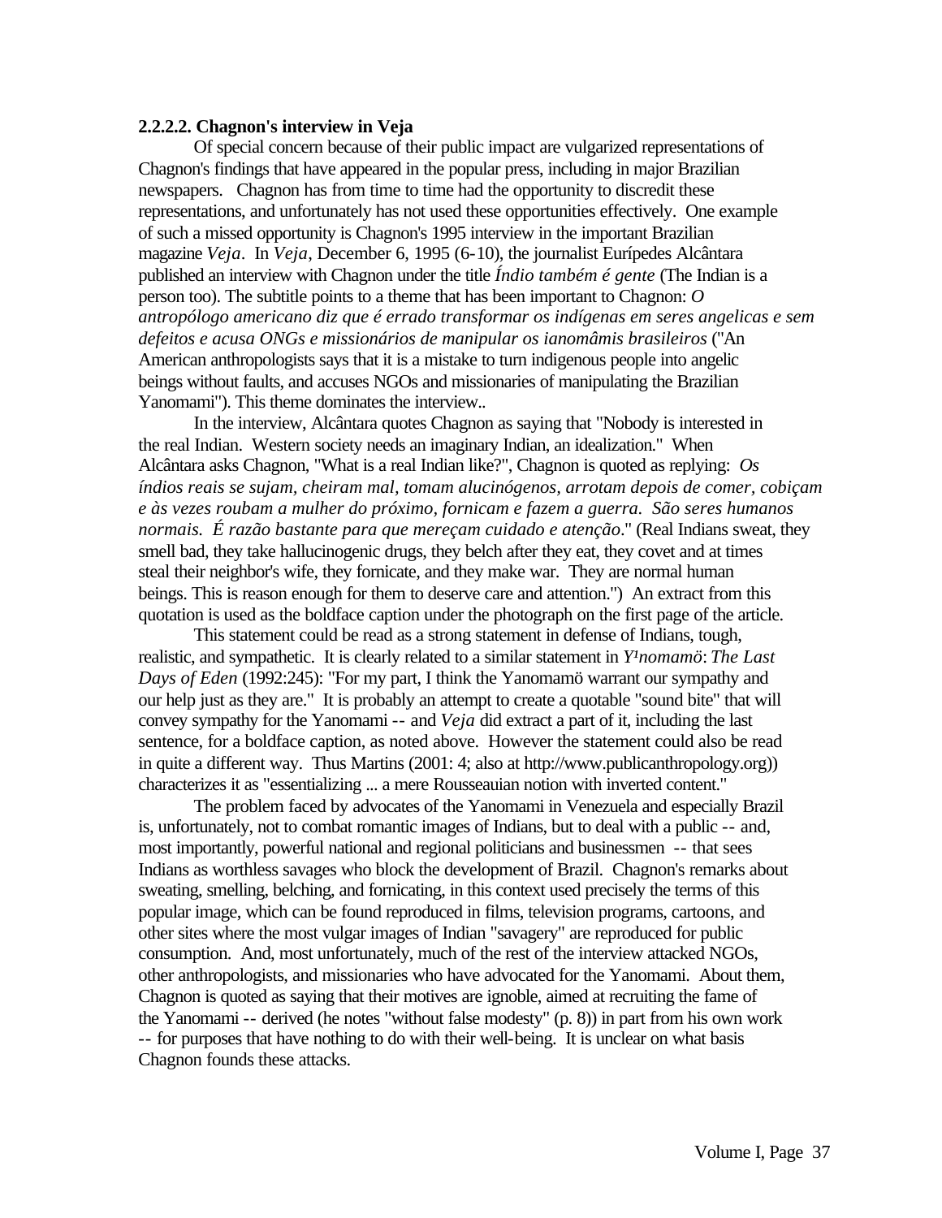**2.2.2.2. Chagnon's interview in Veja**

Of special concern because of their public impact are vulgarized representations of Chagnon's findings that have appeared in the popular press, including in major Brazilian newspapers. Chagnon has from time to time had the opportunity to discredit these representations, and unfortunately has not used these opportunities effectively. One example of such a missed opportunity is Chagnon's 1995 interview in the important Brazilian magazine *Veja*. In *Veja*, December 6, 1995 (6-10), the journalist Eurípedes Alcântara published an interview with Chagnon under the title *Índio também é gente* (The Indian is a person too). The subtitle points to a theme that has been important to Chagnon: *O antropólogo americano diz que é errado transformar os indígenas em seres angelicas e sem defeitos e acusa ONGs e missionários de manipular os ianomâmis brasileiros* ("An American anthropologists says that it is a mistake to turn indigenous people into angelic beings without faults, and accuses NGOs and missionaries of manipulating the Brazilian Yanomami"). This theme dominates the interview..

In the interview, Alcântara quotes Chagnon as saying that "Nobody is interested in the real Indian. Western society needs an imaginary Indian, an idealization." When Alcântara asks Chagnon, "What is a real Indian like?", Chagnon is quoted as replying: *Os índios reais se sujam, cheiram mal, tomam alucinógenos, arrotam depois de comer, cobiçam e às vezes roubam a mulher do próximo, fornicam e fazem a guerra. São seres humanos normais. É razão bastante para que mereçam cuidado e atenção*." (Real Indians sweat, they smell bad, they take hallucinogenic drugs, they belch after they eat, they covet and at times steal their neighbor's wife, they fornicate, and they make war. They are normal human beings. This is reason enough for them to deserve care and attention.") An extract from this quotation is used as the boldface caption under the photograph on the first page of the article.

This statement could be read as a strong statement in defense of Indians, tough, realistic, and sympathetic. It is clearly related to a similar statement in *Y¹nomamö*: *The Last Days of Eden* (1992:245): "For my part, I think the Yanomamö warrant our sympathy and our help just as they are." It is probably an attempt to create a quotable "sound bite" that will convey sympathy for the Yanomami -- and *Veja* did extract a part of it, including the last sentence, for a boldface caption, as noted above. However the statement could also be read in quite a different way. Thus Martins (2001: 4; also at http://www.publicanthropology.org)) characterizes it as "essentializing ... a mere Rousseauian notion with inverted content."

The problem faced by advocates of the Yanomami in Venezuela and especially Brazil is, unfortunately, not to combat romantic images of Indians, but to deal with a public -- and, most importantly, powerful national and regional politicians and businessmen -- that sees Indians as worthless savages who block the development of Brazil. Chagnon's remarks about sweating, smelling, belching, and fornicating, in this context used precisely the terms of this popular image, which can be found reproduced in films, television programs, cartoons, and other sites where the most vulgar images of Indian "savagery" are reproduced for public consumption. And, most unfortunately, much of the rest of the interview attacked NGOs, other anthropologists, and missionaries who have advocated for the Yanomami. About them, Chagnon is quoted as saying that their motives are ignoble, aimed at recruiting the fame of the Yanomami -- derived (he notes "without false modesty" (p. 8)) in part from his own work -- for purposes that have nothing to do with their well-being. It is unclear on what basis Chagnon founds these attacks.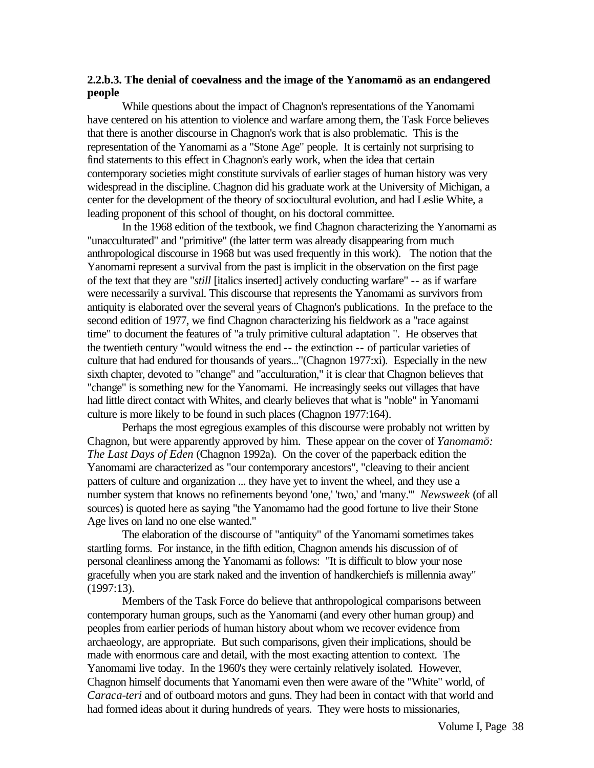### 2.2.b.3. The denial of coevalness and the image of the Yanomamö as an endangered people

While questions about the impact of Chagnon's representations of the Yanomami have centered on his attention to violence and warfare among them, the Task Force believes that there is another discourse in Chagnon's work that is also problematic. This is the representation of the Yanomami as a "Stone Age" people. It is certainly not surprising to find statements to this effect in Chagnon's early work, when the idea that certain contemporary societies might constitute survivals of earlier stages of human history was very widespread in the discipline. Chagnon did his graduate work at the University of Michigan, a center for the development of the theory of sociocultural evolution, and had Leslie White, a leading proponent of this school of thought, on his doctoral committee.

In the 1968 edition of the textbook, we find Chagnon characterizing the Yanomami as "unacculturated" and "primitive" (the latter term was already disappearing from much anthropological discourse in 1968 but was used frequently in this work). The notion that the Yanomami represent a survival from the past is implicit in the observation on the first page of the text that they are "*still* [italics inserted] actively conducting warfare" -- as if warfare were necessarily a survival. This discourse that represents the Yanomami as survivors from antiquity is elaborated over the several years of Chagnon's publications. In the preface to the second edition of 1977, we find Chagnon characterizing his fieldwork as a "race against time" to document the features of "a truly primitive cultural adaptation ". He observes that the twentieth century "would witness the end -- the extinction -- of particular varieties of culture that had endured for thousands of years..."(Chagnon 1977:xi). Especially in the new sixth chapter, devoted to "change" and "acculturation," it is clear that Chagnon believes that "change" is something new for the Yanomami. He increasingly seeks out villages that have had little direct contact with Whites, and clearly believes that what is "noble" in Yanomami culture is more likely to be found in such places (Chagnon 1977:164).

Perhaps the most egregious examples of this discourse were probably not written by Chagnon, but were apparently approved by him. These appear on the cover of *Yanomamö: The Last Days of Eden* (Chagnon 1992a). On the cover of the paperback edition the Yanomami are characterized as "our contemporary ancestors", "cleaving to their ancient patters of culture and organization ... they have yet to invent the wheel, and they use a number system that knows no refinements beyond 'one,' 'two,' and 'many.'" *Newsweek* (of all sources) is quoted here as saying "the Yanomamo had the good fortune to live their Stone Age lives on land no one else wanted."

The elaboration of the discourse of "antiquity" of the Yanomami sometimes takes startling forms. For instance, in the fifth edition, Chagnon amends his discussion of of personal cleanliness among the Yanomami as follows: "It is difficult to blow your nose gracefully when you are stark naked and the invention of handkerchiefs is millennia away" (1997:13).

Members of the Task Force do believe that anthropological comparisons between contemporary human groups, such as the Yanomami (and every other human group) and peoples from earlier periods of human history about whom we recover evidence from archaeology, are appropriate. But such comparisons, given their implications, should be made with enormous care and detail, with the most exacting attention to context. The Yanomami live today. In the 1960's they were certainly relatively isolated. However, Chagnon himself documents that Yanomami even then were aware of the "White" world, of *Caraca-teri* and of outboard motors and guns. They had been in contact with that world and had formed ideas about it during hundreds of years. They were hosts to missionaries,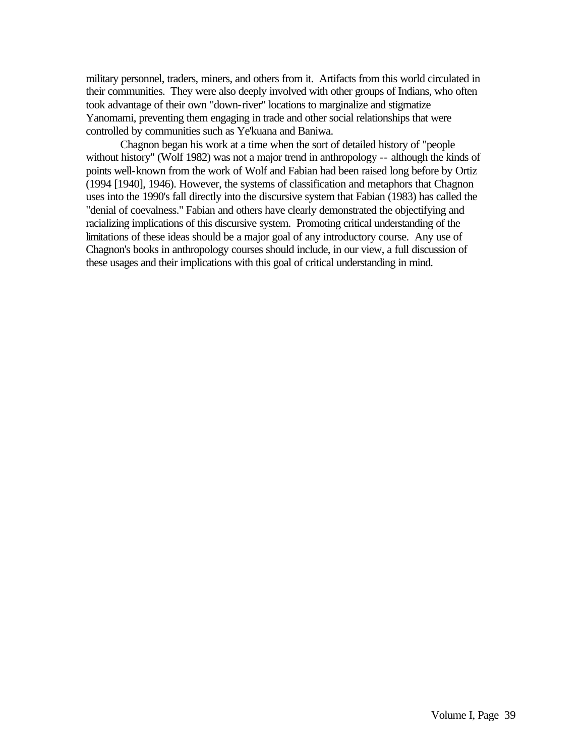military personnel, traders, miners, and others from it. Artifacts from this world circulated in their communities. They were also deeply involved with other groups of Indians, who often took advantage of their own "down-river" locations to marginalize and stigmatize Yanomami, preventing them engaging in trade and other social relationships that were controlled by communities such as Ye'kuana and Baniwa.

Chagnon began his work at a time when the sort of detailed history of "people without history" (Wolf 1982) was not a major trend in anthropology -- although the kinds of points well-known from the work of Wolf and Fabian had been raised long before by Ortiz (1994 [1940], 1946). However, the systems of classification and metaphors that Chagnon uses into the 1990's fall directly into the discursive system that Fabian (1983) has called the "denial of coevalness." Fabian and others have clearly demonstrated the objectifying and racializing implications of this discursive system. Promoting critical understanding of the limitations of these ideas should be a major goal of any introductory course. Any use of Chagnon's books in anthropology courses should include, in our view, a full discussion of these usages and their implications with this goal of critical understanding in mind.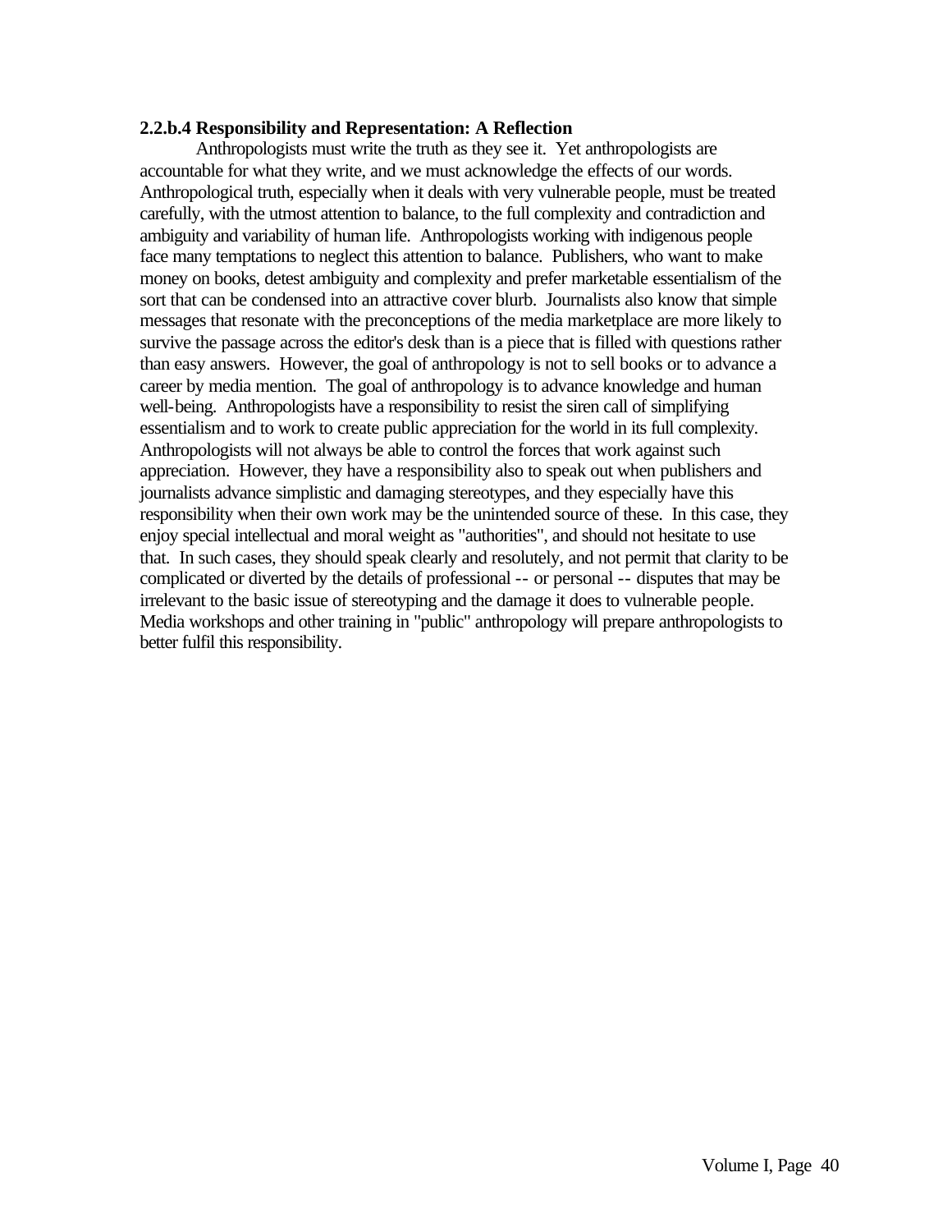**2.2.b.4 Responsibility and Representation: A Reflection**

Anthropologists must write the truth as they see it. Yet anthropologists are accountable for what they write, and we must acknowledge the effects of our words. Anthropological truth, especially when it deals with very vulnerable people, must be treated carefully, with the utmost attention to balance, to the full complexity and contradiction and ambiguity and variability of human life. Anthropologists working with indigenous people face many temptations to neglect this attention to balance. Publishers, who want to make money on books, detest ambiguity and complexity and prefer marketable essentialism of the sort that can be condensed into an attractive cover blurb. Journalists also know that simple messages that resonate with the preconceptions of the media marketplace are more likely to survive the passage across the editor's desk than is a piece that is filled with questions rather than easy answers. However, the goal of anthropology is not to sell books or to advance a career by media mention. The goal of anthropology is to advance knowledge and human well-being. Anthropologists have a responsibility to resist the siren call of simplifying essentialism and to work to create public appreciation for the world in its full complexity. Anthropologists will not always be able to control the forces that work against such appreciation. However, they have a responsibility also to speak out when publishers and journalists advance simplistic and damaging stereotypes, and they especially have this responsibility when their own work may be the unintended source of these. In this case, they enjoy special intellectual and moral weight as "authorities", and should not hesitate to use that. In such cases, they should speak clearly and resolutely, and not permit that clarity to be complicated or diverted by the details of professional -- or personal -- disputes that may be irrelevant to the basic issue of stereotyping and the damage it does to vulnerable people. Media workshops and other training in "public" anthropology will prepare anthropologists to better fulfil this responsibility.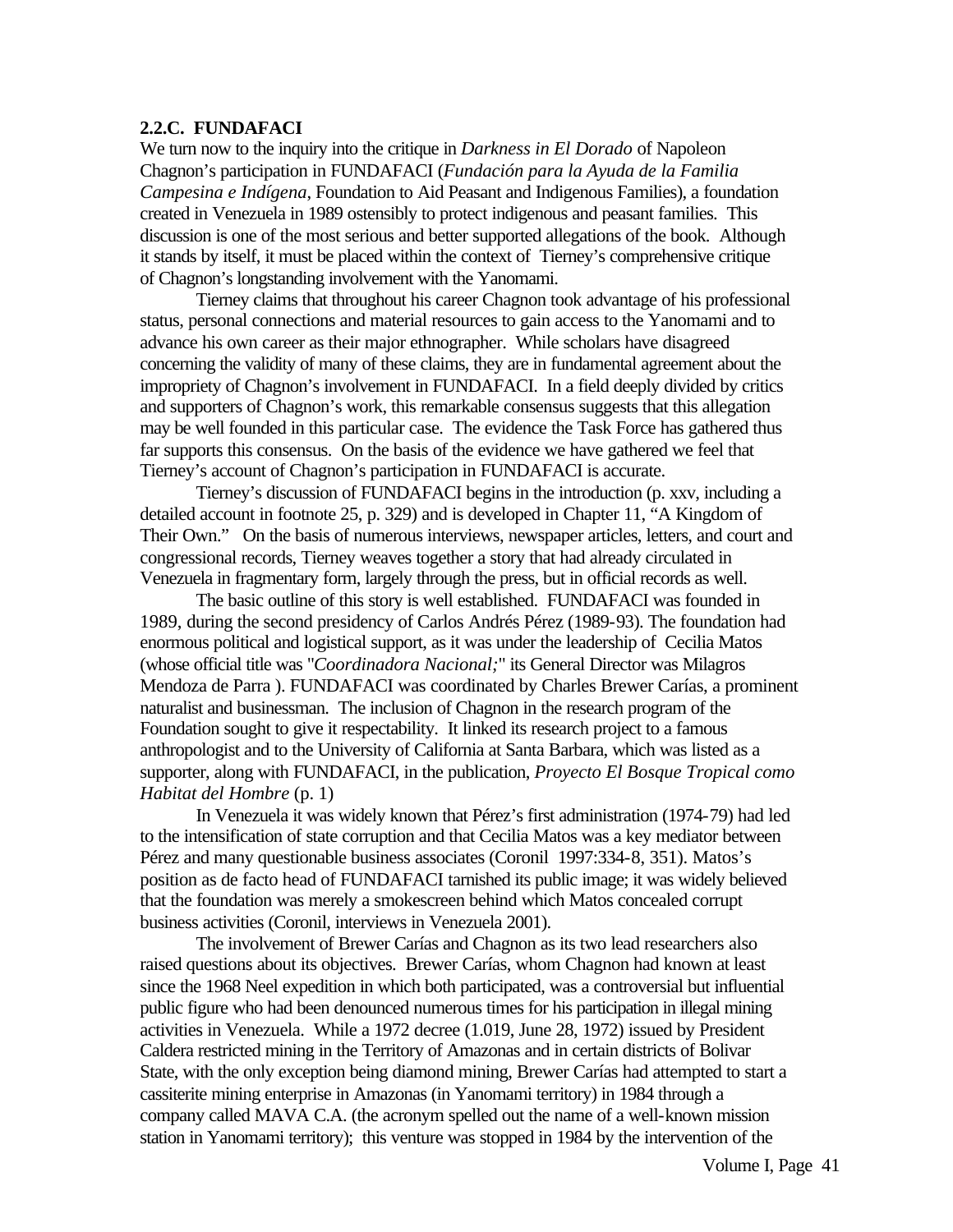### 2.2.C. FUNDAFACI

We turn now to the inquiry into the critique in *Darkness in El Dorado* of Napoleon Chagnon's participation in FUNDAFACI (*Fundación para la Ayuda de la Familia Campesina e Indígena*, Foundation to Aid Peasant and Indigenous Families), a foundation created in Venezuela in 1989 ostensibly to protect indigenous and peasant families. This discussion is one of the most serious and better supported allegations of the book. Although it stands by itself, it must be placed within the context of Tierney's comprehensive critique of Chagnon's longstanding involvement with the Yanomami.

Tierney claims that throughout his career Chagnon took advantage of his professional status, personal connections and material resources to gain access to the Yanomami and to advance his own career as their major ethnographer. While scholars have disagreed concerning the validity of many of these claims, they are in fundamental agreement about the impropriety of Chagnon's involvement in FUNDAFACI. In a field deeply divided by critics and supporters of Chagnon's work, this remarkable consensus suggests that this allegation may be well founded in this particular case. The evidence the Task Force has gathered thus far supports this consensus. On the basis of the evidence we have gathered we feel that Tierney's account of Chagnon's participation in FUNDAFACI is accurate.

Tierney's discussion of FUNDAFACI begins in the introduction (p. xxv, including a detailed account in footnote 25, p. 329) and is developed in Chapter 11, "A Kingdom of Their Own." On the basis of numerous interviews, newspaper articles, letters, and court and congressional records, Tierney weaves together a story that had already circulated in Venezuela in fragmentary form, largely through the press, but in official records as well.

The basic outline of this story is well established. FUNDAFACI was founded in 1989, during the second presidency of Carlos Andrés Pérez (1989-93). The foundation had enormous political and logistical support, as it was under the leadership of Cecilia Matos (whose official title was "*Coordinadora Nacional;*" its General Director was Milagros Mendoza de Parra ). FUNDAFACI was coordinated by Charles Brewer Carías, a prominent naturalist and businessman. The inclusion of Chagnon in the research program of the Foundation sought to give it respectability. It linked its research project to a famous anthropologist and to the University of California at Santa Barbara, which was listed as a supporter, along with FUNDAFACI, in the publication, *Proyecto El Bosque Tropical como Habitat del Hombre* (p. 1)

In Venezuela it was widely known that Pérez's first administration (1974-79) had led to the intensification of state corruption and that Cecilia Matos was a key mediator between Pérez and many questionable business associates (Coronil 1997:334-8, 351). Matos's position as de facto head of FUNDAFACI tarnished its public image; it was widely believed that the foundation was merely a smokescreen behind which Matos concealed corrupt business activities (Coronil, interviews in Venezuela 2001).

The involvement of Brewer Carías and Chagnon as its two lead researchers also raised questions about its objectives. Brewer Carías, whom Chagnon had known at least since the 1968 Neel expedition in which both participated, was a controversial but influential public figure who had been denounced numerous times for his participation in illegal mining activities in Venezuela. While a 1972 decree (1.019, June 28, 1972) issued by President Caldera restricted mining in the Territory of Amazonas and in certain districts of Bolivar State, with the only exception being diamond mining, Brewer Carías had attempted to start a cassiterite mining enterprise in Amazonas (in Yanomami territory) in 1984 through a company called MAVA C.A. (the acronym spelled out the name of a well-known mission station in Yanomami territory); this venture was stopped in 1984 by the intervention of the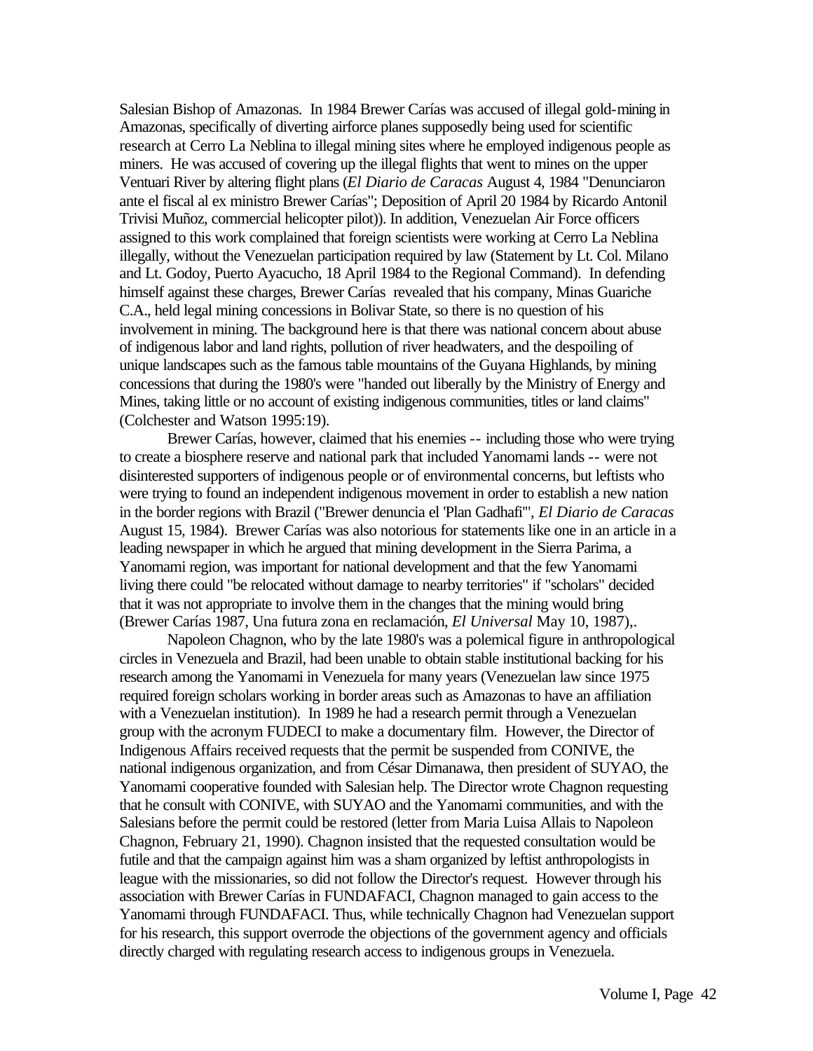Salesian Bishop of Amazonas. In 1984 Brewer Carías was accused of illegal gold-mining in Amazonas, specifically of diverting airforce planes supposedly being used for scientific research at Cerro La Neblina to illegal mining sites where he employed indigenous people as miners. He was accused of covering up the illegal flights that went to mines on the upper Ventuari River by altering flight plans (*El Diario de Caracas* August 4, 1984 "Denunciaron ante el fiscal al ex ministro Brewer Carías"; Deposition of April 20 1984 by Ricardo Antonil Trivisi Muñoz, commercial helicopter pilot)). In addition, Venezuelan Air Force officers assigned to this work complained that foreign scientists were working at Cerro La Neblina illegally, without the Venezuelan participation required by law (Statement by Lt. Col. Milano and Lt. Godoy, Puerto Ayacucho, 18 April 1984 to the Regional Command). In defending himself against these charges, Brewer Carías revealed that his company, Minas Guariche C.A., held legal mining concessions in Bolivar State, so there is no question of his involvement in mining. The background here is that there was national concern about abuse of indigenous labor and land rights, pollution of river headwaters, and the despoiling of unique landscapes such as the famous table mountains of the Guyana Highlands, by mining concessions that during the 1980's were "handed out liberally by the Ministry of Energy and Mines, taking little or no account of existing indigenous communities, titles or land claims" (Colchester and Watson 1995:19).

Brewer Carías, however, claimed that his enemies -- including those who were trying to create a biosphere reserve and national park that included Yanomami lands -- were not disinterested supporters of indigenous people or of environmental concerns, but leftists who were trying to found an independent indigenous movement in order to establish a new nation in the border regions with Brazil ("Brewer denuncia el 'Plan Gadhafi'", *El Diario de Caracas* August 15, 1984). Brewer Carías was also notorious for statements like one in an article in a leading newspaper in which he argued that mining development in the Sierra Parima, a Yanomami region, was important for national development and that the few Yanomami living there could "be relocated without damage to nearby territories" if "scholars" decided that it was not appropriate to involve them in the changes that the mining would bring (Brewer Carías 1987, Una futura zona en reclamación, *El Universal* May 10, 1987),.

Napoleon Chagnon, who by the late 1980's was a polemical figure in anthropological circles in Venezuela and Brazil, had been unable to obtain stable institutional backing for his research among the Yanomami in Venezuela for many years (Venezuelan law since 1975 required foreign scholars working in border areas such as Amazonas to have an affiliation with a Venezuelan institution). In 1989 he had a research permit through a Venezuelan group with the acronym FUDECI to make a documentary film. However, the Director of Indigenous Affairs received requests that the permit be suspended from CONIVE, the national indigenous organization, and from César Dimanawa, then president of SUYAO, the Yanomami cooperative founded with Salesian help. The Director wrote Chagnon requesting that he consult with CONIVE, with SUYAO and the Yanomami communities, and with the Salesians before the permit could be restored (letter from Maria Luisa Allais to Napoleon Chagnon, February 21, 1990). Chagnon insisted that the requested consultation would be futile and that the campaign against him was a sham organized by leftist anthropologists in league with the missionaries, so did not follow the Director's request. However through his association with Brewer Carías in FUNDAFACI, Chagnon managed to gain access to the Yanomami through FUNDAFACI. Thus, while technically Chagnon had Venezuelan support for his research, this support overrode the objections of the government agency and officials directly charged with regulating research access to indigenous groups in Venezuela.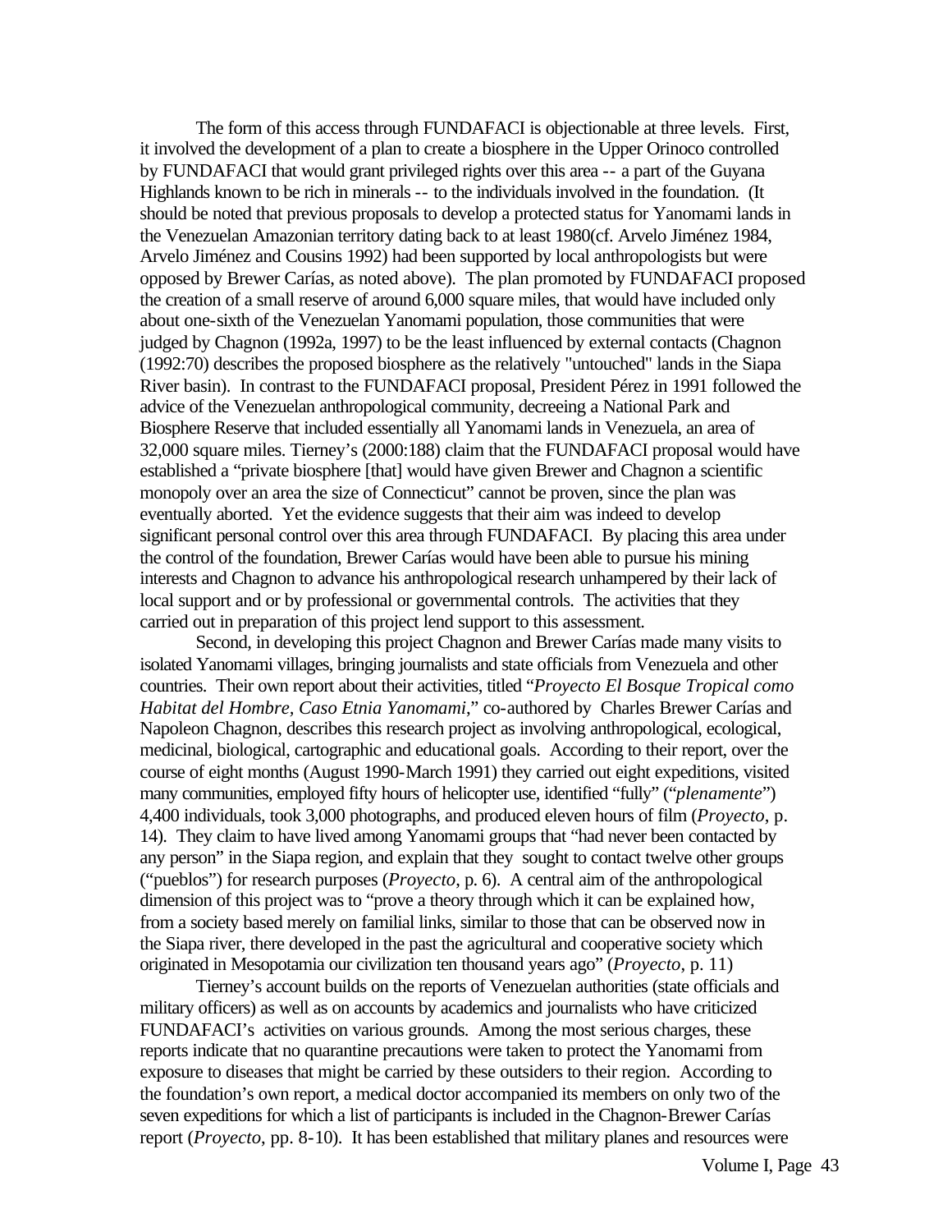The form of this access through FUNDAFACI is objectionable at three levels. First, it involved the development of a plan to create a biosphere in the Upper Orinoco controlled by FUNDAFACI that would grant privileged rights over this area -- a part of the Guyana Highlands known to be rich in minerals -- to the individuals involved in the foundation. (It should be noted that previous proposals to develop a protected status for Yanomami lands in the Venezuelan Amazonian territory dating back to at least 1980(cf. Arvelo Jiménez 1984, Arvelo Jiménez and Cousins 1992) had been supported by local anthropologists but were opposed by Brewer Carías, as noted above). The plan promoted by FUNDAFACI proposed the creation of a small reserve of around 6,000 square miles, that would have included only about one-sixth of the Venezuelan Yanomami population, those communities that were judged by Chagnon (1992a, 1997) to be the least influenced by external contacts (Chagnon (1992:70) describes the proposed biosphere as the relatively "untouched" lands in the Siapa River basin). In contrast to the FUNDAFACI proposal, President Pérez in 1991 followed the advice of the Venezuelan anthropological community, decreeing a National Park and Biosphere Reserve that included essentially all Yanomami lands in Venezuela, an area of 32,000 square miles. Tierney's (2000:188) claim that the FUNDAFACI proposal would have established a "private biosphere [that] would have given Brewer and Chagnon a scientific monopoly over an area the size of Connecticut" cannot be proven, since the plan was eventually aborted. Yet the evidence suggests that their aim was indeed to develop significant personal control over this area through FUNDAFACI. By placing this area under the control of the foundation, Brewer Carías would have been able to pursue his mining interests and Chagnon to advance his anthropological research unhampered by their lack of local support and or by professional or governmental controls. The activities that they carried out in preparation of this project lend support to this assessment.

Second, in developing this project Chagnon and Brewer Carías made many visits to isolated Yanomami villages, bringing journalists and state officials from Venezuela and other countries. Their own report about their activities, titled "*Proyecto El Bosque Tropical como Habitat del Hombre, Caso Etnia Yanomami*," co-authored by Charles Brewer Carías and Napoleon Chagnon, describes this research project as involving anthropological, ecological, medicinal, biological, cartographic and educational goals. According to their report, over the course of eight months (August 1990-March 1991) they carried out eight expeditions, visited many communities, employed fifty hours of helicopter use, identified "fully" ("*plenamente*") 4,400 individuals, took 3,000 photographs, and produced eleven hours of film (*Proyecto*, p. 14). They claim to have lived among Yanomami groups that "had never been contacted by any person" in the Siapa region, and explain that they sought to contact twelve other groups ("pueblos") for research purposes (*Proyecto*, p. 6). A central aim of the anthropological dimension of this project was to "prove a theory through which it can be explained how, from a society based merely on familial links, similar to those that can be observed now in the Siapa river, there developed in the past the agricultural and cooperative society which originated in Mesopotamia our civilization ten thousand years ago" (*Proyecto*, p. 11)

Tierney's account builds on the reports of Venezuelan authorities (state officials and military officers) as well as on accounts by academics and journalists who have criticized FUNDAFACI's activities on various grounds. Among the most serious charges, these reports indicate that no quarantine precautions were taken to protect the Yanomami from exposure to diseases that might be carried by these outsiders to their region. According to the foundation's own report, a medical doctor accompanied its members on only two of the seven expeditions for which a list of participants is included in the Chagnon-Brewer Carías report (*Proyecto*, pp. 8-10). It has been established that military planes and resources were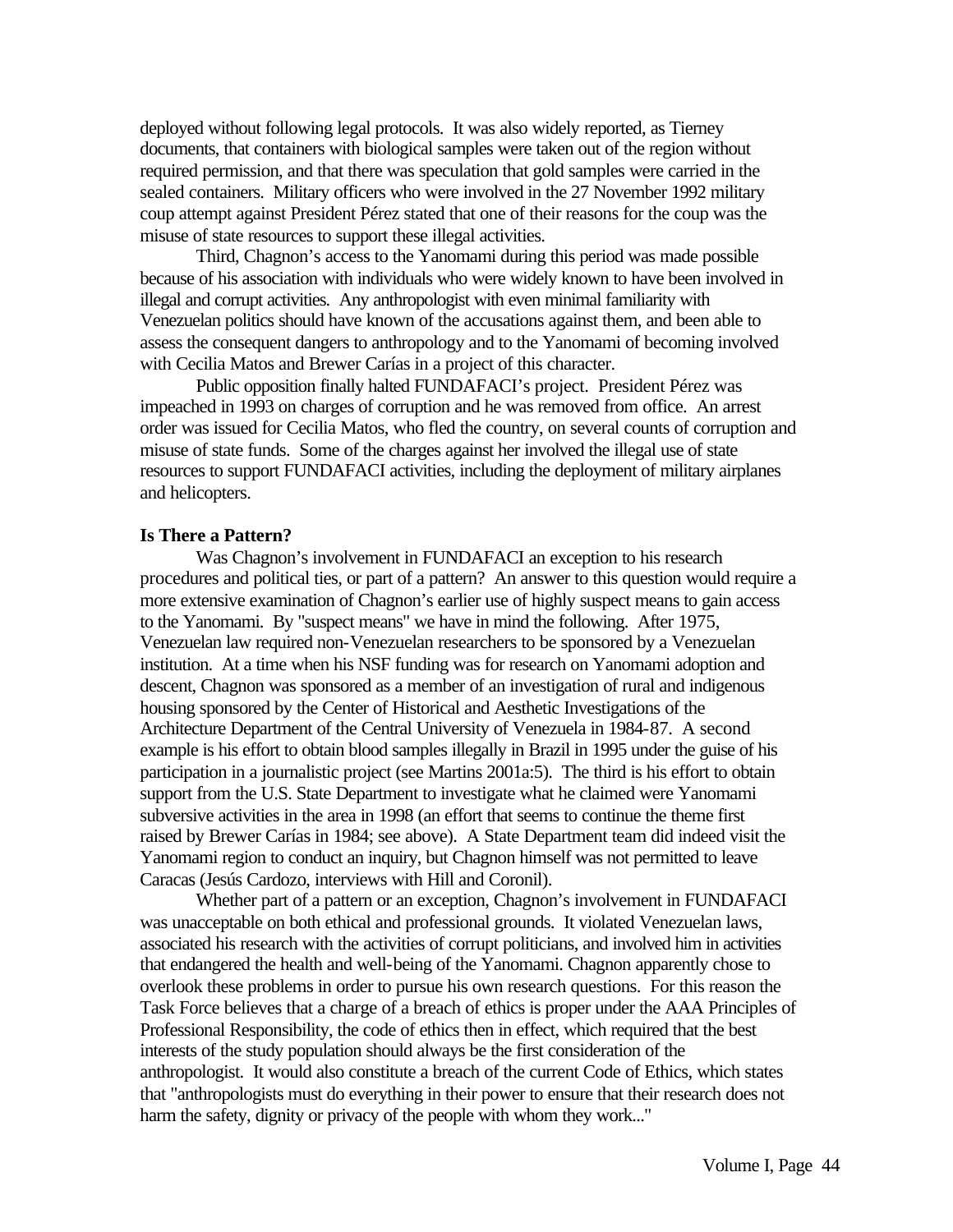deployed without following legal protocols. It was also widely reported, as Tierney documents, that containers with biological samples were taken out of the region without required permission, and that there was speculation that gold samples were carried in the sealed containers. Military officers who were involved in the 27 November 1992 military coup attempt against President Pérez stated that one of their reasons for the coup was the misuse of state resources to support these illegal activities.

Third, Chagnon's access to the Yanomami during this period was made possible because of his association with individuals who were widely known to have been involved in illegal and corrupt activities. Any anthropologist with even minimal familiarity with Venezuelan politics should have known of the accusations against them, and been able to assess the consequent dangers to anthropology and to the Yanomami of becoming involved with Cecilia Matos and Brewer Carías in a project of this character.

Public opposition finally halted FUNDAFACI's project. President Pérez was impeached in 1993 on charges of corruption and he was removed from office. An arrest order was issued for Cecilia Matos, who fled the country, on several counts of corruption and misuse of state funds. Some of the charges against her involved the illegal use of state resources to support FUNDAFACI activities, including the deployment of military airplanes and helicopters.

**Is There a Pattern?**

Was Chagnon's involvement in FUNDAFACI an exception to his research procedures and political ties, or part of a pattern? An answer to this question would require a more extensive examination of Chagnon's earlier use of highly suspect means to gain access to the Yanomami. By "suspect means" we have in mind the following. After 1975, Venezuelan law required non-Venezuelan researchers to be sponsored by a Venezuelan institution. At a time when his NSF funding was for research on Yanomami adoption and descent, Chagnon was sponsored as a member of an investigation of rural and indigenous housing sponsored by the Center of Historical and Aesthetic Investigations of the Architecture Department of the Central University of Venezuela in 1984-87. A second example is his effort to obtain blood samples illegally in Brazil in 1995 under the guise of his participation in a journalistic project (see Martins 2001a:5). The third is his effort to obtain support from the U.S. State Department to investigate what he claimed were Yanomami subversive activities in the area in 1998 (an effort that seems to continue the theme first raised by Brewer Carías in 1984; see above). A State Department team did indeed visit the Yanomami region to conduct an inquiry, but Chagnon himself was not permitted to leave Caracas (Jesús Cardozo, interviews with Hill and Coronil).

Whether part of a pattern or an exception, Chagnon's involvement in FUNDAFACI was unacceptable on both ethical and professional grounds. It violated Venezuelan laws, associated his research with the activities of corrupt politicians, and involved him in activities that endangered the health and well-being of the Yanomami. Chagnon apparently chose to overlook these problems in order to pursue his own research questions. For this reason the Task Force believes that a charge of a breach of ethics is proper under the AAA Principles of Professional Responsibility, the code of ethics then in effect, which required that the best interests of the study population should always be the first consideration of the anthropologist. It would also constitute a breach of the current Code of Ethics, which states that "anthropologists must do everything in their power to ensure that their research does not harm the safety, dignity or privacy of the people with whom they work..."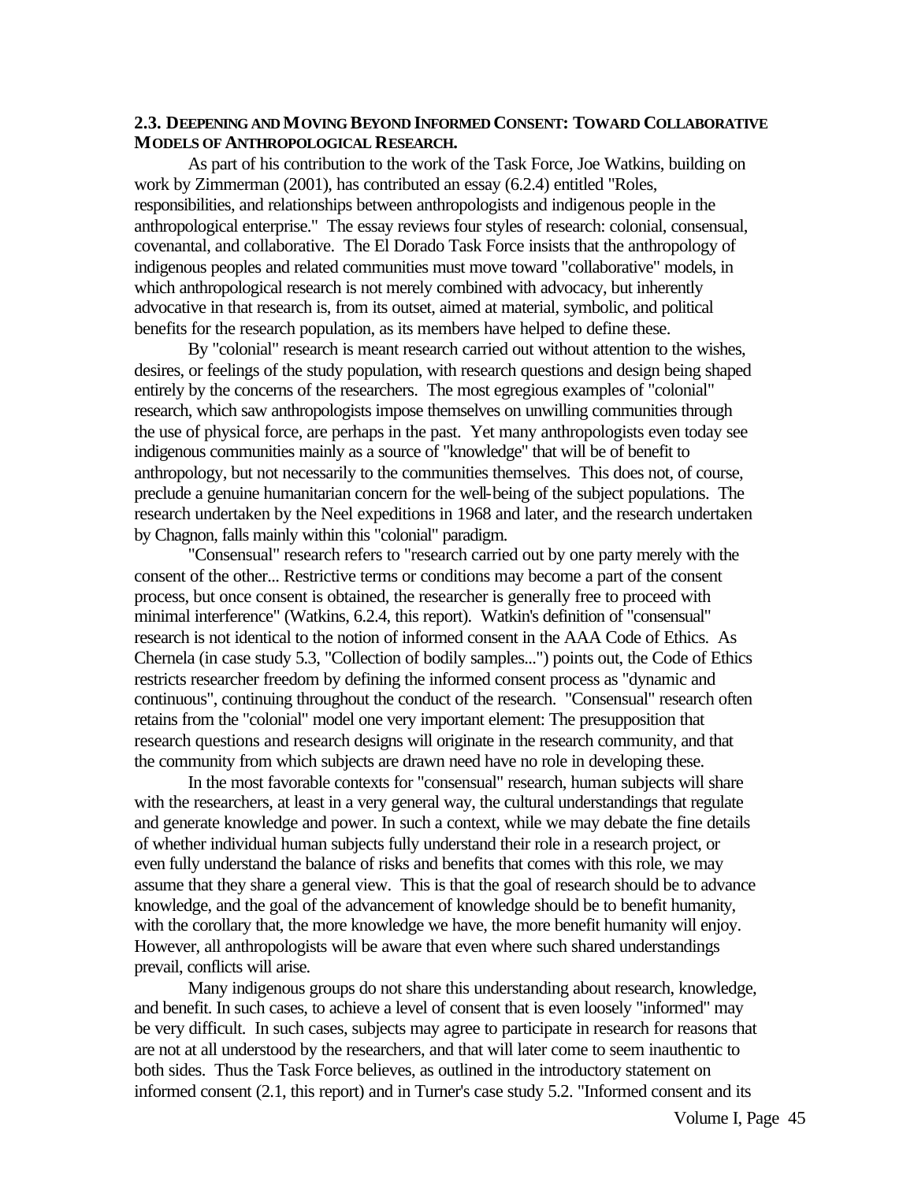### 2.3. DEEPENING AND MOVING BEYOND INFORMED CONSENT: TOWARD COLLABORATIVE MODELS OF ANTHROPOLOGICAL RESEARCH.

As part of his contribution to the work of the Task Force, Joe Watkins, building on work by Zimmerman (2001), has contributed an essay (6.2.4) entitled "Roles, responsibilities, and relationships between anthropologists and indigenous people in the anthropological enterprise." The essay reviews four styles of research: colonial, consensual, covenantal, and collaborative. The El Dorado Task Force insists that the anthropology of indigenous peoples and related communities must move toward "collaborative" models, in which anthropological research is not merely combined with advocacy, but inherently advocative in that research is, from its outset, aimed at material, symbolic, and political benefits for the research population, as its members have helped to define these.

By "colonial" research is meant research carried out without attention to the wishes, desires, or feelings of the study population, with research questions and design being shaped entirely by the concerns of the researchers. The most egregious examples of "colonial" research, which saw anthropologists impose themselves on unwilling communities through the use of physical force, are perhaps in the past. Yet many anthropologists even today see indigenous communities mainly as a source of "knowledge" that will be of benefit to anthropology, but not necessarily to the communities themselves. This does not, of course, preclude a genuine humanitarian concern for the well-being of the subject populations. The research undertaken by the Neel expeditions in 1968 and later, and the research undertaken by Chagnon, falls mainly within this "colonial" paradigm.

"Consensual" research refers to "research carried out by one party merely with the consent of the other... Restrictive terms or conditions may become a part of the consent process, but once consent is obtained, the researcher is generally free to proceed with minimal interference" (Watkins, 6.2.4, this report). Watkin's definition of "consensual" research is not identical to the notion of informed consent in the AAA Code of Ethics. As Chernela (in case study 5.3, "Collection of bodily samples...") points out, the Code of Ethics restricts researcher freedom by defining the informed consent process as "dynamic and continuous", continuing throughout the conduct of the research. "Consensual" research often retains from the "colonial" model one very important element: The presupposition that research questions and research designs will originate in the research community, and that the community from which subjects are drawn need have no role in developing these.

In the most favorable contexts for "consensual" research, human subjects will share with the researchers, at least in a very general way, the cultural understandings that regulate and generate knowledge and power. In such a context, while we may debate the fine details of whether individual human subjects fully understand their role in a research project, or even fully understand the balance of risks and benefits that comes with this role, we may assume that they share a general view. This is that the goal of research should be to advance knowledge, and the goal of the advancement of knowledge should be to benefit humanity, with the corollary that, the more knowledge we have, the more benefit humanity will enjoy. However, all anthropologists will be aware that even where such shared understandings prevail, conflicts will arise.

Many indigenous groups do not share this understanding about research, knowledge, and benefit. In such cases, to achieve a level of consent that is even loosely "informed" may be very difficult. In such cases, subjects may agree to participate in research for reasons that are not at all understood by the researchers, and that will later come to seem inauthentic to both sides. Thus the Task Force believes, as outlined in the introductory statement on informed consent (2.1, this report) and in Turner's case study 5.2. "Informed consent and its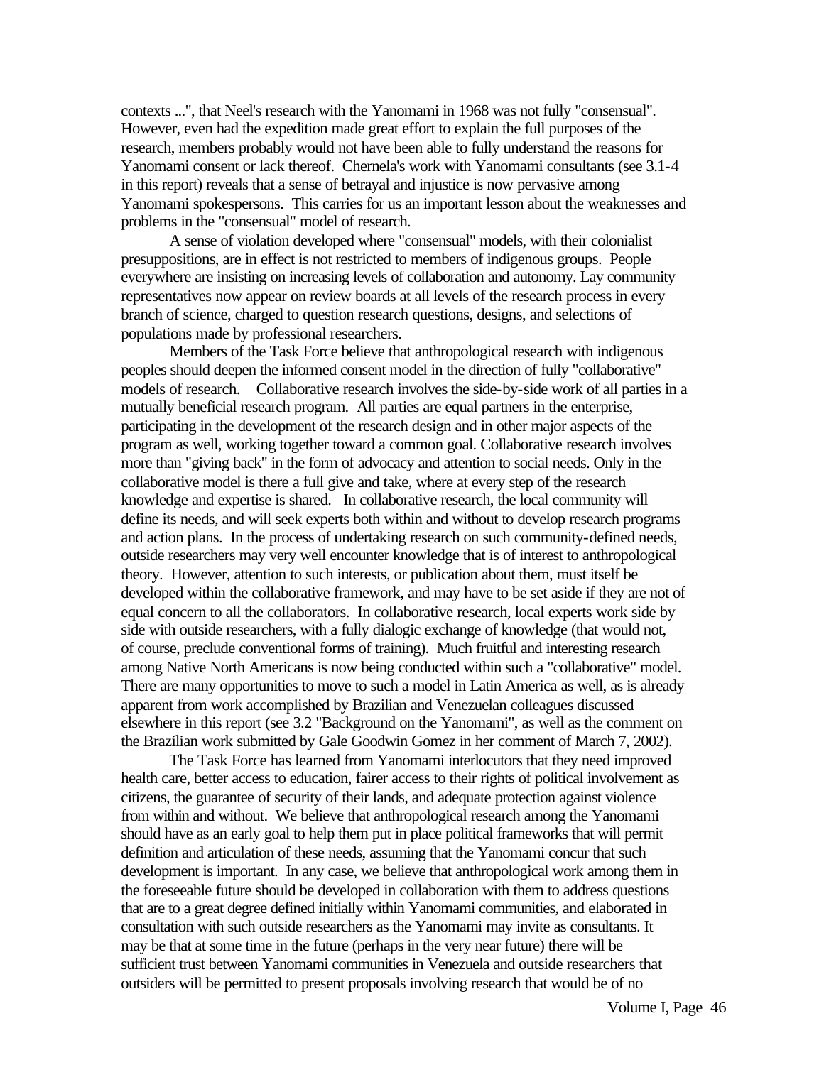contexts ...", that Neel's research with the Yanomami in 1968 was not fully "consensual". However, even had the expedition made great effort to explain the full purposes of the research, members probably would not have been able to fully understand the reasons for Yanomami consent or lack thereof. Chernela's work with Yanomami consultants (see 3.1-4 in this report) reveals that a sense of betrayal and injustice is now pervasive among Yanomami spokespersons. This carries for us an important lesson about the weaknesses and problems in the "consensual" model of research.

A sense of violation developed where "consensual" models, with their colonialist presuppositions, are in effect is not restricted to members of indigenous groups. People everywhere are insisting on increasing levels of collaboration and autonomy. Lay community representatives now appear on review boards at all levels of the research process in every branch of science, charged to question research questions, designs, and selections of populations made by professional researchers.

Members of the Task Force believe that anthropological research with indigenous peoples should deepen the informed consent model in the direction of fully "collaborative" models of research. Collaborative research involves the side-by-side work of all parties in a mutually beneficial research program. All parties are equal partners in the enterprise, participating in the development of the research design and in other major aspects of the program as well, working together toward a common goal. Collaborative research involves more than "giving back" in the form of advocacy and attention to social needs. Only in the collaborative model is there a full give and take, where at every step of the research knowledge and expertise is shared. In collaborative research, the local community will define its needs, and will seek experts both within and without to develop research programs and action plans. In the process of undertaking research on such community-defined needs, outside researchers may very well encounter knowledge that is of interest to anthropological theory. However, attention to such interests, or publication about them, must itself be developed within the collaborative framework, and may have to be set aside if they are not of equal concern to all the collaborators. In collaborative research, local experts work side by side with outside researchers, with a fully dialogic exchange of knowledge (that would not, of course, preclude conventional forms of training). Much fruitful and interesting research among Native North Americans is now being conducted within such a "collaborative" model. There are many opportunities to move to such a model in Latin America as well, as is already apparent from work accomplished by Brazilian and Venezuelan colleagues discussed elsewhere in this report (see 3.2 "Background on the Yanomami", as well as the comment on the Brazilian work submitted by Gale Goodwin Gomez in her comment of March 7, 2002).

The Task Force has learned from Yanomami interlocutors that they need improved health care, better access to education, fairer access to their rights of political involvement as citizens, the guarantee of security of their lands, and adequate protection against violence from within and without. We believe that anthropological research among the Yanomami should have as an early goal to help them put in place political frameworks that will permit definition and articulation of these needs, assuming that the Yanomami concur that such development is important. In any case, we believe that anthropological work among them in the foreseeable future should be developed in collaboration with them to address questions that are to a great degree defined initially within Yanomami communities, and elaborated in consultation with such outside researchers as the Yanomami may invite as consultants. It may be that at some time in the future (perhaps in the very near future) there will be sufficient trust between Yanomami communities in Venezuela and outside researchers that outsiders will be permitted to present proposals involving research that would be of no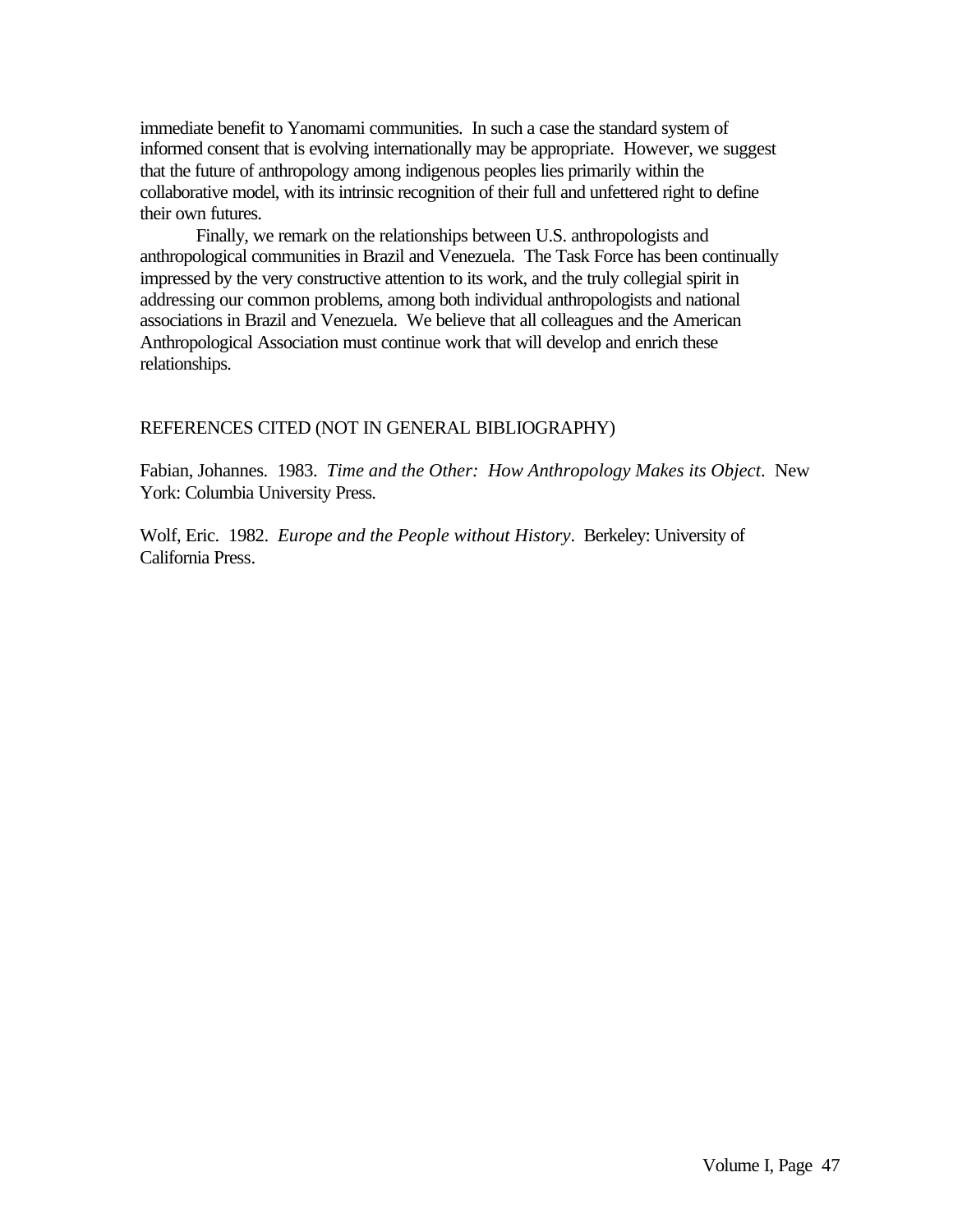immediate benefit to Yanomami communities. In such a case the standard system of informed consent that is evolving internationally may be appropriate. However, we suggest that the future of anthropology among indigenous peoples lies primarily within the collaborative model, with its intrinsic recognition of their full and unfettered right to define their own futures.

Finally, we remark on the relationships between U.S. anthropologists and anthropological communities in Brazil and Venezuela. The Task Force has been continually impressed by the very constructive attention to its work, and the truly collegial spirit in addressing our common problems, among both individual anthropologists and national associations in Brazil and Venezuela. We believe that all colleagues and the American Anthropological Association must continue work that will develop and enrich these relationships.

REFERENCES CITED (NOT IN GENERAL BIBLIOGRAPHY)

Fabian, Johannes. 1983. *Time and the Other: How Anthropology Makes its Object*. New York: Columbia University Press.

Wolf, Eric. 1982. *Europe and the People without History*. Berkeley: University of California Press.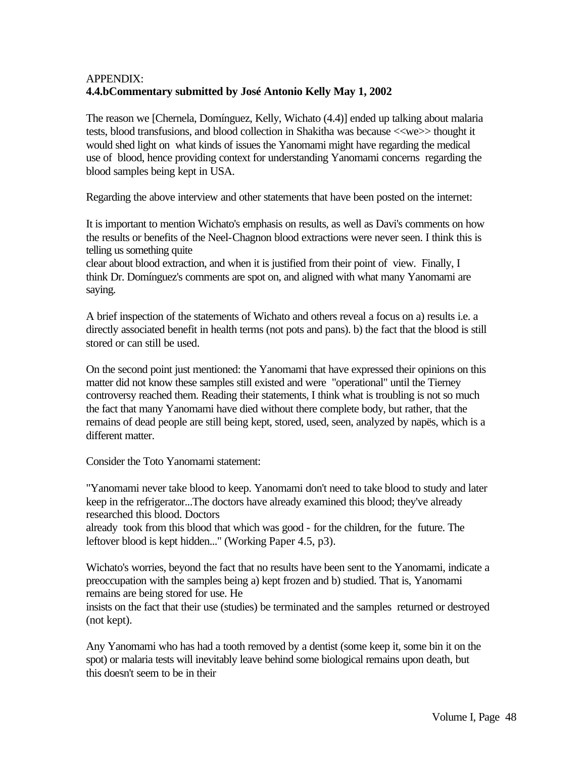APPENDIX:
**4.4.bCommentary submitted by José Antonio Kelly May 1, 2002**

The reason we [Chernela, Domínguez, Kelly, Wichato (4.4)] ended up talking about malaria tests, blood transfusions, and blood collection in Shakitha was because <<we>> thought it would shed light on what kinds of issues the Yanomami might have regarding the medical use of blood, hence providing context for understanding Yanomami concerns regarding the blood samples being kept in USA.

Regarding the above interview and other statements that have been posted on the internet:

It is important to mention Wichato's emphasis on results, as well as Davi's comments on how the results or benefits of the Neel-Chagnon blood extractions were never seen. I think this is telling us something quite clear about blood extraction, and when it is justified from their point of view. Finally, I think Dr. Domínguez's comments are spot on, and aligned with what many Yanomami are saying.

A brief inspection of the statements of Wichato and others reveal a focus on a) results i.e. a directly associated benefit in health terms (not pots and pans). b) the fact that the blood is still stored or can still be used.

On the second point just mentioned: the Yanomami that have expressed their opinions on this matter did not know these samples still existed and were "operational" until the Tierney controversy reached them. Reading their statements, I think what is troubling is not so much the fact that many Yanomami have died without there complete body, but rather, that the remains of dead people are still being kept, stored, used, seen, analyzed by napë̈s, which is a different matter.

Consider the Toto Yanomami statement:

"Yanomami never take blood to keep. Yanomami don't need to take blood to study and later keep in the refrigerator...The doctors have already examined this blood; they've already researched this blood. Doctors already took from this blood that which was good - for the children, for the future. The leftover blood is kept hidden..." (Working Paper 4.5, p3).

Wichato's worries, beyond the fact that no results have been sent to the Yanomami, indicate a preoccupation with the samples being a) kept frozen and b) studied. That is, Yanomami remains are being stored for use. He insists on the fact that their use (studies) be terminated and the samples returned or destroyed (not kept).

Any Yanomami who has had a tooth removed by a dentist (some keep it, some bin it on the spot) or malaria tests will inevitably leave behind some biological remains upon death, but this doesn't seem to be in their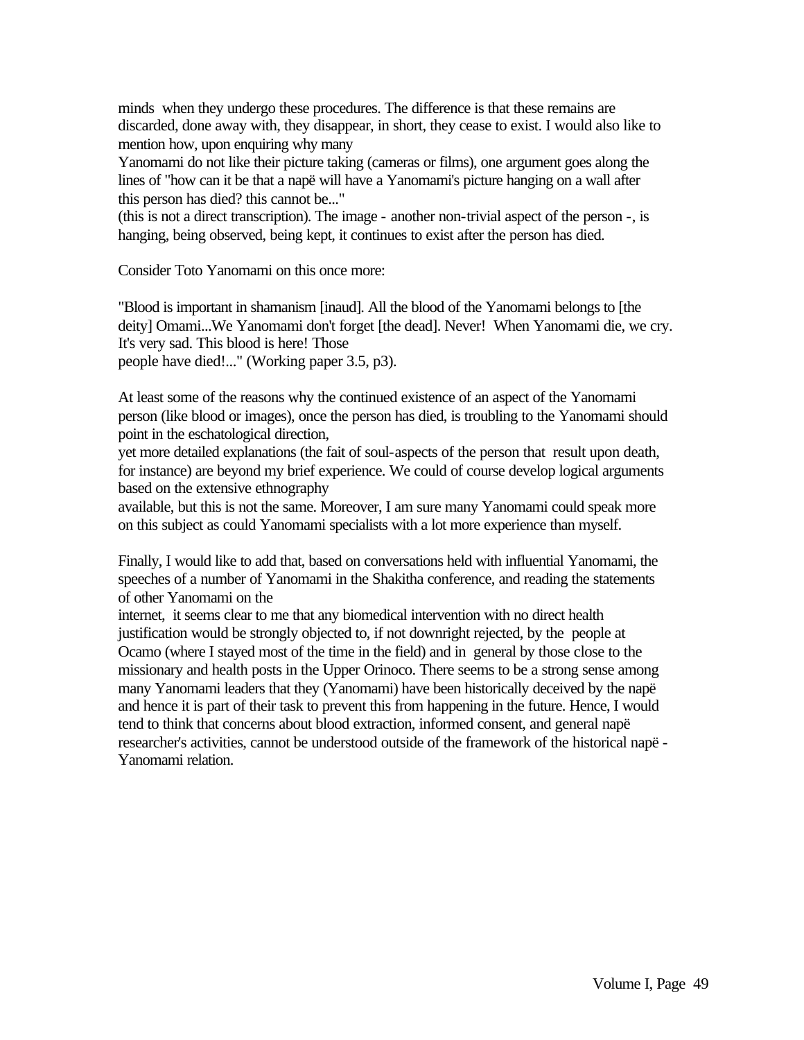minds when they undergo these procedures. The difference is that these remains are discarded, done away with, they disappear, in short, they cease to exist. I would also like to mention how, upon enquiring why many Yanomami do not like their picture taking (cameras or films), one argument goes along the lines of "how can it be that a napë will have a Yanomami's picture hanging on a wall after this person has died? this cannot be..." (this is not a direct transcription). The image - another non-trivial aspect of the person -, is hanging, being observed, being kept, it continues to exist after the person has died.

Consider Toto Yanomami on this once more:

"Blood is important in shamanism [inaud]. All the blood of the Yanomami belongs to [the deity] Omami...We Yanomami don't forget [the dead]. Never! When Yanomami die, we cry. It's very sad. This blood is here! Those people have died!..." (Working paper 3.5, p3).

At least some of the reasons why the continued existence of an aspect of the Yanomami person (like blood or images), once the person has died, is troubling to the Yanomami should point in the eschatological direction, yet more detailed explanations (the fait of soul-aspects of the person that result upon death, for instance) are beyond my brief experience. We could of course develop logical arguments based on the extensive ethnography available, but this is not the same. Moreover, I am sure many Yanomami could speak more on this subject as could Yanomami specialists with a lot more experience than myself.

Finally, I would like to add that, based on conversations held with influential Yanomami, the speeches of a number of Yanomami in the Shakitha conference, and reading the statements of other Yanomami on the internet, it seems clear to me that any biomedical intervention with no direct health justification would be strongly objected to, if not downright rejected, by the people at Ocamo (where I stayed most of the time in the field) and in general by those close to the missionary and health posts in the Upper Orinoco. There seems to be a strong sense among many Yanomami leaders that they (Yanomami) have been historically deceived by the napë and hence it is part of their task to prevent this from happening in the future. Hence, I would tend to think that concerns about blood extraction, informed consent, and general napë researcher's activities, cannot be understood outside of the framework of the historical napë - Yanomami relation.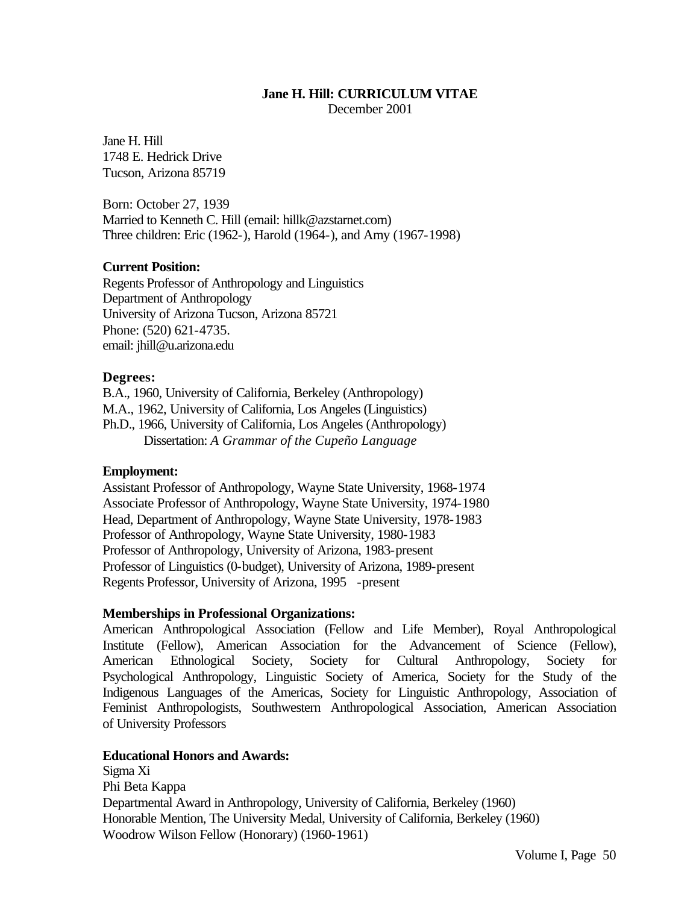# Jane H. Hill: CURRICULUM VITAE

December 2001

Jane H. Hill
1748 E. Hedrick Drive
Tucson, Arizona 85719

Born: October 27, 1939
Married to Kenneth C. Hill (email: hillk@azstarnet.com)
Three children: Eric (1962-), Harold (1964-), and Amy (1967-1998)

**Current Position:**
Regents Professor of Anthropology and Linguistics
Department of Anthropology
University of Arizona Tucson, Arizona 85721
Phone: (520) 621-4735.
email: jhill@u.arizona.edu

**Degrees:**
B.A., 1960, University of California, Berkeley (Anthropology)
M.A., 1962, University of California, Los Angeles (Linguistics)
Ph.D., 1966, University of California, Los Angeles (Anthropology)
Dissertation: *A Grammar of the Cupeño Language*

**Employment:**
Assistant Professor of Anthropology, Wayne State University, 1968-1974
Associate Professor of Anthropology, Wayne State University, 1974-1980
Head, Department of Anthropology, Wayne State University, 1978-1983
Professor of Anthropology, Wayne State University, 1980-1983
Professor of Anthropology, University of Arizona, 1983-present
Professor of Linguistics (0-budget), University of Arizona, 1989-present
Regents Professor, University of Arizona, 1995 -present

**Memberships in Professional Organizations:**
American Anthropological Association (Fellow and Life Member), Royal Anthropological Institute (Fellow), American Association for the Advancement of Science (Fellow), American Ethnological Society, Society for Cultural Anthropology, Society for Psychological Anthropology, Linguistic Society of America, Society for the Study of the Indigenous Languages of the Americas, Society for Linguistic Anthropology, Association of Feminist Anthropologists, Southwestern Anthropological Association, American Association of University Professors

**Educational Honors and Awards:**
Sigma Xi
Phi Beta Kappa
Departmental Award in Anthropology, University of California, Berkeley (1960)
Honorable Mention, The University Medal, University of California, Berkeley (1960)
Woodrow Wilson Fellow (Honorary) (1960-1961)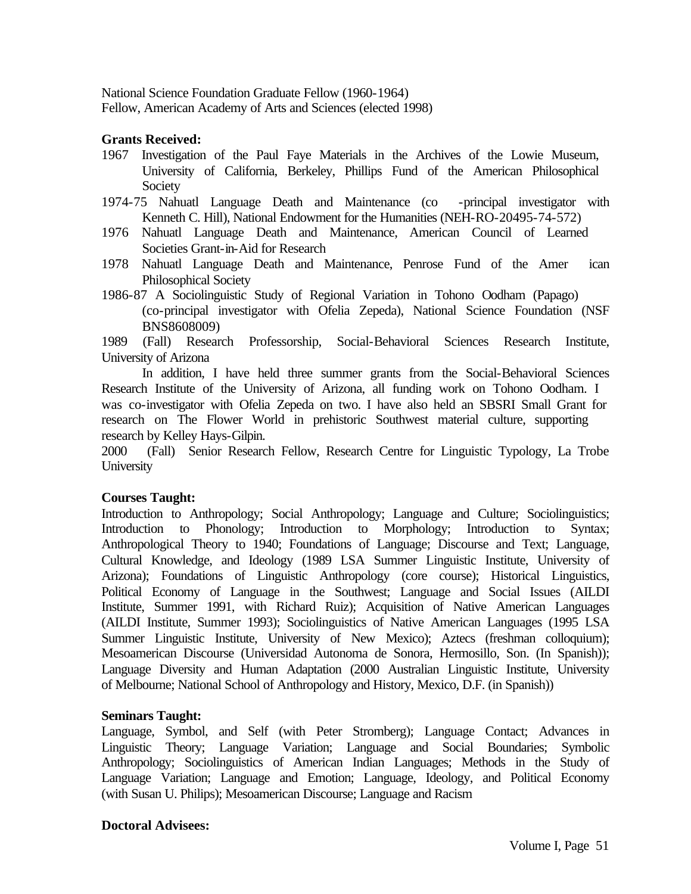National Science Foundation Graduate Fellow (1960-1964)
Fellow, American Academy of Arts and Sciences (elected 1998)

**Grants Received:**

1967 Investigation of the Paul Faye Materials in the Archives of the Lowie Museum, University of California, Berkeley, Phillips Fund of the American Philosophical Society

1974-75 Nahuatl Language Death and Maintenance (co -principal investigator with Kenneth C. Hill), National Endowment for the Humanities (NEH-RO-20495-74-572)

1976 Nahuatl Language Death and Maintenance, American Council of Learned Societies Grant-in-Aid for Research

1978 Nahuatl Language Death and Maintenance, Penrose Fund of the Amer ican Philosophical Society

1986-87 A Sociolinguistic Study of Regional Variation in Tohono Oodham (Papago) (co-principal investigator with Ofelia Zepeda), National Science Foundation (NSF BNS8608009)

1989 (Fall) Research Professorship, Social-Behavioral Sciences Research Institute, University of Arizona

In addition, I have held three summer grants from the Social-Behavioral Sciences Research Institute of the University of Arizona, all funding work on Tohono Oodham. I was co-investigator with Ofelia Zepeda on two. I have also held an SBSRI Small Grant for research on The Flower World in prehistoric Southwest material culture, supporting research by Kelley Hays-Gilpin.

2000 (Fall) Senior Research Fellow, Research Centre for Linguistic Typology, La Trobe University

**Courses Taught:**

Introduction to Anthropology; Social Anthropology; Language and Culture; Sociolinguistics; Introduction to Phonology; Introduction to Morphology; Introduction to Syntax; Anthropological Theory to 1940; Foundations of Language; Discourse and Text; Language, Cultural Knowledge, and Ideology (1989 LSA Summer Linguistic Institute, University of Arizona); Foundations of Linguistic Anthropology (core course); Historical Linguistics, Political Economy of Language in the Southwest; Language and Social Issues (AILDI Institute, Summer 1991, with Richard Ruiz); Acquisition of Native American Languages (AILDI Institute, Summer 1993); Sociolinguistics of Native American Languages (1995 LSA Summer Linguistic Institute, University of New Mexico); Aztecs (freshman colloquium); Mesoamerican Discourse (Universidad Autonoma de Sonora, Hermosillo, Son. (In Spanish)); Language Diversity and Human Adaptation (2000 Australian Linguistic Institute, University of Melbourne; National School of Anthropology and History, Mexico, D.F. (in Spanish))

**Seminars Taught:**

Language, Symbol, and Self (with Peter Stromberg); Language Contact; Advances in Linguistic Theory; Language Variation; Language and Social Boundaries; Symbolic Anthropology; Sociolinguistics of American Indian Languages; Methods in the Study of Language Variation; Language and Emotion; Language, Ideology, and Political Economy (with Susan U. Philips); Mesoamerican Discourse; Language and Racism

**Doctoral Advisees:**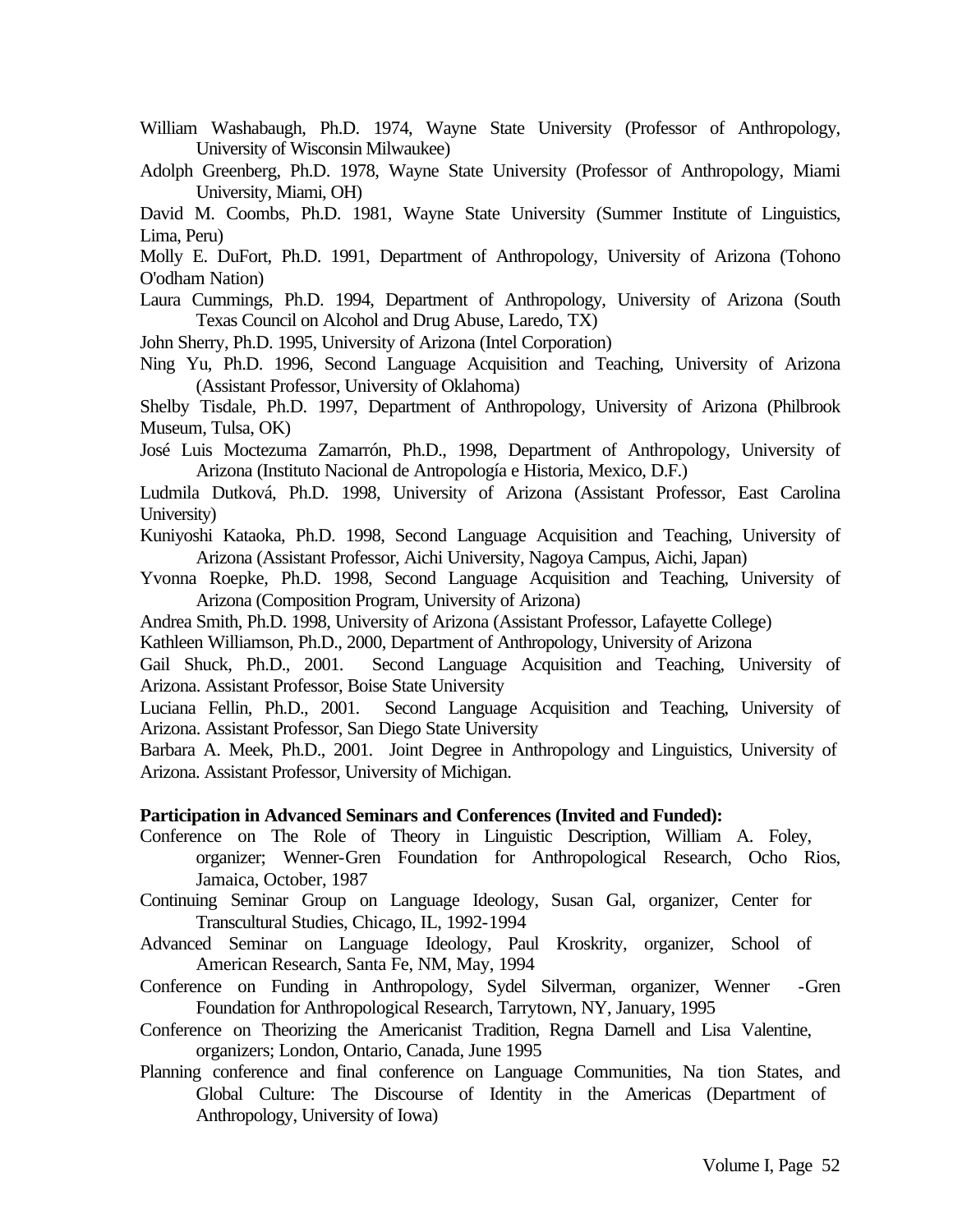William Washabaugh, Ph.D. 1974, Wayne State University (Professor of Anthropology, University of Wisconsin Milwaukee)

Adolph Greenberg, Ph.D. 1978, Wayne State University (Professor of Anthropology, Miami University, Miami, OH)

David M. Coombs, Ph.D. 1981, Wayne State University (Summer Institute of Linguistics, Lima, Peru)

Molly E. DuFort, Ph.D. 1991, Department of Anthropology, University of Arizona (Tohono O'odham Nation)

Laura Cummings, Ph.D. 1994, Department of Anthropology, University of Arizona (South Texas Council on Alcohol and Drug Abuse, Laredo, TX)

John Sherry, Ph.D. 1995, University of Arizona (Intel Corporation)

Ning Yu, Ph.D. 1996, Second Language Acquisition and Teaching, University of Arizona (Assistant Professor, University of Oklahoma)

Shelby Tisdale, Ph.D. 1997, Department of Anthropology, University of Arizona (Philbrook Museum, Tulsa, OK)

José Luis Moctezuma Zamarrón, Ph.D., 1998, Department of Anthropology, University of Arizona (Instituto Nacional de Antropología e Historia, Mexico, D.F.)

Ludmila Dutková, Ph.D. 1998, University of Arizona (Assistant Professor, East Carolina University)

Kuniyoshi Kataoka, Ph.D. 1998, Second Language Acquisition and Teaching, University of Arizona (Assistant Professor, Aichi University, Nagoya Campus, Aichi, Japan)

Yvonna Roepke, Ph.D. 1998, Second Language Acquisition and Teaching, University of Arizona (Composition Program, University of Arizona)

Andrea Smith, Ph.D. 1998, University of Arizona (Assistant Professor, Lafayette College)

Kathleen Williamson, Ph.D., 2000, Department of Anthropology, University of Arizona

Gail Shuck, Ph.D., 2001. Second Language Acquisition and Teaching, University of Arizona. Assistant Professor, Boise State University

Luciana Fellin, Ph.D., 2001. Second Language Acquisition and Teaching, University of Arizona. Assistant Professor, San Diego State University

Barbara A. Meek, Ph.D., 2001. Joint Degree in Anthropology and Linguistics, University of Arizona. Assistant Professor, University of Michigan.

**Participation in Advanced Seminars and Conferences (Invited and Funded):**

Conference on The Role of Theory in Linguistic Description, William A. Foley, organizer; Wenner-Gren Foundation for Anthropological Research, Ocho Rios, Jamaica, October, 1987

Continuing Seminar Group on Language Ideology, Susan Gal, organizer, Center for Transcultural Studies, Chicago, IL, 1992-1994

Advanced Seminar on Language Ideology, Paul Kroskrity, organizer, School of American Research, Santa Fe, NM, May, 1994

Conference on Funding in Anthropology, Sydel Silverman, organizer, Wenner-Gren Foundation for Anthropological Research, Tarrytown, NY, January, 1995

Conference on Theorizing the Americanist Tradition, Regna Darnell and Lisa Valentine, organizers; London, Ontario, Canada, June 1995

Planning conference and final conference on Language Communities, Nation States, and Global Culture: The Discourse of Identity in the Americas (Department of Anthropology, University of Iowa)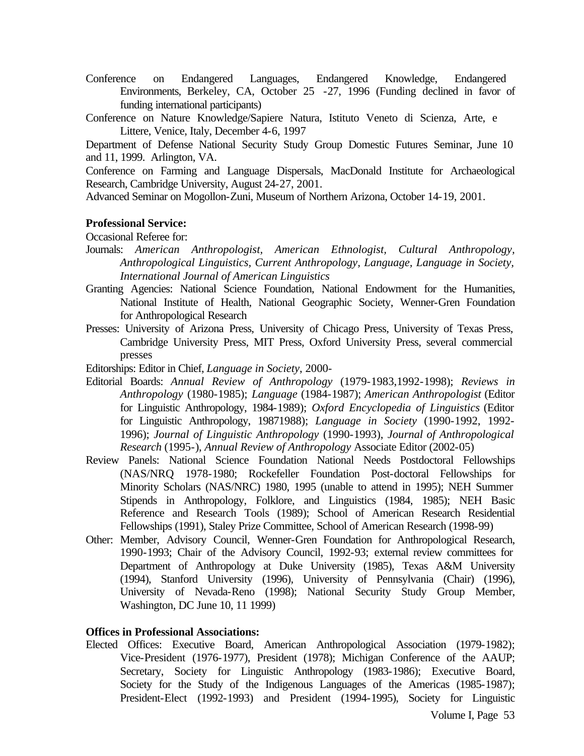Conference on Endangered Languages, Endangered Knowledge, Endangered Environments, Berkeley, CA, October 25 -27, 1996 (Funding declined in favor of funding international participants)

Conference on Nature Knowledge/Sapiere Natura, Istituto Veneto di Scienza, Arte, e Littere, Venice, Italy, December 4-6, 1997

Department of Defense National Security Study Group Domestic Futures Seminar, June 10 and 11, 1999. Arlington, VA.

Conference on Farming and Language Dispersals, MacDonald Institute for Archaeological Research, Cambridge University, August 24-27, 2001.

Advanced Seminar on Mogollon-Zuni, Museum of Northern Arizona, October 14-19, 2001.

**Professional Service:**

Occasional Referee for:

Journals: *American Anthropologist, American Ethnologist, Cultural Anthropology, Anthropological Linguistics, Current Anthropology, Language, Language in Society, International Journal of American Linguistics*

Granting Agencies: National Science Foundation, National Endowment for the Humanities, National Institute of Health, National Geographic Society, Wenner-Gren Foundation for Anthropological Research

Presses: University of Arizona Press, University of Chicago Press, University of Texas Press, Cambridge University Press, MIT Press, Oxford University Press, several commercial presses

Editorships: Editor in Chief, *Language in Society*, 2000-

Editorial Boards: *Annual Review of Anthropology* (1979-1983,1992-1998); *Reviews in Anthropology* (1980-1985); *Language* (1984-1987); *American Anthropologist* (Editor for Linguistic Anthropology, 1984-1989); *Oxford Encyclopedia of Linguistics* (Editor for Linguistic Anthropology, 19871988); *Language in Society* (1990-1992, 1992-1996); *Journal of Linguistic Anthropology* (1990-1993), *Journal of Anthropological Research* (1995-), *Annual Review of Anthropology* Associate Editor (2002-05)

Review Panels: National Science Foundation National Needs Postdoctoral Fellowships (NAS/NRQ 1978-1980; Rockefeller Foundation Post-doctoral Fellowships for Minority Scholars (NAS/NRC) 1980, 1995 (unable to attend in 1995); NEH Summer Stipends in Anthropology, Folklore, and Linguistics (1984, 1985); NEH Basic Reference and Research Tools (1989); School of American Research Residential Fellowships (1991), Staley Prize Committee, School of American Research (1998-99)

Other: Member, Advisory Council, Wenner-Gren Foundation for Anthropological Research, 1990-1993; Chair of the Advisory Council, 1992-93; external review committees for Department of Anthropology at Duke University (1985), Texas A&M University (1994), Stanford University (1996), University of Pennsylvania (Chair) (1996), University of Nevada-Reno (1998); National Security Study Group Member, Washington, DC June 10, 11 1999)

**Offices in Professional Associations:**

Elected Offices: Executive Board, American Anthropological Association (1979-1982); Vice-President (1976-1977), President (1978); Michigan Conference of the AAUP; Secretary, Society for Linguistic Anthropology (1983-1986); Executive Board, Society for the Study of the Indigenous Languages of the Americas (1985-1987); President-Elect (1992-1993) and President (1994-1995), Society for Linguistic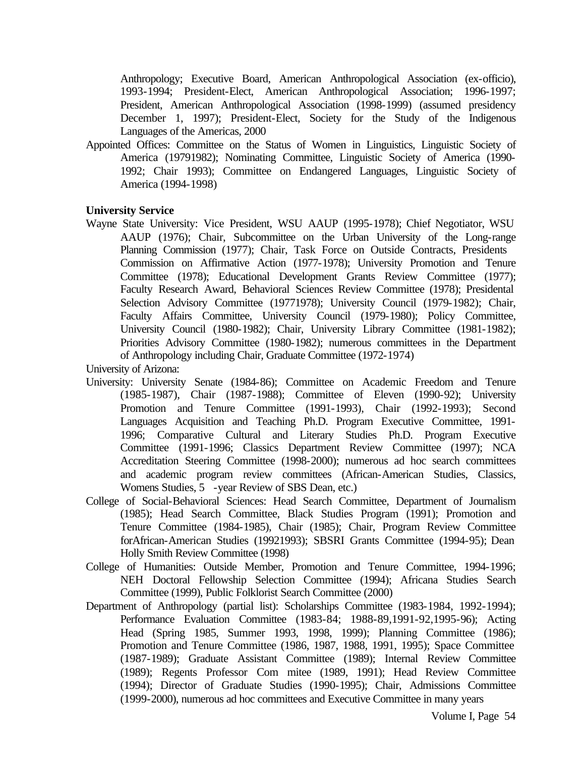Anthropology; Executive Board, American Anthropological Association (ex-officio), 1993-1994; President-Elect, American Anthropological Association; 1996-1997; President, American Anthropological Association (1998-1999) (assumed presidency December 1, 1997); President-Elect, Society for the Study of the Indigenous Languages of the Americas, 2000

Appointed Offices: Committee on the Status of Women in Linguistics, Linguistic Society of America (19791982); Nominating Committee, Linguistic Society of America (1990-1992; Chair 1993); Committee on Endangered Languages, Linguistic Society of America (1994-1998)

**University Service**

Wayne State University: Vice President, WSU AAUP (1995-1978); Chief Negotiator, WSU AAUP (1976); Chair, Subcommittee on the Urban University of the Long-range Planning Commission (1977); Chair, Task Force on Outside Contracts, Presidents Commission on Affirmative Action (1977-1978); University Promotion and Tenure Committee (1978); Educational Development Grants Review Committee (1977); Faculty Research Award, Behavioral Sciences Review Committee (1978); Presidental Selection Advisory Committee (19771978); University Council (1979-1982); Chair, Faculty Affairs Committee, University Council (1979-1980); Policy Committee, University Council (1980-1982); Chair, University Library Committee (1981-1982); Priorities Advisory Committee (1980-1982); numerous committees in the Department of Anthropology including Chair, Graduate Committee (1972-1974)

University of Arizona:

University: University Senate (1984-86); Committee on Academic Freedom and Tenure (1985-1987), Chair (1987-1988); Committee of Eleven (1990-92); University Promotion and Tenure Committee (1991-1993), Chair (1992-1993); Second Languages Acquisition and Teaching Ph.D. Program Executive Committee, 1991-1996; Comparative Cultural and Literary Studies Ph.D. Program Executive Committee (1991-1996; Classics Department Review Committee (1997); NCA Accreditation Steering Committee (1998-2000); numerous ad hoc search committees and academic program review committees (African-American Studies, Classics, Womens Studies, 5 -year Review of SBS Dean, etc.)

College of Social-Behavioral Sciences: Head Search Committee, Department of Journalism (1985); Head Search Committee, Black Studies Program (1991); Promotion and Tenure Committee (1984-1985), Chair (1985); Chair, Program Review Committee forAfrican-American Studies (19921993); SBSRI Grants Committee (1994-95); Dean Holly Smith Review Committee (1998)

College of Humanities: Outside Member, Promotion and Tenure Committee, 1994-1996; NEH Doctoral Fellowship Selection Committee (1994); Africana Studies Search Committee (1999), Public Folklorist Search Committee (2000)

Department of Anthropology (partial list): Scholarships Committee (1983-1984, 1992-1994); Performance Evaluation Committee (1983-84; 1988-89,1991-92,1995-96); Acting Head (Spring 1985, Summer 1993, 1998, 1999); Planning Committee (1986); Promotion and Tenure Committee (1986, 1987, 1988, 1991, 1995); Space Committee (1987-1989); Graduate Assistant Committee (1989); Internal Review Committee (1989); Regents Professor Com mitee (1989, 1991); Head Review Committee (1994); Director of Graduate Studies (1990-1995); Chair, Admissions Committee (1999-2000), numerous ad hoc committees and Executive Committee in many years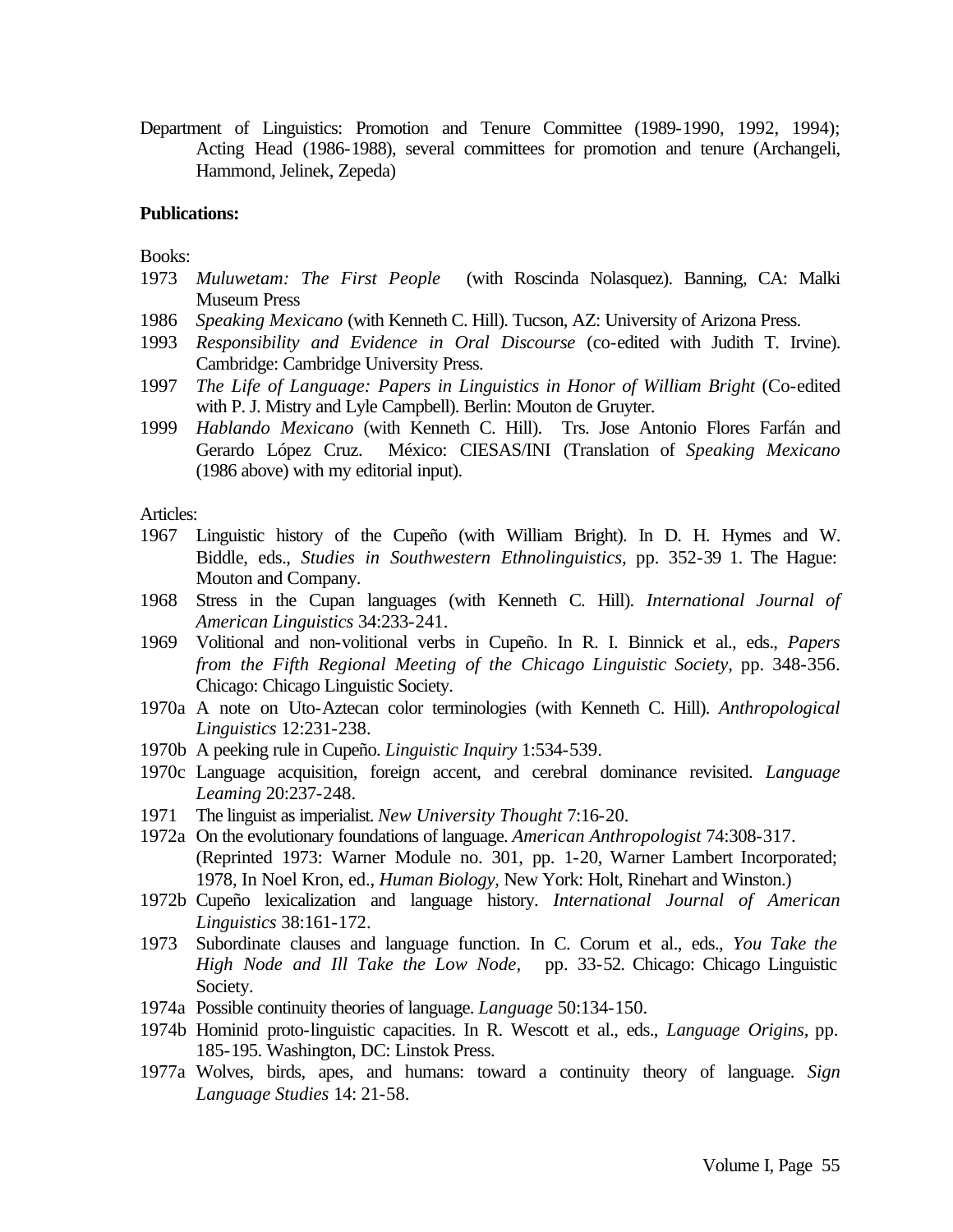Department of Linguistics: Promotion and Tenure Committee (1989-1990, 1992, 1994); Acting Head (1986-1988), several committees for promotion and tenure (Archangeli, Hammond, Jelinek, Zepeda)

**Publications:**

Books:

1973 *Muluwetam: The First People* (with Roscinda Nolasquez). Banning, CA: Malki Museum Press

1986 *Speaking Mexicano* (with Kenneth C. Hill). Tucson, AZ: University of Arizona Press.

1993 *Responsibility and Evidence in Oral Discourse* (co-edited with Judith T. Irvine). Cambridge: Cambridge University Press.

1997 *The Life of Language: Papers in Linguistics in Honor of William Bright* (Co-edited with P. J. Mistry and Lyle Campbell). Berlin: Mouton de Gruyter.

1999 *Hablando Mexicano* (with Kenneth C. Hill). Trs. Jose Antonio Flores Farfán and Gerardo López Cruz. México: CIESAS/INI (Translation of *Speaking Mexicano* (1986 above) with my editorial input).

Articles:

1967 Linguistic history of the Cupeño (with William Bright). In D. H. Hymes and W. Biddle, eds., *Studies in Southwestern Ethnolinguistics*, pp. 352-39 1. The Hague: Mouton and Company.

1968 Stress in the Cupan languages (with Kenneth C. Hill). *International Journal of American Linguistics* 34:233-241.

1969 Volitional and non-volitional verbs in Cupeño. In R. I. Binnick et al., eds., *Papers from the Fifth Regional Meeting of the Chicago Linguistic Society*, pp. 348-356. Chicago: Chicago Linguistic Society.

1970a A note on Uto-Aztecan color terminologies (with Kenneth C. Hill). *Anthropological Linguistics* 12:231-238.

1970b A peeking rule in Cupeño. *Linguistic Inquiry* 1:534-539.

1970c Language acquisition, foreign accent, and cerebral dominance revisited. *Language Leaming* 20:237-248.

1971 The linguist as imperialist. *New University Thought* 7:16-20.

1972a On the evolutionary foundations of language. *American Anthropologist* 74:308-317. (Reprinted 1973: Warner Module no. 301, pp. 1-20, Warner Lambert Incorporated; 1978, In Noel Kron, ed., *Human Biology*, New York: Holt, Rinehart and Winston.)

1972b Cupeño lexicalization and language history. *International Journal of American Linguistics* 38:161-172.

1973 Subordinate clauses and language function. In C. Corum et al., eds., *You Take the High Node and Ill Take the Low Node*, pp. 33-52. Chicago: Chicago Linguistic Society.

1974a Possible continuity theories of language. *Language* 50:134-150.

1974b Hominid proto-linguistic capacities. In R. Wescott et al., eds., *Language Origins*, pp. 185-195. Washington, DC: Linstok Press.

1977a Wolves, birds, apes, and humans: toward a continuity theory of language. *Sign Language Studies* 14: 21-58.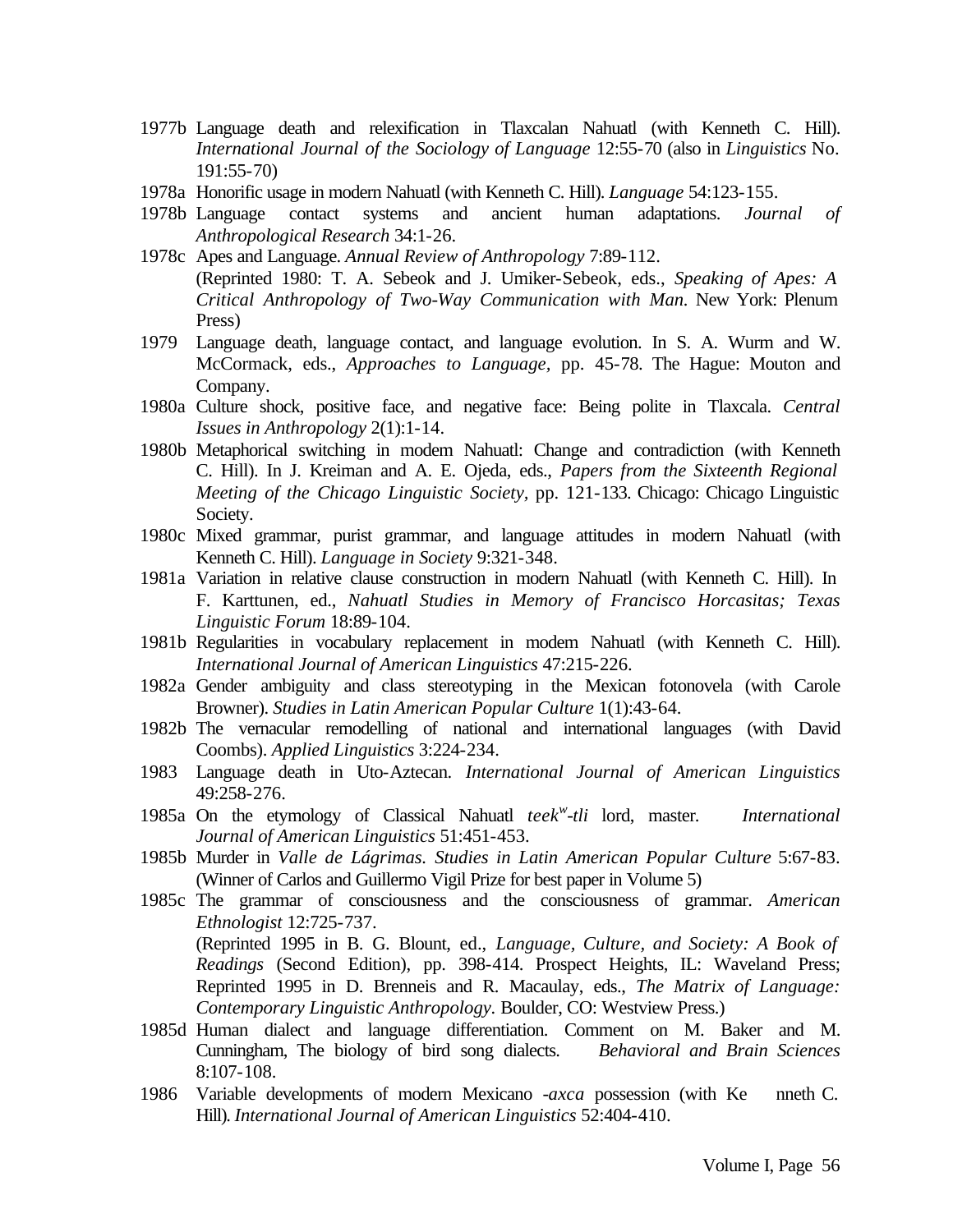1977b Language death and relexification in Tlaxcalan Nahuatl (with Kenneth C. Hill). *International Journal of the Sociology of Language* 12:55-70 (also in *Linguistics* No. 191:55-70)

1978a Honorific usage in modern Nahuatl (with Kenneth C. Hill). *Language* 54:123-155.

1978b Language contact systems and ancient human adaptations. *Journal of Anthropological Research* 34:1-26.

1978c Apes and Language. *Annual Review of Anthropology* 7:89-112. (Reprinted 1980: T. A. Sebeok and J. Umiker-Sebeok, eds., *Speaking of Apes: A Critical Anthropology of Two-Way Communication with Man*. New York: Plenum Press)

1979 Language death, language contact, and language evolution. In S. A. Wurm and W. McCormack, eds., *Approaches to Language,* pp. 45-78. The Hague: Mouton and Company.

1980a Culture shock, positive face, and negative face: Being polite in Tlaxcala. *Central Issues in Anthropology* 2(1):1-14.

1980b Metaphorical switching in modern Nahuatl: Change and contradiction (with Kenneth C. Hill). In J. Kreiman and A. E. Ojeda, eds., *Papers from the Sixteenth Regional Meeting of the Chicago Linguistic Society,* pp. 121-133. Chicago: Chicago Linguistic Society.

1980c Mixed grammar, purist grammar, and language attitudes in modern Nahuatl (with Kenneth C. Hill). *Language in Society* 9:321-348.

1981a Variation in relative clause construction in modern Nahuatl (with Kenneth C. Hill). In F. Karttunen, ed., *Nahuatl Studies in Memory of Francisco Horcasitas; Texas Linguistic Forum* 18:89-104.

1981b Regularities in vocabulary replacement in modern Nahuatl (with Kenneth C. Hill). *International Journal of American Linguistics* 47:215-226.

1982a Gender ambiguity and class stereotyping in the Mexican fotonovela (with Carole Browner). *Studies in Latin American Popular Culture* 1(1):43-64.

1982b The vernacular remodelling of national and international languages (with David Coombs). *Applied Linguistics* 3:224-234.

1983 Language death in Uto-Aztecan. *International Journal of American Linguistics* 49:258-276.

1985a On the etymology of Classical Nahuatl *teek$^{w}$-tli* lord, master. *International Journal of American Linguistics* 51:451-453.

1985b Murder in *Valle de Lágrimas*. *Studies in Latin American Popular Culture* 5:67-83. (Winner of Carlos and Guillermo Vigil Prize for best paper in Volume 5)

1985c The grammar of consciousness and the consciousness of grammar. *American Ethnologist* 12:725-737. (Reprinted 1995 in B. G. Blount, ed., *Language, Culture, and Society: A Book of Readings* (Second Edition), pp. 398-414. Prospect Heights, IL: Waveland Press; Reprinted 1995 in D. Brenneis and R. Macaulay, eds., *The Matrix of Language: Contemporary Linguistic Anthropology.* Boulder, CO: Westview Press.)

1985d Human dialect and language differentiation. Comment on M. Baker and M. Cunningham, The biology of bird song dialects. *Behavioral and Brain Sciences* 8:107-108.

1986 Variable developments of modern Mexicano *-axca* possession (with Kenneth C. Hill). *International Journal of American Linguistics* 52:404-410.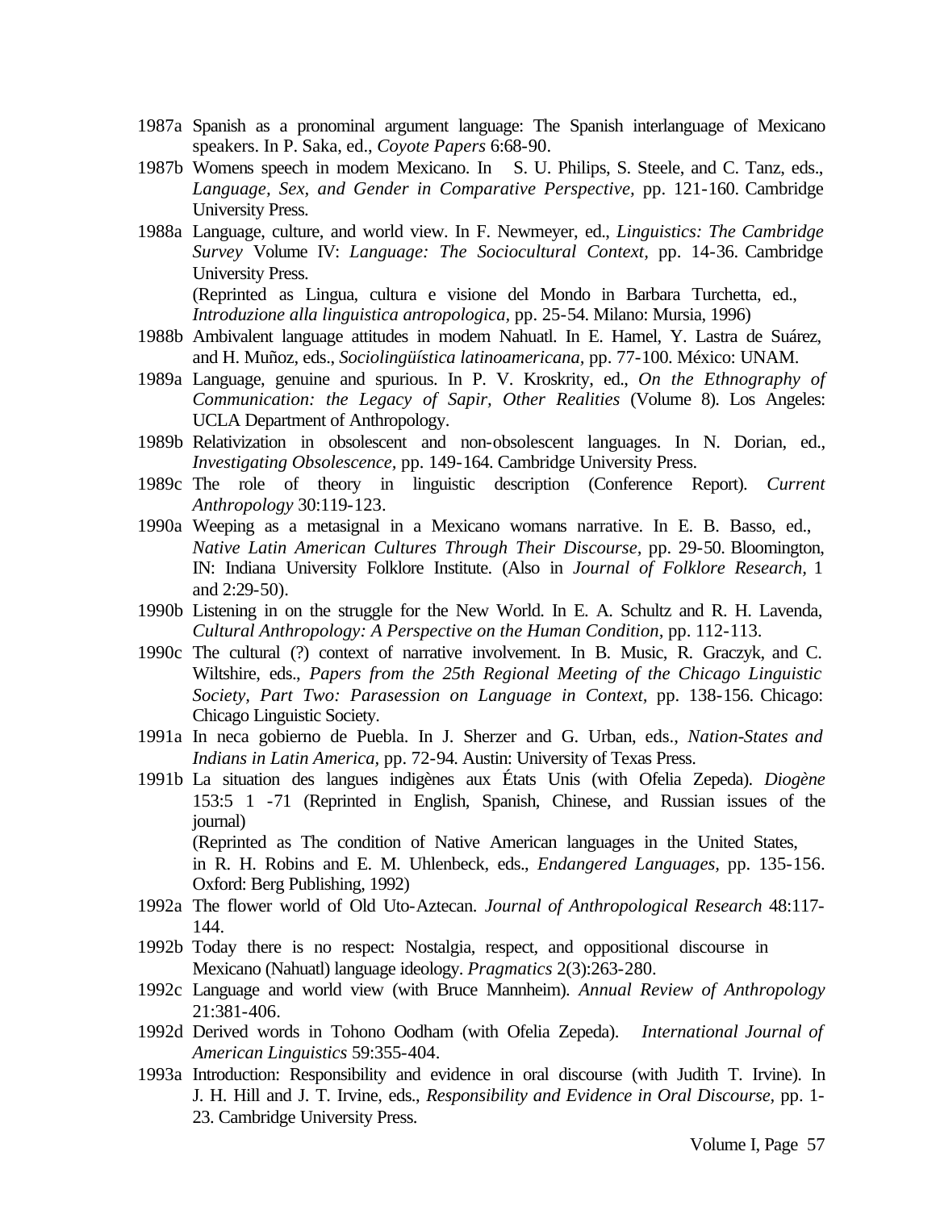1987a Spanish as a pronominal argument language: The Spanish interlanguage of Mexicano speakers. In P. Saka, ed., *Coyote Papers* 6:68-90.

1987b Womens speech in modem Mexicano. In S. U. Philips, S. Steele, and C. Tanz, eds., *Language, Sex, and Gender in Comparative Perspective,* pp. 121-160. Cambridge University Press.

1988a Language, culture, and world view. In F. Newmeyer, ed., *Linguistics: The Cambridge Survey* Volume IV: *Language: The Sociocultural Context,* pp. 14-36. Cambridge University Press.
(Reprinted as Lingua, cultura e visione del Mondo in Barbara Turchetta, ed., *Introduzione alla linguistica antropologica,* pp. 25-54. Milano: Mursia, 1996)

1988b Ambivalent language attitudes in modem Nahuatl. In E. Hamel, Y. Lastra de Suárez, and H. Muñoz, eds., *Sociolingüística latinoamericana,* pp. 77-100. México: UNAM.

1989a Language, genuine and spurious. In P. V. Kroskrity, ed., *On the Ethnography of Communication: the Legacy of Sapir, Other Realities* (Volume 8). Los Angeles: UCLA Department of Anthropology.

1989b Relativization in obsolescent and non-obsolescent languages. In N. Dorian, ed., *Investigating Obsolescence,* pp. 149-164. Cambridge University Press.

1989c The role of theory in linguistic description (Conference Report). *Current Anthropology* 30:119-123.

1990a Weeping as a metasignal in a Mexicano womans narrative. In E. B. Basso, ed., *Native Latin American Cultures Through Their Discourse,* pp. 29-50. Bloomington, IN: Indiana University Folklore Institute. (Also in *Journal of Folklore Research,* 1 and 2:29-50).

1990b Listening in on the struggle for the New World. In E. A. Schultz and R. H. Lavenda, *Cultural Anthropology: A Perspective on the Human Condition,* pp. 112-113.

1990c The cultural (?) context of narrative involvement. In B. Music, R. Graczyk, and C. Wiltshire, eds., *Papers from the 25th Regional Meeting of the Chicago Linguistic Society, Part Two: Parasession on Language in Context,* pp. 138-156. Chicago: Chicago Linguistic Society.

1991a In neca gobierno de Puebla. In J. Sherzer and G. Urban, eds., *Nation-States and Indians in Latin America,* pp. 72-94. Austin: University of Texas Press.

1991b La situation des langues indigènes aux États Unis (with Ofelia Zepeda). *Diogène* 153:5 1 -71 (Reprinted in English, Spanish, Chinese, and Russian issues of the journal)
(Reprinted as The condition of Native American languages in the United States, in R. H. Robins and E. M. Uhlenbeck, eds., *Endangered Languages,* pp. 135-156. Oxford: Berg Publishing, 1992)

1992a The flower world of Old Uto-Aztecan. *Journal of Anthropological Research* 48:117-144.

1992b Today there is no respect: Nostalgia, respect, and oppositional discourse in Mexicano (Nahuatl) language ideology. *Pragmatics* 2(3):263-280.

1992c Language and world view (with Bruce Mannheim). *Annual Review of Anthropology* 21:381-406.

1992d Derived words in Tohono Oodham (with Ofelia Zepeda). *International Journal of American Linguistics* 59:355-404.

1993a Introduction: Responsibility and evidence in oral discourse (with Judith T. Irvine). In J. H. Hill and J. T. Irvine, eds., *Responsibility and Evidence in Oral Discourse,* pp. 1-23. Cambridge University Press.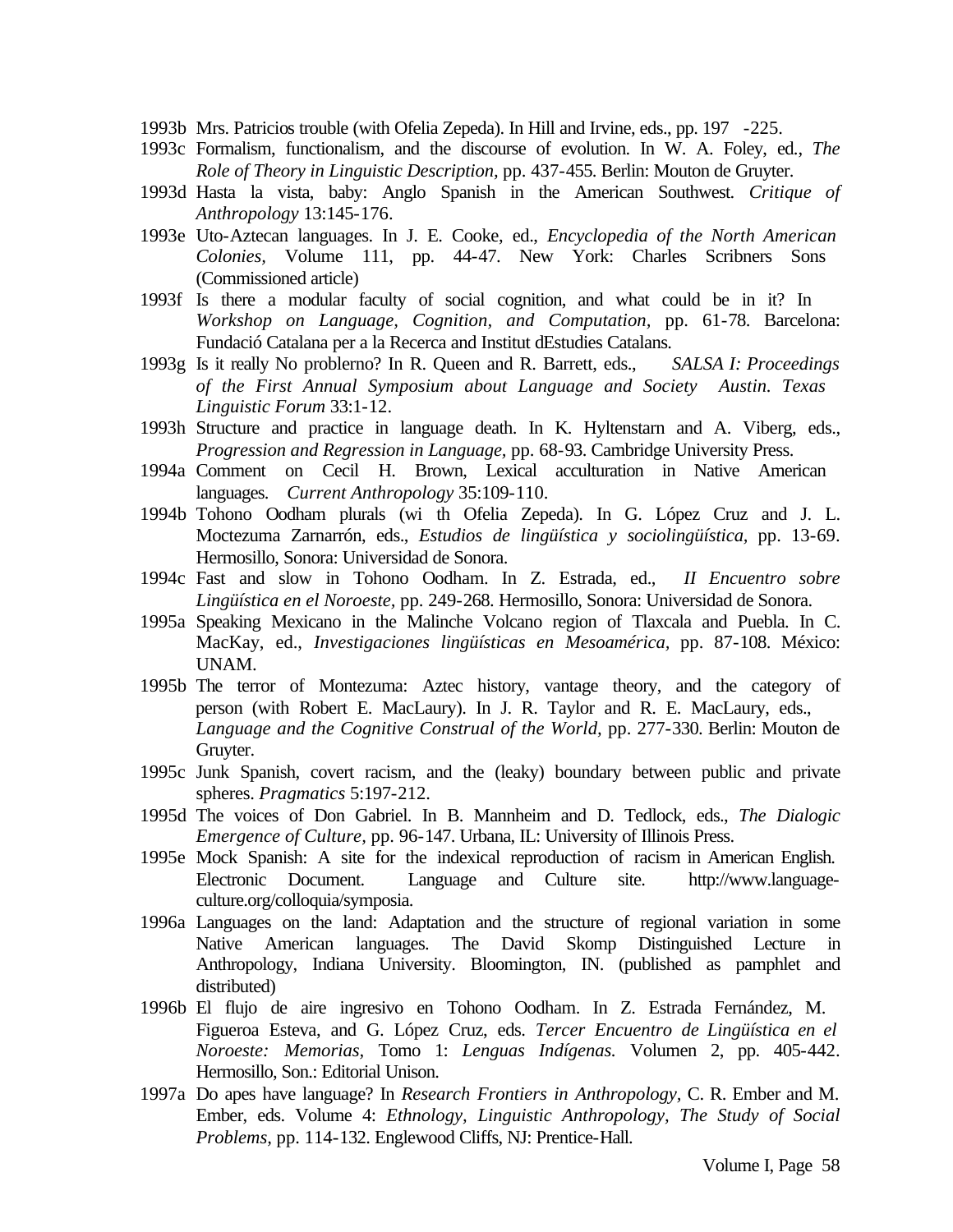1993b Mrs. Patricios trouble (with Ofelia Zepeda). In Hill and Irvine, eds., pp. 197 -225.

1993c Formalism, functionalism, and the discourse of evolution. In W. A. Foley, ed., *The Role of Theory in Linguistic Description,* pp. 437-455. Berlin: Mouton de Gruyter.

1993d Hasta la vista, baby: Anglo Spanish in the American Southwest. *Critique of Anthropology* 13:145-176.

1993e Uto-Aztecan languages. In J. E. Cooke, ed., *Encyclopedia of the North American Colonies,* Volume 111, pp. 44-47. New York: Charles Scribners Sons (Commissioned article)

1993f Is there a modular faculty of social cognition, and what could be in it? In *Workshop on Language, Cognition, and Computation*, pp. 61-78. Barcelona: Fundació Catalana per a la Recerca and Institut dEstudies Catalans.

1993g Is it really No problerno? In R. Queen and R. Barrett, eds., *SALSA I: Proceedings of the First Annual Symposium about Language and Society Austin. Texas Linguistic Forum* 33:1-12.

1993h Structure and practice in language death. In K. Hyltenstarn and A. Viberg, eds., *Progression and Regression in Language,* pp. 68-93. Cambridge University Press.

1994a Comment on Cecil H. Brown, Lexical acculturation in Native American languages. *Current Anthropology* 35:109-110.

1994b Tohono Oodham plurals (wi th Ofelia Zepeda). In G. López Cruz and J. L. Moctezuma Zarnarrón, eds., *Estudios de lingüística y sociolingüística,* pp. 13-69. Hermosillo, Sonora: Universidad de Sonora.

1994c Fast and slow in Tohono Oodham. In Z. Estrada, ed., *II Encuentro sobre Lingüística en el Noroeste*, pp. 249-268. Hermosillo, Sonora: Universidad de Sonora.

1995a Speaking Mexicano in the Malinche Volcano region of Tlaxcala and Puebla. In C. MacKay, ed., *Investigaciones lingüísticas en Mesoamérica,* pp. 87-108. México: UNAM.

1995b The terror of Montezuma: Aztec history, vantage theory, and the category of person (with Robert E. MacLaury). In J. R. Taylor and R. E. MacLaury, eds., *Language and the Cognitive Construal of the World*, pp. 277-330. Berlin: Mouton de Gruyter.

1995c Junk Spanish, covert racism, and the (leaky) boundary between public and private spheres. *Pragmatics* 5:197-212.

1995d The voices of Don Gabriel. In B. Mannheim and D. Tedlock, eds., *The Dialogic Emergence of Culture,* pp. 96-147. Urbana, IL: University of Illinois Press.

1995e Mock Spanish: A site for the indexical reproduction of racism in American English. Electronic Document. Language and Culture site. http://www.language-culture.org/colloquia/symposia.

1996a Languages on the land: Adaptation and the structure of regional variation in some Native American languages. The David Skomp Distinguished Lecture in Anthropology, Indiana University. Bloomington, IN. (published as pamphlet and distributed)

1996b El flujo de aire ingresivo en Tohono Oodham. In Z. Estrada Fernández, M. Figueroa Esteva, and G. López Cruz, eds. *Tercer Encuentro de Lingüística en el Noroeste: Memorias*, Tomo 1: *Lenguas Indígenas*. Volumen 2, pp. 405-442. Hermosillo, Son.: Editorial Unison.

1997a Do apes have language? In *Research Frontiers in Anthropology*, C. R. Ember and M. Ember, eds. Volume 4: *Ethnology, Linguistic Anthropology, The Study of Social Problems,* pp. 114-132. Englewood Cliffs, NJ: Prentice-Hall.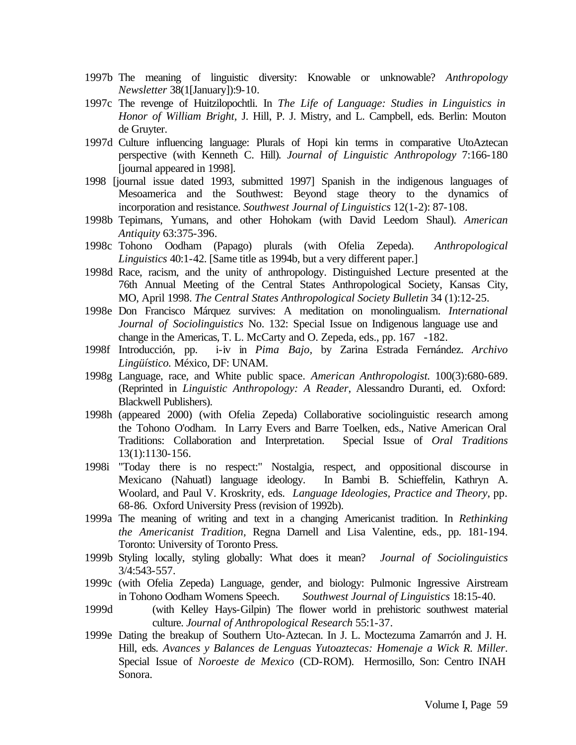1997b The meaning of linguistic diversity: Knowable or unknowable? *Anthropology Newsletter* 38(1[January]):9-10.

1997c The revenge of Huitzilopochtli. In *The Life of Language: Studies in Linguistics in Honor of William Bright*, J. Hill, P. J. Mistry, and L. Campbell, eds. Berlin: Mouton de Gruyter.

1997d Culture influencing language: Plurals of Hopi kin terms in comparative UtoAztecan perspective (with Kenneth C. Hill). *Journal of Linguistic Anthropology* 7:166-180 [journal appeared in 1998].

1998 [journal issue dated 1993, submitted 1997] Spanish in the indigenous languages of Mesoamerica and the Southwest: Beyond stage theory to the dynamics of incorporation and resistance. *Southwest Journal of Linguistics* 12(1-2): 87-108.

1998b Tepimans, Yumans, and other Hohokam (with David Leedom Shaul). *American Antiquity* 63:375-396.

1998c Tohono Oodham (Papago) plurals (with Ofelia Zepeda). *Anthropological Linguistics* 40:1-42. [Same title as 1994b, but a very different paper.]

1998d Race, racism, and the unity of anthropology. Distinguished Lecture presented at the 76th Annual Meeting of the Central States Anthropological Society, Kansas City, MO, April 1998. *The Central States Anthropological Society Bulletin* 34 (1):12-25.

1998e Don Francisco Márquez survives: A meditation on monolingualism. *International Journal of Sociolinguistics* No. 132: Special Issue on Indigenous language use and change in the Americas, T. L. McCarty and O. Zepeda, eds., pp. 167 -182.

1998f Introducción, pp. i-iv in *Pima Bajo*, by Zarina Estrada Fernández. *Archivo Lingüístico*. México, DF: UNAM.

1998g Language, race, and White public space. *American Anthropologist*. 100(3):680-689. (Reprinted in *Linguistic Anthropology: A Reader*, Alessandro Duranti, ed. Oxford: Blackwell Publishers).

1998h (appeared 2000) (with Ofelia Zepeda) Collaborative sociolinguistic research among the Tohono O'odham. In Larry Evers and Barre Toelken, eds., Native American Oral Traditions: Collaboration and Interpretation. Special Issue of *Oral Traditions* 13(1):1130-156.

1998i "Today there is no respect:" Nostalgia, respect, and oppositional discourse in Mexicano (Nahuatl) language ideology. In Bambi B. Schieffelin, Kathryn A. Woolard, and Paul V. Kroskrity, eds. *Language Ideologies, Practice and Theory*, pp. 68-86. Oxford University Press (revision of 1992b).

1999a The meaning of writing and text in a changing Americanist tradition. In *Rethinking the Americanist Tradition*, Regna Darnell and Lisa Valentine, eds., pp. 181-194. Toronto: University of Toronto Press.

1999b Styling locally, styling globally: What does it mean? *Journal of Sociolinguistics* 3/4:543-557.

1999c (with Ofelia Zepeda) Language, gender, and biology: Pulmonic Ingressive Airstream in Tohono Oodham Womens Speech. *Southwest Journal of Linguistics* 18:15-40.

1999d (with Kelley Hays-Gilpin) The flower world in prehistoric southwest material culture. *Journal of Anthropological Research* 55:1-37.

1999e Dating the breakup of Southern Uto-Aztecan. In J. L. Moctezuma Zamarrón and J. H. Hill, eds. *Avances y Balances de Lenguas Yutoaztecas: Homenaje a Wick R. Miller*. Special Issue of *Noroeste de Mexico* (CD-ROM). Hermosillo, Son: Centro INAH Sonora.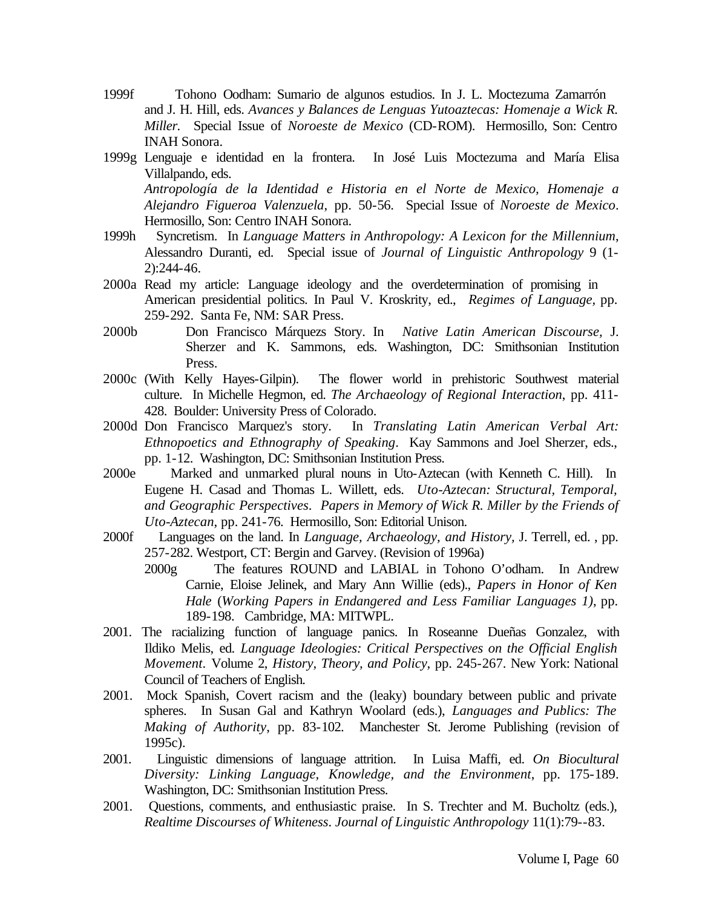1999f Tohono Oodham: Sumario de algunos estudios. In J. L. Moctezuma Zamarrón and J. H. Hill, eds. *Avances y Balances de Lenguas Yutoaztecas: Homenaje a Wick R. Miller.* Special Issue of *Noroeste de Mexico* (CD-ROM). Hermosillo, Son: Centro INAH Sonora.

1999g Lenguaje e identidad en la frontera. In José Luis Moctezuma and María Elisa Villalpando, eds. *Antropología de la Identidad e Historia en el Norte de Mexico, Homenaje a Alejandro Figueroa Valenzuela*, pp. 50-56. Special Issue of *Noroeste de Mexico*. Hermosillo, Son: Centro INAH Sonora.

1999h Syncretism. In *Language Matters in Anthropology: A Lexicon for the Millennium*, Alessandro Duranti, ed. Special issue of *Journal of Linguistic Anthropology* 9 (1-2):244-46.

2000a Read my article: Language ideology and the overdetermination of promising in American presidential politics. In Paul V. Kroskrity, ed., *Regimes of Language*, pp. 259-292. Santa Fe, NM: SAR Press.

2000b Don Francisco Márquezs Story. In *Native Latin American Discourse*, J. Sherzer and K. Sammons, eds. Washington, DC: Smithsonian Institution Press.

2000c (With Kelly Hayes-Gilpin). The flower world in prehistoric Southwest material culture. In Michelle Hegmon, ed. *The Archaeology of Regional Interaction*, pp. 411-428. Boulder: University Press of Colorado.

2000d Don Francisco Marquez's story. In *Translating Latin American Verbal Art: Ethnopoetics and Ethnography of Speaking*. Kay Sammons and Joel Sherzer, eds., pp. 1-12. Washington, DC: Smithsonian Institution Press.

2000e Marked and unmarked plural nouns in Uto-Aztecan (with Kenneth C. Hill). In Eugene H. Casad and Thomas L. Willett, eds. *Uto-Aztecan: Structural, Temporal, and Geographic Perspectives. Papers in Memory of Wick R. Miller by the Friends of Uto-Aztecan*, pp. 241-76. Hermosillo, Son: Editorial Unison.

2000f Languages on the land. In *Language, Archaeology, and History*, J. Terrell, ed. , pp. 257-282. Westport, CT: Bergin and Garvey. (Revision of 1996a)

2000g The features ROUND and LABIAL in Tohono O'odham. In Andrew Carnie, Eloise Jelinek, and Mary Ann Willie (eds)., *Papers in Honor of Ken Hale* (*Working Papers in Endangered and Less Familiar Languages 1)*, pp. 189-198. Cambridge, MA: MITWPL.

2001. The racializing function of language panics. In Roseanne Dueñas Gonzalez, with Ildiko Melis, ed. *Language Ideologies: Critical Perspectives on the Official English Movement*. Volume 2, *History, Theory, and Policy*, pp. 245-267. New York: National Council of Teachers of English.

2001. Mock Spanish, Covert racism and the (leaky) boundary between public and private spheres. In Susan Gal and Kathryn Woolard (eds.), *Languages and Publics: The Making of Authority*, pp. 83-102. Manchester St. Jerome Publishing (revision of 1995c).

2001. Linguistic dimensions of language attrition. In Luisa Maffi, ed. *On Biocultural Diversity: Linking Language, Knowledge, and the Environment*, pp. 175-189. Washington, DC: Smithsonian Institution Press.

2001. Questions, comments, and enthusiastic praise. In S. Trechter and M. Bucholtz (eds.), *Realtime Discourses of Whiteness*. *Journal of Linguistic Anthropology* 11(1):79--83.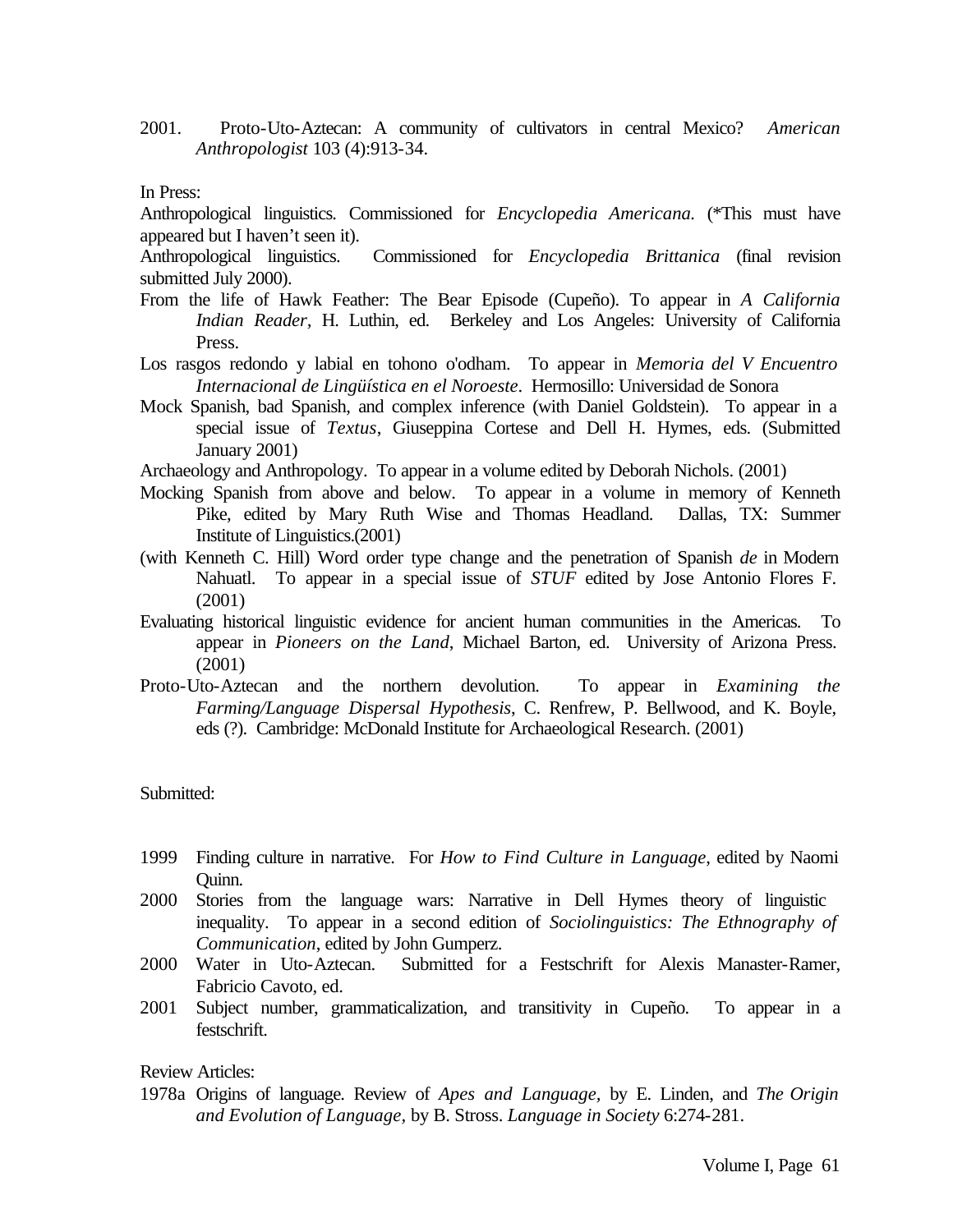2001. Proto-Uto-Aztecan: A community of cultivators in central Mexico? *American Anthropologist* 103 (4):913-34.

In Press:

Anthropological linguistics. Commissioned for *Encyclopedia Americana.* (*This must have appeared but I haven't seen it).

Anthropological linguistics. Commissioned for *Encyclopedia Brittanica* (final revision submitted July 2000).

From the life of Hawk Feather: The Bear Episode (Cupeño). To appear in *A California Indian Reader,* H. Luthin, ed. Berkeley and Los Angeles: University of California Press.

Los rasgos redondo y labial en tohono o'odham. To appear in *Memoria del V Encuentro Internacional de Lingüística en el Noroeste*. Hermosillo: Universidad de Sonora

Mock Spanish, bad Spanish, and complex inference (with Daniel Goldstein). To appear in a special issue of *Textus,* Giuseppina Cortese and Dell H. Hymes, eds. (Submitted January 2001)

Archaeology and Anthropology. To appear in a volume edited by Deborah Nichols. (2001)

Mocking Spanish from above and below. To appear in a volume in memory of Kenneth Pike, edited by Mary Ruth Wise and Thomas Headland. Dallas, TX: Summer Institute of Linguistics.(2001)

(with Kenneth C. Hill) Word order type change and the penetration of Spanish *de* in Modern Nahuatl. To appear in a special issue of *STUF* edited by Jose Antonio Flores F. (2001)

Evaluating historical linguistic evidence for ancient human communities in the Americas. To appear in *Pioneers on the Land*, Michael Barton, ed. University of Arizona Press. (2001)

Proto-Uto-Aztecan and the northern devolution. To appear in *Examining the Farming/Language Dispersal Hypothesis*, C. Renfrew, P. Bellwood, and K. Boyle, eds (?). Cambridge: McDonald Institute for Archaeological Research. (2001)

Submitted:

1999 Finding culture in narrative. For *How to Find Culture in Language*, edited by Naomi Quinn.

2000 Stories from the language wars: Narrative in Dell Hymes theory of linguistic inequality. To appear in a second edition of *Sociolinguistics: The Ethnography of Communication*, edited by John Gumperz.

2000 Water in Uto-Aztecan. Submitted for a Festschrift for Alexis Manaster-Ramer, Fabricio Cavoto, ed.

2001 Subject number, grammaticalization, and transitivity in Cupeño. To appear in a festschrift.

Review Articles:

1978a Origins of language. Review of *Apes and Language*, by E. Linden, and *The Origin and Evolution of Language*, by B. Stross. *Language in Society* 6:274-281.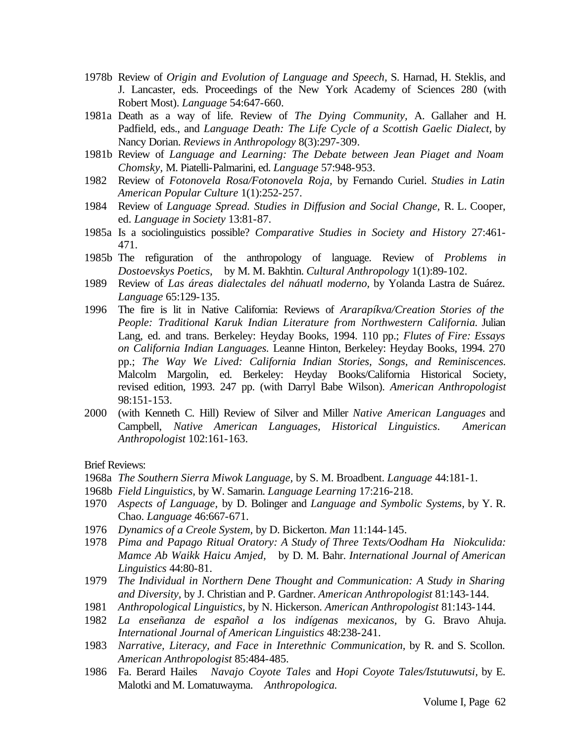1978b Review of *Origin and Evolution of Language and Speech*, S. Harnad, H. Steklis, and J. Lancaster, eds. Proceedings of the New York Academy of Sciences 280 (with Robert Most). *Language* 54:647-660.

1981a Death as a way of life. Review of *The Dying Community*, A. Gallaher and H. Padfield, eds., and *Language Death: The Life Cycle of a Scottish Gaelic Dialect*, by Nancy Dorian. *Reviews in Anthropology* 8(3):297-309.

1981b Review of *Language and Learning: The Debate between Jean Piaget and Noam Chomsky*, M. Piatelli-Palmarini, ed. *Language* 57:948-953.

1982 Review of *Fotonovela Rosa/Fotonovela Roja*, by Fernando Curiel. *Studies in Latin American Popular Culture* 1(1):252-257.

1984 Review of *Language Spread. Studies in Diffusion and Social Change*, R. L. Cooper, ed. *Language in Society* 13:81-87.

1985a Is a sociolinguistics possible? *Comparative Studies in Society and History* 27:461-471.

1985b The refiguration of the anthropology of language. Review of *Problems in Dostoevskys Poetics*, by M. M. Bakhtin. *Cultural Anthropology* 1(1):89-102.

1989 Review of *Las áreas dialectales del náhuatl moderno*, by Yolanda Lastra de Suárez. *Language* 65:129-135.

1996 The fire is lit in Native California: Reviews of *Ararapíkva/Creation Stories of the People: Traditional Karuk Indian Literature from Northwestern California.* Julian Lang, ed. and trans. Berkeley: Heyday Books, 1994. 110 pp.; *Flutes of Fire: Essays on California Indian Languages.* Leanne Hinton, Berkeley: Heyday Books, 1994. 270 pp.; *The Way We Lived: California Indian Stories, Songs, and Reminiscences.* Malcolm Margolin, ed. Berkeley: Heyday Books/California Historical Society, revised edition, 1993. 247 pp. (with Darryl Babe Wilson). *American Anthropologist* 98:151-153.

2000 (with Kenneth C. Hill) Review of Silver and Miller *Native American Languages* and Campbell, *Native American Languages, Historical Linguistics*. *American Anthropologist* 102:161-163.

Brief Reviews:

1968a *The Southern Sierra Miwok Language*, by S. M. Broadbent. *Language* 44:181-1.

1968b *Field Linguistics*, by W. Samarin. *Language Learning* 17:216-218.

1970 *Aspects of Language*, by D. Bolinger and *Language and Symbolic Systems*, by Y. R. Chao. *Language* 46:667-671.

1976 *Dynamics of a Creole System*, by D. Bickerton. *Man* 11:144-145.

1978 *Pima and Papago Ritual Oratory: A Study of Three Texts/Oodham Ha Niokculida: Mamce Ab Waikk Haicu Amjed*, by D. M. Bahr. *International Journal of American Linguistics* 44:80-81.

1979 *The Individual in Northern Dene Thought and Communication: A Study in Sharing and Diversity*, by J. Christian and P. Gardner. *American Anthropologist* 81:143-144.

1981 *Anthropological Linguistics*, by N. Hickerson. *American Anthropologist* 81:143-144.

1982 *La enseñanza de español a los indígenas mexicanos*, by G. Bravo Ahuja. *International Journal of American Linguistics* 48:238-241.

1983 *Narrative, Literacy, and Face in Interethnic Communication*, by R. and S. Scollon. *American Anthropologist* 85:484-485.

1986 Fa. Berard Hailes *Navajo Coyote Tales* and *Hopi Coyote Tales/Istutuwutsi*, by E. Malotki and M. Lomatuwayma. *Anthropologica.*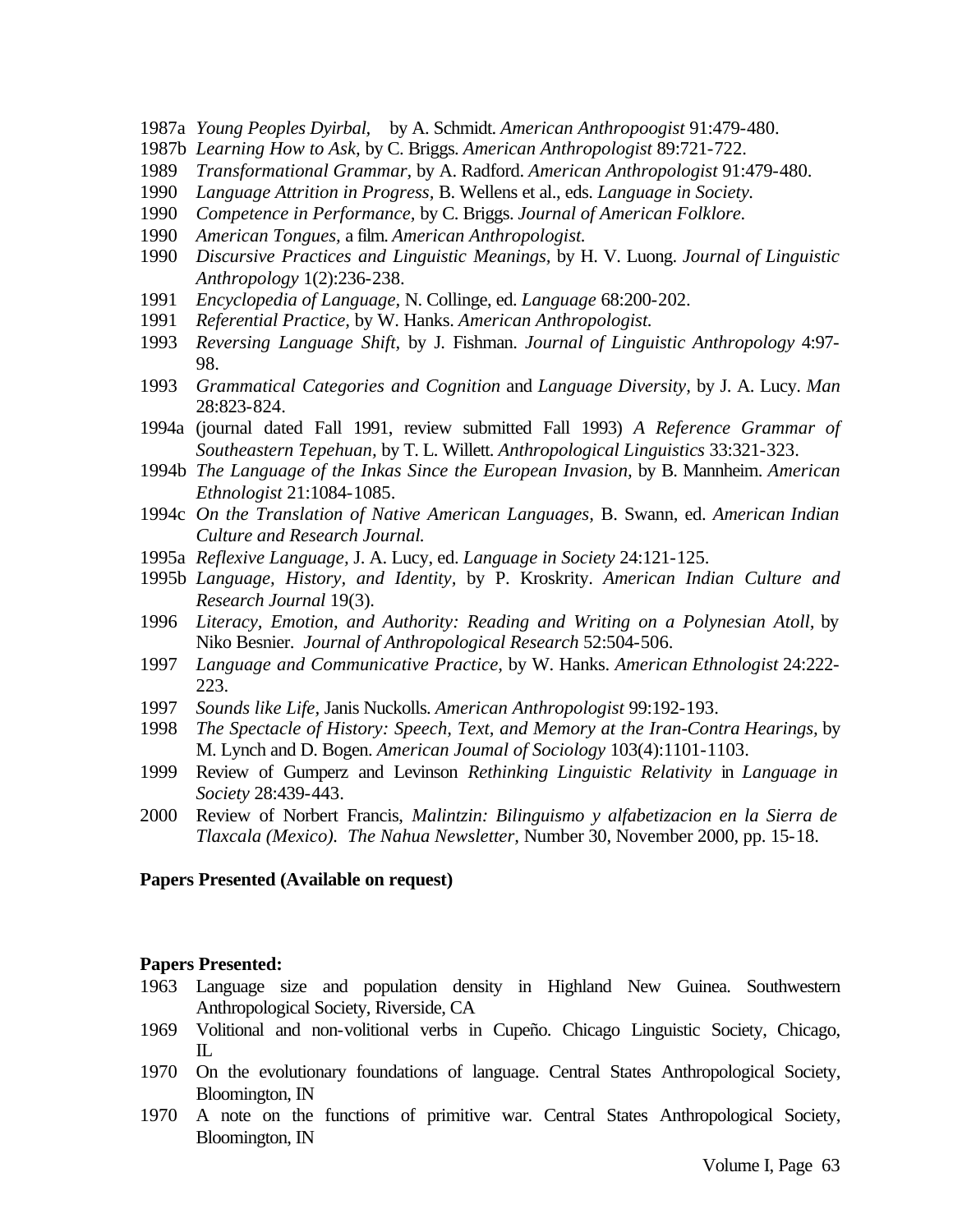1987a *Young Peoples Dyirbal,* by A. Schmidt. *American Anthropoogist* 91:479-480.

1987b *Learning How to Ask,* by C. Briggs. *American Anthropologist* 89:721-722.

1989 *Transformational Grammar,* by A. Radford. *American Anthropologist* 91:479-480.

1990 *Language Attrition in Progress,* B. Wellens et al., eds. *Language in Society.*

1990 *Competence in Performance,* by C. Briggs. *Journal of American Folklore.*

1990 *American Tongues,* a film. *American Anthropologist.*

1990 *Discursive Practices and Linguistic Meanings,* by H. V. Luong. *Journal of Linguistic Anthropology* 1(2):236-238.

1991 *Encyclopedia of Language,* N. Collinge, ed. *Language* 68:200-202.

1991 *Referential Practice,* by W. Hanks. *American Anthropologist.*

1993 *Reversing Language Shift,* by J. Fishman. *Journal of Linguistic Anthropology* 4:97-98.

1993 *Grammatical Categories and Cognition* and *Language Diversity*, by J. A. Lucy. *Man* 28:823-824.

1994a (journal dated Fall 1991, review submitted Fall 1993) *A Reference Grammar of Southeastern Tepehuan,* by T. L. Willett. *Anthropological Linguistics* 33:321-323.

1994b *The Language of the Inkas Since the European Invasion,* by B. Mannheim. *American Ethnologist* 21:1084-1085.

1994c *On the Translation of Native American Languages,* B. Swann, ed. *American Indian Culture and Research Journal.*

1995a *Reflexive Language,* J. A. Lucy, ed. *Language in Society* 24:121-125.

1995b *Language, History, and Identity*, by P. Kroskrity. *American Indian Culture and Research Journal* 19(3).

1996 *Literacy, Emotion, and Authority: Reading and Writing on a Polynesian Atoll,* by Niko Besnier. *Journal of Anthropological Research* 52:504-506.

1997 *Language and Communicative Practice,* by W. Hanks. *American Ethnologist* 24:222-223.

1997 *Sounds like Life*, Janis Nuckolls. *American Anthropologist* 99:192-193.

1998 *The Spectacle of History: Speech, Text, and Memory at the Iran-Contra Hearings*, by M. Lynch and D. Bogen. *American Joumal of Sociology* 103(4):1101-1103.

1999 Review of Gumperz and Levinson *Rethinking Linguistic Relativity* in *Language in Society* 28:439-443.

2000 Review of Norbert Francis, *Malintzin: Bilinguismo y alfabetizacion en la Sierra de Tlaxcala (Mexico). The Nahua Newsletter,* Number 30, November 2000, pp. 15-18.

**Papers Presented (Available on request)**

**Papers Presented:**

1963 Language size and population density in Highland New Guinea. Southwestern Anthropological Society, Riverside, CA

1969 Volitional and non-volitional verbs in Cupeño. Chicago Linguistic Society, Chicago, IL

1970 On the evolutionary foundations of language. Central States Anthropological Society, Bloomington, IN

1970 A note on the functions of primitive war. Central States Anthropological Society, Bloomington, IN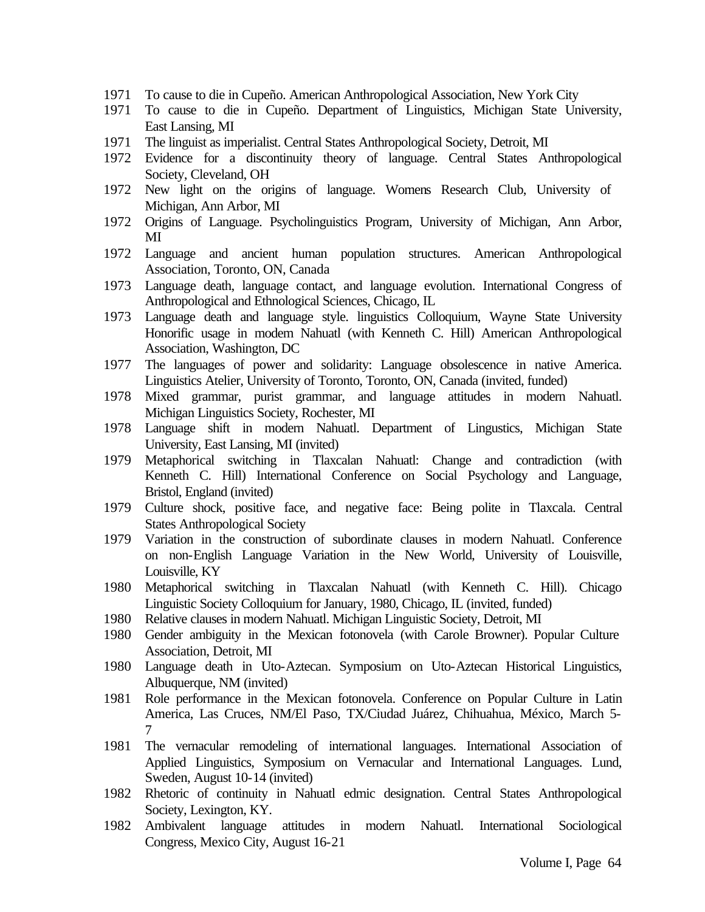1971 To cause to die in Cupeño. American Anthropological Association, New York City

1971 To cause to die in Cupeño. Department of Linguistics, Michigan State University, East Lansing, MI

1971 The linguist as imperialist. Central States Anthropological Society, Detroit, MI

1972 Evidence for a discontinuity theory of language. Central States Anthropological Society, Cleveland, OH

1972 New light on the origins of language. Womens Research Club, University of Michigan, Ann Arbor, MI

1972 Origins of Language. Psycholinguistics Program, University of Michigan, Ann Arbor, MI

1972 Language and ancient human population structures. American Anthropological Association, Toronto, ON, Canada

1973 Language death, language contact, and language evolution. International Congress of Anthropological and Ethnological Sciences, Chicago, IL

1973 Language death and language style. linguistics Colloquium, Wayne State University Honorific usage in modern Nahuatl (with Kenneth C. Hill) American Anthropological Association, Washington, DC

1977 The languages of power and solidarity: Language obsolescence in native America. Linguistics Atelier, University of Toronto, Toronto, ON, Canada (invited, funded)

1978 Mixed grammar, purist grammar, and language attitudes in modern Nahuatl. Michigan Linguistics Society, Rochester, MI

1978 Language shift in modern Nahuatl. Department of Lingustics, Michigan State University, East Lansing, MI (invited)

1979 Metaphorical switching in Tlaxcalan Nahuatl: Change and contradiction (with Kenneth C. Hill) International Conference on Social Psychology and Language, Bristol, England (invited)

1979 Culture shock, positive face, and negative face: Being polite in Tlaxcala. Central States Anthropological Society

1979 Variation in the construction of subordinate clauses in modern Nahuatl. Conference on non-English Language Variation in the New World, University of Louisville, Louisville, KY

1980 Metaphorical switching in Tlaxcalan Nahuatl (with Kenneth C. Hill). Chicago Linguistic Society Colloquium for January, 1980, Chicago, IL (invited, funded)

1980 Relative clauses in modern Nahuatl. Michigan Linguistic Society, Detroit, MI

1980 Gender ambiguity in the Mexican fotonovela (with Carole Browner). Popular Culture Association, Detroit, MI

1980 Language death in Uto-Aztecan. Symposium on Uto-Aztecan Historical Linguistics, Albuquerque, NM (invited)

1981 Role performance in the Mexican fotonovela. Conference on Popular Culture in Latin America, Las Cruces, NM/El Paso, TX/Ciudad Juárez, Chihuahua, México, March 5-7

1981 The vernacular remodeling of international languages. International Association of Applied Linguistics, Symposium on Vernacular and International Languages. Lund, Sweden, August 10-14 (invited)

1982 Rhetoric of continuity in Nahuatl edmic designation. Central States Anthropological Society, Lexington, KY.

1982 Ambivalent language attitudes in modern Nahuatl. International Sociological Congress, Mexico City, August 16-21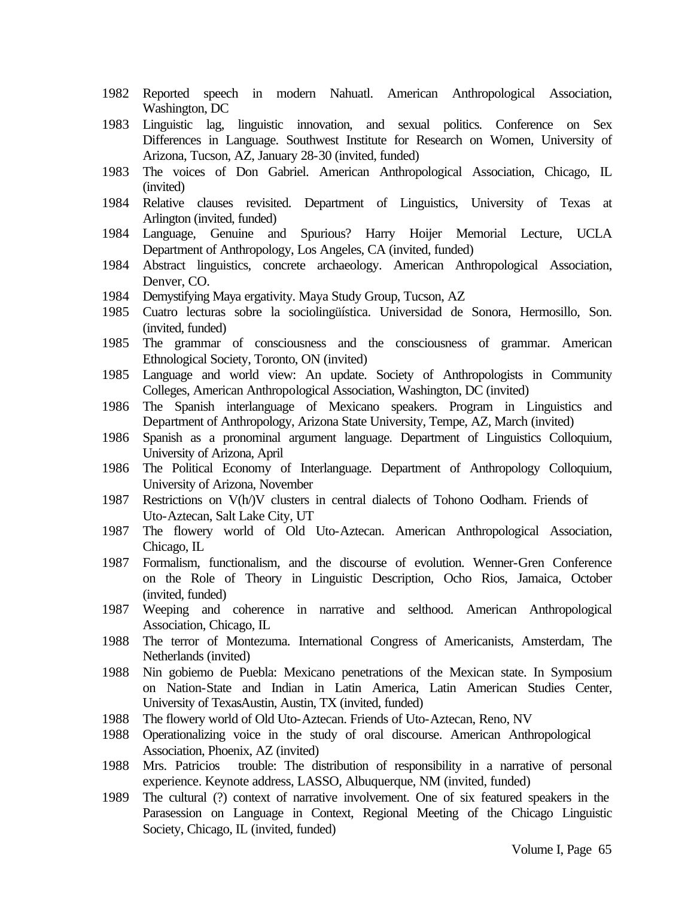1982 Reported speech in modern Nahuatl. American Anthropological Association, Washington, DC

1983 Linguistic lag, linguistic innovation, and sexual politics. Conference on Sex Differences in Language. Southwest Institute for Research on Women, University of Arizona, Tucson, AZ, January 28-30 (invited, funded)

1983 The voices of Don Gabriel. American Anthropological Association, Chicago, IL (invited)

1984 Relative clauses revisited. Department of Linguistics, University of Texas at Arlington (invited, funded)

1984 Language, Genuine and Spurious? Harry Hoijer Memorial Lecture, UCLA Department of Anthropology, Los Angeles, CA (invited, funded)

1984 Abstract linguistics, concrete archaeology. American Anthropological Association, Denver, CO.

1984 Demystifying Maya ergativity. Maya Study Group, Tucson, AZ

1985 Cuatro lecturas sobre la sociolingüística. Universidad de Sonora, Hermosillo, Son. (invited, funded)

1985 The grammar of consciousness and the consciousness of grammar. American Ethnological Society, Toronto, ON (invited)

1985 Language and world view: An update. Society of Anthropologists in Community Colleges, American Anthropological Association, Washington, DC (invited)

1986 The Spanish interlanguage of Mexicano speakers. Program in Linguistics and Department of Anthropology, Arizona State University, Tempe, AZ, March (invited)

1986 Spanish as a pronominal argument language. Department of Linguistics Colloquium, University of Arizona, April

1986 The Political Economy of Interlanguage. Department of Anthropology Colloquium, University of Arizona, November

1987 Restrictions on V(h/)V clusters in central dialects of Tohono Oodham. Friends of Uto-Aztecan, Salt Lake City, UT

1987 The flowery world of Old Uto-Aztecan. American Anthropological Association, Chicago, IL

1987 Formalism, functionalism, and the discourse of evolution. Wenner-Gren Conference on the Role of Theory in Linguistic Description, Ocho Rios, Jamaica, October (invited, funded)

1987 Weeping and coherence in narrative and selthood. American Anthropological Association, Chicago, IL

1988 The terror of Montezuma. International Congress of Americanists, Amsterdam, The Netherlands (invited)

1988 Nin gobiemo de Puebla: Mexicano penetrations of the Mexican state. In Symposium on Nation-State and Indian in Latin America, Latin American Studies Center, University of TexasAustin, Austin, TX (invited, funded)

1988 The flowery world of Old Uto-Aztecan. Friends of Uto-Aztecan, Reno, NV

1988 Operationalizing voice in the study of oral discourse. American Anthropological Association, Phoenix, AZ (invited)

1988 Mrs. Patricios trouble: The distribution of responsibility in a narrative of personal experience. Keynote address, LASSO, Albuquerque, NM (invited, funded)

1989 The cultural (?) context of narrative involvement. One of six featured speakers in the Parasession on Language in Context, Regional Meeting of the Chicago Linguistic Society, Chicago, IL (invited, funded)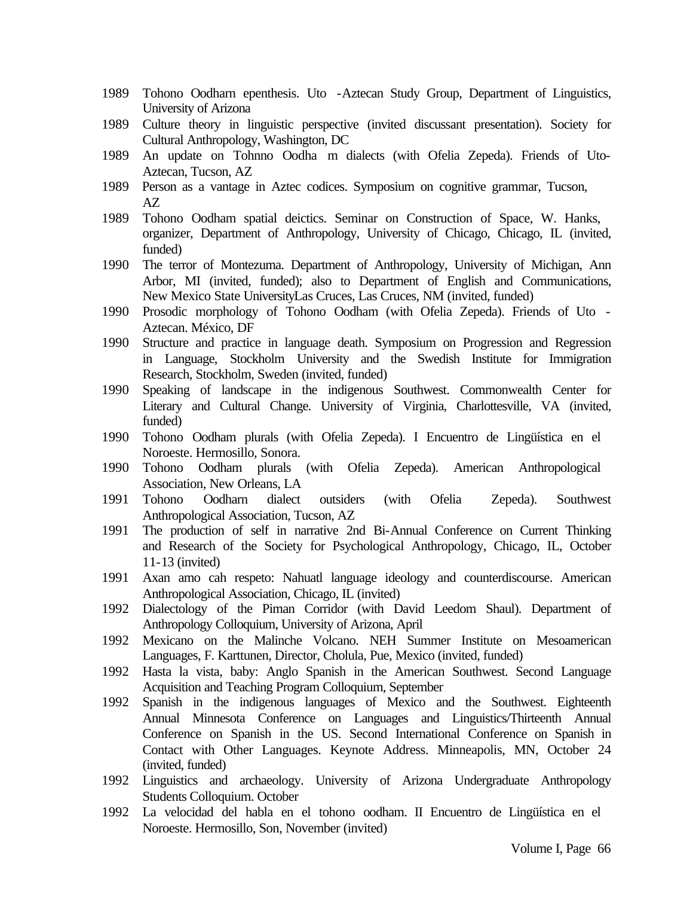1989 Tohono Oodharn epenthesis. Uto -Aztecan Study Group, Department of Linguistics, University of Arizona

1989 Culture theory in linguistic perspective (invited discussant presentation). Society for Cultural Anthropology, Washington, DC

1989 An update on Tohnno Oodha m dialects (with Ofelia Zepeda). Friends of Uto-Aztecan, Tucson, AZ

1989 Person as a vantage in Aztec codices. Symposium on cognitive grammar, Tucson, AZ

1989 Tohono Oodham spatial deictics. Seminar on Construction of Space, W. Hanks, organizer, Department of Anthropology, University of Chicago, Chicago, IL (invited, funded)

1990 The terror of Montezuma. Department of Anthropology, University of Michigan, Ann Arbor, MI (invited, funded); also to Department of English and Communications, New Mexico State UniversityLas Cruces, Las Cruces, NM (invited, funded)

1990 Prosodic morphology of Tohono Oodham (with Ofelia Zepeda). Friends of Uto - Aztecan. México, DF

1990 Structure and practice in language death. Symposium on Progression and Regression in Language, Stockholm University and the Swedish Institute for Immigration Research, Stockholm, Sweden (invited, funded)

1990 Speaking of landscape in the indigenous Southwest. Commonwealth Center for Literary and Cultural Change. University of Virginia, Charlottesville, VA (invited, funded)

1990 Tohono Oodham plurals (with Ofelia Zepeda). I Encuentro de Lingüística en el Noroeste. Hermosillo, Sonora.

1990 Tohono Oodham plurals (with Ofelia Zepeda). American Anthropological Association, New Orleans, LA

1991 Tohono Oodharn dialect outsiders (with Ofelia Zepeda). Southwest Anthropological Association, Tucson, AZ

1991 The production of self in narrative 2nd Bi-Annual Conference on Current Thinking and Research of the Society for Psychological Anthropology, Chicago, IL, October 11-13 (invited)

1991 Axan amo cah respeto: Nahuatl language ideology and counterdiscourse. American Anthropological Association, Chicago, IL (invited)

1992 Dialectology of the Piman Corridor (with David Leedom Shaul). Department of Anthropology Colloquium, University of Arizona, April

1992 Mexicano on the Malinche Volcano. NEH Summer Institute on Mesoamerican Languages, F. Karttunen, Director, Cholula, Pue, Mexico (invited, funded)

1992 Hasta la vista, baby: Anglo Spanish in the American Southwest. Second Language Acquisition and Teaching Program Colloquium, September

1992 Spanish in the indigenous languages of Mexico and the Southwest. Eighteenth Annual Minnesota Conference on Languages and Linguistics/Thirteenth Annual Conference on Spanish in the US. Second International Conference on Spanish in Contact with Other Languages. Keynote Address. Minneapolis, MN, October 24 (invited, funded)

1992 Linguistics and archaeology. University of Arizona Undergraduate Anthropology Students Colloquium. October

1992 La velocidad del habla en el tohono oodham. II Encuentro de Lingüística en el Noroeste. Hermosillo, Son, November (invited)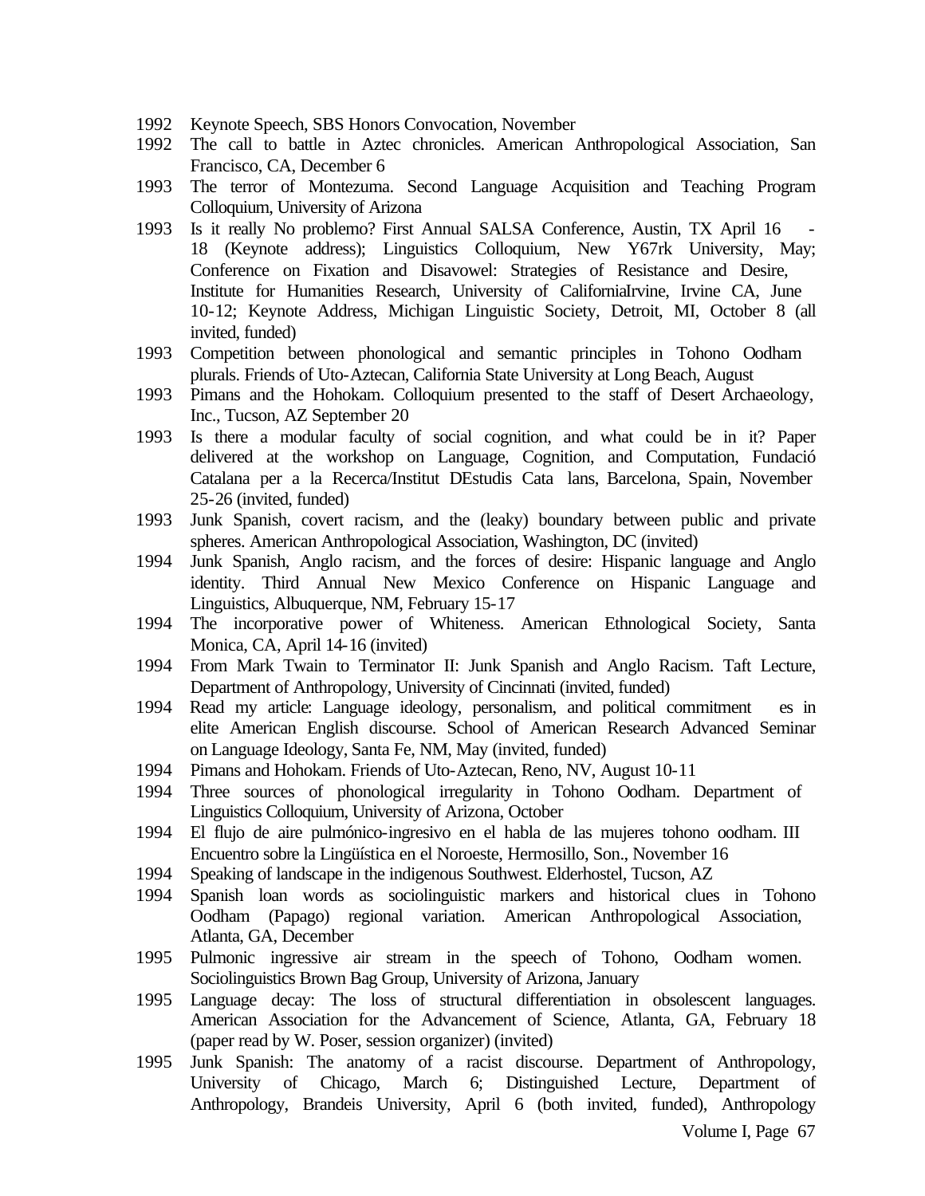1992 Keynote Speech, SBS Honors Convocation, November

1992 The call to battle in Aztec chronicles. American Anthropological Association, San Francisco, CA, December 6

1993 The terror of Montezuma. Second Language Acquisition and Teaching Program Colloquium, University of Arizona

1993 Is it really No problemo? First Annual SALSA Conference, Austin, TX April 16 - 18 (Keynote address); Linguistics Colloquium, New Y67rk University, May; Conference on Fixation and Disavowel: Strategies of Resistance and Desire, Institute for Humanities Research, University of CaliforniaIrvine, Irvine CA, June 10-12; Keynote Address, Michigan Linguistic Society, Detroit, MI, October 8 (all invited, funded)

1993 Competition between phonological and semantic principles in Tohono Oodham plurals. Friends of Uto-Aztecan, California State University at Long Beach, August

1993 Pimans and the Hohokam. Colloquium presented to the staff of Desert Archaeology, Inc., Tucson, AZ September 20

1993 Is there a modular faculty of social cognition, and what could be in it? Paper delivered at the workshop on Language, Cognition, and Computation, Fundació Catalana per a la Recerca/Institut DEstudis Cata lans, Barcelona, Spain, November 25-26 (invited, funded)

1993 Junk Spanish, covert racism, and the (leaky) boundary between public and private spheres. American Anthropological Association, Washington, DC (invited)

1994 Junk Spanish, Anglo racism, and the forces of desire: Hispanic language and Anglo identity. Third Annual New Mexico Conference on Hispanic Language and Linguistics, Albuquerque, NM, February 15-17

1994 The incorporative power of Whiteness. American Ethnological Society, Santa Monica, CA, April 14-16 (invited)

1994 From Mark Twain to Terminator II: Junk Spanish and Anglo Racism. Taft Lecture, Department of Anthropology, University of Cincinnati (invited, funded)

1994 Read my article: Language ideology, personalism, and political commitment es in elite American English discourse. School of American Research Advanced Seminar on Language Ideology, Santa Fe, NM, May (invited, funded)

1994 Pimans and Hohokam. Friends of Uto-Aztecan, Reno, NV, August 10-11

1994 Three sources of phonological irregularity in Tohono Oodham. Department of Linguistics Colloquium, University of Arizona, October

1994 El flujo de aire pulmónico-ingresivo en el habla de las mujeres tohono oodham. III Encuentro sobre la Lingüística en el Noroeste, Hermosillo, Son., November 16

1994 Speaking of landscape in the indigenous Southwest. Elderhostel, Tucson, AZ

1994 Spanish loan words as sociolinguistic markers and historical clues in Tohono Oodham (Papago) regional variation. American Anthropological Association, Atlanta, GA, December

1995 Pulmonic ingressive air stream in the speech of Tohono, Oodham women. Sociolinguistics Brown Bag Group, University of Arizona, January

1995 Language decay: The loss of structural differentiation in obsolescent languages. American Association for the Advancement of Science, Atlanta, GA, February 18 (paper read by W. Poser, session organizer) (invited)

1995 Junk Spanish: The anatomy of a racist discourse. Department of Anthropology, University of Chicago, March 6; Distinguished Lecture, Department of Anthropology, Brandeis University, April 6 (both invited, funded), Anthropology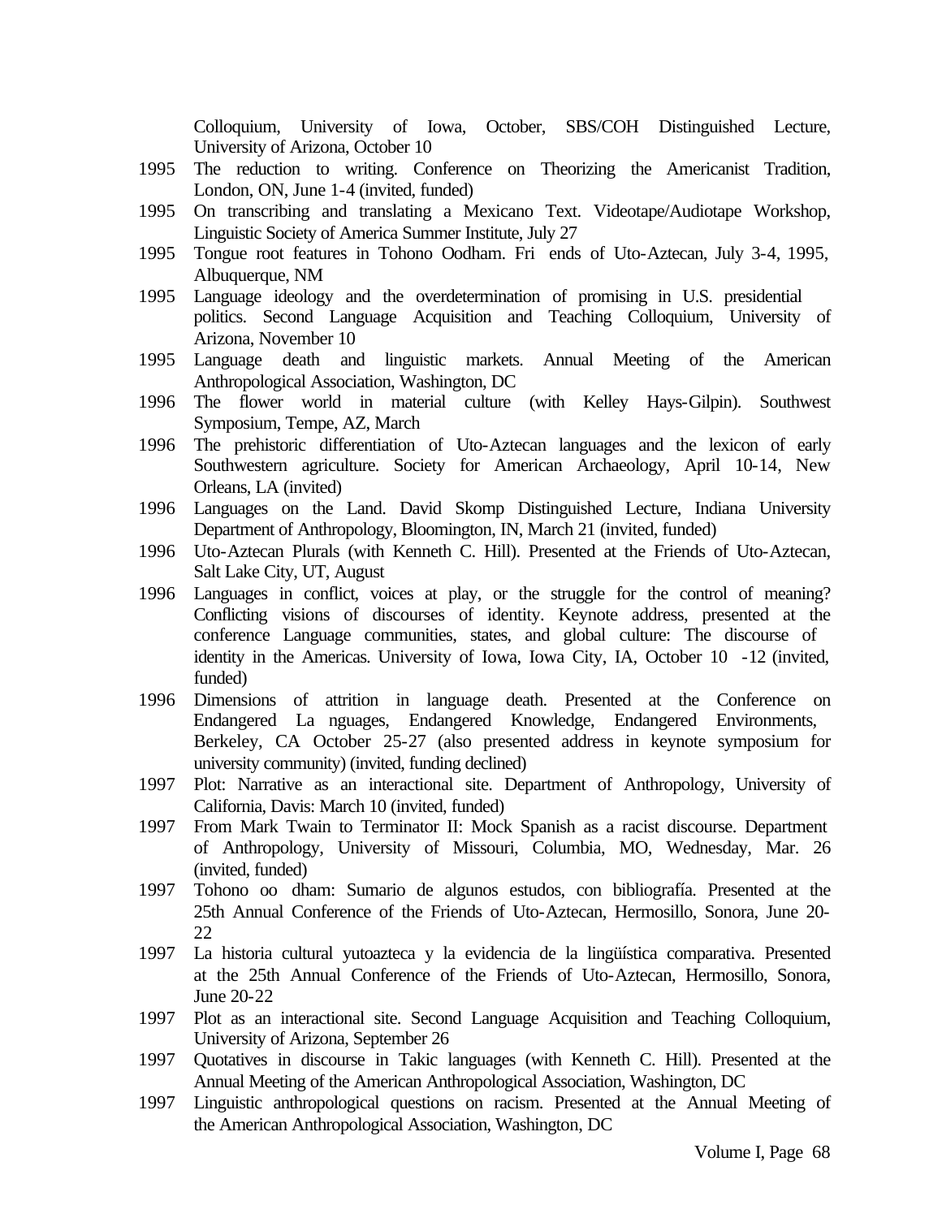Colloquium, University of Iowa, October, SBS/COH Distinguished Lecture, University of Arizona, October 10

1995 The reduction to writing. Conference on Theorizing the Americanist Tradition, London, ON, June 1-4 (invited, funded)

1995 On transcribing and translating a Mexicano Text. Videotape/Audiotape Workshop, Linguistic Society of America Summer Institute, July 27

1995 Tongue root features in Tohono Oodham. Fri ends of Uto-Aztecan, July 3-4, 1995, Albuquerque, NM

1995 Language ideology and the overdetermination of promising in U.S. presidential politics. Second Language Acquisition and Teaching Colloquium, University of Arizona, November 10

1995 Language death and linguistic markets. Annual Meeting of the American Anthropological Association, Washington, DC

1996 The flower world in material culture (with Kelley Hays-Gilpin). Southwest Symposium, Tempe, AZ, March

1996 The prehistoric differentiation of Uto-Aztecan languages and the lexicon of early Southwestern agriculture. Society for American Archaeology, April 10-14, New Orleans, LA (invited)

1996 Languages on the Land. David Skomp Distinguished Lecture, Indiana University Department of Anthropology, Bloomington, IN, March 21 (invited, funded)

1996 Uto-Aztecan Plurals (with Kenneth C. Hill). Presented at the Friends of Uto-Aztecan, Salt Lake City, UT, August

1996 Languages in conflict, voices at play, or the struggle for the control of meaning? Conflicting visions of discourses of identity. Keynote address, presented at the conference Language communities, states, and global culture: The discourse of identity in the Americas. University of Iowa, Iowa City, IA, October 10 -12 (invited, funded)

1996 Dimensions of attrition in language death. Presented at the Conference on Endangered La nguages, Endangered Knowledge, Endangered Environments, Berkeley, CA October 25-27 (also presented address in keynote symposium for university community) (invited, funding declined)

1997 Plot: Narrative as an interactional site. Department of Anthropology, University of California, Davis: March 10 (invited, funded)

1997 From Mark Twain to Terminator II: Mock Spanish as a racist discourse. Department of Anthropology, University of Missouri, Columbia, MO, Wednesday, Mar. 26 (invited, funded)

1997 Tohono oo dham: Sumario de algunos estudos, con bibliografía. Presented at the 25th Annual Conference of the Friends of Uto-Aztecan, Hermosillo, Sonora, June 20-22

1997 La historia cultural yutoazteca y la evidencia de la lingüística comparativa. Presented at the 25th Annual Conference of the Friends of Uto-Aztecan, Hermosillo, Sonora, June 20-22

1997 Plot as an interactional site. Second Language Acquisition and Teaching Colloquium, University of Arizona, September 26

1997 Quotatives in discourse in Takic languages (with Kenneth C. Hill). Presented at the Annual Meeting of the American Anthropological Association, Washington, DC

1997 Linguistic anthropological questions on racism. Presented at the Annual Meeting of the American Anthropological Association, Washington, DC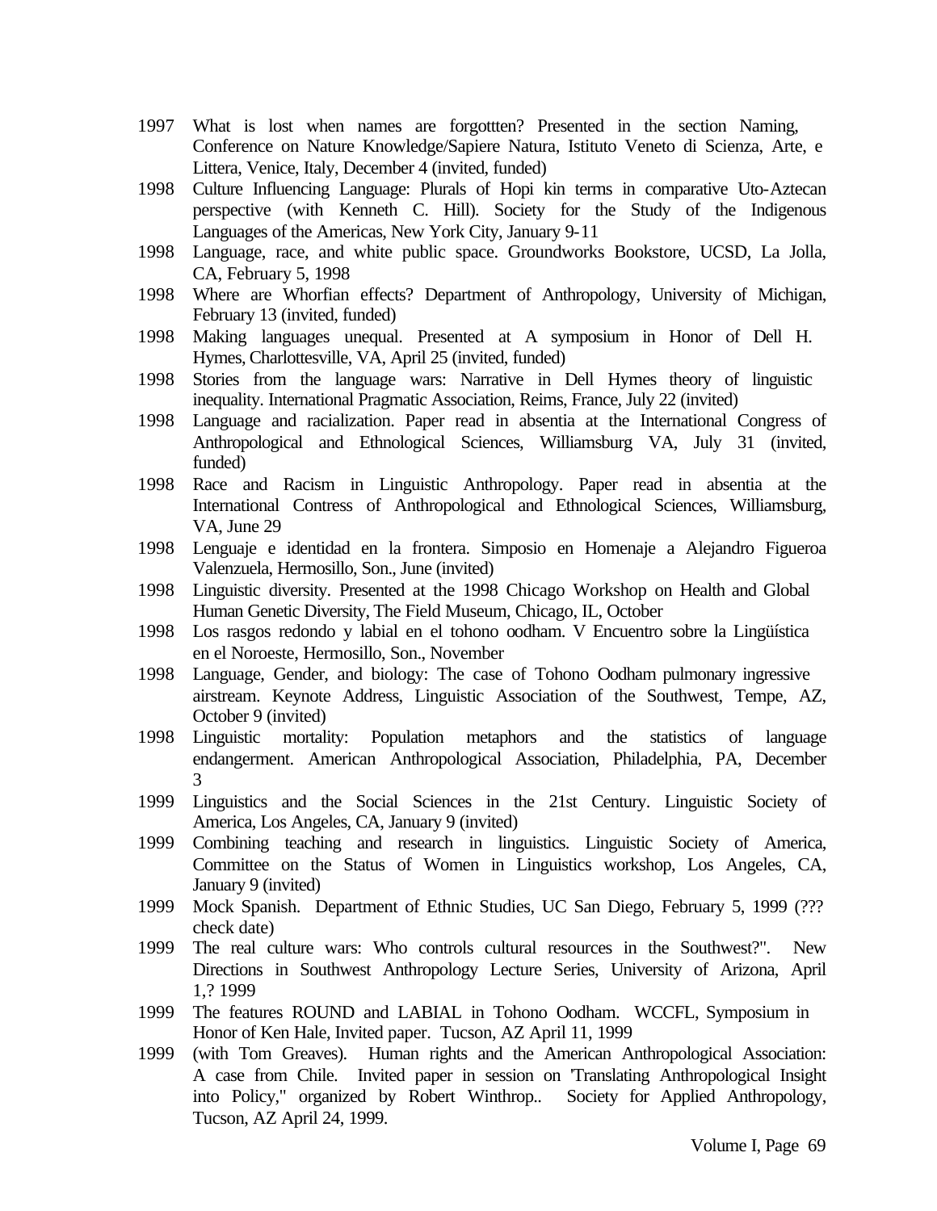1997 What is lost when names are forgottten? Presented in the section Naming, Conference on Nature Knowledge/Sapiere Natura, Istituto Veneto di Scienza, Arte, e Littera, Venice, Italy, December 4 (invited, funded)

1998 Culture Influencing Language: Plurals of Hopi kin terms in comparative Uto-Aztecan perspective (with Kenneth C. Hill). Society for the Study of the Indigenous Languages of the Americas, New York City, January 9-11

1998 Language, race, and white public space. Groundworks Bookstore, UCSD, La Jolla, CA, February 5, 1998

1998 Where are Whorfian effects? Department of Anthropology, University of Michigan, February 13 (invited, funded)

1998 Making languages unequal. Presented at A symposium in Honor of Dell H. Hymes, Charlottesville, VA, April 25 (invited, funded)

1998 Stories from the language wars: Narrative in Dell Hymes theory of linguistic inequality. International Pragmatic Association, Reims, France, July 22 (invited)

1998 Language and racialization. Paper read in absentia at the International Congress of Anthropological and Ethnological Sciences, Williamsburg VA, July 31 (invited, funded)

1998 Race and Racism in Linguistic Anthropology. Paper read in absentia at the International Contress of Anthropological and Ethnological Sciences, Williamsburg, VA, June 29

1998 Lenguaje e identidad en la frontera. Simposio en Homenaje a Alejandro Figueroa Valenzuela, Hermosillo, Son., June (invited)

1998 Linguistic diversity. Presented at the 1998 Chicago Workshop on Health and Global Human Genetic Diversity, The Field Museum, Chicago, IL, October

1998 Los rasgos redondo y labial en el tohono oodham. V Encuentro sobre la Lingüística en el Noroeste, Hermosillo, Son., November

1998 Language, Gender, and biology: The case of Tohono Oodham pulmonary ingressive airstream. Keynote Address, Linguistic Association of the Southwest, Tempe, AZ, October 9 (invited)

1998 Linguistic mortality: Population metaphors and the statistics of language endangerment. American Anthropological Association, Philadelphia, PA, December 3

1999 Linguistics and the Social Sciences in the 21st Century. Linguistic Society of America, Los Angeles, CA, January 9 (invited)

1999 Combining teaching and research in linguistics. Linguistic Society of America, Committee on the Status of Women in Linguistics workshop, Los Angeles, CA, January 9 (invited)

1999 Mock Spanish. Department of Ethnic Studies, UC San Diego, February 5, 1999 (??? check date)

1999 The real culture wars: Who controls cultural resources in the Southwest?". New Directions in Southwest Anthropology Lecture Series, University of Arizona, April 1,? 1999

1999 The features ROUND and LABIAL in Tohono Oodham. WCCFL, Symposium in Honor of Ken Hale, Invited paper. Tucson, AZ April 11, 1999

1999 (with Tom Greaves). Human rights and the American Anthropological Association: A case from Chile. Invited paper in session on 'Translating Anthropological Insight into Policy," organized by Robert Winthrop.. Society for Applied Anthropology, Tucson, AZ April 24, 1999.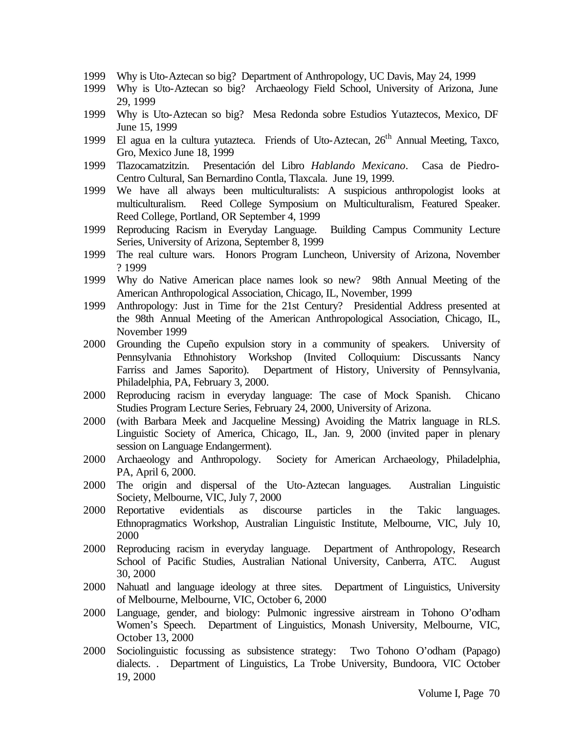1999 Why is Uto-Aztecan so big? Department of Anthropology, UC Davis, May 24, 1999

1999 Why is Uto-Aztecan so big? Archaeology Field School, University of Arizona, June 29, 1999

1999 Why is Uto-Aztecan so big? Mesa Redonda sobre Estudios Yutaztecos, Mexico, DF June 15, 1999

1999 El agua en la cultura yutazteca. Friends of Uto-Aztecan, 26th Annual Meeting, Taxco, Gro, Mexico June 18, 1999

1999 Tlazocamatzitzin. Presentación del Libro *Hablando Mexicano*. Casa de Piedro-Centro Cultural, San Bernardino Contla, Tlaxcala. June 19, 1999.

1999 We have all always been multiculturalists: A suspicious anthropologist looks at multiculturalism. Reed College Symposium on Multiculturalism, Featured Speaker. Reed College, Portland, OR September 4, 1999

1999 Reproducing Racism in Everyday Language. Building Campus Community Lecture Series, University of Arizona, September 8, 1999

1999 The real culture wars. Honors Program Luncheon, University of Arizona, November ? 1999

1999 Why do Native American place names look so new? 98th Annual Meeting of the American Anthropological Association, Chicago, IL, November, 1999

1999 Anthropology: Just in Time for the 21st Century? Presidential Address presented at the 98th Annual Meeting of the American Anthropological Association, Chicago, IL, November 1999

2000 Grounding the Cupeño expulsion story in a community of speakers. University of Pennsylvania Ethnohistory Workshop (Invited Colloquium: Discussants Nancy Farriss and James Saporito). Department of History, University of Pennsylvania, Philadelphia, PA, February 3, 2000.

2000 Reproducing racism in everyday language: The case of Mock Spanish. Chicano Studies Program Lecture Series, February 24, 2000, University of Arizona.

2000 (with Barbara Meek and Jacqueline Messing) Avoiding the Matrix language in RLS. Linguistic Society of America, Chicago, IL, Jan. 9, 2000 (invited paper in plenary session on Language Endangerment).

2000 Archaeology and Anthropology. Society for American Archaeology, Philadelphia, PA, April 6, 2000.

2000 The origin and dispersal of the Uto-Aztecan languages. Australian Linguistic Society, Melbourne, VIC, July 7, 2000

2000 Reportative evidentials as discourse particles in the Takic languages. Ethnopragmatics Workshop, Australian Linguistic Institute, Melbourne, VIC, July 10, 2000

2000 Reproducing racism in everyday language. Department of Anthropology, Research School of Pacific Studies, Australian National University, Canberra, ATC. August 30, 2000

2000 Nahuatl and language ideology at three sites. Department of Linguistics, University of Melbourne, Melbourne, VIC, October 6, 2000

2000 Language, gender, and biology: Pulmonic ingressive airstream in Tohono O'odham Women's Speech. Department of Linguistics, Monash University, Melbourne, VIC, October 13, 2000

2000 Sociolinguistic focussing as subsistence strategy: Two Tohono O'odham (Papago) dialects. . Department of Linguistics, La Trobe University, Bundoora, VIC October 19, 2000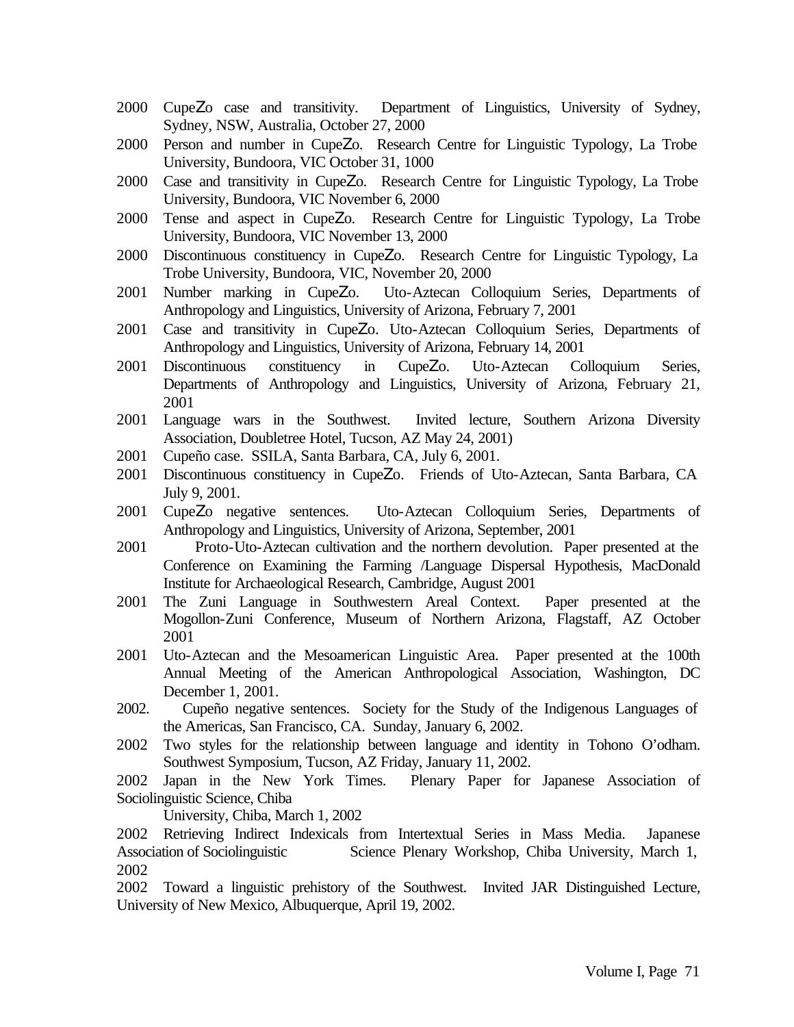2000 CupeŽo case and transitivity. Department of Linguistics, University of Sydney, Sydney, NSW, Australia, October 27, 2000

2000 Person and number in CupeŽo. Research Centre for Linguistic Typology, La Trobe University, Bundoora, VIC October 31, 1000

2000 Case and transitivity in CupeŽo. Research Centre for Linguistic Typology, La Trobe University, Bundoora, VIC November 6, 2000

2000 Tense and aspect in CupeŽo. Research Centre for Linguistic Typology, La Trobe University, Bundoora, VIC November 13, 2000

2000 Discontinuous constituency in CupeŽo. Research Centre for Linguistic Typology, La Trobe University, Bundoora, VIC, November 20, 2000

2001 Number marking in CupeŽo. Uto-Aztecan Colloquium Series, Departments of Anthropology and Linguistics, University of Arizona, February 7, 2001

2001 Case and transitivity in CupeŽo. Uto-Aztecan Colloquium Series, Departments of Anthropology and Linguistics, University of Arizona, February 14, 2001

2001 Discontinuous constituency in CupeŽo. Uto-Aztecan Colloquium Series, Departments of Anthropology and Linguistics, University of Arizona, February 21, 2001

2001 Language wars in the Southwest. Invited lecture, Southern Arizona Diversity Association, Doubletree Hotel, Tucson, AZ May 24, 2001)

2001 Cupeño case. SSILA, Santa Barbara, CA, July 6, 2001.

2001 Discontinuous constituency in CupeŽo. Friends of Uto-Aztecan, Santa Barbara, CA July 9, 2001.

2001 CupeŽo negative sentences. Uto-Aztecan Colloquium Series, Departments of Anthropology and Linguistics, University of Arizona, September, 2001

2001 Proto-Uto-Aztecan cultivation and the northern devolution. Paper presented at the Conference on Examining the Farming /Language Dispersal Hypothesis, MacDonald Institute for Archaeological Research, Cambridge, August 2001

2001 The Zuni Language in Southwestern Areal Context. Paper presented at the Mogollon-Zuni Conference, Museum of Northern Arizona, Flagstaff, AZ October 2001

2001 Uto-Aztecan and the Mesoamerican Linguistic Area. Paper presented at the 100th Annual Meeting of the American Anthropological Association, Washington, DC December 1, 2001.

2002. Cupeño negative sentences. Society for the Study of the Indigenous Languages of the Americas, San Francisco, CA. Sunday, January 6, 2002.

2002 Two styles for the relationship between language and identity in Tohono O'odham. Southwest Symposium, Tucson, AZ Friday, January 11, 2002.

2002 Japan in the New York Times. Plenary Paper for Japanese Association of Sociolinguistic Science, Chiba University, Chiba, March 1, 2002

2002 Retrieving Indirect Indexicals from Intertextual Series in Mass Media. Japanese Association of Sociolinguistic Science Plenary Workshop, Chiba University, March 1, 2002

2002 Toward a linguistic prehistory of the Southwest. Invited JAR Distinguished Lecture, University of New Mexico, Albuquerque, April 19, 2002.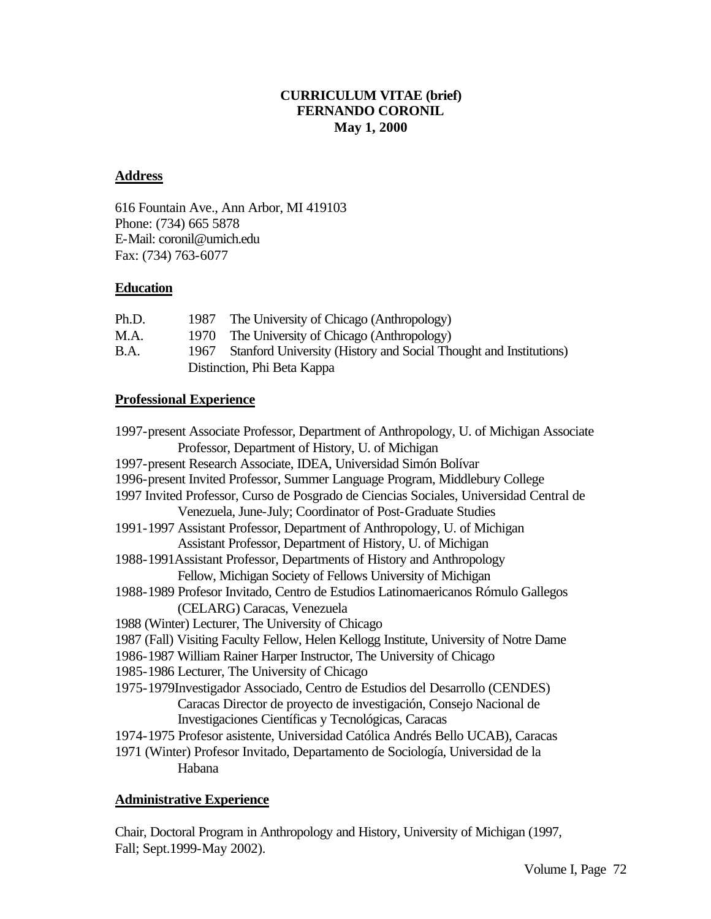**CURRICULUM VITAE (brief)**
**FERNANDO CORONIL**
**May 1, 2000**

**Address**

616 Fountain Ave., Ann Arbor, MI 419103
Phone: (734) 665 5878
E-Mail: coronil@umich.edu
Fax: (734) 763-6077

**Education**

| | | |
|---|---|---|
| Ph.D. | 1987 | The University of Chicago (Anthropology) |
| M.A. | 1970 | The University of Chicago (Anthropology) |
| B.A. | 1967 | Stanford University (History and Social Thought and Institutions) |
| | | Distinction, Phi Beta Kappa |

**Professional Experience**

1997-present Associate Professor, Department of Anthropology, U. of Michigan Associate Professor, Department of History, U. of Michigan
1997-present Research Associate, IDEA, Universidad Simón Bolívar
1996-present Invited Professor, Summer Language Program, Middlebury College
1997 Invited Professor, Curso de Posgrado de Ciencias Sociales, Universidad Central de Venezuela, June-July; Coordinator of Post-Graduate Studies
1991-1997 Assistant Professor, Department of Anthropology, U. of Michigan Assistant Professor, Department of History, U. of Michigan
1988-1991Assistant Professor, Departments of History and Anthropology Fellow, Michigan Society of Fellows University of Michigan
1988-1989 Profesor Invitado, Centro de Estudios Latinomaericanos Rómulo Gallegos (CELARG) Caracas, Venezuela
1988 (Winter) Lecturer, The University of Chicago
1987 (Fall) Visiting Faculty Fellow, Helen Kellogg Institute, University of Notre Dame
1986-1987 William Rainer Harper Instructor, The University of Chicago
1985-1986 Lecturer, The University of Chicago
1975-1979Investigador Associado, Centro de Estudios del Desarrollo (CENDES) Caracas Director de proyecto de investigación, Consejo Nacional de Investigaciones Científicas y Tecnológicas, Caracas
1974-1975 Profesor asistente, Universidad Católica Andrés Bello UCAB), Caracas
1971 (Winter) Profesor Invitado, Departamento de Sociología, Universidad de la Habana

**Administrative Experience**

Chair, Doctoral Program in Anthropology and History, University of Michigan (1997, Fall; Sept.1999-May 2002).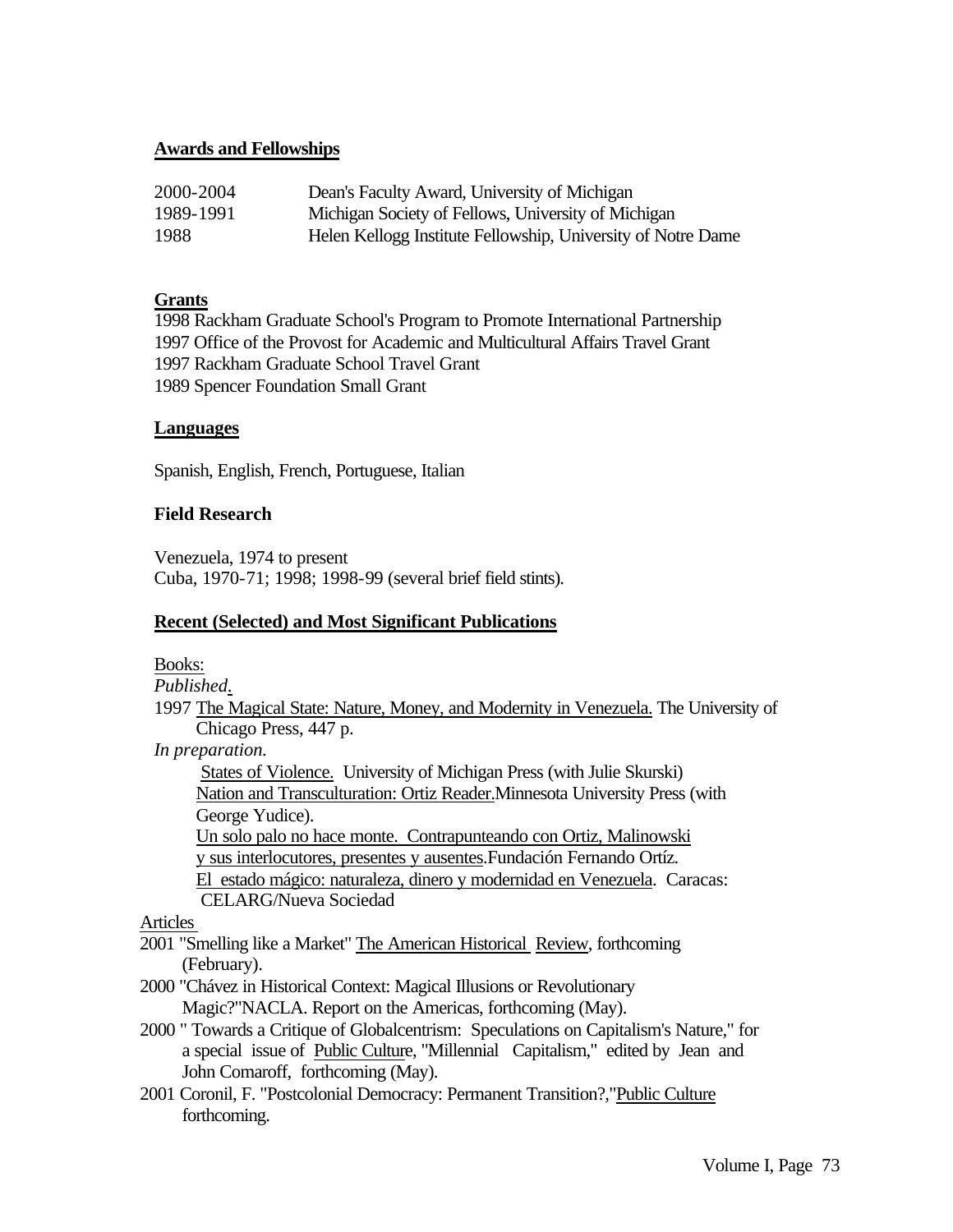## Awards and Fellowships

| | |
|---|---|
| 2000-2004 | Dean's Faculty Award, University of Michigan |
| 1989-1991 | Michigan Society of Fellows, University of Michigan |
| 1988 | Helen Kellogg Institute Fellowship, University of Notre Dame |

## Grants

1998 Rackham Graduate School's Program to Promote International Partnership
1997 Office of the Provost for Academic and Multicultural Affairs Travel Grant
1997 Rackham Graduate School Travel Grant
1989 Spencer Foundation Small Grant

## Languages

Spanish, English, French, Portuguese, Italian

## Field Research

Venezuela, 1974 to present
Cuba, 1970-71; 1998; 1998-99 (several brief field stints).

## Recent (Selected) and Most Significant Publications

Books:

*Published.*

1997 The Magical State: Nature, Money, and Modernity in Venezuela. The University of Chicago Press, 447 p.

*In preparation.*

States of Violence. University of Michigan Press (with Julie Skurski)
Nation and Transculturation: Ortiz Reader. Minnesota University Press (with George Yudice).
Un solo palo no hace monte. Contrapunteando con Ortiz, Malinowski y sus interlocutores, presentes y ausentes. Fundación Fernando Ortíz.
El estado mágico: naturaleza, dinero y modernidad en Venezuela. Caracas: CELARG/Nueva Sociedad

Articles

2001 "Smelling like a Market" The American Historical Review, forthcoming (February).

2000 "Chávez in Historical Context: Magical Illusions or Revolutionary Magic?" NACLA. Report on the Americas, forthcoming (May).

2000 " Towards a Critique of Globalcentrism: Speculations on Capitalism's Nature," for a special issue of Public Culture, "Millennial Capitalism," edited by Jean and John Comaroff, forthcoming (May).

2001 Coronil, F. "Postcolonial Democracy: Permanent Transition?," Public Culture forthcoming.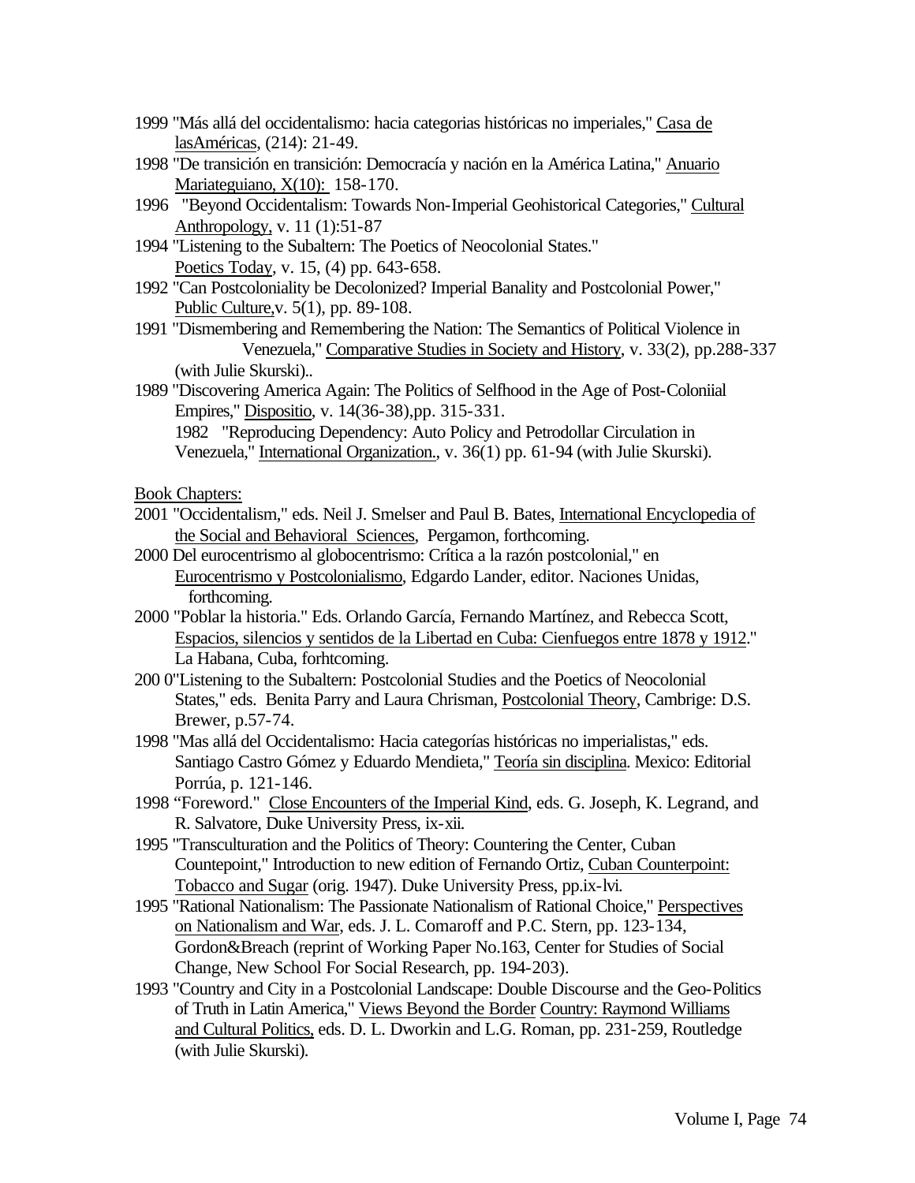1999 "Más allá del occidentalismo: hacia categorias históricas no imperiales," Casa de lasAméricas, (214): 21-49.

1998 "De transición en transición: Democracía y nación en la América Latina," Anuario Mariateguiano, X(10): 158-170.

1996 "Beyond Occidentalism: Towards Non-Imperial Geohistorical Categories," Cultural Anthropology, v. 11 (1):51-87

1994 "Listening to the Subaltern: The Poetics of Neocolonial States." Poetics Today, v. 15, (4) pp. 643-658.

1992 "Can Postcoloniality be Decolonized? Imperial Banality and Postcolonial Power," Public Culture,v. 5(1), pp. 89-108.

1991 "Dismembering and Remembering the Nation: The Semantics of Political Violence in Venezuela," Comparative Studies in Society and History, v. 33(2), pp.288-337 (with Julie Skurski)..

1989 "Discovering America Again: The Politics of Selfhood in the Age of Post-Coloniial Empires," Dispositio, v. 14(36-38),pp. 315-331.

1982 "Reproducing Dependency: Auto Policy and Petrodollar Circulation in Venezuela," International Organization., v. 36(1) pp. 61-94 (with Julie Skurski).

Book Chapters:

2001 "Occidentalism," eds. Neil J. Smelser and Paul B. Bates, International Encyclopedia of the Social and Behavioral Sciences, Pergamon, forthcoming.

2000 Del eurocentrismo al globocentrismo: Crítica a la razón postcolonial," en Eurocentrismo y Postcolonialismo, Edgardo Lander, editor. Naciones Unidas, forthcoming.

2000 "Poblar la historia." Eds. Orlando García, Fernando Martínez, and Rebecca Scott, Espacios, silencios y sentidos de la Libertad en Cuba: Cienfuegos entre 1878 y 1912." La Habana, Cuba, forhtcoming.

200 0"Listening to the Subaltern: Postcolonial Studies and the Poetics of Neocolonial States," eds. Benita Parry and Laura Chrisman, Postcolonial Theory, Cambrige: D.S. Brewer, p.57-74.

1998 "Mas allá del Occidentalismo: Hacia categorías históricas no imperialistas," eds. Santiago Castro Gómez y Eduardo Mendieta," Teoría sin disciplina. Mexico: Editorial Porrúa, p. 121-146.

1998 "Foreword." Close Encounters of the Imperial Kind, eds. G. Joseph, K. Legrand, and R. Salvatore, Duke University Press, ix-xii.

1995 "Transculturation and the Politics of Theory: Countering the Center, Cuban Countepoint," Introduction to new edition of Fernando Ortiz, Cuban Counterpoint: Tobacco and Sugar (orig. 1947). Duke University Press, pp.ix-lvi.

1995 "Rational Nationalism: The Passionate Nationalism of Rational Choice," Perspectives on Nationalism and War, eds. J. L. Comaroff and P.C. Stern, pp. 123-134, Gordon&Breach (reprint of Working Paper No.163, Center for Studies of Social Change, New School For Social Research, pp. 194-203).

1993 "Country and City in a Postcolonial Landscape: Double Discourse and the Geo-Politics of Truth in Latin America," Views Beyond the Border Country: Raymond Williams and Cultural Politics, eds. D. L. Dworkin and L.G. Roman, pp. 231-259, Routledge (with Julie Skurski).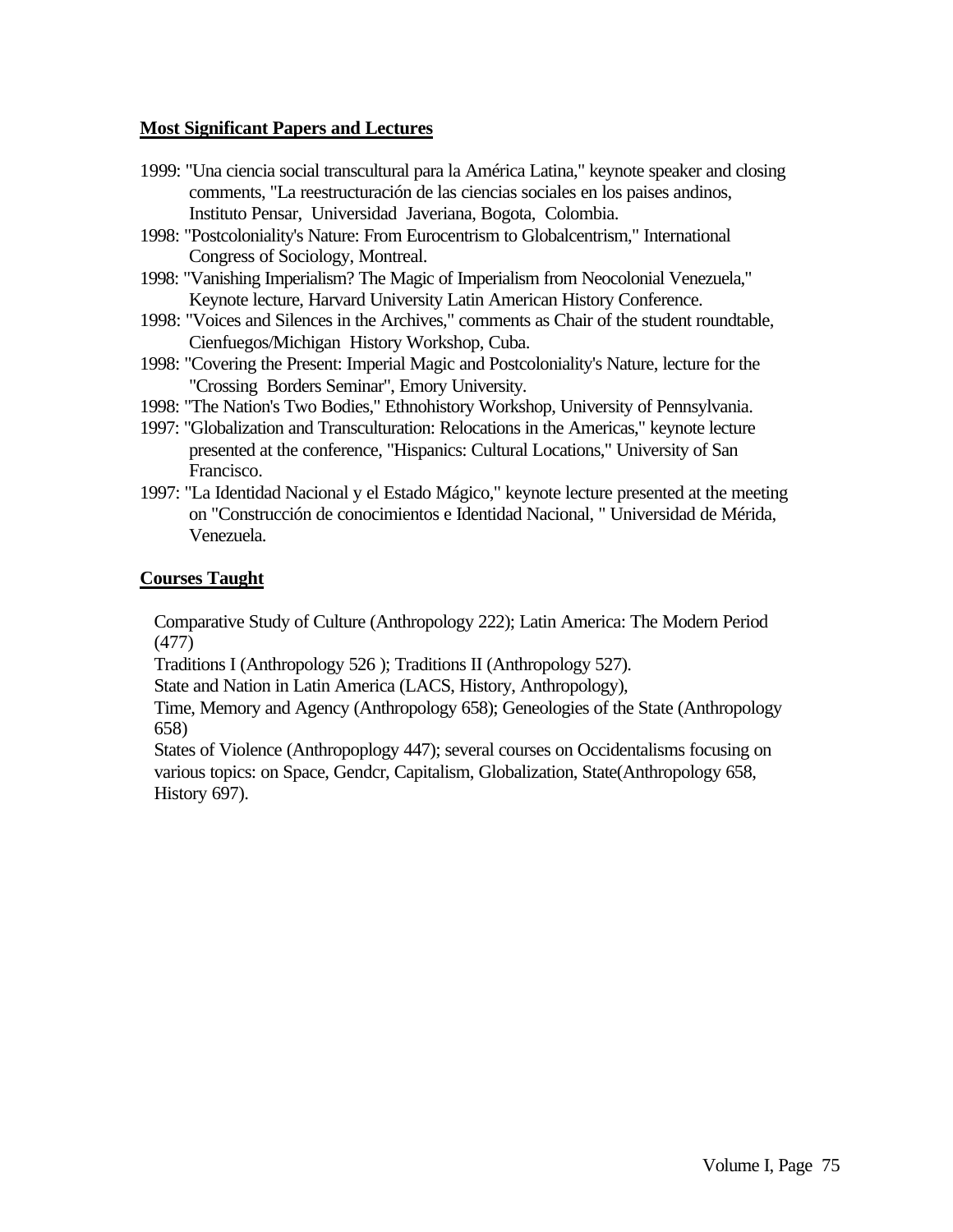**Most Significant Papers and Lectures**

1999: "Una ciencia social transcultural para la América Latina," keynote speaker and closing comments, "La reestructuración de las ciencias sociales en los paises andinos, Instituto Pensar, Universidad Javeriana, Bogota, Colombia.

1998: "Postcoloniality's Nature: From Eurocentrism to Globalcentrism," International Congress of Sociology, Montreal.

1998: "Vanishing Imperialism? The Magic of Imperialism from Neocolonial Venezuela," Keynote lecture, Harvard University Latin American History Conference.

1998: "Voices and Silences in the Archives," comments as Chair of the student roundtable, Cienfuegos/Michigan History Workshop, Cuba.

1998: "Covering the Present: Imperial Magic and Postcoloniality's Nature, lecture for the "Crossing Borders Seminar", Emory University.

1998: "The Nation's Two Bodies," Ethnohistory Workshop, University of Pennsylvania.

1997: "Globalization and Transculturation: Relocations in the Americas," keynote lecture presented at the conference, "Hispanics: Cultural Locations," University of San Francisco.

1997: "La Identidad Nacional y el Estado Mágico," keynote lecture presented at the meeting on "Construcción de conocimientos e Identidad Nacional, " Universidad de Mérida, Venezuela.

**Courses Taught**

Comparative Study of Culture (Anthropology 222); Latin America: The Modern Period (477)
Traditions I (Anthropology 526 ); Traditions II (Anthropology 527).
State and Nation in Latin America (LACS, History, Anthropology),
Time, Memory and Agency (Anthropology 658); Geneologies of the State (Anthropology 658)
States of Violence (Anthropoplogy 447); several courses on Occidentalisms focusing on various topics: on Space, Gendcr, Capitalism, Globalization, State(Anthropology 658, History 697).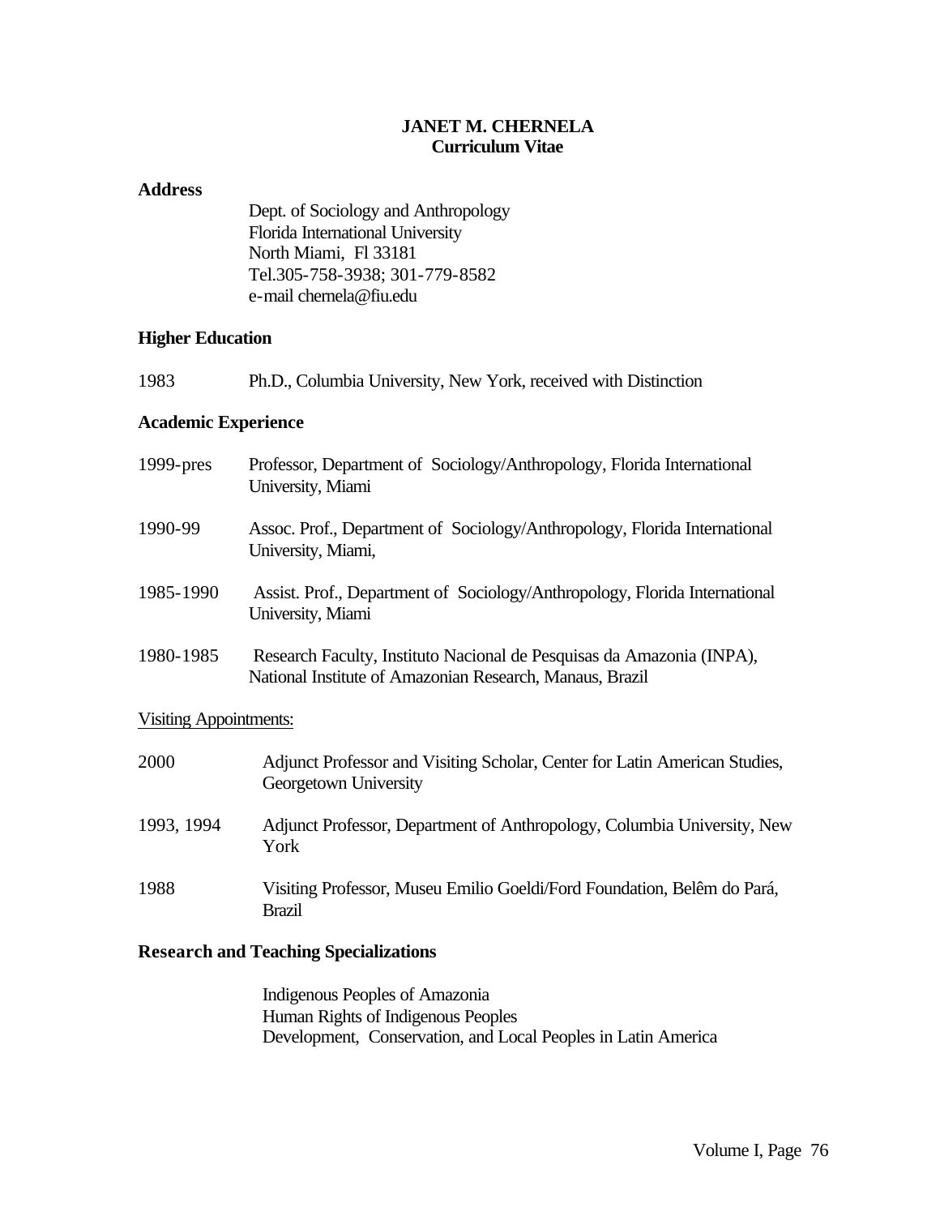# JANET M. CHERNELA
## Curriculum Vitae

### Address

Dept. of Sociology and Anthropology
Florida International University
North Miami, Fl 33181
Tel.305-758-3938; 301-779-8582
e-mail chernela@fiu.edu

### Higher Education

1983 Ph.D., Columbia University, New York, received with Distinction

### Academic Experience

1999-pres Professor, Department of Sociology/Anthropology, Florida International University, Miami

1990-99 Assoc. Prof., Department of Sociology/Anthropology, Florida International University, Miami,

1985-1990 Assist. Prof., Department of Sociology/Anthropology, Florida International University, Miami

1980-1985 Research Faculty, Instituto Nacional de Pesquisas da Amazonia (INPA), National Institute of Amazonian Research, Manaus, Brazil

<u>Visiting Appointments:</u>

2000 Adjunct Professor and Visiting Scholar, Center for Latin American Studies, Georgetown University

1993, 1994 Adjunct Professor, Department of Anthropology, Columbia University, New York

1988 Visiting Professor, Museu Emilio Goeldi/Ford Foundation, Belêm do Pará, Brazil

### Research and Teaching Specializations

Indigenous Peoples of Amazonia
Human Rights of Indigenous Peoples
Development, Conservation, and Local Peoples in Latin America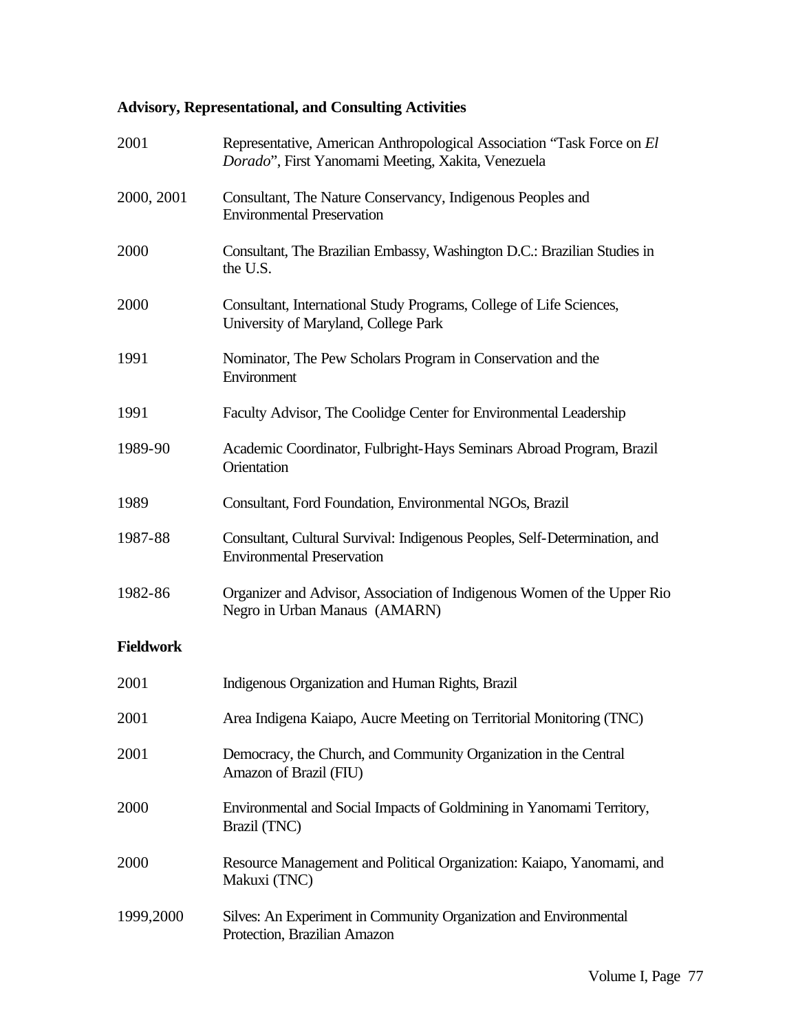**Advisory, Representational, and Consulting Activities**

| | |
|---|---|
| 2001 | Representative, American Anthropological Association "Task Force on *El Dorado*", First Yanomami Meeting, Xakita, Venezuela |
| 2000, 2001 | Consultant, The Nature Conservancy, Indigenous Peoples and Environmental Preservation |
| 2000 | Consultant, The Brazilian Embassy, Washington D.C.: Brazilian Studies in the U.S. |
| 2000 | Consultant, International Study Programs, College of Life Sciences, University of Maryland, College Park |
| 1991 | Nominator, The Pew Scholars Program in Conservation and the Environment |
| 1991 | Faculty Advisor, The Coolidge Center for Environmental Leadership |
| 1989-90 | Academic Coordinator, Fulbright-Hays Seminars Abroad Program, Brazil Orientation |
| 1989 | Consultant, Ford Foundation, Environmental NGOs, Brazil |
| 1987-88 | Consultant, Cultural Survival: Indigenous Peoples, Self-Determination, and Environmental Preservation |
| 1982-86 | Organizer and Advisor, Association of Indigenous Women of the Upper Rio Negro in Urban Manaus (AMARN) |

**Fieldwork**

| | |
|---|---|
| 2001 | Indigenous Organization and Human Rights, Brazil |
| 2001 | Area Indigena Kaiapo, Aucre Meeting on Territorial Monitoring (TNC) |
| 2001 | Democracy, the Church, and Community Organization in the Central Amazon of Brazil (FIU) |
| 2000 | Environmental and Social Impacts of Goldmining in Yanomami Territory, Brazil (TNC) |
| 2000 | Resource Management and Political Organization: Kaiapo, Yanomami, and Makuxi (TNC) |
| 1999,2000 | Silves: An Experiment in Community Organization and Environmental Protection, Brazilian Amazon |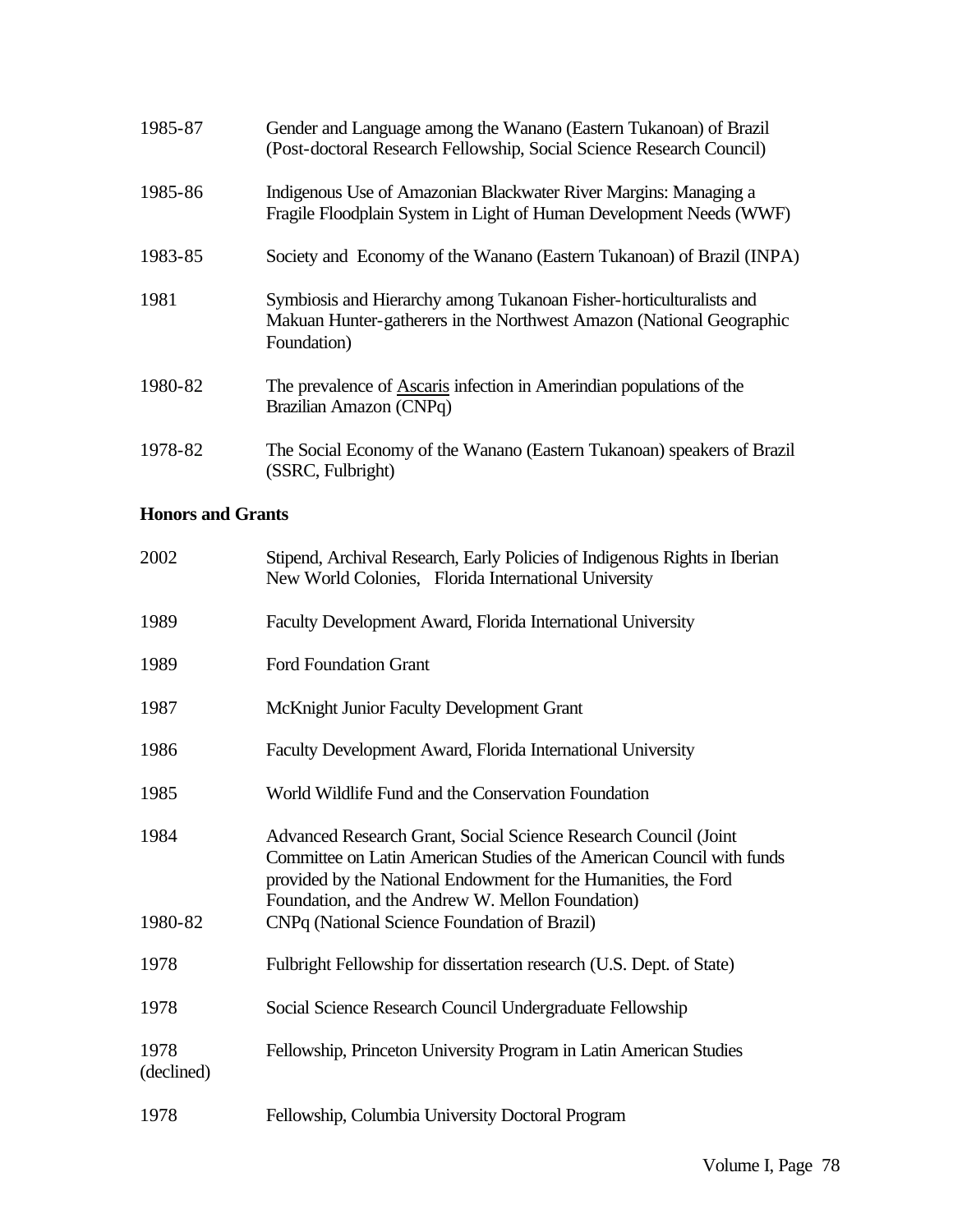| | |
|---|---|
| 1985-87 | Gender and Language among the Wanano (Eastern Tukanoan) of Brazil (Post-doctoral Research Fellowship, Social Science Research Council) |
| 1985-86 | Indigenous Use of Amazonian Blackwater River Margins: Managing a Fragile Floodplain System in Light of Human Development Needs (WWF) |
| 1983-85 | Society and Economy of the Wanano (Eastern Tukanoan) of Brazil (INPA) |
| 1981 | Symbiosis and Hierarchy among Tukanoan Fisher-horticulturalists and Makuan Hunter-gatherers in the Northwest Amazon (National Geographic Foundation) |
| 1980-82 | The prevalence of <u>Ascaris</u> infection in Amerindian populations of the Brazilian Amazon (CNPq) |
| 1978-82 | The Social Economy of the Wanano (Eastern Tukanoan) speakers of Brazil (SSRC, Fulbright) |

**Honors and Grants**

| | |
|---|---|
| 2002 | Stipend, Archival Research, Early Policies of Indigenous Rights in Iberian New World Colonies, Florida International University |
| 1989 | Faculty Development Award, Florida International University |
| 1989 | Ford Foundation Grant |
| 1987 | McKnight Junior Faculty Development Grant |
| 1986 | Faculty Development Award, Florida International University |
| 1985 | World Wildlife Fund and the Conservation Foundation |
| 1984 | Advanced Research Grant, Social Science Research Council (Joint Committee on Latin American Studies of the American Council with funds provided by the National Endowment for the Humanities, the Ford Foundation, and the Andrew W. Mellon Foundation) |
| 1980-82 | CNPq (National Science Foundation of Brazil) |
| 1978 | Fulbright Fellowship for dissertation research (U.S. Dept. of State) |
| 1978 | Social Science Research Council Undergraduate Fellowship |
| 1978 (declined) | Fellowship, Princeton University Program in Latin American Studies |
| 1978 | Fellowship, Columbia University Doctoral Program |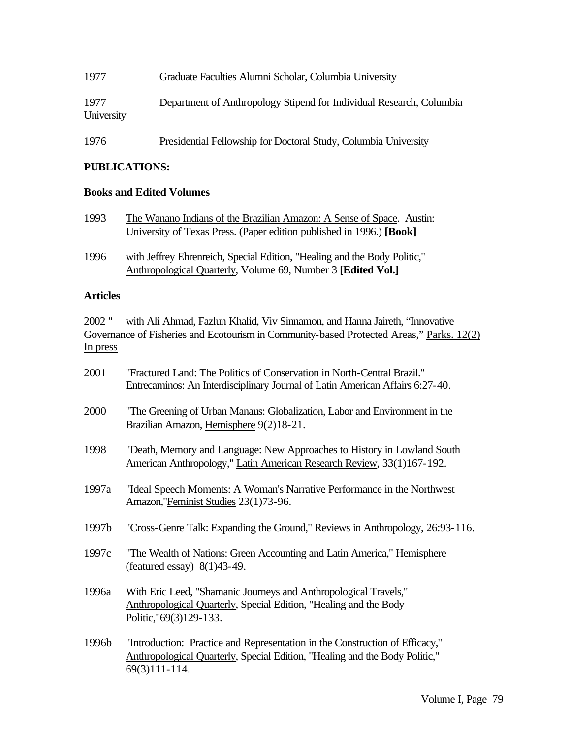1977 Graduate Faculties Alumni Scholar, Columbia University

1977 Department of Anthropology Stipend for Individual Research, Columbia University

1976 Presidential Fellowship for Doctoral Study, Columbia University

**PUBLICATIONS:**

**Books and Edited Volumes**

1993 The Wanano Indians of the Brazilian Amazon: A Sense of Space. Austin: University of Texas Press. (Paper edition published in 1996.) **[Book]**

1996 with Jeffrey Ehrenreich, Special Edition, "Healing and the Body Politic," Anthropological Quarterly, Volume 69, Number 3 **[Edited Vol.]**

**Articles**

2002 " with Ali Ahmad, Fazlun Khalid, Viv Sinnamon, and Hanna Jaireth, "Innovative Governance of Fisheries and Ecotourism in Community-based Protected Areas," Parks. 12(2) In press

2001 "Fractured Land: The Politics of Conservation in North-Central Brazil." Entrecaminos: An Interdisciplinary Journal of Latin American Affairs 6:27-40.

2000 "The Greening of Urban Manaus: Globalization, Labor and Environment in the Brazilian Amazon, Hemisphere 9(2)18-21.

1998 "Death, Memory and Language: New Approaches to History in Lowland South American Anthropology," Latin American Research Review, 33(1)167-192.

1997a "Ideal Speech Moments: A Woman's Narrative Performance in the Northwest Amazon,"Feminist Studies 23(1)73-96.

1997b "Cross-Genre Talk: Expanding the Ground," Reviews in Anthropology, 26:93-116.

1997c "The Wealth of Nations: Green Accounting and Latin America," Hemisphere (featured essay) 8(1)43-49.

1996a With Eric Leed, "Shamanic Journeys and Anthropological Travels," Anthropological Quarterly, Special Edition, "Healing and the Body Politic,"69(3)129-133.

1996b "Introduction: Practice and Representation in the Construction of Efficacy," Anthropological Quarterly, Special Edition, "Healing and the Body Politic," 69(3)111-114.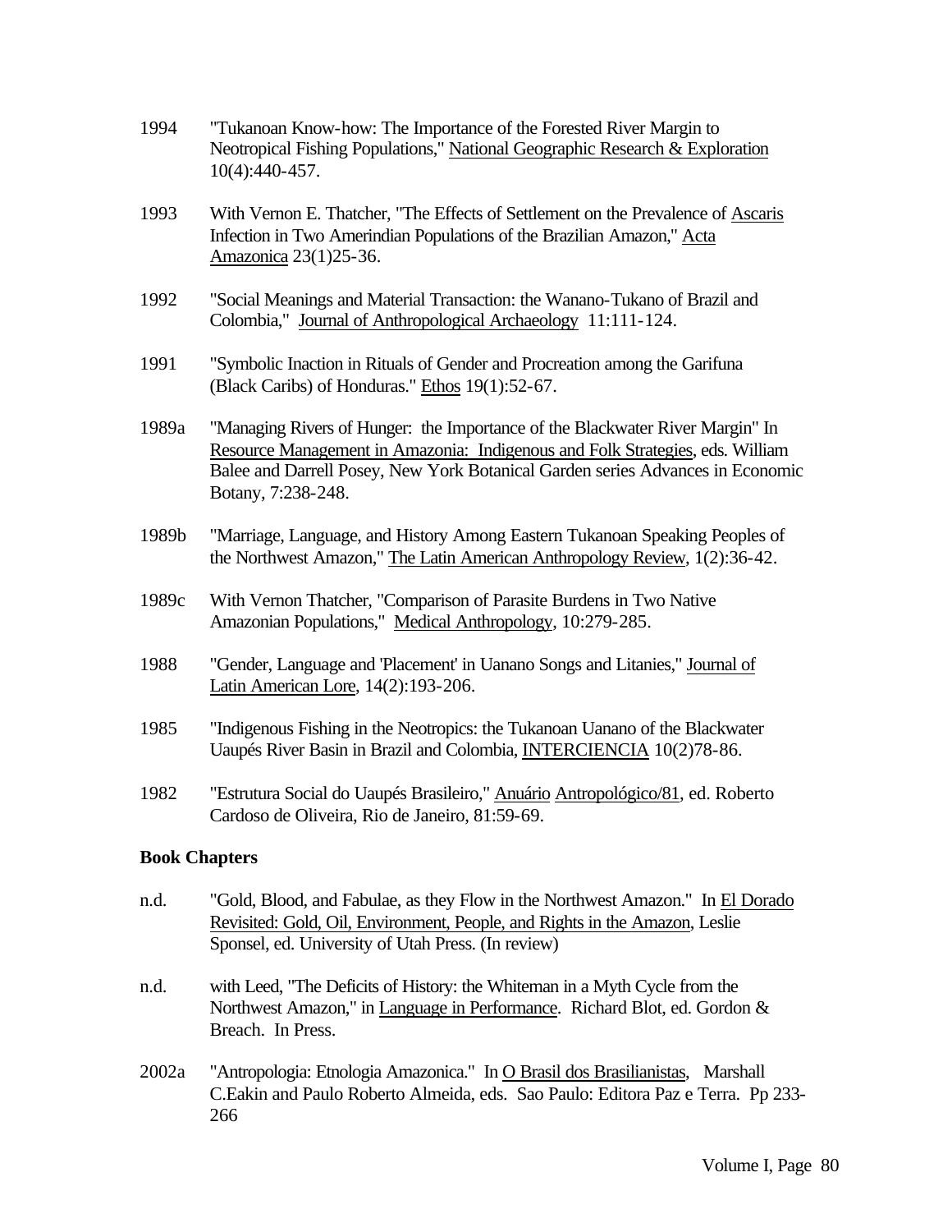1994 "Tukanoan Know-how: The Importance of the Forested River Margin to Neotropical Fishing Populations," National Geographic Research & Exploration 10(4):440-457.

1993 With Vernon E. Thatcher, "The Effects of Settlement on the Prevalence of Ascaris Infection in Two Amerindian Populations of the Brazilian Amazon," Acta Amazonica 23(1)25-36.

1992 "Social Meanings and Material Transaction: the Wanano-Tukano of Brazil and Colombia," Journal of Anthropological Archaeology 11:111-124.

1991 "Symbolic Inaction in Rituals of Gender and Procreation among the Garifuna (Black Caribs) of Honduras." Ethos 19(1):52-67.

1989a "Managing Rivers of Hunger: the Importance of the Blackwater River Margin" In Resource Management in Amazonia: Indigenous and Folk Strategies, eds. William Balee and Darrell Posey, New York Botanical Garden series Advances in Economic Botany, 7:238-248.

1989b "Marriage, Language, and History Among Eastern Tukanoan Speaking Peoples of the Northwest Amazon," The Latin American Anthropology Review, 1(2):36-42.

1989c With Vernon Thatcher, "Comparison of Parasite Burdens in Two Native Amazonian Populations," Medical Anthropology, 10:279-285.

1988 "Gender, Language and 'Placement' in Uanano Songs and Litanies," Journal of Latin American Lore, 14(2):193-206.

1985 "Indigenous Fishing in the Neotropics: the Tukanoan Uanano of the Blackwater Uaupés River Basin in Brazil and Colombia, INTERCIENCIA 10(2)78-86.

1982 "Estrutura Social do Uaupés Brasileiro," Anuário Antropológico/81, ed. Roberto Cardoso de Oliveira, Rio de Janeiro, 81:59-69.

**Book Chapters**

n.d. "Gold, Blood, and Fabulae, as they Flow in the Northwest Amazon." In El Dorado Revisited: Gold, Oil, Environment, People, and Rights in the Amazon, Leslie Sponsel, ed. University of Utah Press. (In review)

n.d. with Leed, "The Deficits of History: the Whiteman in a Myth Cycle from the Northwest Amazon," in Language in Performance. Richard Blot, ed. Gordon & Breach. In Press.

2002a "Antropologia: Etnologia Amazonica." In O Brasil dos Brasilianistas, Marshall C.Eakin and Paulo Roberto Almeida, eds. Sao Paulo: Editora Paz e Terra. Pp 233-266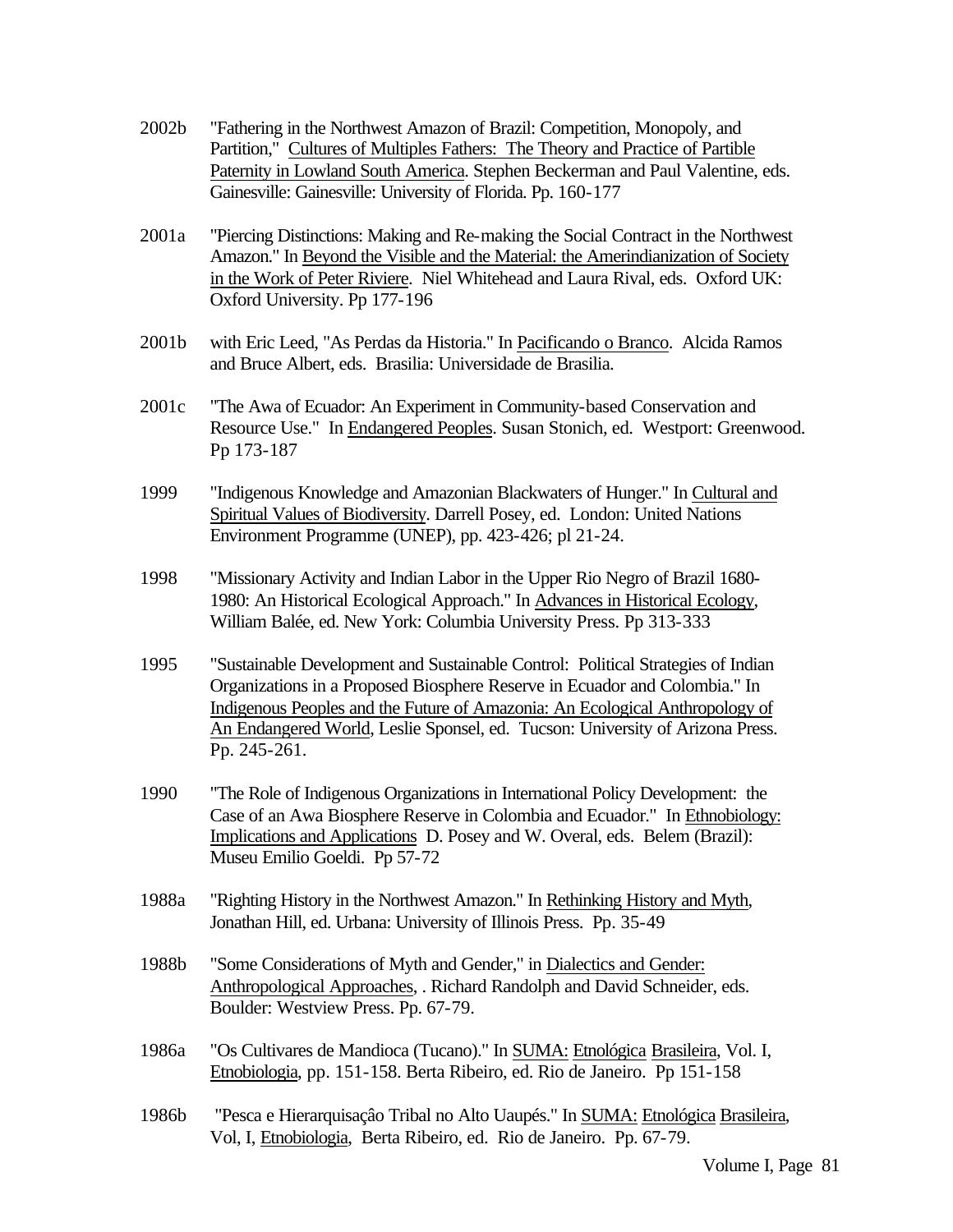2002b "Fathering in the Northwest Amazon of Brazil: Competition, Monopoly, and Partition," Cultures of Multiples Fathers: The Theory and Practice of Partible Paternity in Lowland South America. Stephen Beckerman and Paul Valentine, eds. Gainesville: Gainesville: University of Florida. Pp. 160-177

2001a "Piercing Distinctions: Making and Re-making the Social Contract in the Northwest Amazon." In Beyond the Visible and the Material: the Amerindianization of Society in the Work of Peter Riviere. Niel Whitehead and Laura Rival, eds. Oxford UK: Oxford University. Pp 177-196

2001b with Eric Leed, "As Perdas da Historia." In Pacificando o Branco. Alcida Ramos and Bruce Albert, eds. Brasilia: Universidade de Brasilia.

2001c "The Awa of Ecuador: An Experiment in Community-based Conservation and Resource Use." In Endangered Peoples. Susan Stonich, ed. Westport: Greenwood. Pp 173-187

1999 "Indigenous Knowledge and Amazonian Blackwaters of Hunger." In Cultural and Spiritual Values of Biodiversity. Darrell Posey, ed. London: United Nations Environment Programme (UNEP), pp. 423-426; pl 21-24.

1998 "Missionary Activity and Indian Labor in the Upper Rio Negro of Brazil 1680-1980: An Historical Ecological Approach." In Advances in Historical Ecology, William Balée, ed. New York: Columbia University Press. Pp 313-333

1995 "Sustainable Development and Sustainable Control: Political Strategies of Indian Organizations in a Proposed Biosphere Reserve in Ecuador and Colombia." In Indigenous Peoples and the Future of Amazonia: An Ecological Anthropology of An Endangered World, Leslie Sponsel, ed. Tucson: University of Arizona Press. Pp. 245-261.

1990 "The Role of Indigenous Organizations in International Policy Development: the Case of an Awa Biosphere Reserve in Colombia and Ecuador." In Ethnobiology: Implications and Applications D. Posey and W. Overal, eds. Belem (Brazil): Museu Emilio Goeldi. Pp 57-72

1988a "Righting History in the Northwest Amazon." In Rethinking History and Myth, Jonathan Hill, ed. Urbana: University of Illinois Press. Pp. 35-49

1988b "Some Considerations of Myth and Gender," in Dialectics and Gender: Anthropological Approaches, . Richard Randolph and David Schneider, eds. Boulder: Westview Press. Pp. 67-79.

1986a "Os Cultivares de Mandioca (Tucano)." In SUMA: Etnológica Brasileira, Vol. I, Etnobiologia, pp. 151-158. Berta Ribeiro, ed. Rio de Janeiro. Pp 151-158

1986b "Pesca e Hierarquisaçâo Tribal no Alto Uaupés." In SUMA: Etnológica Brasileira, Vol, I, Etnobiologia, Berta Ribeiro, ed. Rio de Janeiro. Pp. 67-79.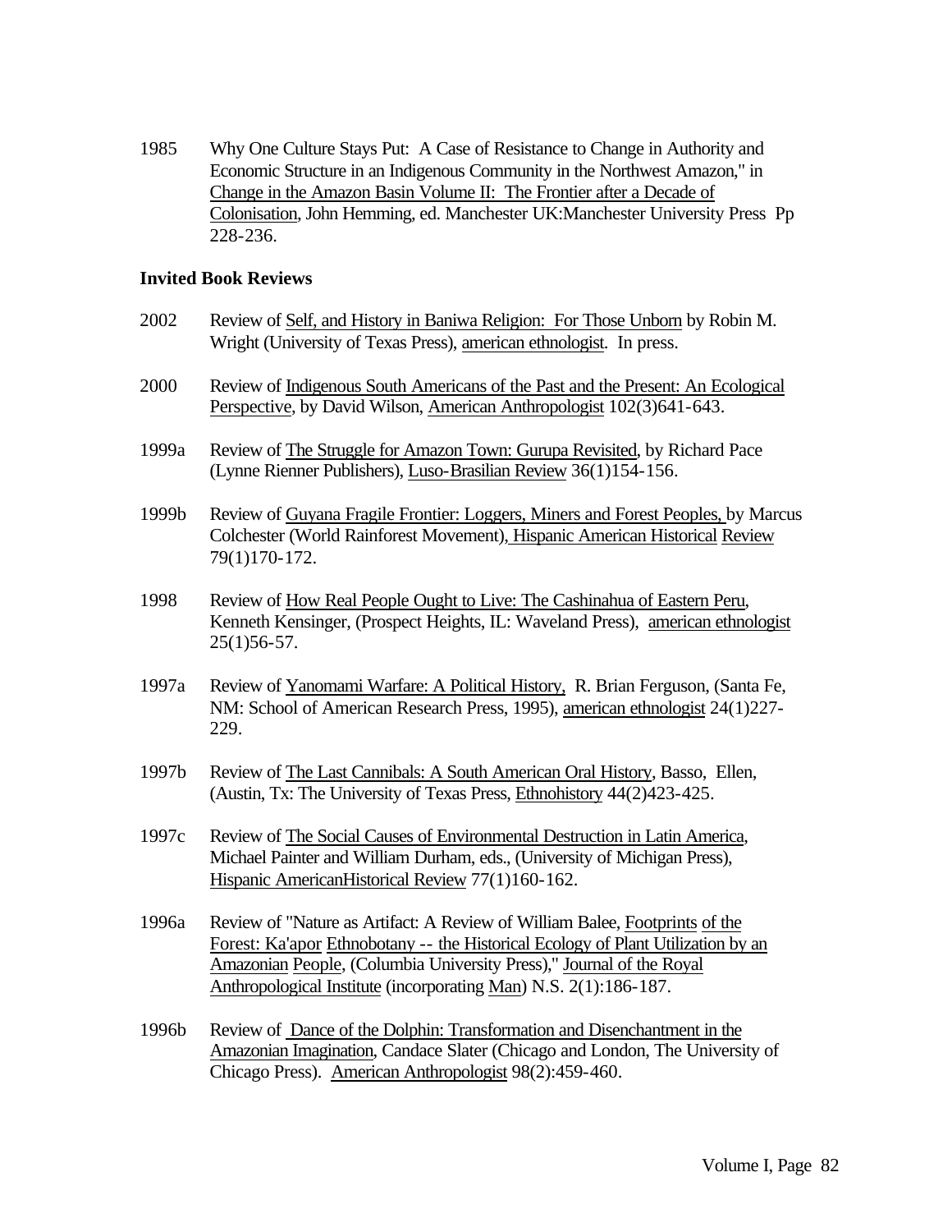1985 Why One Culture Stays Put: A Case of Resistance to Change in Authority and Economic Structure in an Indigenous Community in the Northwest Amazon," in Change in the Amazon Basin Volume II: The Frontier after a Decade of Colonisation, John Hemming, ed. Manchester UK:Manchester University Press Pp 228-236.

**Invited Book Reviews**

2002 Review of Self, and History in Baniwa Religion: For Those Unborn by Robin M. Wright (University of Texas Press), american ethnologist. In press.

2000 Review of Indigenous South Americans of the Past and the Present: An Ecological Perspective, by David Wilson, American Anthropologist 102(3)641-643.

1999a Review of The Struggle for Amazon Town: Gurupa Revisited, by Richard Pace (Lynne Rienner Publishers), Luso-Brasilian Review 36(1)154-156.

1999b Review of Guyana Fragile Frontier: Loggers, Miners and Forest Peoples, by Marcus Colchester (World Rainforest Movement), Hispanic American Historical Review 79(1)170-172.

1998 Review of How Real People Ought to Live: The Cashinahua of Eastern Peru, Kenneth Kensinger, (Prospect Heights, IL: Waveland Press), american ethnologist 25(1)56-57.

1997a Review of Yanomami Warfare: A Political History, R. Brian Ferguson, (Santa Fe, NM: School of American Research Press, 1995), american ethnologist 24(1)227-229.

1997b Review of The Last Cannibals: A South American Oral History, Basso, Ellen, (Austin, Tx: The University of Texas Press, Ethnohistory 44(2)423-425.

1997c Review of The Social Causes of Environmental Destruction in Latin America, Michael Painter and William Durham, eds., (University of Michigan Press), Hispanic AmericanHistorical Review 77(1)160-162.

1996a Review of "Nature as Artifact: A Review of William Balee, Footprints of the Forest: Ka'apor Ethnobotany -- the Historical Ecology of Plant Utilization by an Amazonian People, (Columbia University Press)," Journal of the Royal Anthropological Institute (incorporating Man) N.S. 2(1):186-187.

1996b Review of Dance of the Dolphin: Transformation and Disenchantment in the Amazonian Imagination, Candace Slater (Chicago and London, The University of Chicago Press). American Anthropologist 98(2):459-460.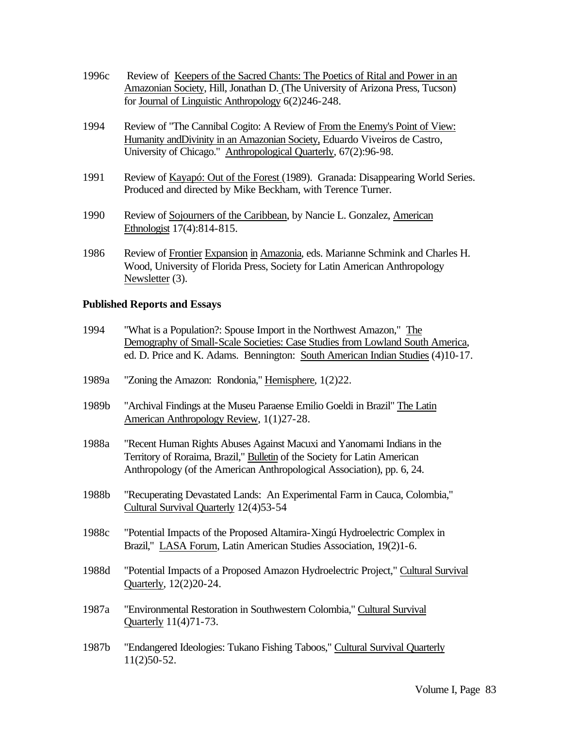1996c Review of Keepers of the Sacred Chants: The Poetics of Rital and Power in an Amazonian Society, Hill, Jonathan D. (The University of Arizona Press, Tucson) for Journal of Linguistic Anthropology 6(2)246-248.

1994 Review of "The Cannibal Cogito: A Review of From the Enemy's Point of View: Humanity andDivinity in an Amazonian Society, Eduardo Viveiros de Castro, University of Chicago." Anthropological Quarterly, 67(2):96-98.

1991 Review of Kayapó: Out of the Forest (1989). Granada: Disappearing World Series. Produced and directed by Mike Beckham, with Terence Turner.

1990 Review of Sojourners of the Caribbean, by Nancie L. Gonzalez, American Ethnologist 17(4):814-815.

1986 Review of Frontier Expansion in Amazonia, eds. Marianne Schmink and Charles H. Wood, University of Florida Press, Society for Latin American Anthropology Newsletter (3).

**Published Reports and Essays**

1994 "What is a Population?: Spouse Import in the Northwest Amazon," The Demography of Small-Scale Societies: Case Studies from Lowland South America, ed. D. Price and K. Adams. Bennington: South American Indian Studies (4)10-17.

1989a "Zoning the Amazon: Rondonia," Hemisphere, 1(2)22.

1989b "Archival Findings at the Museu Paraense Emilio Goeldi in Brazil" The Latin American Anthropology Review, 1(1)27-28.

1988a "Recent Human Rights Abuses Against Macuxi and Yanomami Indians in the Territory of Roraima, Brazil," Bulletin of the Society for Latin American Anthropology (of the American Anthropological Association), pp. 6, 24.

1988b "Recuperating Devastated Lands: An Experimental Farm in Cauca, Colombia," Cultural Survival Quarterly 12(4)53-54

1988c "Potential Impacts of the Proposed Altamira-Xingú Hydroelectric Complex in Brazil," LASA Forum, Latin American Studies Association, 19(2)1-6.

1988d "Potential Impacts of a Proposed Amazon Hydroelectric Project," Cultural Survival Quarterly, 12(2)20-24.

1987a "Environmental Restoration in Southwestern Colombia," Cultural Survival Quarterly 11(4)71-73.

1987b "Endangered Ideologies: Tukano Fishing Taboos," Cultural Survival Quarterly 11(2)50-52.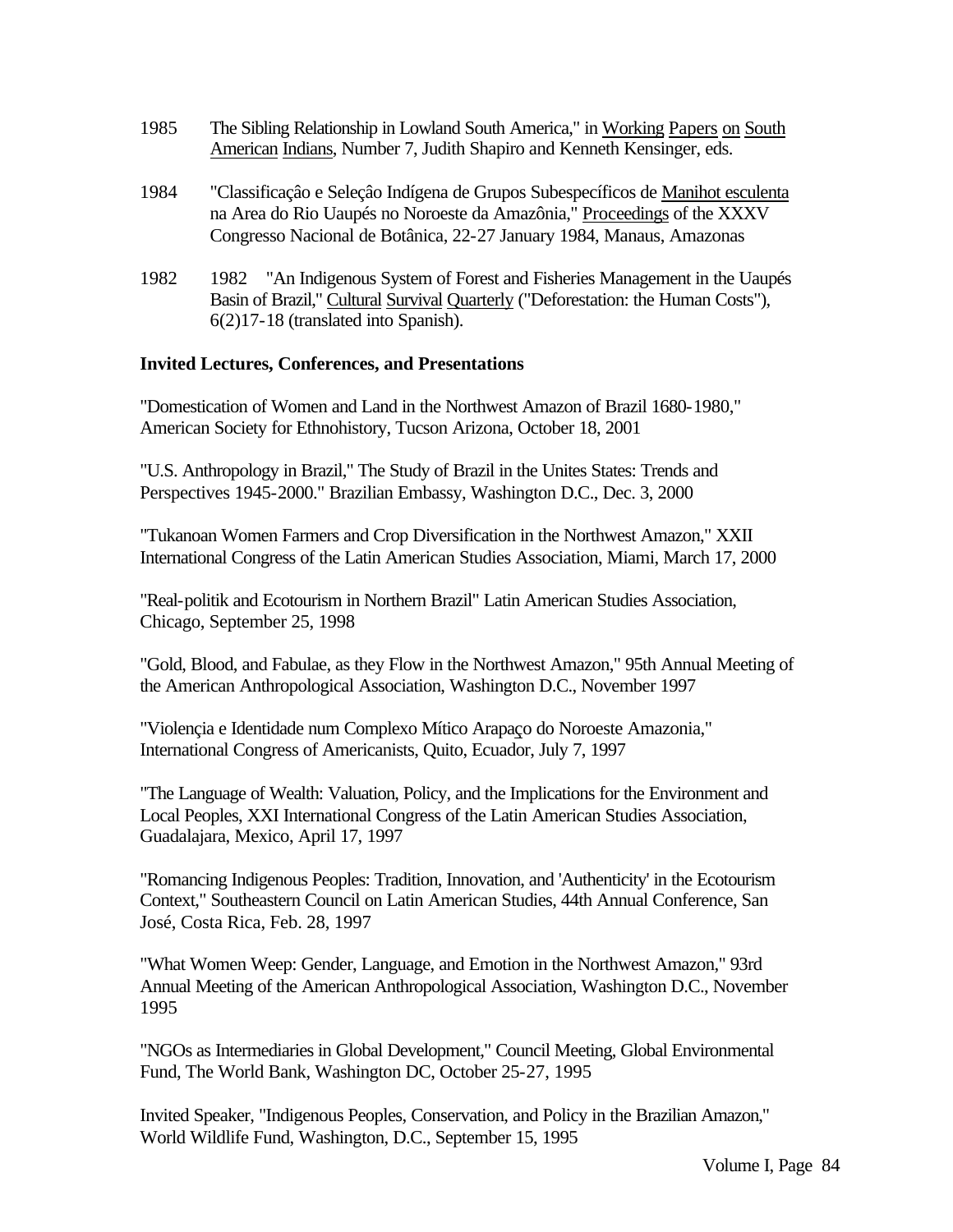1985 The Sibling Relationship in Lowland South America," in Working Papers on South American Indians, Number 7, Judith Shapiro and Kenneth Kensinger, eds.

1984 "Classificaçâo e Seleçâo Indígena de Grupos Subespecíficos de Manihot esculenta na Area do Rio Uaupés no Noroeste da Amazônia," Proceedings of the XXXV Congresso Nacional de Botânica, 22-27 January 1984, Manaus, Amazonas

1982 1982 "An Indigenous System of Forest and Fisheries Management in the Uaupés Basin of Brazil," Cultural Survival Quarterly ("Deforestation: the Human Costs"), 6(2)17-18 (translated into Spanish).

**Invited Lectures, Conferences, and Presentations**

"Domestication of Women and Land in the Northwest Amazon of Brazil 1680-1980," American Society for Ethnohistory, Tucson Arizona, October 18, 2001

"U.S. Anthropology in Brazil," The Study of Brazil in the Unites States: Trends and Perspectives 1945-2000." Brazilian Embassy, Washington D.C., Dec. 3, 2000

"Tukanoan Women Farmers and Crop Diversification in the Northwest Amazon," XXII International Congress of the Latin American Studies Association, Miami, March 17, 2000

"Real-politik and Ecotourism in Northern Brazil" Latin American Studies Association, Chicago, September 25, 1998

"Gold, Blood, and Fabulae, as they Flow in the Northwest Amazon," 95th Annual Meeting of the American Anthropological Association, Washington D.C., November 1997

"Violençia e Identidade num Complexo Mítico Arapaço do Noroeste Amazonia," International Congress of Americanists, Quito, Ecuador, July 7, 1997

"The Language of Wealth: Valuation, Policy, and the Implications for the Environment and Local Peoples, XXI International Congress of the Latin American Studies Association, Guadalajara, Mexico, April 17, 1997

"Romancing Indigenous Peoples: Tradition, Innovation, and 'Authenticity' in the Ecotourism Context," Southeastern Council on Latin American Studies, 44th Annual Conference, San José, Costa Rica, Feb. 28, 1997

"What Women Weep: Gender, Language, and Emotion in the Northwest Amazon," 93rd Annual Meeting of the American Anthropological Association, Washington D.C., November 1995

"NGOs as Intermediaries in Global Development," Council Meeting, Global Environmental Fund, The World Bank, Washington DC, October 25-27, 1995

Invited Speaker, "Indigenous Peoples, Conservation, and Policy in the Brazilian Amazon," World Wildlife Fund, Washington, D.C., September 15, 1995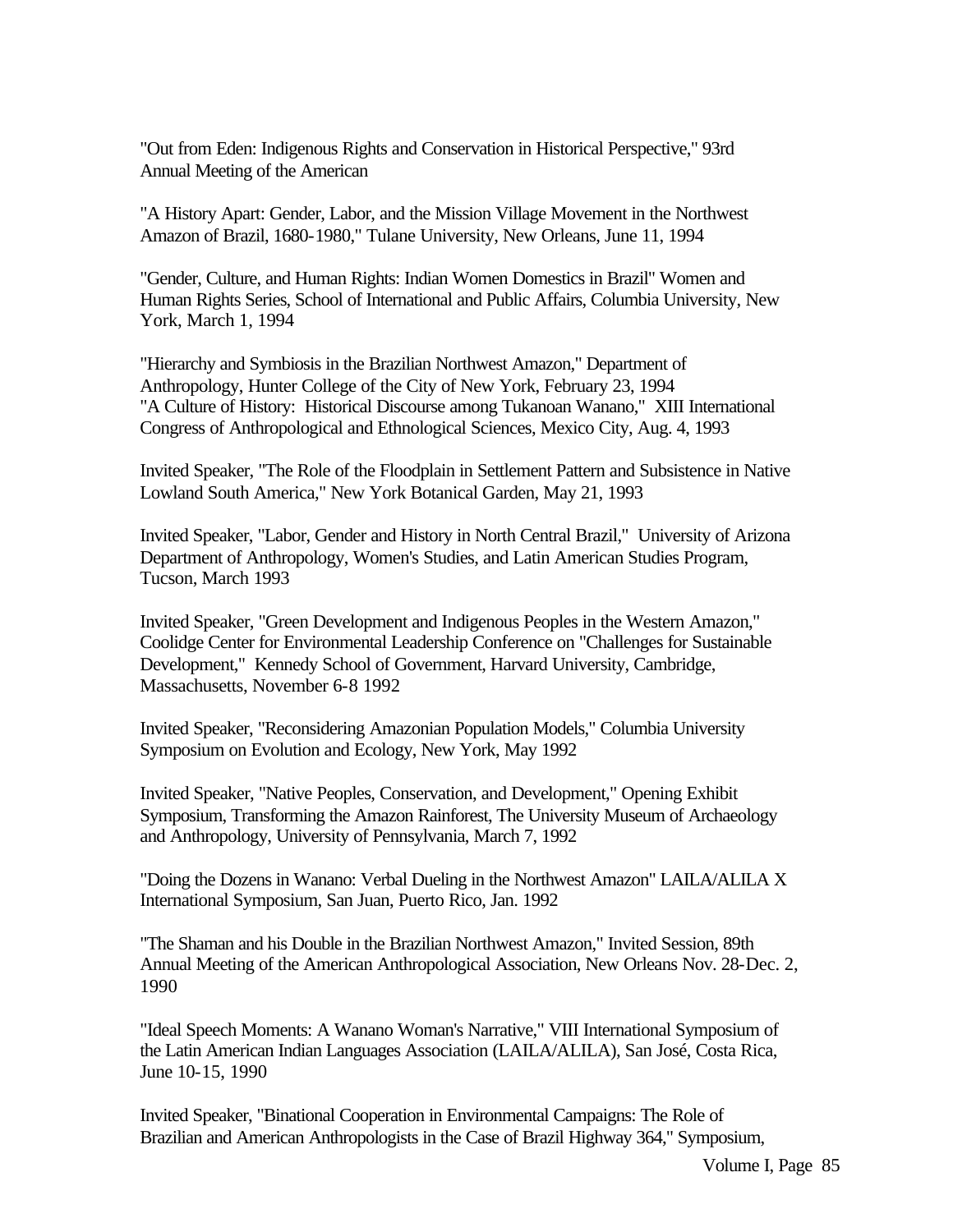"Out from Eden: Indigenous Rights and Conservation in Historical Perspective," 93rd Annual Meeting of the American

"A History Apart: Gender, Labor, and the Mission Village Movement in the Northwest Amazon of Brazil, 1680-1980," Tulane University, New Orleans, June 11, 1994

"Gender, Culture, and Human Rights: Indian Women Domestics in Brazil" Women and Human Rights Series, School of International and Public Affairs, Columbia University, New York, March 1, 1994

"Hierarchy and Symbiosis in the Brazilian Northwest Amazon," Department of Anthropology, Hunter College of the City of New York, February 23, 1994
"A Culture of History: Historical Discourse among Tukanoan Wanano," XIII International Congress of Anthropological and Ethnological Sciences, Mexico City, Aug. 4, 1993

Invited Speaker, "The Role of the Floodplain in Settlement Pattern and Subsistence in Native Lowland South America," New York Botanical Garden, May 21, 1993

Invited Speaker, "Labor, Gender and History in North Central Brazil," University of Arizona Department of Anthropology, Women's Studies, and Latin American Studies Program, Tucson, March 1993

Invited Speaker, "Green Development and Indigenous Peoples in the Western Amazon," Coolidge Center for Environmental Leadership Conference on "Challenges for Sustainable Development," Kennedy School of Government, Harvard University, Cambridge, Massachusetts, November 6-8 1992

Invited Speaker, "Reconsidering Amazonian Population Models," Columbia University Symposium on Evolution and Ecology, New York, May 1992

Invited Speaker, "Native Peoples, Conservation, and Development," Opening Exhibit Symposium, Transforming the Amazon Rainforest, The University Museum of Archaeology and Anthropology, University of Pennsylvania, March 7, 1992

"Doing the Dozens in Wanano: Verbal Dueling in the Northwest Amazon" LAILA/ALILA X International Symposium, San Juan, Puerto Rico, Jan. 1992

"The Shaman and his Double in the Brazilian Northwest Amazon," Invited Session, 89th Annual Meeting of the American Anthropological Association, New Orleans Nov. 28-Dec. 2, 1990

"Ideal Speech Moments: A Wanano Woman's Narrative," VIII International Symposium of the Latin American Indian Languages Association (LAILA/ALILA), San José, Costa Rica, June 10-15, 1990

Invited Speaker, "Binational Cooperation in Environmental Campaigns: The Role of Brazilian and American Anthropologists in the Case of Brazil Highway 364," Symposium,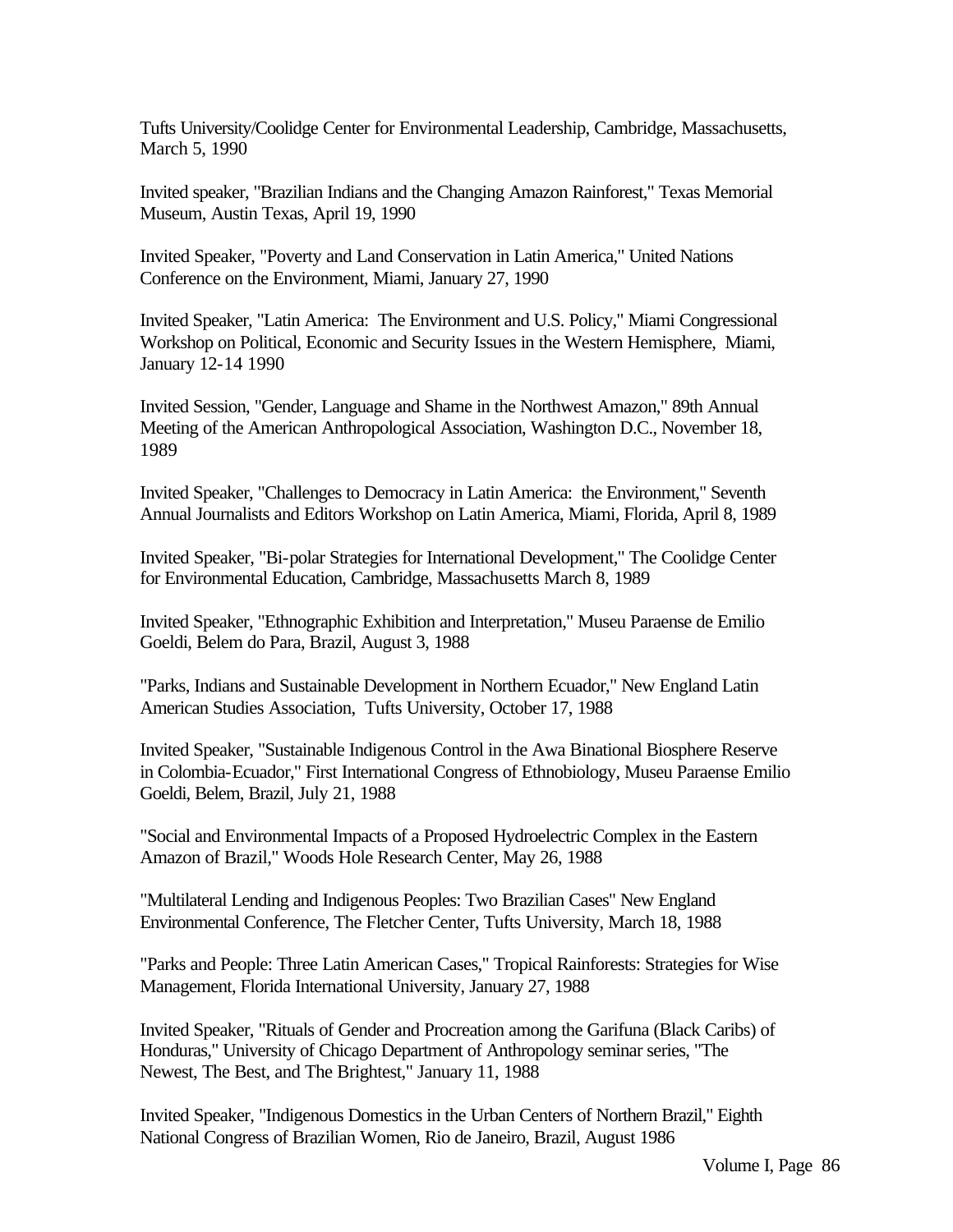Tufts University/Coolidge Center for Environmental Leadership, Cambridge, Massachusetts, March 5, 1990

Invited speaker, "Brazilian Indians and the Changing Amazon Rainforest," Texas Memorial Museum, Austin Texas, April 19, 1990

Invited Speaker, "Poverty and Land Conservation in Latin America," United Nations Conference on the Environment, Miami, January 27, 1990

Invited Speaker, "Latin America: The Environment and U.S. Policy," Miami Congressional Workshop on Political, Economic and Security Issues in the Western Hemisphere, Miami, January 12-14 1990

Invited Session, "Gender, Language and Shame in the Northwest Amazon," 89th Annual Meeting of the American Anthropological Association, Washington D.C., November 18, 1989

Invited Speaker, "Challenges to Democracy in Latin America: the Environment," Seventh Annual Journalists and Editors Workshop on Latin America, Miami, Florida, April 8, 1989

Invited Speaker, "Bi-polar Strategies for International Development," The Coolidge Center for Environmental Education, Cambridge, Massachusetts March 8, 1989

Invited Speaker, "Ethnographic Exhibition and Interpretation," Museu Paraense de Emilio Goeldi, Belem do Para, Brazil, August 3, 1988

"Parks, Indians and Sustainable Development in Northern Ecuador," New England Latin American Studies Association, Tufts University, October 17, 1988

Invited Speaker, "Sustainable Indigenous Control in the Awa Binational Biosphere Reserve in Colombia-Ecuador," First International Congress of Ethnobiology, Museu Paraense Emilio Goeldi, Belem, Brazil, July 21, 1988

"Social and Environmental Impacts of a Proposed Hydroelectric Complex in the Eastern Amazon of Brazil," Woods Hole Research Center, May 26, 1988

"Multilateral Lending and Indigenous Peoples: Two Brazilian Cases" New England Environmental Conference, The Fletcher Center, Tufts University, March 18, 1988

"Parks and People: Three Latin American Cases," Tropical Rainforests: Strategies for Wise Management, Florida International University, January 27, 1988

Invited Speaker, "Rituals of Gender and Procreation among the Garifuna (Black Caribs) of Honduras," University of Chicago Department of Anthropology seminar series, "The Newest, The Best, and The Brightest," January 11, 1988

Invited Speaker, "Indigenous Domestics in the Urban Centers of Northern Brazil," Eighth National Congress of Brazilian Women, Rio de Janeiro, Brazil, August 1986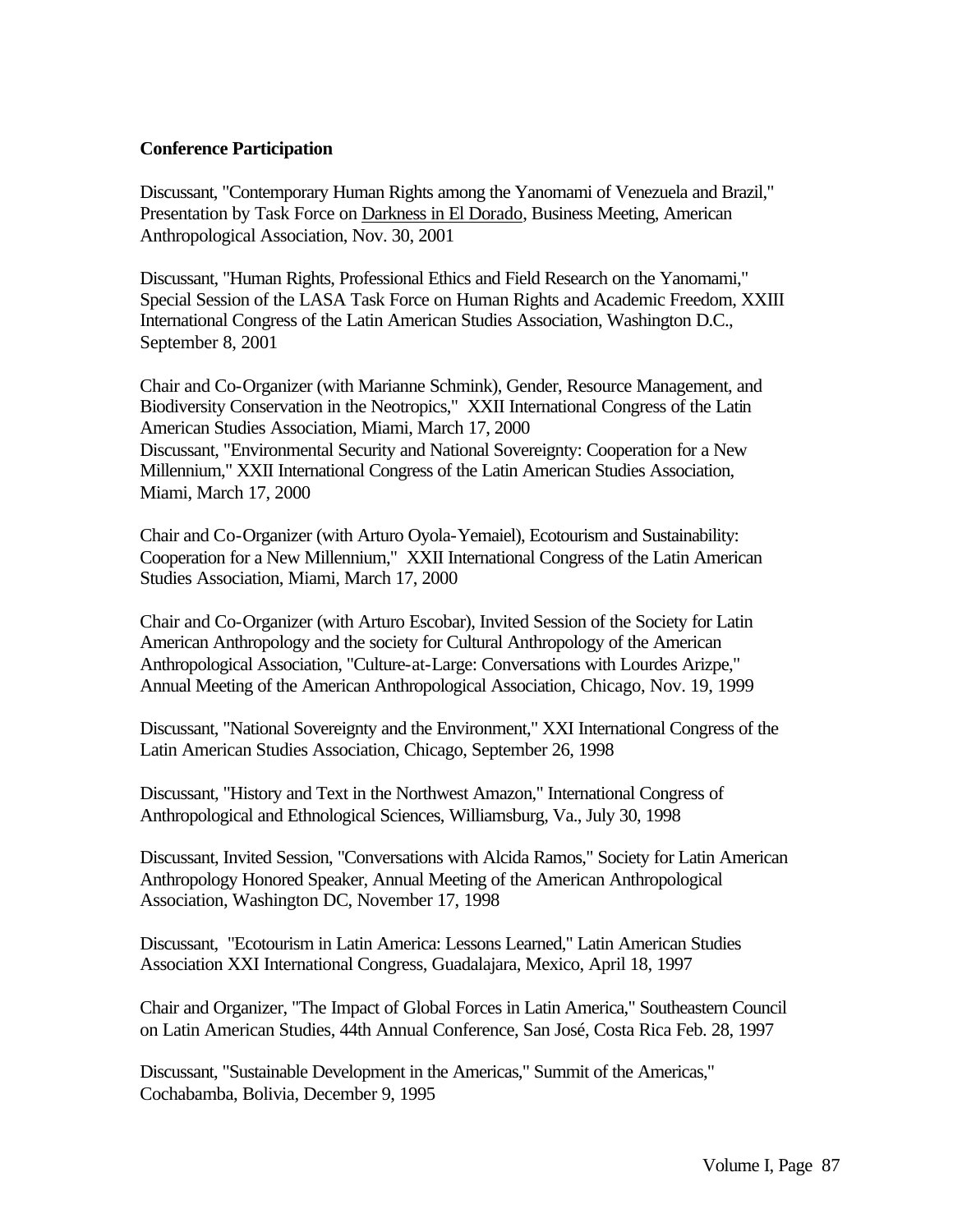**Conference Participation**

Discussant, "Contemporary Human Rights among the Yanomami of Venezuela and Brazil," Presentation by Task Force on Darkness in El Dorado, Business Meeting, American Anthropological Association, Nov. 30, 2001

Discussant, "Human Rights, Professional Ethics and Field Research on the Yanomami," Special Session of the LASA Task Force on Human Rights and Academic Freedom, XXIII International Congress of the Latin American Studies Association, Washington D.C., September 8, 2001

Chair and Co-Organizer (with Marianne Schmink), Gender, Resource Management, and Biodiversity Conservation in the Neotropics," XXII International Congress of the Latin American Studies Association, Miami, March 17, 2000
Discussant, "Environmental Security and National Sovereignty: Cooperation for a New Millennium," XXII International Congress of the Latin American Studies Association, Miami, March 17, 2000

Chair and Co-Organizer (with Arturo Oyola-Yemaiel), Ecotourism and Sustainability: Cooperation for a New Millennium," XXII International Congress of the Latin American Studies Association, Miami, March 17, 2000

Chair and Co-Organizer (with Arturo Escobar), Invited Session of the Society for Latin American Anthropology and the society for Cultural Anthropology of the American Anthropological Association, "Culture-at-Large: Conversations with Lourdes Arizpe," Annual Meeting of the American Anthropological Association, Chicago, Nov. 19, 1999

Discussant, "National Sovereignty and the Environment," XXI International Congress of the Latin American Studies Association, Chicago, September 26, 1998

Discussant, "History and Text in the Northwest Amazon," International Congress of Anthropological and Ethnological Sciences, Williamsburg, Va., July 30, 1998

Discussant, Invited Session, "Conversations with Alcida Ramos," Society for Latin American Anthropology Honored Speaker, Annual Meeting of the American Anthropological Association, Washington DC, November 17, 1998

Discussant, "Ecotourism in Latin America: Lessons Learned," Latin American Studies Association XXI International Congress, Guadalajara, Mexico, April 18, 1997

Chair and Organizer, "The Impact of Global Forces in Latin America," Southeastern Council on Latin American Studies, 44th Annual Conference, San José, Costa Rica Feb. 28, 1997

Discussant, "Sustainable Development in the Americas," Summit of the Americas," Cochabamba, Bolivia, December 9, 1995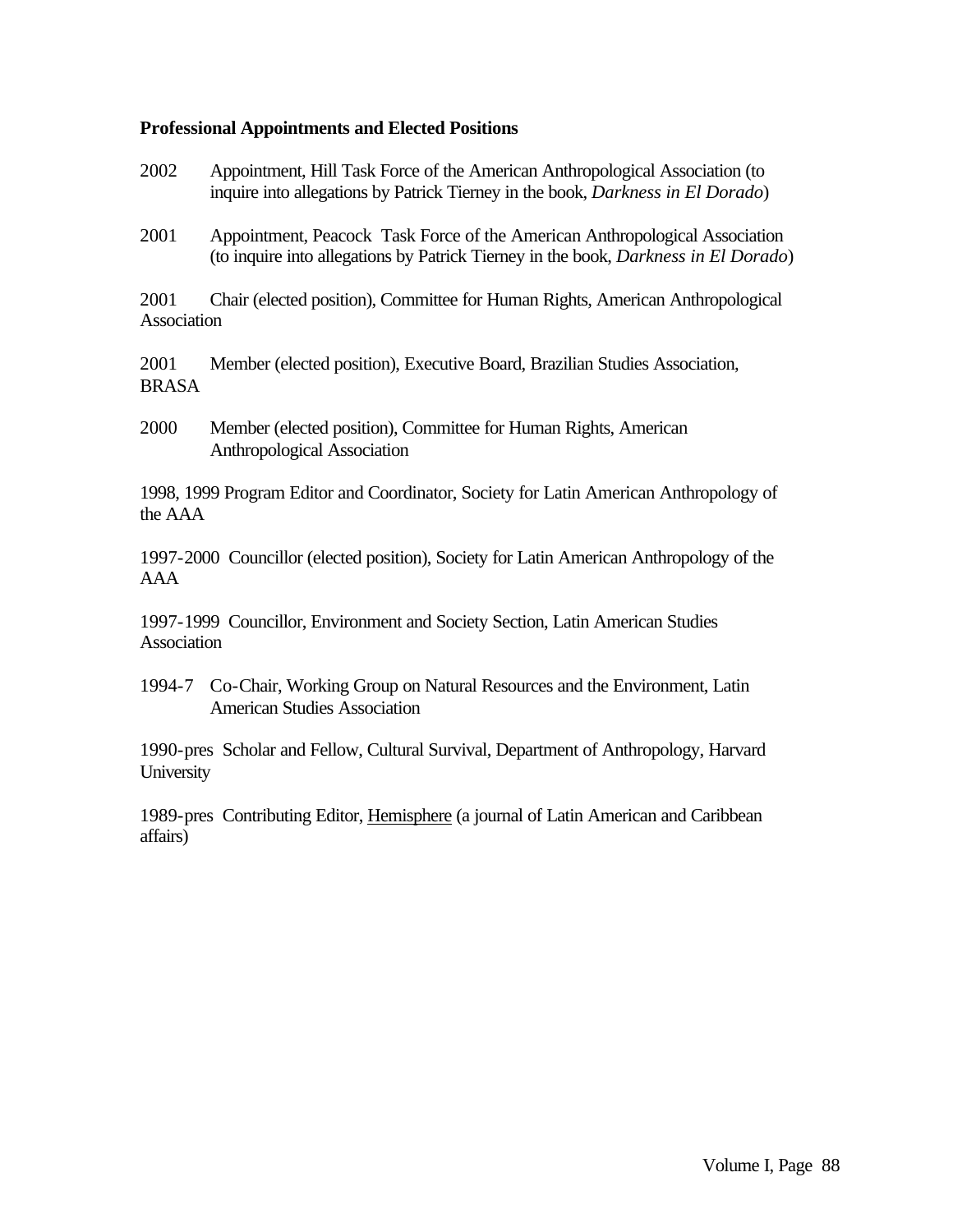**Professional Appointments and Elected Positions**

2002 Appointment, Hill Task Force of the American Anthropological Association (to inquire into allegations by Patrick Tierney in the book, *Darkness in El Dorado*)

2001 Appointment, Peacock Task Force of the American Anthropological Association (to inquire into allegations by Patrick Tierney in the book, *Darkness in El Dorado*)

2001 Chair (elected position), Committee for Human Rights, American Anthropological Association

2001 Member (elected position), Executive Board, Brazilian Studies Association, BRASA

2000 Member (elected position), Committee for Human Rights, American Anthropological Association

1998, 1999 Program Editor and Coordinator, Society for Latin American Anthropology of the AAA

1997-2000 Councillor (elected position), Society for Latin American Anthropology of the AAA

1997-1999 Councillor, Environment and Society Section, Latin American Studies Association

1994-7 Co-Chair, Working Group on Natural Resources and the Environment, Latin American Studies Association

1990-pres Scholar and Fellow, Cultural Survival, Department of Anthropology, Harvard University

1989-pres Contributing Editor, Hemisphere (a journal of Latin American and Caribbean affairs)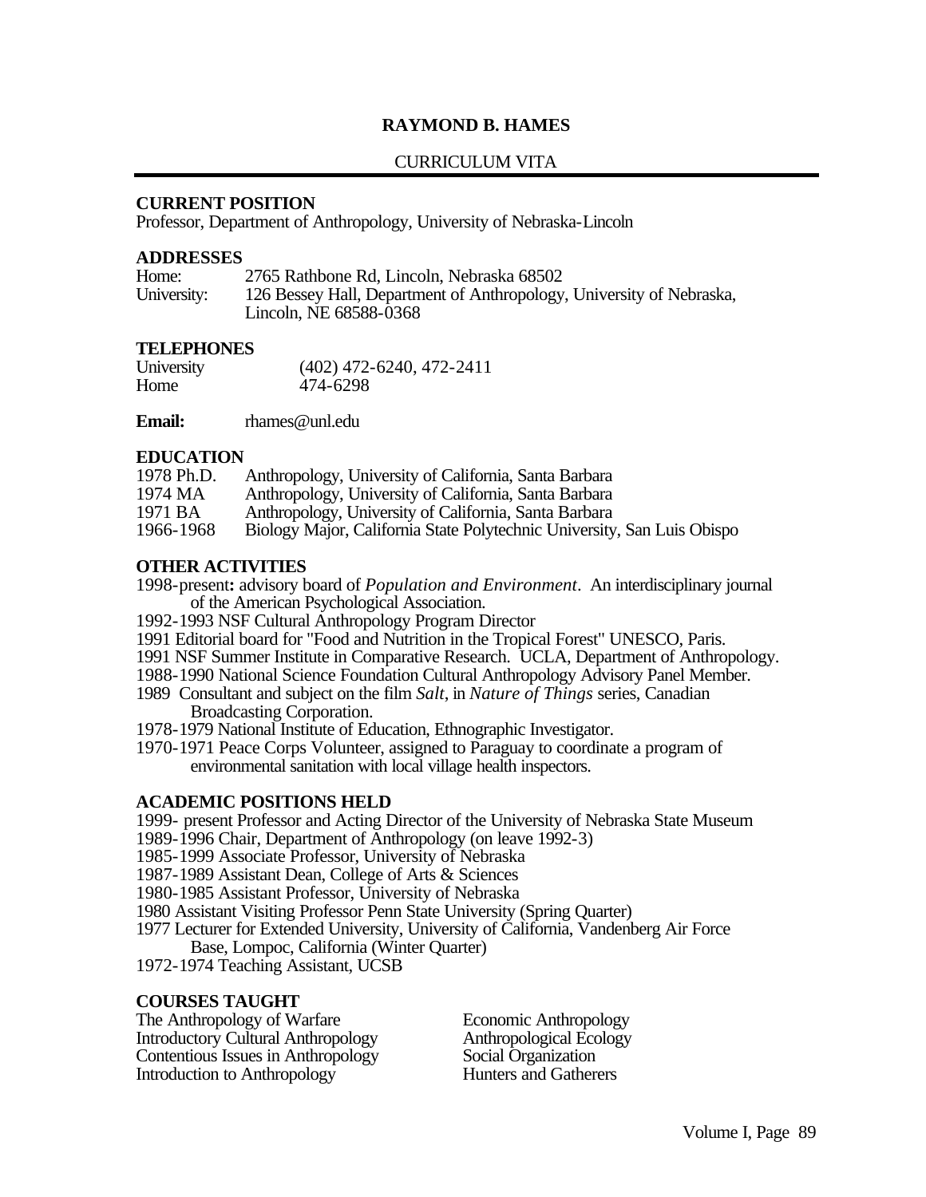# RAYMOND B. HAMES

## CURRICULUM VITA

### CURRENT POSITION

Professor, Department of Anthropology, University of Nebraska-Lincoln

### ADDRESSES

Home: 2765 Rathbone Rd, Lincoln, Nebraska 68502

University: 126 Bessey Hall, Department of Anthropology, University of Nebraska, Lincoln, NE 68588-0368

### TELEPHONES

University (402) 472-6240, 472-2411

Home 474-6298

**Email:** rhames@unl.edu

### EDUCATION

1978 Ph.D. Anthropology, University of California, Santa Barbara

1974 MA Anthropology, University of California, Santa Barbara

1971 BA Anthropology, University of California, Santa Barbara

1966-1968 Biology Major, California State Polytechnic University, San Luis Obispo

### OTHER ACTIVITIES

1998-present**:** advisory board of *Population and Environment*. An interdisciplinary journal of the American Psychological Association.

1992-1993 NSF Cultural Anthropology Program Director

1991 Editorial board for "Food and Nutrition in the Tropical Forest" UNESCO, Paris.

1991 NSF Summer Institute in Comparative Research. UCLA, Department of Anthropology.

1988-1990 National Science Foundation Cultural Anthropology Advisory Panel Member.

1989 Consultant and subject on the film *Salt*, in *Nature of Things* series, Canadian Broadcasting Corporation.

1978-1979 National Institute of Education, Ethnographic Investigator.

1970-1971 Peace Corps Volunteer, assigned to Paraguay to coordinate a program of environmental sanitation with local village health inspectors.

### ACADEMIC POSITIONS HELD

1999- present Professor and Acting Director of the University of Nebraska State Museum

1989-1996 Chair, Department of Anthropology (on leave 1992-3)

1985-1999 Associate Professor, University of Nebraska

1987-1989 Assistant Dean, College of Arts & Sciences

1980-1985 Assistant Professor, University of Nebraska

1980 Assistant Visiting Professor Penn State University (Spring Quarter)

1977 Lecturer for Extended University, University of California, Vandenberg Air Force Base, Lompoc, California (Winter Quarter)

1972-1974 Teaching Assistant, UCSB

### COURSES TAUGHT

The Anthropology of Warfare

Introductory Cultural Anthropology

Contentious Issues in Anthropology

Introduction to Anthropology

Economic Anthropology

Anthropological Ecology

Social Organization

Hunters and Gatherers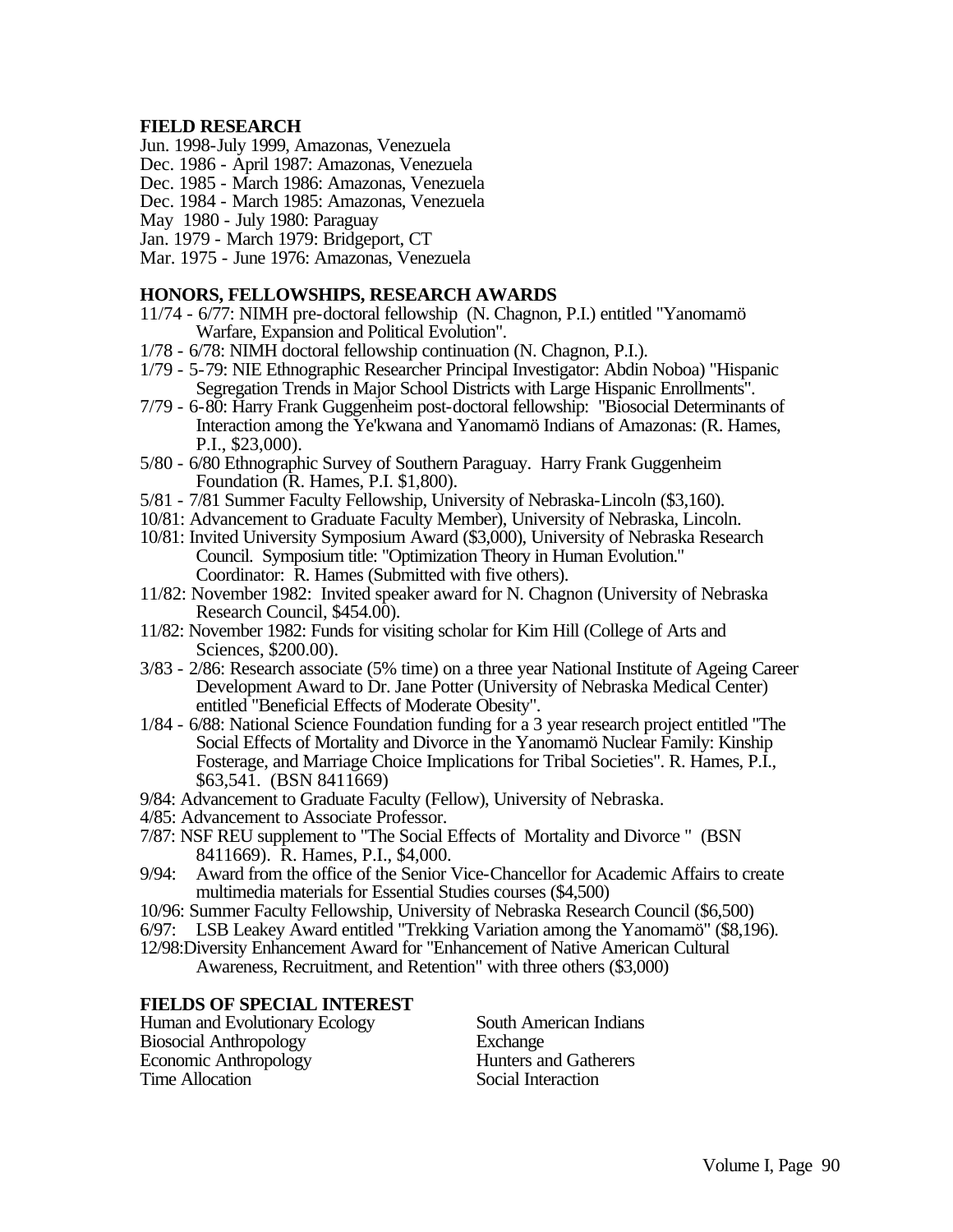**FIELD RESEARCH**

Jun. 1998-July 1999, Amazonas, Venezuela
Dec. 1986 - April 1987: Amazonas, Venezuela
Dec. 1985 - March 1986: Amazonas, Venezuela
Dec. 1984 - March 1985: Amazonas, Venezuela
May 1980 - July 1980: Paraguay
Jan. 1979 - March 1979: Bridgeport, CT
Mar. 1975 - June 1976: Amazonas, Venezuela

**HONORS, FELLOWSHIPS, RESEARCH AWARDS**

11/74 - 6/77: NIMH pre-doctoral fellowship (N. Chagnon, P.I.) entitled "Yanomamö Warfare, Expansion and Political Evolution".
1/78 - 6/78: NIMH doctoral fellowship continuation (N. Chagnon, P.I.).
1/79 - 5-79: NIE Ethnographic Researcher Principal Investigator: Abdin Noboa) "Hispanic Segregation Trends in Major School Districts with Large Hispanic Enrollments".
7/79 - 6-80: Harry Frank Guggenheim post-doctoral fellowship: "Biosocial Determinants of Interaction among the Ye'kwana and Yanomamö Indians of Amazonas: (R. Hames, P.I., $23,000).
5/80 - 6/80 Ethnographic Survey of Southern Paraguay. Harry Frank Guggenheim Foundation (R. Hames, P.I. $1,800).
5/81 - 7/81 Summer Faculty Fellowship, University of Nebraska-Lincoln ($3,160).
10/81: Advancement to Graduate Faculty Member), University of Nebraska, Lincoln.
10/81: Invited University Symposium Award ($3,000), University of Nebraska Research Council. Symposium title: "Optimization Theory in Human Evolution." Coordinator: R. Hames (Submitted with five others).
11/82: November 1982: Invited speaker award for N. Chagnon (University of Nebraska Research Council, $454.00).
11/82: November 1982: Funds for visiting scholar for Kim Hill (College of Arts and Sciences, $200.00).
3/83 - 2/86: Research associate (5% time) on a three year National Institute of Ageing Career Development Award to Dr. Jane Potter (University of Nebraska Medical Center) entitled "Beneficial Effects of Moderate Obesity".
1/84 - 6/88: National Science Foundation funding for a 3 year research project entitled "The Social Effects of Mortality and Divorce in the Yanomamö Nuclear Family: Kinship Fosterage, and Marriage Choice Implications for Tribal Societies". R. Hames, P.I., $63,541. (BSN 8411669)
9/84: Advancement to Graduate Faculty (Fellow), University of Nebraska.
4/85: Advancement to Associate Professor.
7/87: NSF REU supplement to "The Social Effects of Mortality and Divorce " (BSN 8411669). R. Hames, P.I., $4,000.
9/94: Award from the office of the Senior Vice-Chancellor for Academic Affairs to create multimedia materials for Essential Studies courses ($4,500)
10/96: Summer Faculty Fellowship, University of Nebraska Research Council ($6,500)
6/97: LSB Leakey Award entitled "Trekking Variation among the Yanomamö" ($8,196).
12/98: Diversity Enhancement Award for "Enhancement of Native American Cultural Awareness, Recruitment, and Retention" with three others ($3,000)

**FIELDS OF SPECIAL INTEREST**

Human and Evolutionary Ecology
Biosocial Anthropology
Economic Anthropology
Time Allocation
South American Indians
Exchange
Hunters and Gatherers
Social Interaction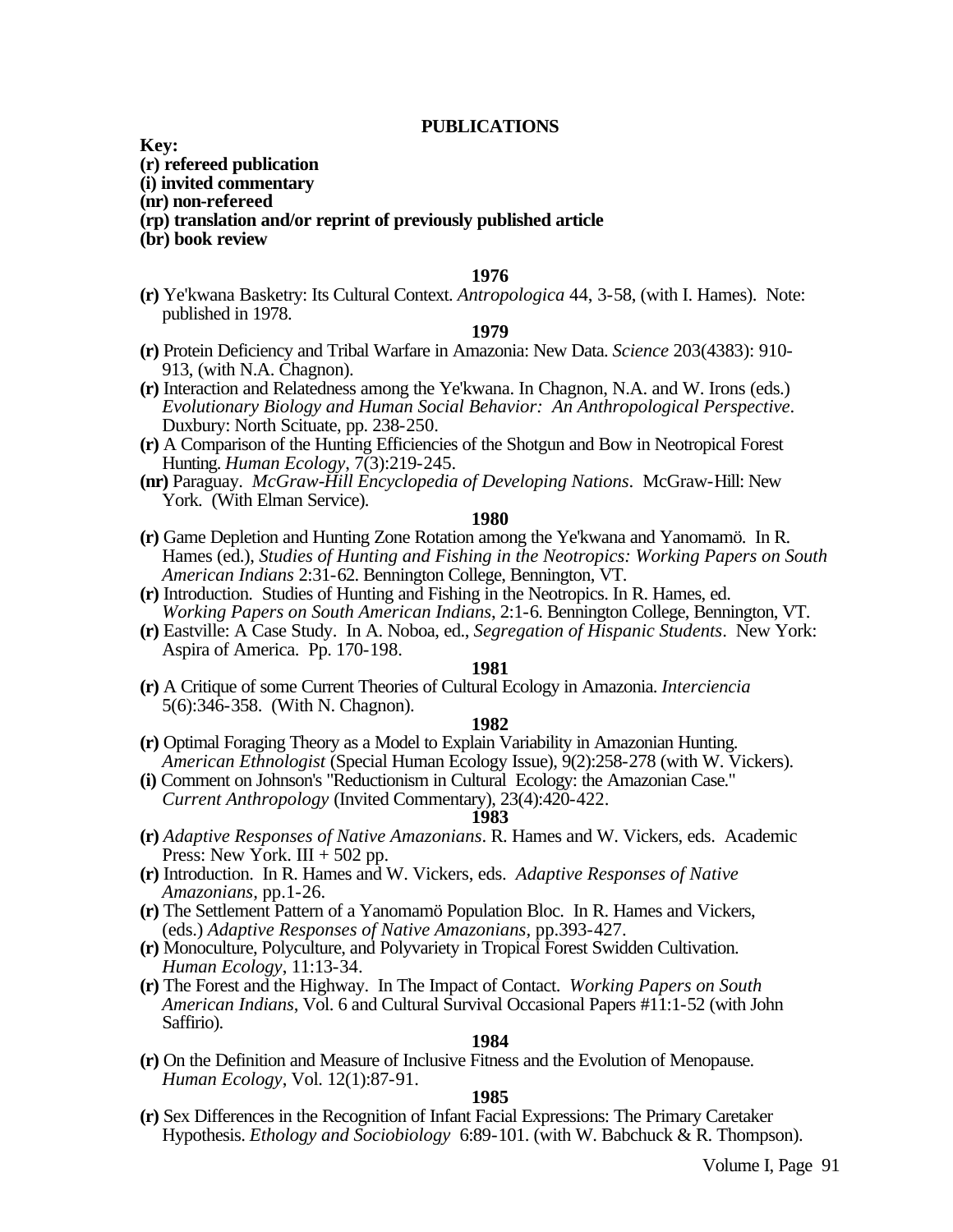## PUBLICATIONS

**Key:**
**(r) refereed publication**
**(i) invited commentary**
**(nr) non-refereed**
**(rp) translation and/or reprint of previously published article**
**(br) book review**

### 1976

**(r)** Ye'kwana Basketry: Its Cultural Context. *Antropologica* 44, 3-58, (with I. Hames). Note: published in 1978.

### 1979

**(r)** Protein Deficiency and Tribal Warfare in Amazonia: New Data. *Science* 203(4383): 910-913, (with N.A. Chagnon).

**(r)** Interaction and Relatedness among the Ye'kwana. In Chagnon, N.A. and W. Irons (eds.) *Evolutionary Biology and Human Social Behavior: An Anthropological Perspective*. Duxbury: North Scituate, pp. 238-250.

**(r)** A Comparison of the Hunting Efficiencies of the Shotgun and Bow in Neotropical Forest Hunting. *Human Ecology*, 7(3):219-245.

**(nr)** Paraguay. *McGraw-Hill Encyclopedia of Developing Nations*. McGraw-Hill: New York. (With Elman Service).

### 1980

**(r)** Game Depletion and Hunting Zone Rotation among the Ye'kwana and Yanomamö. In R. Hames (ed.), *Studies of Hunting and Fishing in the Neotropics: Working Papers on South American Indians* 2:31-62. Bennington College, Bennington, VT.

**(r)** Introduction. Studies of Hunting and Fishing in the Neotropics. In R. Hames, ed. *Working Papers on South American Indians*, 2:1-6. Bennington College, Bennington, VT.

**(r)** Eastville: A Case Study. In A. Noboa, ed., *Segregation of Hispanic Students*. New York: Aspira of America. Pp. 170-198.

### 1981

**(r)** A Critique of some Current Theories of Cultural Ecology in Amazonia. *Interciencia* 5(6):346-358. (With N. Chagnon).

### 1982

**(r)** Optimal Foraging Theory as a Model to Explain Variability in Amazonian Hunting. *American Ethnologist* (Special Human Ecology Issue), 9(2):258-278 (with W. Vickers).

**(i)** Comment on Johnson's "Reductionism in Cultural Ecology: the Amazonian Case." *Current Anthropology* (Invited Commentary), 23(4):420-422.

### 1983

**(r)** *Adaptive Responses of Native Amazonians*. R. Hames and W. Vickers, eds. Academic Press: New York. III + 502 pp.

**(r)** Introduction. In R. Hames and W. Vickers, eds. *Adaptive Responses of Native Amazonians*, pp.1-26.

**(r)** The Settlement Pattern of a Yanomamö Population Bloc. In R. Hames and Vickers, (eds.) *Adaptive Responses of Native Amazonians*, pp.393-427.

**(r)** Monoculture, Polyculture, and Polyvariety in Tropical Forest Swidden Cultivation. *Human Ecology*, 11:13-34.

**(r)** The Forest and the Highway. In The Impact of Contact. *Working Papers on South American Indians*, Vol. 6 and Cultural Survival Occasional Papers #11:1-52 (with John Saffirio).

### 1984

**(r)** On the Definition and Measure of Inclusive Fitness and the Evolution of Menopause. *Human Ecology*, Vol. 12(1):87-91.

### 1985

**(r)** Sex Differences in the Recognition of Infant Facial Expressions: The Primary Caretaker Hypothesis. *Ethology and Sociobiology* 6:89-101. (with W. Babchuck & R. Thompson).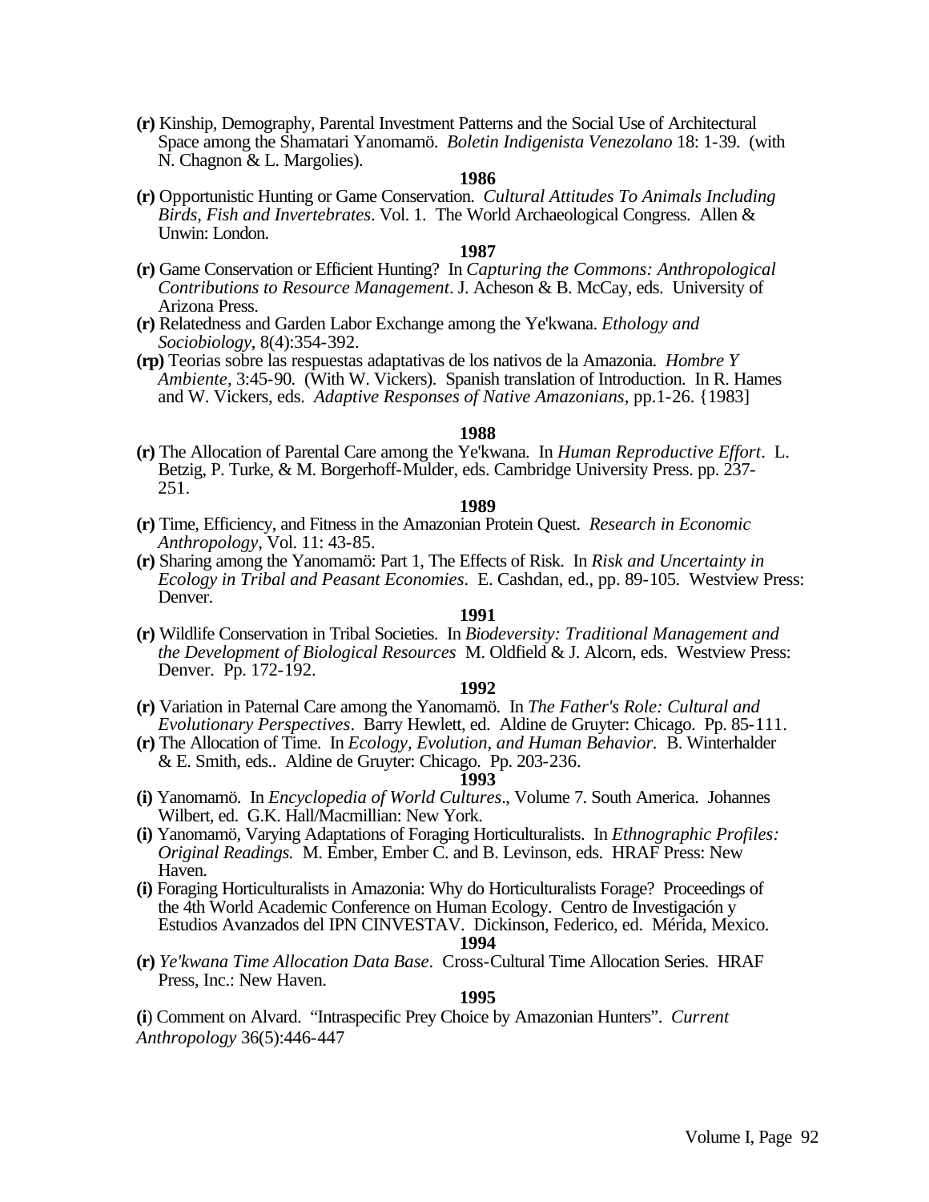**(r)** Kinship, Demography, Parental Investment Patterns and the Social Use of Architectural Space among the Shamatari Yanomamö. *Boletin Indigenista Venezolano* 18: 1-39. (with N. Chagnon & L. Margolies).

**1986**

**(r)** Opportunistic Hunting or Game Conservation. *Cultural Attitudes To Animals Including Birds, Fish and Invertebrates*. Vol. 1. The World Archaeological Congress. Allen & Unwin: London.

**1987**

**(r)** Game Conservation or Efficient Hunting? In *Capturing the Commons: Anthropological Contributions to Resource Management*. J. Acheson & B. McCay, eds. University of Arizona Press.

**(r)** Relatedness and Garden Labor Exchange among the Ye'kwana. *Ethology and Sociobiology*, 8(4):354-392.

**(rp)** Teorias sobre las respuestas adaptativas de los nativos de la Amazonia. *Hombre Y Ambiente*, 3:45-90. (With W. Vickers). Spanish translation of Introduction. In R. Hames and W. Vickers, eds. *Adaptive Responses of Native Amazonians*, pp.1-26. {1983]

**1988**

**(r)** The Allocation of Parental Care among the Ye'kwana. In *Human Reproductive Effort*. L. Betzig, P. Turke, & M. Borgerhoff-Mulder, eds. Cambridge University Press. pp. 237-251.

**1989**

**(r)** Time, Efficiency, and Fitness in the Amazonian Protein Quest. *Research in Economic Anthropology*, Vol. 11: 43-85.

**(r)** Sharing among the Yanomamö: Part 1, The Effects of Risk. In *Risk and Uncertainty in Ecology in Tribal and Peasant Economies*. E. Cashdan, ed., pp. 89-105. Westview Press: Denver.

**1991**

**(r)** Wildlife Conservation in Tribal Societies. In *Biodeversity: Traditional Management and the Development of Biological Resources* M. Oldfield & J. Alcorn, eds. Westview Press: Denver. Pp. 172-192.

**1992**

**(r)** Variation in Paternal Care among the Yanomamö. In *The Father's Role: Cultural and Evolutionary Perspectives*. Barry Hewlett, ed. Aldine de Gruyter: Chicago. Pp. 85-111.

**(r)** The Allocation of Time. In *Ecology, Evolution, and Human Behavior.* B. Winterhalder & E. Smith, eds.. Aldine de Gruyter: Chicago. Pp. 203-236.

**1993**

**(i)** Yanomamö. In *Encyclopedia of World Cultures*., Volume 7. South America. Johannes Wilbert, ed. G.K. Hall/Macmillian: New York.

**(i)** Yanomamö, Varying Adaptations of Foraging Horticulturalists. In *Ethnographic Profiles: Original Readings.* M. Ember, Ember C. and B. Levinson, eds. HRAF Press: New Haven.

**(i)** Foraging Horticulturalists in Amazonia: Why do Horticulturalists Forage? Proceedings of the 4th World Academic Conference on Human Ecology. Centro de Investigación y Estudios Avanzados del IPN CINVESTAV. Dickinson, Federico, ed. Mérida, Mexico.

**1994**

**(r)** *Ye'kwana Time Allocation Data Base*. Cross-Cultural Time Allocation Series. HRAF Press, Inc.: New Haven.

**1995**

**(i**) Comment on Alvard. "Intraspecific Prey Choice by Amazonian Hunters". *Current Anthropology* 36(5):446-447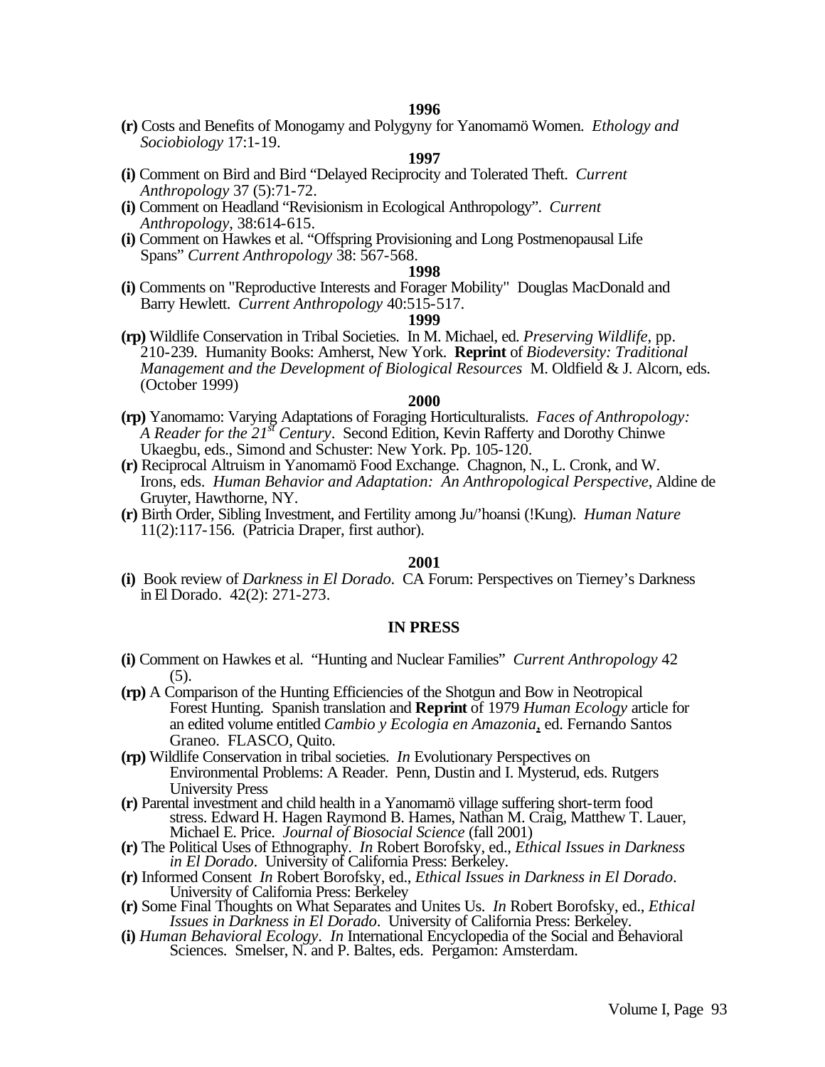**1996**

**(r)** Costs and Benefits of Monogamy and Polygyny for Yanomamö Women. *Ethology and Sociobiology* 17:1-19.

**1997**

**(i)** Comment on Bird and Bird "Delayed Reciprocity and Tolerated Theft. *Current Anthropology* 37 (5):71-72.

**(i)** Comment on Headland "Revisionism in Ecological Anthropology". *Current Anthropology*, 38:614-615.

**(i)** Comment on Hawkes et al. "Offspring Provisioning and Long Postmenopausal Life Spans" *Current Anthropology* 38: 567-568.

**1998**

**(i)** Comments on "Reproductive Interests and Forager Mobility" Douglas MacDonald and Barry Hewlett. *Current Anthropology* 40:515-517.

**1999**

**(rp)** Wildlife Conservation in Tribal Societies. In M. Michael, ed. *Preserving Wildlife*, pp. 210-239. Humanity Books: Amherst, New York. **Reprint** of *Biodeversity: Traditional Management and the Development of Biological Resources* M. Oldfield & J. Alcorn, eds. (October 1999)

**2000**

**(rp)** Yanomamo: Varying Adaptations of Foraging Horticulturalists. *Faces of Anthropology: A Reader for the 21st Century*. Second Edition, Kevin Rafferty and Dorothy Chinwe Ukaegbu, eds., Simond and Schuster: New York. Pp. 105-120.

**(r)** Reciprocal Altruism in Yanomamö Food Exchange. Chagnon, N., L. Cronk, and W. Irons, eds. *Human Behavior and Adaptation: An Anthropological Perspective*, Aldine de Gruyter, Hawthorne, NY.

**(r)** Birth Order, Sibling Investment, and Fertility among Ju/'hoansi (!Kung). *Human Nature* 11(2):117-156. (Patricia Draper, first author).

**2001**

**(i)** Book review of *Darkness in El Dorado*. CA Forum: Perspectives on Tierney's Darkness in El Dorado. 42(2): 271-273.

**IN PRESS**

**(i)** Comment on Hawkes et al. "Hunting and Nuclear Families" *Current Anthropology* 42 (5).

**(rp)** A Comparison of the Hunting Efficiencies of the Shotgun and Bow in Neotropical Forest Hunting. Spanish translation and **Reprint** of 1979 *Human Ecology* article for an edited volume entitled *Cambio y Ecologia en Amazonia*, ed. Fernando Santos Graneo. FLASCO, Quito.

**(rp)** Wildlife Conservation in tribal societies. *In* Evolutionary Perspectives on Environmental Problems: A Reader. Penn, Dustin and I. Mysterud, eds. Rutgers University Press

**(r)** Parental investment and child health in a Yanomamö village suffering short-term food stress. Edward H. Hagen Raymond B. Hames, Nathan M. Craig, Matthew T. Lauer, Michael E. Price. *Journal of Biosocial Science* (fall 2001)

**(r)** The Political Uses of Ethnography. *In* Robert Borofsky, ed., *Ethical Issues in Darkness in El Dorado*. University of California Press: Berkeley.

**(r)** Informed Consent *In* Robert Borofsky, ed., *Ethical Issues in Darkness in El Dorado*. University of California Press: Berkeley

**(r)** Some Final Thoughts on What Separates and Unites Us. *In* Robert Borofsky, ed., *Ethical Issues in Darkness in El Dorado*. University of California Press: Berkeley.

**(i)** *Human Behavioral Ecology*. *In* International Encyclopedia of the Social and Behavioral Sciences. Smelser, N. and P. Baltes, eds. Pergamon: Amsterdam.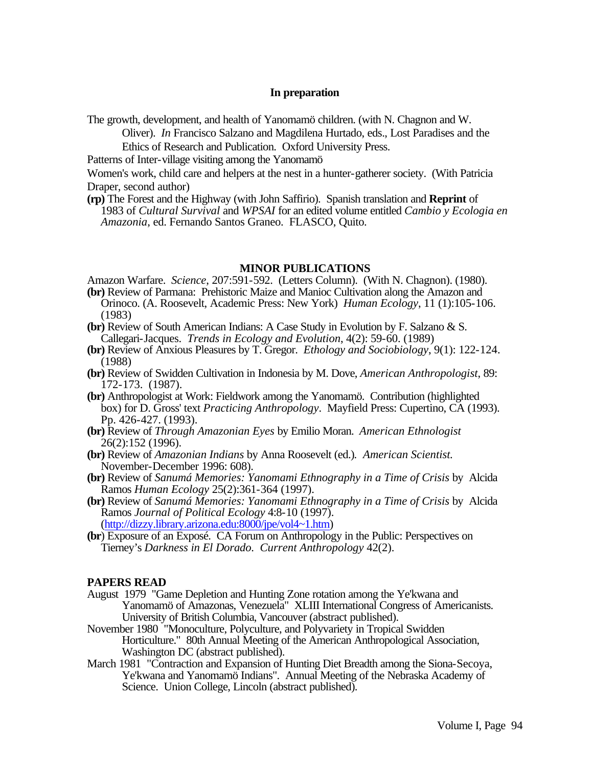### In preparation

The growth, development, and health of Yanomamö children. (with N. Chagnon and W. Oliver). *In* Francisco Salzano and Magdilena Hurtado, eds., Lost Paradises and the Ethics of Research and Publication. Oxford University Press.

Patterns of Inter-village visiting among the Yanomamö

Women's work, child care and helpers at the nest in a hunter-gatherer society. (With Patricia Draper, second author)

**(rp)** The Forest and the Highway (with John Saffirio). Spanish translation and **Reprint** of 1983 of *Cultural Survival* and *WPSAI* for an edited volume entitled *Cambio y Ecologia en Amazonia*, ed. Fernando Santos Graneo. FLASCO, Quito.

### MINOR PUBLICATIONS

Amazon Warfare. *Science*, 207:591-592. (Letters Column). (With N. Chagnon). (1980).

**(br)** Review of Parmana: Prehistoric Maize and Manioc Cultivation along the Amazon and Orinoco. (A. Roosevelt, Academic Press: New York) *Human Ecology*, 11 (1):105-106. (1983)

**(br)** Review of South American Indians: A Case Study in Evolution by F. Salzano & S. Callegari-Jacques. *Trends in Ecology and Evolution*, 4(2): 59-60. (1989)

**(br)** Review of Anxious Pleasures by T. Gregor. *Ethology and Sociobiology*, 9(1): 122-124. (1988)

**(br)** Review of Swidden Cultivation in Indonesia by M. Dove, *American Anthropologist*, 89: 172-173. (1987).

**(br)** Anthropologist at Work: Fieldwork among the Yanomamö. Contribution (highlighted box) for D. Gross' text *Practicing Anthropology*. Mayfield Press: Cupertino, CA (1993). Pp. 426-427. (1993).

**(br)** Review of *Through Amazonian Eyes* by Emilio Moran. *American Ethnologist* 26(2):152 (1996).

**(br)** Review of *Amazonian Indians* by Anna Roosevelt (ed.). *American Scientist.* November-December 1996: 608).

**(br)** Review of *Sanumá Memories: Yanomami Ethnography in a Time of Crisis* by Alcida Ramos *Human Ecology* 25(2):361-364 (1997).

**(br)** Review of *Sanumá Memories: Yanomami Ethnography in a Time of Crisis* by Alcida Ramos *Journal of Political Ecology* 4:8-10 (1997). (http://dizzy.library.arizona.edu:8000/jpe/vol4~1.htm)

**(br)** Exposure of an Exposé. CA Forum on Anthropology in the Public: Perspectives on Tierney's *Darkness in El Dorado*. *Current Anthropology* 42(2).

### PAPERS READ

August 1979 "Game Depletion and Hunting Zone rotation among the Ye'kwana and Yanomamö of Amazonas, Venezuela" XLIII International Congress of Americanists. University of British Columbia, Vancouver (abstract published).

November 1980 "Monoculture, Polyculture, and Polyvariety in Tropical Swidden Horticulture." 80th Annual Meeting of the American Anthropological Association, Washington DC (abstract published).

March 1981 "Contraction and Expansion of Hunting Diet Breadth among the Siona-Secoya, Ye'kwana and Yanomamö Indians". Annual Meeting of the Nebraska Academy of Science. Union College, Lincoln (abstract published).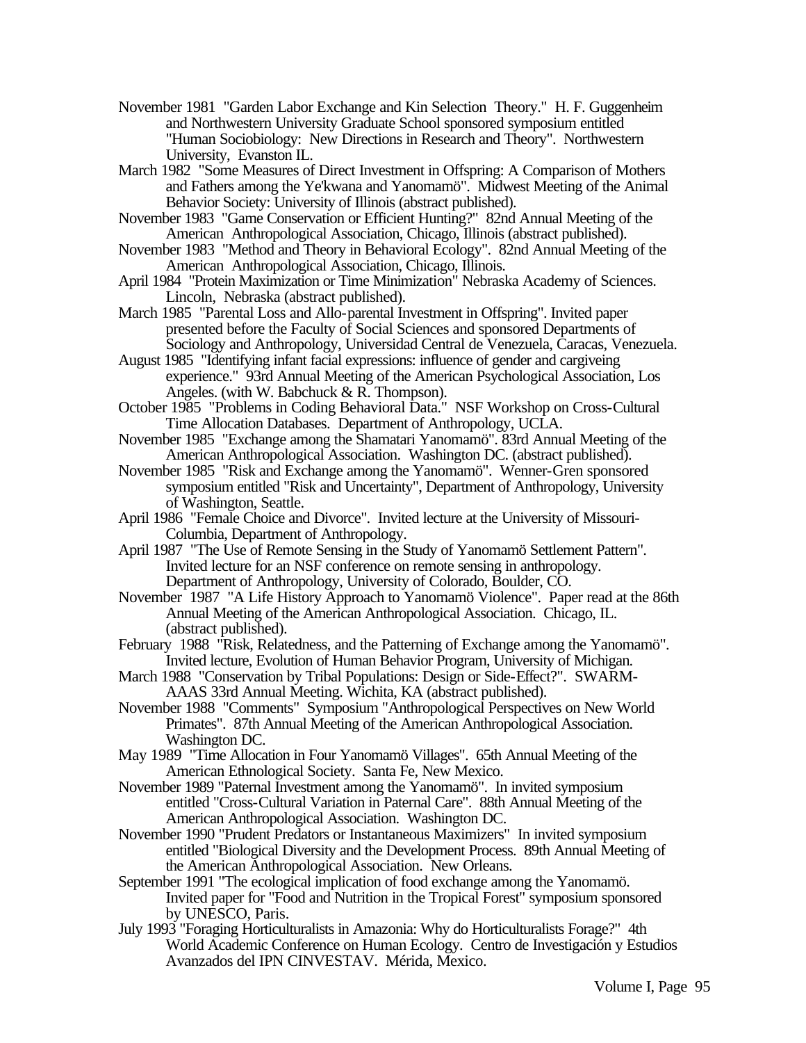November 1981 "Garden Labor Exchange and Kin Selection Theory." H. F. Guggenheim and Northwestern University Graduate School sponsored symposium entitled "Human Sociobiology: New Directions in Research and Theory". Northwestern University, Evanston IL.

March 1982 "Some Measures of Direct Investment in Offspring: A Comparison of Mothers and Fathers among the Ye'kwana and Yanomamö". Midwest Meeting of the Animal Behavior Society: University of Illinois (abstract published).

November 1983 "Game Conservation or Efficient Hunting?" 82nd Annual Meeting of the American Anthropological Association, Chicago, Illinois (abstract published).

November 1983 "Method and Theory in Behavioral Ecology". 82nd Annual Meeting of the American Anthropological Association, Chicago, Illinois.

April 1984 "Protein Maximization or Time Minimization" Nebraska Academy of Sciences. Lincoln, Nebraska (abstract published).

March 1985 "Parental Loss and Allo-parental Investment in Offspring". Invited paper presented before the Faculty of Social Sciences and sponsored Departments of Sociology and Anthropology, Universidad Central de Venezuela, Caracas, Venezuela.

August 1985 "Identifying infant facial expressions: influence of gender and cargiveing experience." 93rd Annual Meeting of the American Psychological Association, Los Angeles. (with W. Babchuck & R. Thompson).

October 1985 "Problems in Coding Behavioral Data." NSF Workshop on Cross-Cultural Time Allocation Databases. Department of Anthropology, UCLA.

November 1985 "Exchange among the Shamatari Yanomamö". 83rd Annual Meeting of the American Anthropological Association. Washington DC. (abstract published).

November 1985 "Risk and Exchange among the Yanomamö". Wenner-Gren sponsored symposium entitled "Risk and Uncertainty", Department of Anthropology, University of Washington, Seattle.

April 1986 "Female Choice and Divorce". Invited lecture at the University of Missouri-Columbia, Department of Anthropology.

April 1987 "The Use of Remote Sensing in the Study of Yanomamö Settlement Pattern". Invited lecture for an NSF conference on remote sensing in anthropology. Department of Anthropology, University of Colorado, Boulder, CO.

November 1987 "A Life History Approach to Yanomamö Violence". Paper read at the 86th Annual Meeting of the American Anthropological Association. Chicago, IL. (abstract published).

February 1988 "Risk, Relatedness, and the Patterning of Exchange among the Yanomamö". Invited lecture, Evolution of Human Behavior Program, University of Michigan.

March 1988 "Conservation by Tribal Populations: Design or Side-Effect?". SWARM-AAAS 33rd Annual Meeting. Wichita, KA (abstract published).

November 1988 "Comments" Symposium "Anthropological Perspectives on New World Primates". 87th Annual Meeting of the American Anthropological Association. Washington DC.

May 1989 "Time Allocation in Four Yanomamö Villages". 65th Annual Meeting of the American Ethnological Society. Santa Fe, New Mexico.

November 1989 "Paternal Investment among the Yanomamö". In invited symposium entitled "Cross-Cultural Variation in Paternal Care". 88th Annual Meeting of the American Anthropological Association. Washington DC.

November 1990 "Prudent Predators or Instantaneous Maximizers" In invited symposium entitled "Biological Diversity and the Development Process. 89th Annual Meeting of the American Anthropological Association. New Orleans.

September 1991 "The ecological implication of food exchange among the Yanomamö. Invited paper for "Food and Nutrition in the Tropical Forest" symposium sponsored by UNESCO, Paris.

July 1993 "Foraging Horticulturalists in Amazonia: Why do Horticulturalists Forage?" 4th World Academic Conference on Human Ecology. Centro de Investigación y Estudios Avanzados del IPN CINVESTAV. Mérida, Mexico.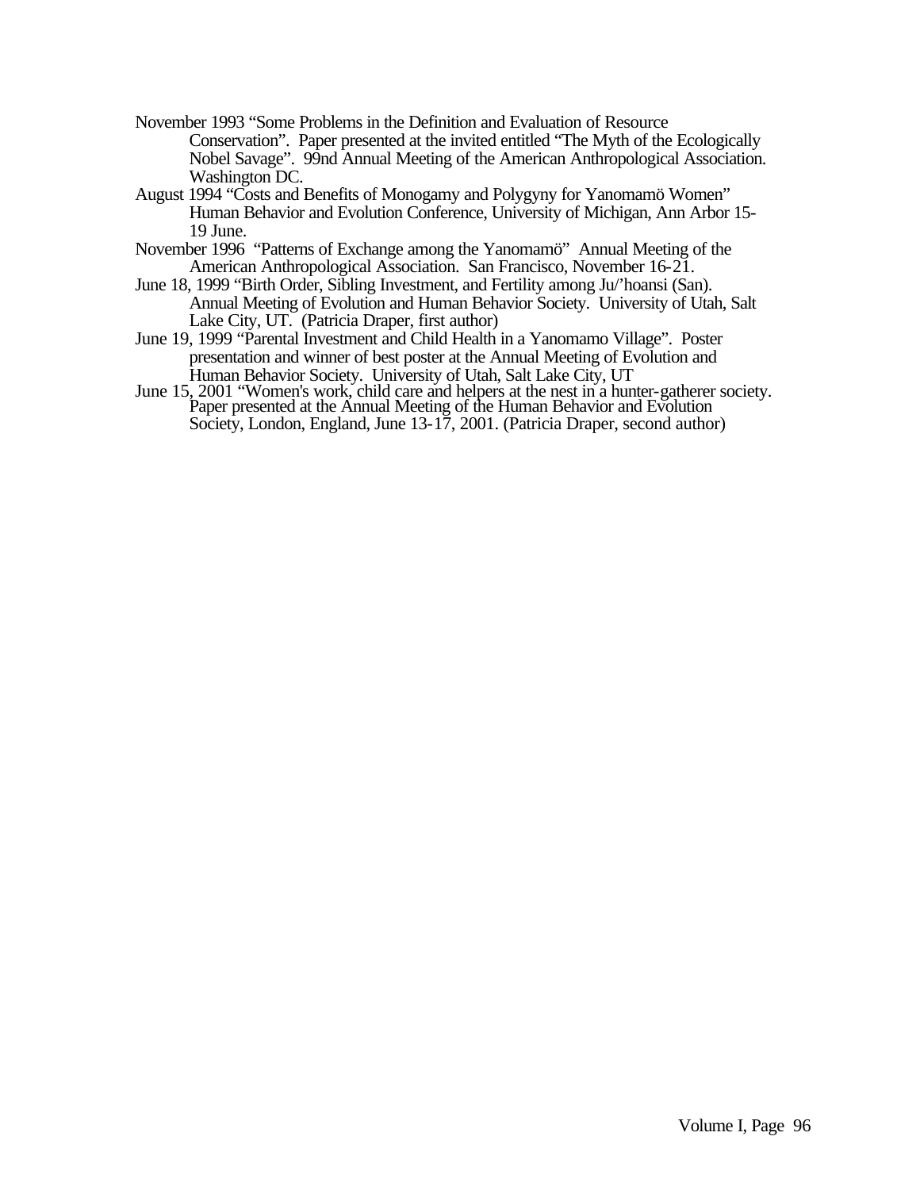November 1993 "Some Problems in the Definition and Evaluation of Resource Conservation". Paper presented at the invited entitled "The Myth of the Ecologically Nobel Savage". 99nd Annual Meeting of the American Anthropological Association. Washington DC.

August 1994 "Costs and Benefits of Monogamy and Polygyny for Yanomamö Women" Human Behavior and Evolution Conference, University of Michigan, Ann Arbor 15-19 June.

November 1996 "Patterns of Exchange among the Yanomamö" Annual Meeting of the American Anthropological Association. San Francisco, November 16-21.

June 18, 1999 "Birth Order, Sibling Investment, and Fertility among Ju/'hoansi (San). Annual Meeting of Evolution and Human Behavior Society. University of Utah, Salt Lake City, UT. (Patricia Draper, first author)

June 19, 1999 "Parental Investment and Child Health in a Yanomamo Village". Poster presentation and winner of best poster at the Annual Meeting of Evolution and Human Behavior Society. University of Utah, Salt Lake City, UT

June 15, 2001 "Women's work, child care and helpers at the nest in a hunter-gatherer society. Paper presented at the Annual Meeting of the Human Behavior and Evolution Society, London, England, June 13-17, 2001. (Patricia Draper, second author)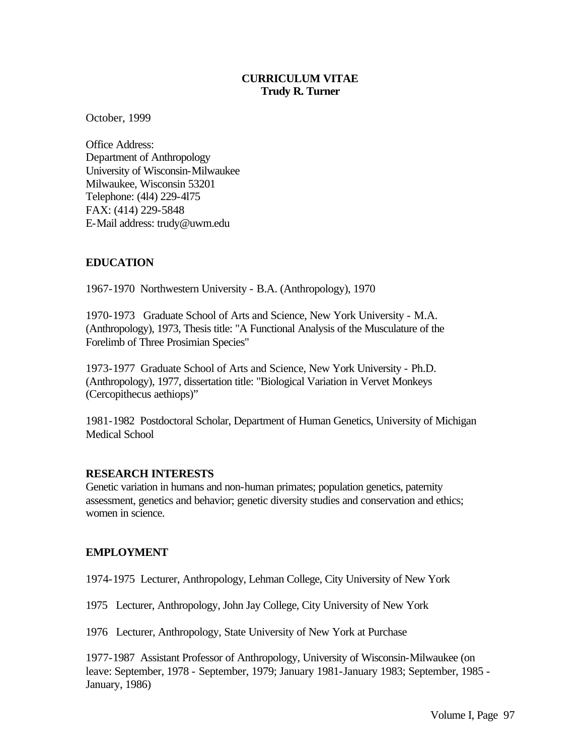**CURRICULUM VITAE**
**Trudy R. Turner**

October, 1999

Office Address:
Department of Anthropology
University of Wisconsin-Milwaukee
Milwaukee, Wisconsin 53201
Telephone: (4l4) 229-4l75
FAX: (414) 229-5848
E-Mail address: trudy@uwm.edu

## EDUCATION

1967-1970 Northwestern University - B.A. (Anthropology), 1970

1970-1973 Graduate School of Arts and Science, New York University - M.A. (Anthropology), 1973, Thesis title: "A Functional Analysis of the Musculature of the Forelimb of Three Prosimian Species"

1973-1977 Graduate School of Arts and Science, New York University - Ph.D. (Anthropology), 1977, dissertation title: "Biological Variation in Vervet Monkeys (Cercopithecus aethiops)"

1981-1982 Postdoctoral Scholar, Department of Human Genetics, University of Michigan Medical School

## RESEARCH INTERESTS

Genetic variation in humans and non-human primates; population genetics, paternity assessment, genetics and behavior; genetic diversity studies and conservation and ethics; women in science.

## EMPLOYMENT

1974-1975 Lecturer, Anthropology, Lehman College, City University of New York

1975 Lecturer, Anthropology, John Jay College, City University of New York

1976 Lecturer, Anthropology, State University of New York at Purchase

1977-1987 Assistant Professor of Anthropology, University of Wisconsin-Milwaukee (on leave: September, 1978 - September, 1979; January 1981-January 1983; September, 1985 - January, 1986)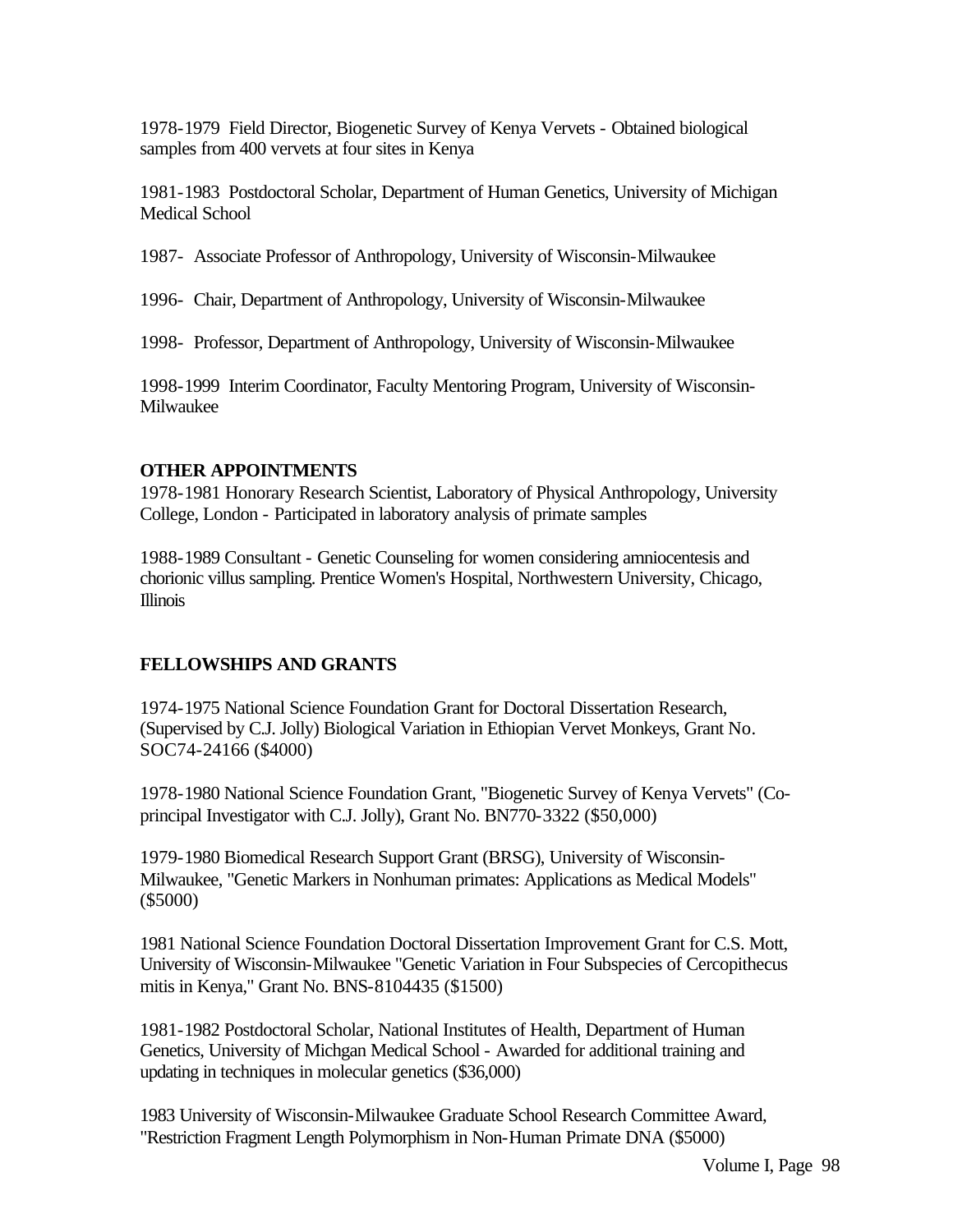1978-1979 Field Director, Biogenetic Survey of Kenya Vervets - Obtained biological samples from 400 vervets at four sites in Kenya

1981-1983 Postdoctoral Scholar, Department of Human Genetics, University of Michigan Medical School

1987- Associate Professor of Anthropology, University of Wisconsin-Milwaukee

1996- Chair, Department of Anthropology, University of Wisconsin-Milwaukee

1998- Professor, Department of Anthropology, University of Wisconsin-Milwaukee

1998-1999 Interim Coordinator, Faculty Mentoring Program, University of Wisconsin-Milwaukee

**OTHER APPOINTMENTS**

1978-1981 Honorary Research Scientist, Laboratory of Physical Anthropology, University College, London - Participated in laboratory analysis of primate samples

1988-1989 Consultant - Genetic Counseling for women considering amniocentesis and chorionic villus sampling. Prentice Women's Hospital, Northwestern University, Chicago, Illinois

**FELLOWSHIPS AND GRANTS**

1974-1975 National Science Foundation Grant for Doctoral Dissertation Research, (Supervised by C.J. Jolly) Biological Variation in Ethiopian Vervet Monkeys, Grant No. SOC74-24166 ($4000)

1978-1980 National Science Foundation Grant, "Biogenetic Survey of Kenya Vervets" (Co-principal Investigator with C.J. Jolly), Grant No. BN770-3322 ($50,000)

1979-1980 Biomedical Research Support Grant (BRSG), University of Wisconsin-Milwaukee, "Genetic Markers in Nonhuman primates: Applications as Medical Models" ($5000)

1981 National Science Foundation Doctoral Dissertation Improvement Grant for C.S. Mott, University of Wisconsin-Milwaukee "Genetic Variation in Four Subspecies of Cercopithecus mitis in Kenya," Grant No. BNS-8104435 ($1500)

1981-1982 Postdoctoral Scholar, National Institutes of Health, Department of Human Genetics, University of Michgan Medical School - Awarded for additional training and updating in techniques in molecular genetics ($36,000)

1983 University of Wisconsin-Milwaukee Graduate School Research Committee Award, "Restriction Fragment Length Polymorphism in Non-Human Primate DNA ($5000)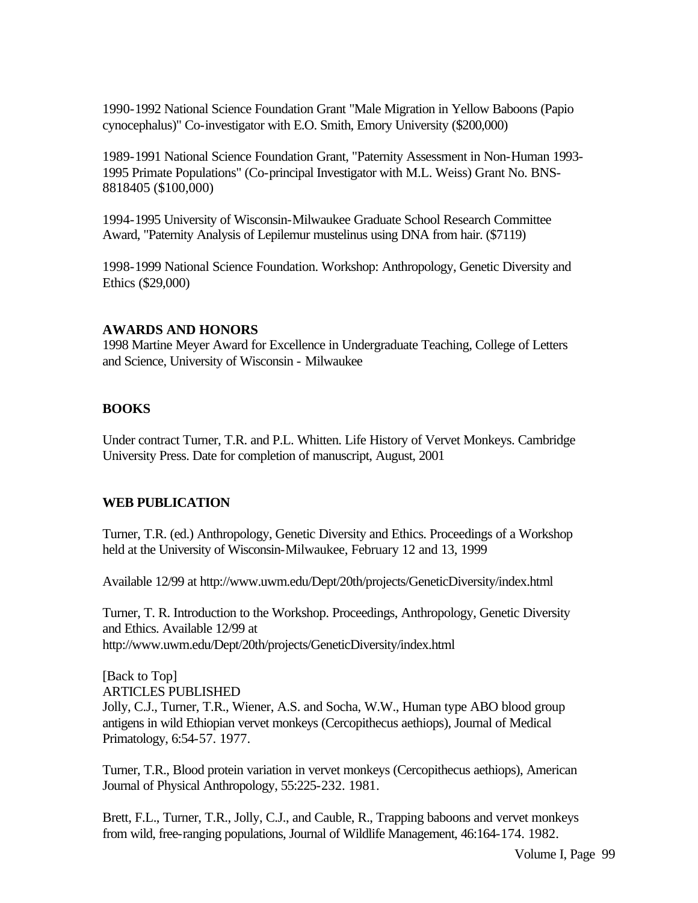1990-1992 National Science Foundation Grant "Male Migration in Yellow Baboons (Papio cynocephalus)" Co-investigator with E.O. Smith, Emory University ($200,000)

1989-1991 National Science Foundation Grant, "Paternity Assessment in Non-Human 1993-1995 Primate Populations" (Co-principal Investigator with M.L. Weiss) Grant No. BNS-8818405 ($100,000)

1994-1995 University of Wisconsin-Milwaukee Graduate School Research Committee Award, "Paternity Analysis of Lepilemur mustelinus using DNA from hair. ($7119)

1998-1999 National Science Foundation. Workshop: Anthropology, Genetic Diversity and Ethics ($29,000)

**AWARDS AND HONORS**

1998 Martine Meyer Award for Excellence in Undergraduate Teaching, College of Letters and Science, University of Wisconsin - Milwaukee

**BOOKS**

Under contract Turner, T.R. and P.L. Whitten. Life History of Vervet Monkeys. Cambridge University Press. Date for completion of manuscript, August, 2001

**WEB PUBLICATION**

Turner, T.R. (ed.) Anthropology, Genetic Diversity and Ethics. Proceedings of a Workshop held at the University of Wisconsin-Milwaukee, February 12 and 13, 1999

Available 12/99 at http://www.uwm.edu/Dept/20th/projects/GeneticDiversity/index.html

Turner, T. R. Introduction to the Workshop. Proceedings, Anthropology, Genetic Diversity and Ethics. Available 12/99 at http://www.uwm.edu/Dept/20th/projects/GeneticDiversity/index.html

[Back to Top]

ARTICLES PUBLISHED

Jolly, C.J., Turner, T.R., Wiener, A.S. and Socha, W.W., Human type ABO blood group antigens in wild Ethiopian vervet monkeys (Cercopithecus aethiops), Journal of Medical Primatology, 6:54-57. 1977.

Turner, T.R., Blood protein variation in vervet monkeys (Cercopithecus aethiops), American Journal of Physical Anthropology, 55:225-232. 1981.

Brett, F.L., Turner, T.R., Jolly, C.J., and Cauble, R., Trapping baboons and vervet monkeys from wild, free-ranging populations, Journal of Wildlife Management, 46:164-174. 1982.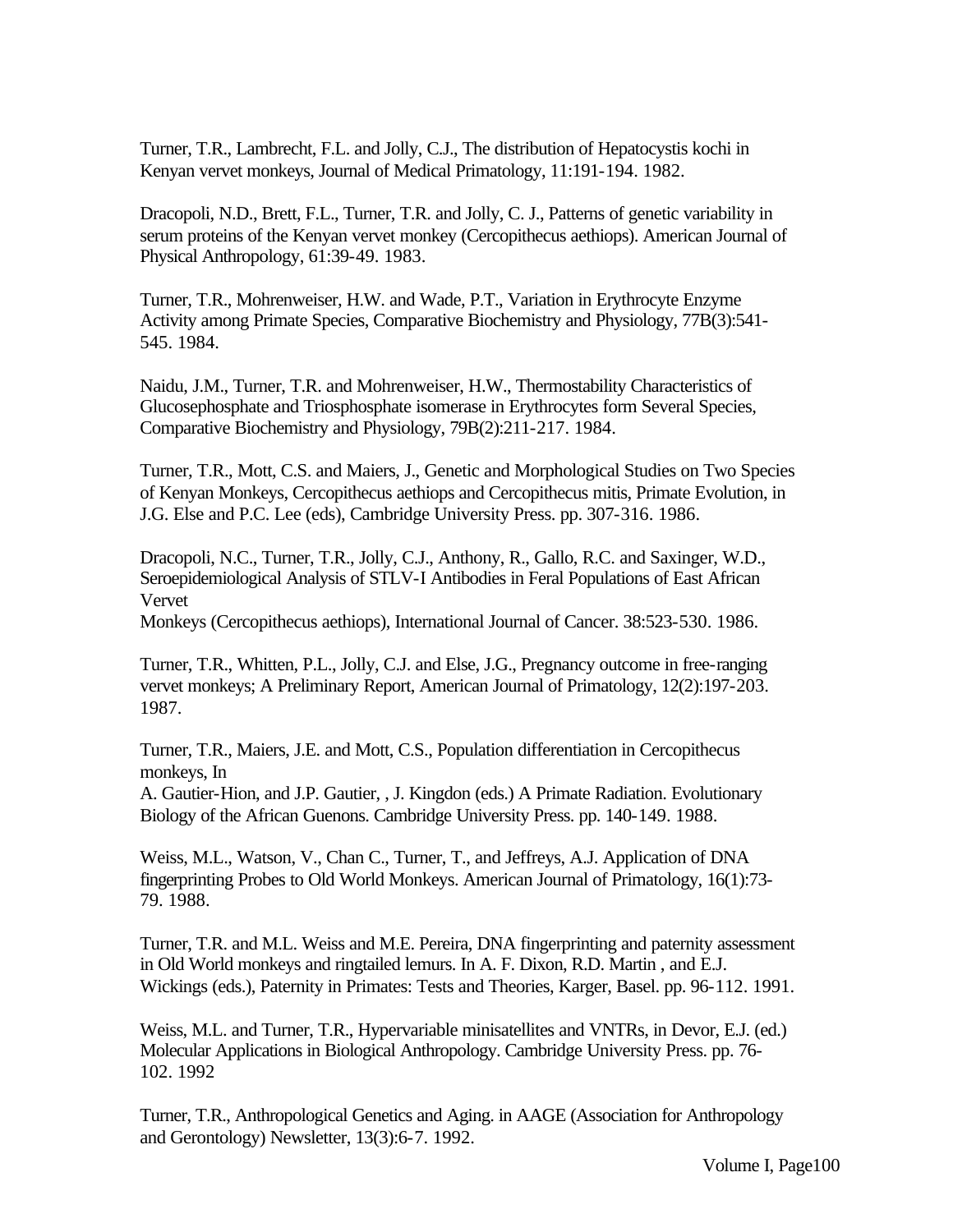Turner, T.R., Lambrecht, F.L. and Jolly, C.J., The distribution of Hepatocystis kochi in Kenyan vervet monkeys, Journal of Medical Primatology, 11:191-194. 1982.

Dracopoli, N.D., Brett, F.L., Turner, T.R. and Jolly, C. J., Patterns of genetic variability in serum proteins of the Kenyan vervet monkey (Cercopithecus aethiops). American Journal of Physical Anthropology, 61:39-49. 1983.

Turner, T.R., Mohrenweiser, H.W. and Wade, P.T., Variation in Erythrocyte Enzyme Activity among Primate Species, Comparative Biochemistry and Physiology, 77B(3):541-545. 1984.

Naidu, J.M., Turner, T.R. and Mohrenweiser, H.W., Thermostability Characteristics of Glucosephosphate and Triosphosphate isomerase in Erythrocytes form Several Species, Comparative Biochemistry and Physiology, 79B(2):211-217. 1984.

Turner, T.R., Mott, C.S. and Maiers, J., Genetic and Morphological Studies on Two Species of Kenyan Monkeys, Cercopithecus aethiops and Cercopithecus mitis, Primate Evolution, in J.G. Else and P.C. Lee (eds), Cambridge University Press. pp. 307-316. 1986.

Dracopoli, N.C., Turner, T.R., Jolly, C.J., Anthony, R., Gallo, R.C. and Saxinger, W.D., Seroepidemiological Analysis of STLV-I Antibodies in Feral Populations of East African Vervet
Monkeys (Cercopithecus aethiops), International Journal of Cancer. 38:523-530. 1986.

Turner, T.R., Whitten, P.L., Jolly, C.J. and Else, J.G., Pregnancy outcome in free-ranging vervet monkeys; A Preliminary Report, American Journal of Primatology, 12(2):197-203. 1987.

Turner, T.R., Maiers, J.E. and Mott, C.S., Population differentiation in Cercopithecus monkeys, In
A. Gautier-Hion, and J.P. Gautier, , J. Kingdon (eds.) A Primate Radiation. Evolutionary Biology of the African Guenons. Cambridge University Press. pp. 140-149. 1988.

Weiss, M.L., Watson, V., Chan C., Turner, T., and Jeffreys, A.J. Application of DNA fingerprinting Probes to Old World Monkeys. American Journal of Primatology, 16(1):73-79. 1988.

Turner, T.R. and M.L. Weiss and M.E. Pereira, DNA fingerprinting and paternity assessment in Old World monkeys and ringtailed lemurs. In A. F. Dixon, R.D. Martin , and E.J. Wickings (eds.), Paternity in Primates: Tests and Theories, Karger, Basel. pp. 96-112. 1991.

Weiss, M.L. and Turner, T.R., Hypervariable minisatellites and VNTRs, in Devor, E.J. (ed.) Molecular Applications in Biological Anthropology. Cambridge University Press. pp. 76-102. 1992

Turner, T.R., Anthropological Genetics and Aging. in AAGE (Association for Anthropology and Gerontology) Newsletter, 13(3):6-7. 1992.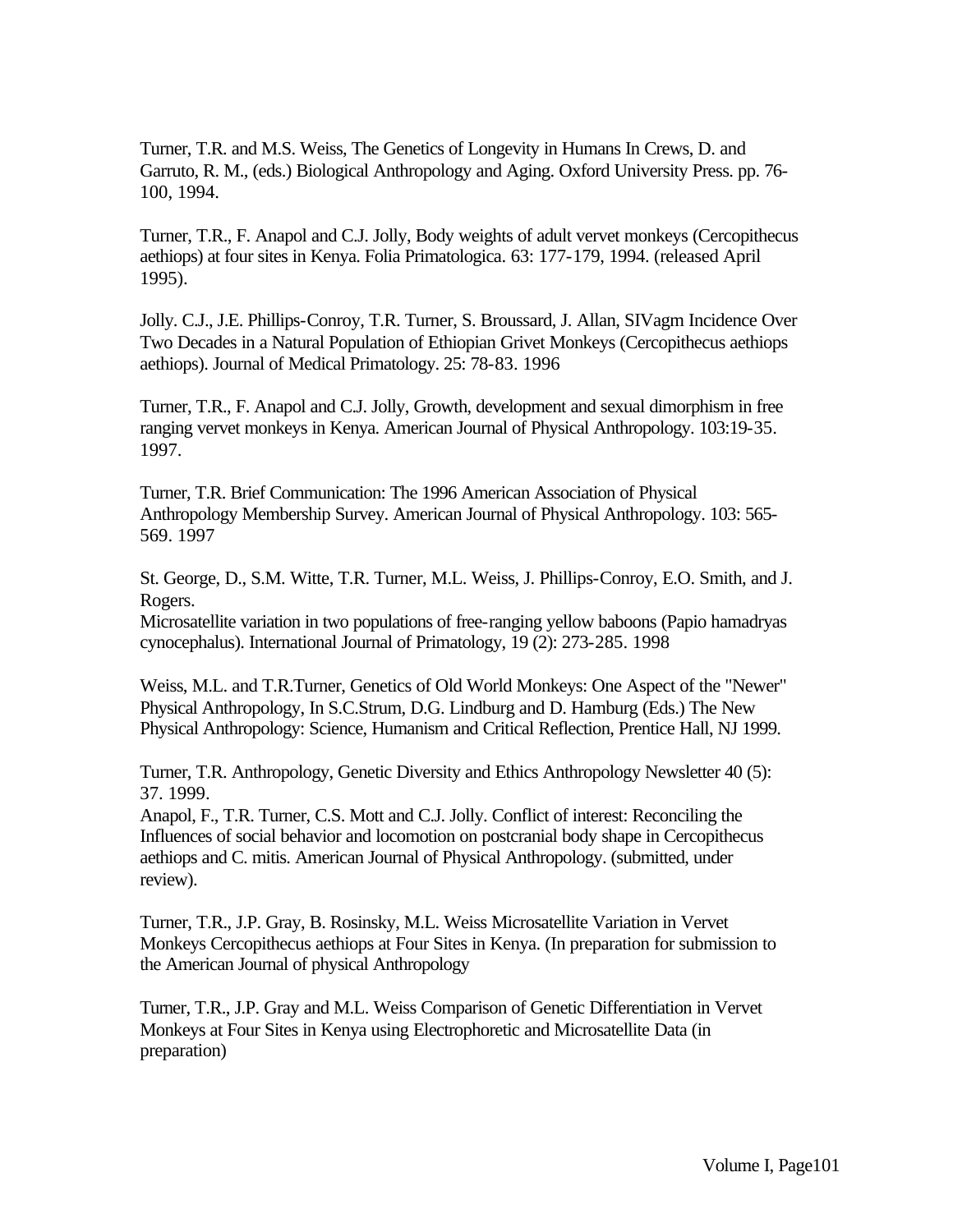Turner, T.R. and M.S. Weiss, The Genetics of Longevity in Humans In Crews, D. and Garruto, R. M., (eds.) Biological Anthropology and Aging. Oxford University Press. pp. 76-100, 1994.

Turner, T.R., F. Anapol and C.J. Jolly, Body weights of adult vervet monkeys (Cercopithecus aethiops) at four sites in Kenya. Folia Primatologica. 63: 177-179, 1994. (released April 1995).

Jolly. C.J., J.E. Phillips-Conroy, T.R. Turner, S. Broussard, J. Allan, SIVagm Incidence Over Two Decades in a Natural Population of Ethiopian Grivet Monkeys (Cercopithecus aethiops aethiops). Journal of Medical Primatology. 25: 78-83. 1996

Turner, T.R., F. Anapol and C.J. Jolly, Growth, development and sexual dimorphism in free ranging vervet monkeys in Kenya. American Journal of Physical Anthropology. 103:19-35. 1997.

Turner, T.R. Brief Communication: The 1996 American Association of Physical Anthropology Membership Survey. American Journal of Physical Anthropology. 103: 565-569. 1997

St. George, D., S.M. Witte, T.R. Turner, M.L. Weiss, J. Phillips-Conroy, E.O. Smith, and J. Rogers.
Microsatellite variation in two populations of free-ranging yellow baboons (Papio hamadryas cynocephalus). International Journal of Primatology, 19 (2): 273-285. 1998

Weiss, M.L. and T.R.Turner, Genetics of Old World Monkeys: One Aspect of the "Newer" Physical Anthropology, In S.C.Strum, D.G. Lindburg and D. Hamburg (Eds.) The New Physical Anthropology: Science, Humanism and Critical Reflection, Prentice Hall, NJ 1999.

Turner, T.R. Anthropology, Genetic Diversity and Ethics Anthropology Newsletter 40 (5): 37. 1999.
Anapol, F., T.R. Turner, C.S. Mott and C.J. Jolly. Conflict of interest: Reconciling the Influences of social behavior and locomotion on postcranial body shape in Cercopithecus aethiops and C. mitis. American Journal of Physical Anthropology. (submitted, under review).

Turner, T.R., J.P. Gray, B. Rosinsky, M.L. Weiss Microsatellite Variation in Vervet Monkeys Cercopithecus aethiops at Four Sites in Kenya. (In preparation for submission to the American Journal of physical Anthropology

Turner, T.R., J.P. Gray and M.L. Weiss Comparison of Genetic Differentiation in Vervet Monkeys at Four Sites in Kenya using Electrophoretic and Microsatellite Data (in preparation)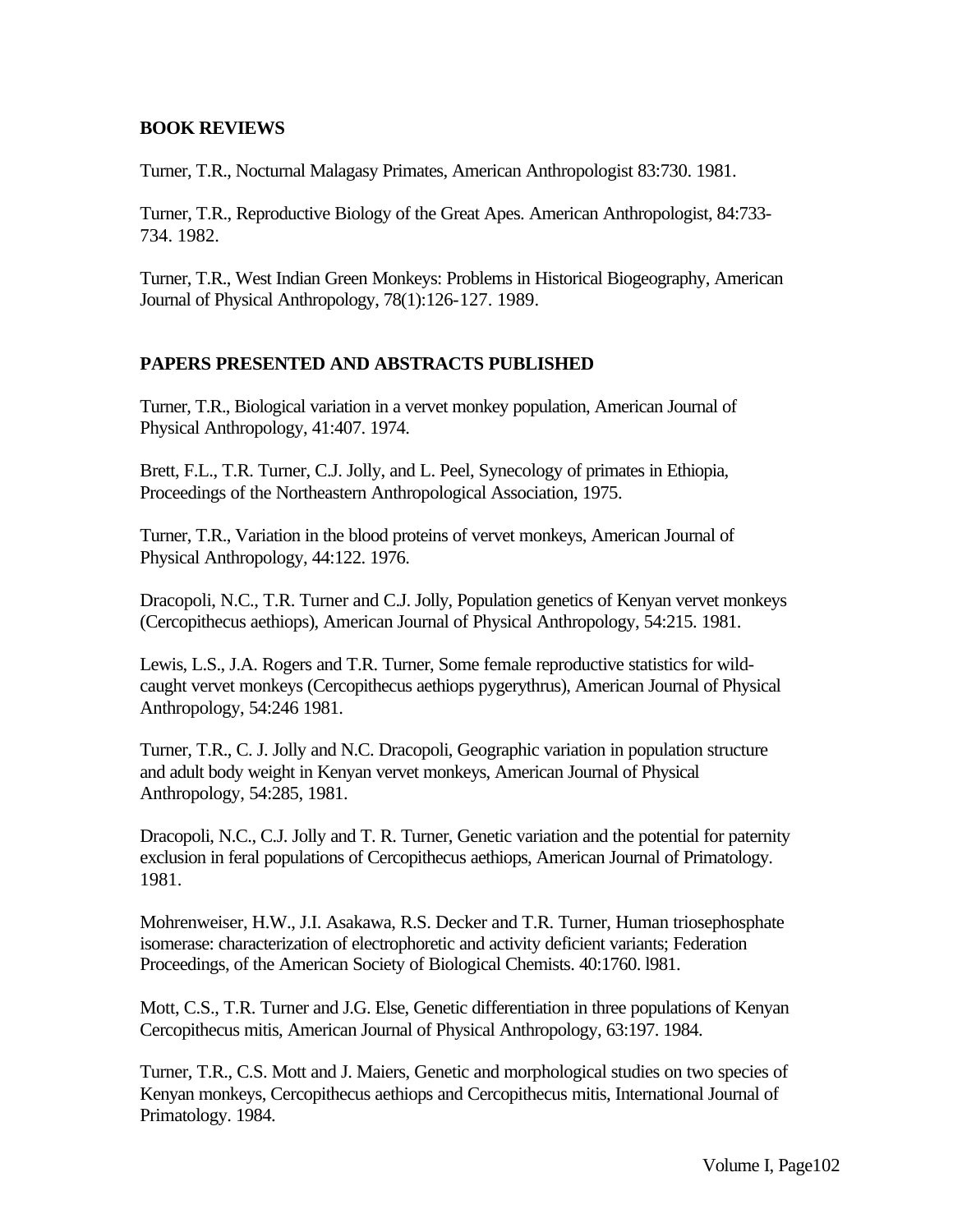## BOOK REVIEWS

Turner, T.R., Nocturnal Malagasy Primates, American Anthropologist 83:730. 1981.

Turner, T.R., Reproductive Biology of the Great Apes. American Anthropologist, 84:733-734. 1982.

Turner, T.R., West Indian Green Monkeys: Problems in Historical Biogeography, American Journal of Physical Anthropology, 78(1):126-127. 1989.

## PAPERS PRESENTED AND ABSTRACTS PUBLISHED

Turner, T.R., Biological variation in a vervet monkey population, American Journal of Physical Anthropology, 41:407. 1974.

Brett, F.L., T.R. Turner, C.J. Jolly, and L. Peel, Synecology of primates in Ethiopia, Proceedings of the Northeastern Anthropological Association, 1975.

Turner, T.R., Variation in the blood proteins of vervet monkeys, American Journal of Physical Anthropology, 44:122. 1976.

Dracopoli, N.C., T.R. Turner and C.J. Jolly, Population genetics of Kenyan vervet monkeys (Cercopithecus aethiops), American Journal of Physical Anthropology, 54:215. 1981.

Lewis, L.S., J.A. Rogers and T.R. Turner, Some female reproductive statistics for wild-caught vervet monkeys (Cercopithecus aethiops pygerythrus), American Journal of Physical Anthropology, 54:246 1981.

Turner, T.R., C. J. Jolly and N.C. Dracopoli, Geographic variation in population structure and adult body weight in Kenyan vervet monkeys, American Journal of Physical Anthropology, 54:285, 1981.

Dracopoli, N.C., C.J. Jolly and T. R. Turner, Genetic variation and the potential for paternity exclusion in feral populations of Cercopithecus aethiops, American Journal of Primatology. 1981.

Mohrenweiser, H.W., J.I. Asakawa, R.S. Decker and T.R. Turner, Human triosephosphate isomerase: characterization of electrophoretic and activity deficient variants; Federation Proceedings, of the American Society of Biological Chemists. 40:1760. l981.

Mott, C.S., T.R. Turner and J.G. Else, Genetic differentiation in three populations of Kenyan Cercopithecus mitis, American Journal of Physical Anthropology, 63:197. 1984.

Turner, T.R., C.S. Mott and J. Maiers, Genetic and morphological studies on two species of Kenyan monkeys, Cercopithecus aethiops and Cercopithecus mitis, International Journal of Primatology. 1984.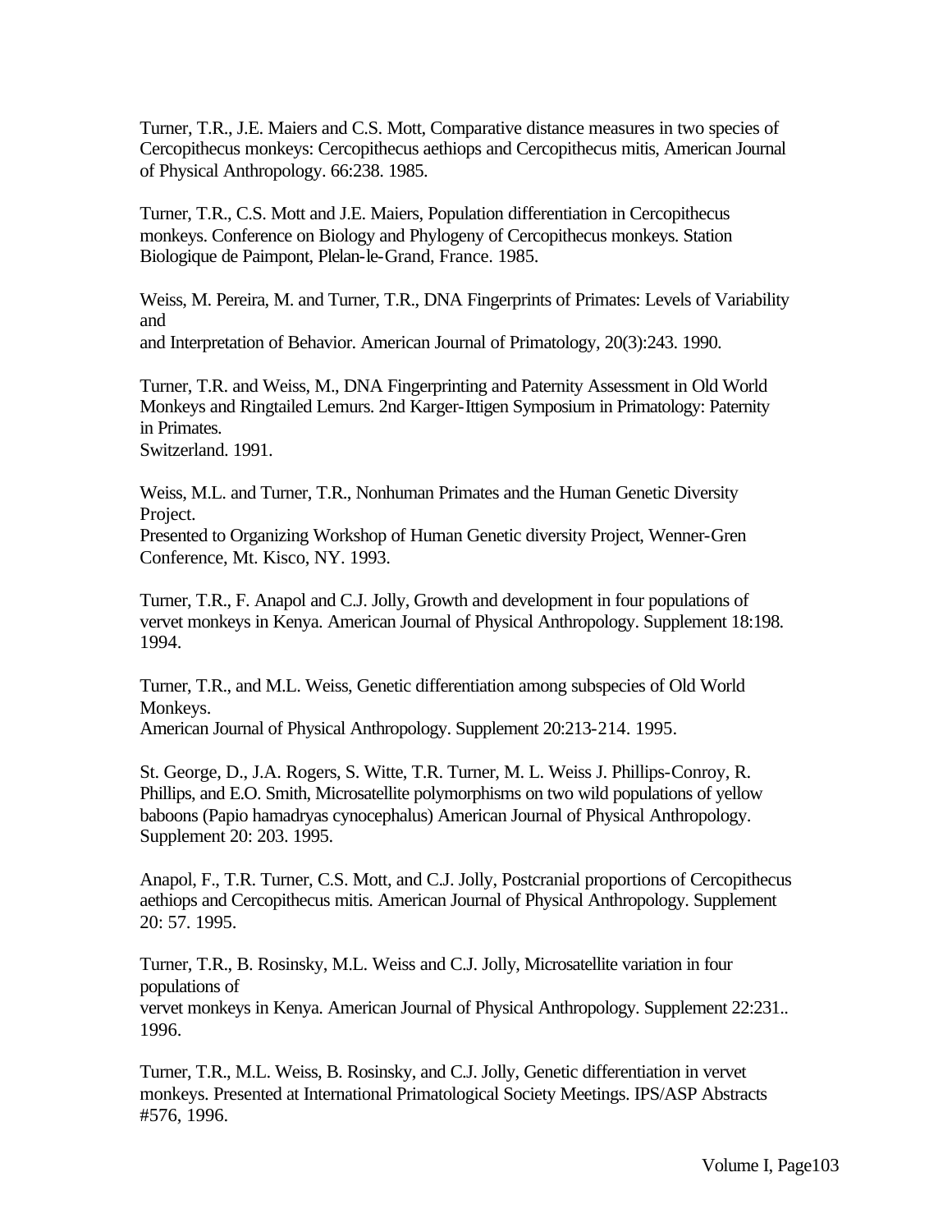Turner, T.R., J.E. Maiers and C.S. Mott, Comparative distance measures in two species of Cercopithecus monkeys: Cercopithecus aethiops and Cercopithecus mitis, American Journal of Physical Anthropology. 66:238. 1985.

Turner, T.R., C.S. Mott and J.E. Maiers, Population differentiation in Cercopithecus monkeys. Conference on Biology and Phylogeny of Cercopithecus monkeys. Station Biologique de Paimpont, Plelan-le-Grand, France. 1985.

Weiss, M. Pereira, M. and Turner, T.R., DNA Fingerprints of Primates: Levels of Variability and
and Interpretation of Behavior. American Journal of Primatology, 20(3):243. 1990.

Turner, T.R. and Weiss, M., DNA Fingerprinting and Paternity Assessment in Old World Monkeys and Ringtailed Lemurs. 2nd Karger-Ittigen Symposium in Primatology: Paternity in Primates.
Switzerland. 1991.

Weiss, M.L. and Turner, T.R., Nonhuman Primates and the Human Genetic Diversity Project.
Presented to Organizing Workshop of Human Genetic diversity Project, Wenner-Gren Conference, Mt. Kisco, NY. 1993.

Turner, T.R., F. Anapol and C.J. Jolly, Growth and development in four populations of vervet monkeys in Kenya. American Journal of Physical Anthropology. Supplement 18:198. 1994.

Turner, T.R., and M.L. Weiss, Genetic differentiation among subspecies of Old World Monkeys.
American Journal of Physical Anthropology. Supplement 20:213-214. 1995.

St. George, D., J.A. Rogers, S. Witte, T.R. Turner, M. L. Weiss J. Phillips-Conroy, R. Phillips, and E.O. Smith, Microsatellite polymorphisms on two wild populations of yellow baboons (Papio hamadryas cynocephalus) American Journal of Physical Anthropology. Supplement 20: 203. 1995.

Anapol, F., T.R. Turner, C.S. Mott, and C.J. Jolly, Postcranial proportions of Cercopithecus aethiops and Cercopithecus mitis. American Journal of Physical Anthropology. Supplement 20: 57. 1995.

Turner, T.R., B. Rosinsky, M.L. Weiss and C.J. Jolly, Microsatellite variation in four populations of
vervet monkeys in Kenya. American Journal of Physical Anthropology. Supplement 22:231.. 1996.

Turner, T.R., M.L. Weiss, B. Rosinsky, and C.J. Jolly, Genetic differentiation in vervet monkeys. Presented at International Primatological Society Meetings. IPS/ASP Abstracts #576, 1996.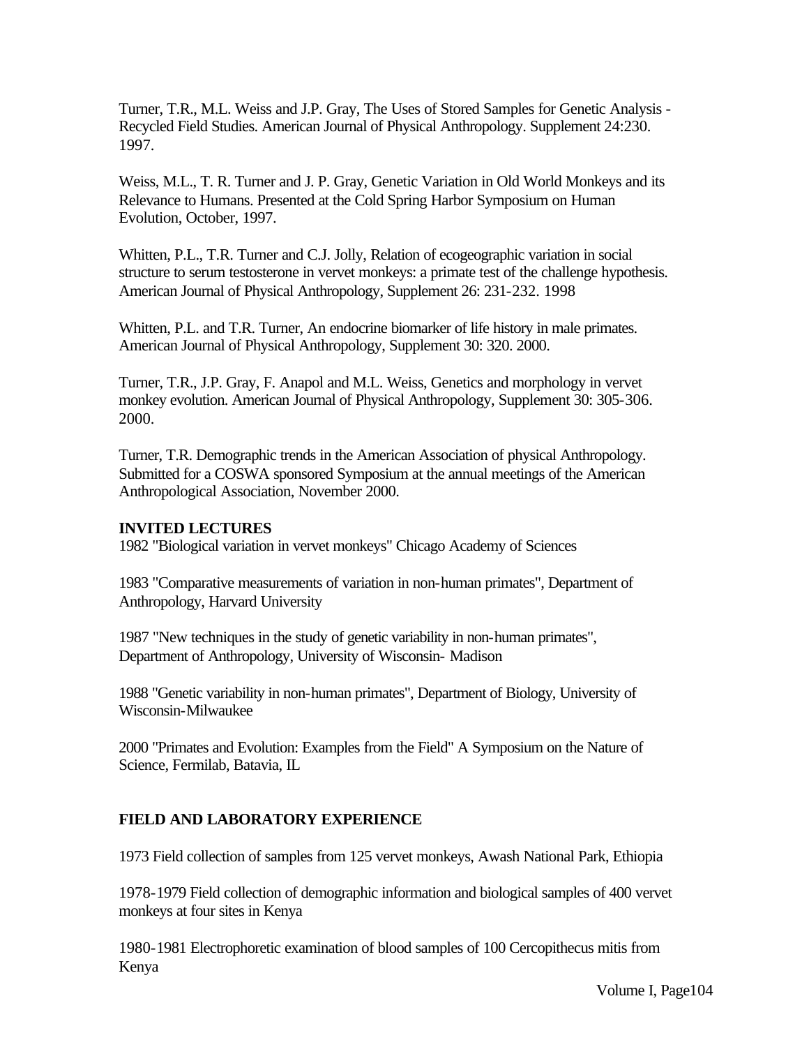Turner, T.R., M.L. Weiss and J.P. Gray, The Uses of Stored Samples for Genetic Analysis - Recycled Field Studies. American Journal of Physical Anthropology. Supplement 24:230. 1997.

Weiss, M.L., T. R. Turner and J. P. Gray, Genetic Variation in Old World Monkeys and its Relevance to Humans. Presented at the Cold Spring Harbor Symposium on Human Evolution, October, 1997.

Whitten, P.L., T.R. Turner and C.J. Jolly, Relation of ecogeographic variation in social structure to serum testosterone in vervet monkeys: a primate test of the challenge hypothesis. American Journal of Physical Anthropology, Supplement 26: 231-232. 1998

Whitten, P.L. and T.R. Turner, An endocrine biomarker of life history in male primates. American Journal of Physical Anthropology, Supplement 30: 320. 2000.

Turner, T.R., J.P. Gray, F. Anapol and M.L. Weiss, Genetics and morphology in vervet monkey evolution. American Journal of Physical Anthropology, Supplement 30: 305-306. 2000.

Turner, T.R. Demographic trends in the American Association of physical Anthropology. Submitted for a COSWA sponsored Symposium at the annual meetings of the American Anthropological Association, November 2000.

**INVITED LECTURES**

1982 "Biological variation in vervet monkeys" Chicago Academy of Sciences

1983 "Comparative measurements of variation in non-human primates", Department of Anthropology, Harvard University

1987 "New techniques in the study of genetic variability in non-human primates", Department of Anthropology, University of Wisconsin- Madison

1988 "Genetic variability in non-human primates", Department of Biology, University of Wisconsin-Milwaukee

2000 "Primates and Evolution: Examples from the Field" A Symposium on the Nature of Science, Fermilab, Batavia, IL

**FIELD AND LABORATORY EXPERIENCE**

1973 Field collection of samples from 125 vervet monkeys, Awash National Park, Ethiopia

1978-1979 Field collection of demographic information and biological samples of 400 vervet monkeys at four sites in Kenya

1980-1981 Electrophoretic examination of blood samples of 100 Cercopithecus mitis from Kenya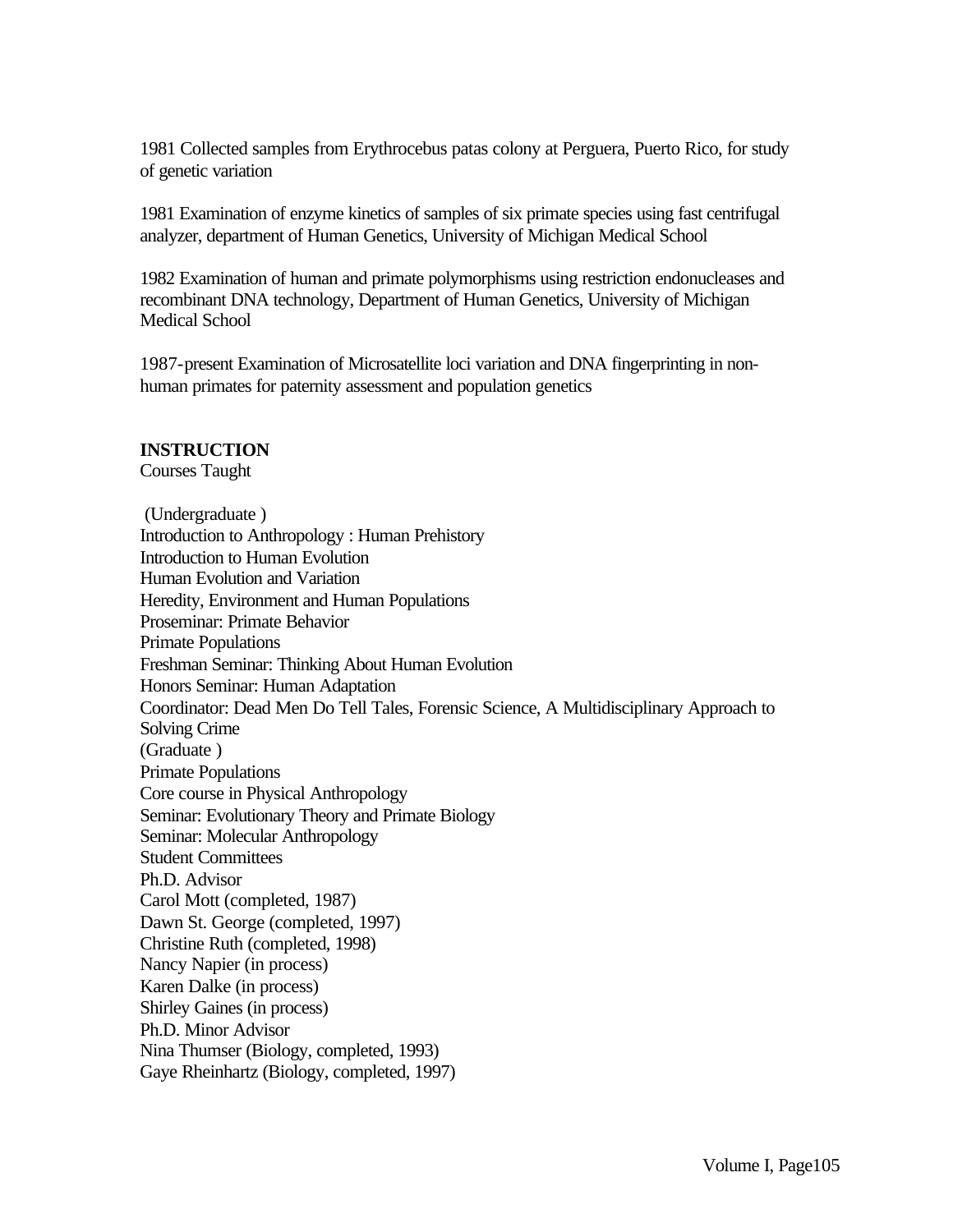1981 Collected samples from Erythrocebus patas colony at Perguera, Puerto Rico, for study of genetic variation

1981 Examination of enzyme kinetics of samples of six primate species using fast centrifugal analyzer, department of Human Genetics, University of Michigan Medical School

1982 Examination of human and primate polymorphisms using restriction endonucleases and recombinant DNA technology, Department of Human Genetics, University of Michigan Medical School

1987-present Examination of Microsatellite loci variation and DNA fingerprinting in non-human primates for paternity assessment and population genetics

**INSTRUCTION**

Courses Taught

(Undergraduate )
Introduction to Anthropology : Human Prehistory
Introduction to Human Evolution
Human Evolution and Variation
Heredity, Environment and Human Populations
Proseminar: Primate Behavior
Primate Populations
Freshman Seminar: Thinking About Human Evolution
Honors Seminar: Human Adaptation
Coordinator: Dead Men Do Tell Tales, Forensic Science, A Multidisciplinary Approach to Solving Crime
(Graduate )
Primate Populations
Core course in Physical Anthropology
Seminar: Evolutionary Theory and Primate Biology
Seminar: Molecular Anthropology
Student Committees
Ph.D. Advisor
Carol Mott (completed, 1987)
Dawn St. George (completed, 1997)
Christine Ruth (completed, 1998)
Nancy Napier (in process)
Karen Dalke (in process)
Shirley Gaines (in process)
Ph.D. Minor Advisor
Nina Thumser (Biology, completed, 1993)
Gaye Rheinhartz (Biology, completed, 1997)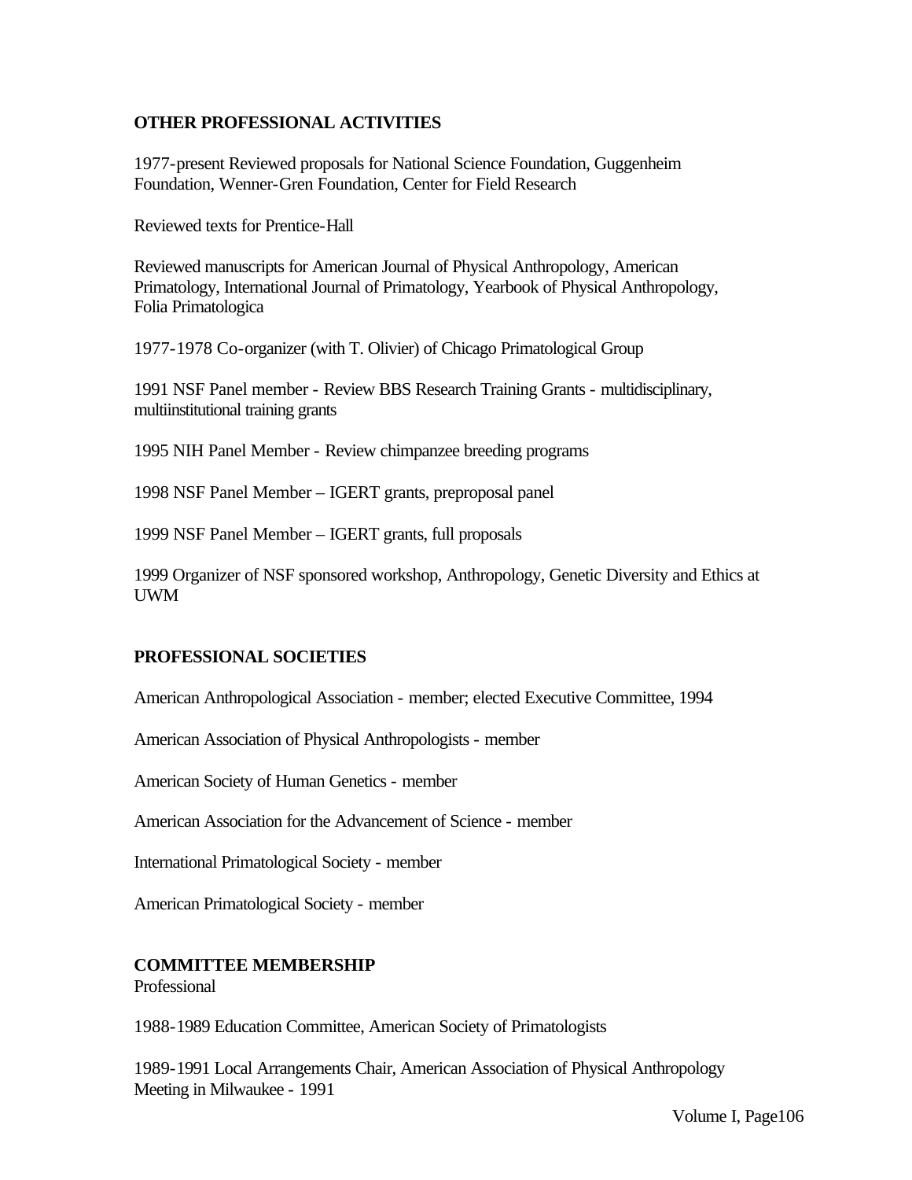**OTHER PROFESSIONAL ACTIVITIES**

1977-present Reviewed proposals for National Science Foundation, Guggenheim Foundation, Wenner-Gren Foundation, Center for Field Research

Reviewed texts for Prentice-Hall

Reviewed manuscripts for American Journal of Physical Anthropology, American Primatology, International Journal of Primatology, Yearbook of Physical Anthropology, Folia Primatologica

1977-1978 Co-organizer (with T. Olivier) of Chicago Primatological Group

1991 NSF Panel member - Review BBS Research Training Grants - multidisciplinary, multiinstitutional training grants

1995 NIH Panel Member - Review chimpanzee breeding programs

1998 NSF Panel Member – IGERT grants, preproposal panel

1999 NSF Panel Member – IGERT grants, full proposals

1999 Organizer of NSF sponsored workshop, Anthropology, Genetic Diversity and Ethics at UWM

**PROFESSIONAL SOCIETIES**

American Anthropological Association - member; elected Executive Committee, 1994

American Association of Physical Anthropologists - member

American Society of Human Genetics - member

American Association for the Advancement of Science - member

International Primatological Society - member

American Primatological Society - member

**COMMITTEE MEMBERSHIP**

Professional

1988-1989 Education Committee, American Society of Primatologists

1989-1991 Local Arrangements Chair, American Association of Physical Anthropology Meeting in Milwaukee - 1991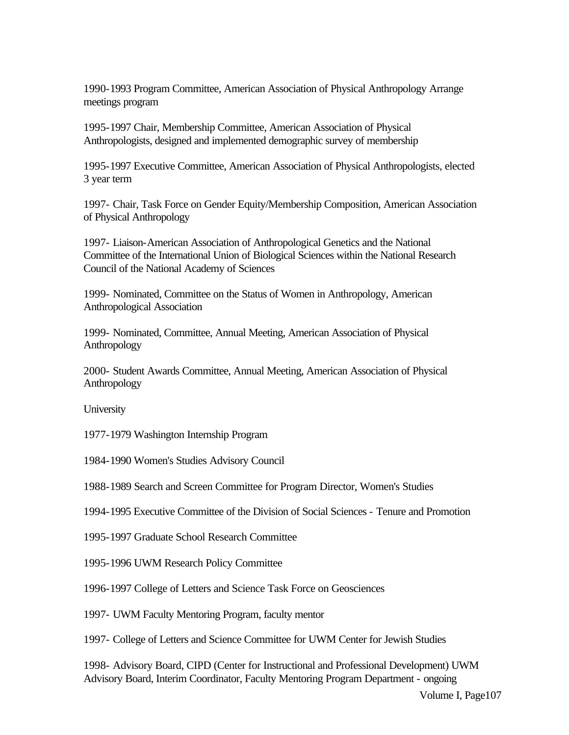1990-1993 Program Committee, American Association of Physical Anthropology Arrange meetings program

1995-1997 Chair, Membership Committee, American Association of Physical Anthropologists, designed and implemented demographic survey of membership

1995-1997 Executive Committee, American Association of Physical Anthropologists, elected 3 year term

1997- Chair, Task Force on Gender Equity/Membership Composition, American Association of Physical Anthropology

1997- Liaison-American Association of Anthropological Genetics and the National Committee of the International Union of Biological Sciences within the National Research Council of the National Academy of Sciences

1999- Nominated, Committee on the Status of Women in Anthropology, American Anthropological Association

1999- Nominated, Committee, Annual Meeting, American Association of Physical Anthropology

2000- Student Awards Committee, Annual Meeting, American Association of Physical Anthropology

University

1977-1979 Washington Internship Program

1984-1990 Women's Studies Advisory Council

1988-1989 Search and Screen Committee for Program Director, Women's Studies

1994-1995 Executive Committee of the Division of Social Sciences - Tenure and Promotion

1995-1997 Graduate School Research Committee

1995-1996 UWM Research Policy Committee

1996-1997 College of Letters and Science Task Force on Geosciences

1997- UWM Faculty Mentoring Program, faculty mentor

1997- College of Letters and Science Committee for UWM Center for Jewish Studies

1998- Advisory Board, CIPD (Center for Instructional and Professional Development) UWM Advisory Board, Interim Coordinator, Faculty Mentoring Program Department - ongoing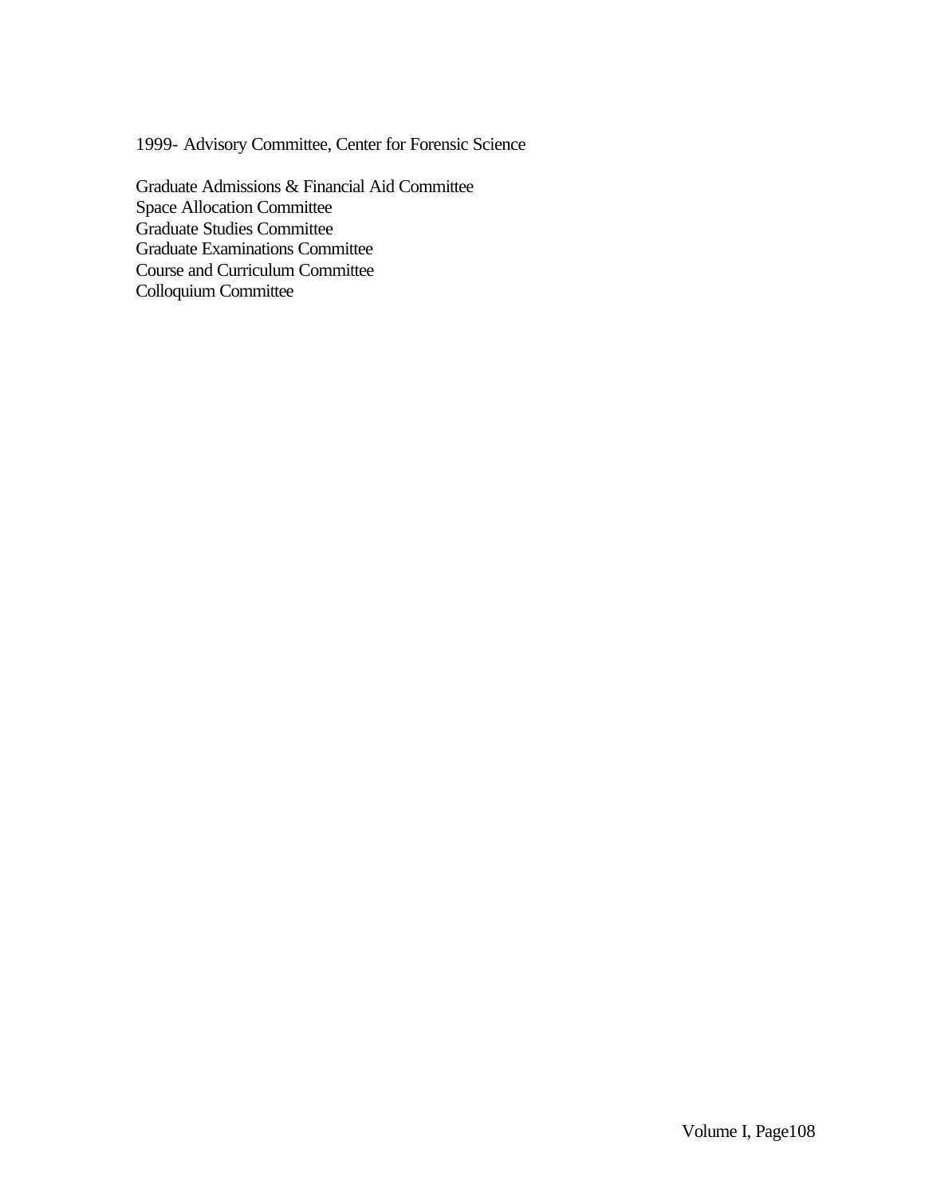1999- Advisory Committee, Center for Forensic Science

Graduate Admissions & Financial Aid Committee
Space Allocation Committee
Graduate Studies Committee
Graduate Examinations Committee
Course and Curriculum Committee
Colloquium Committee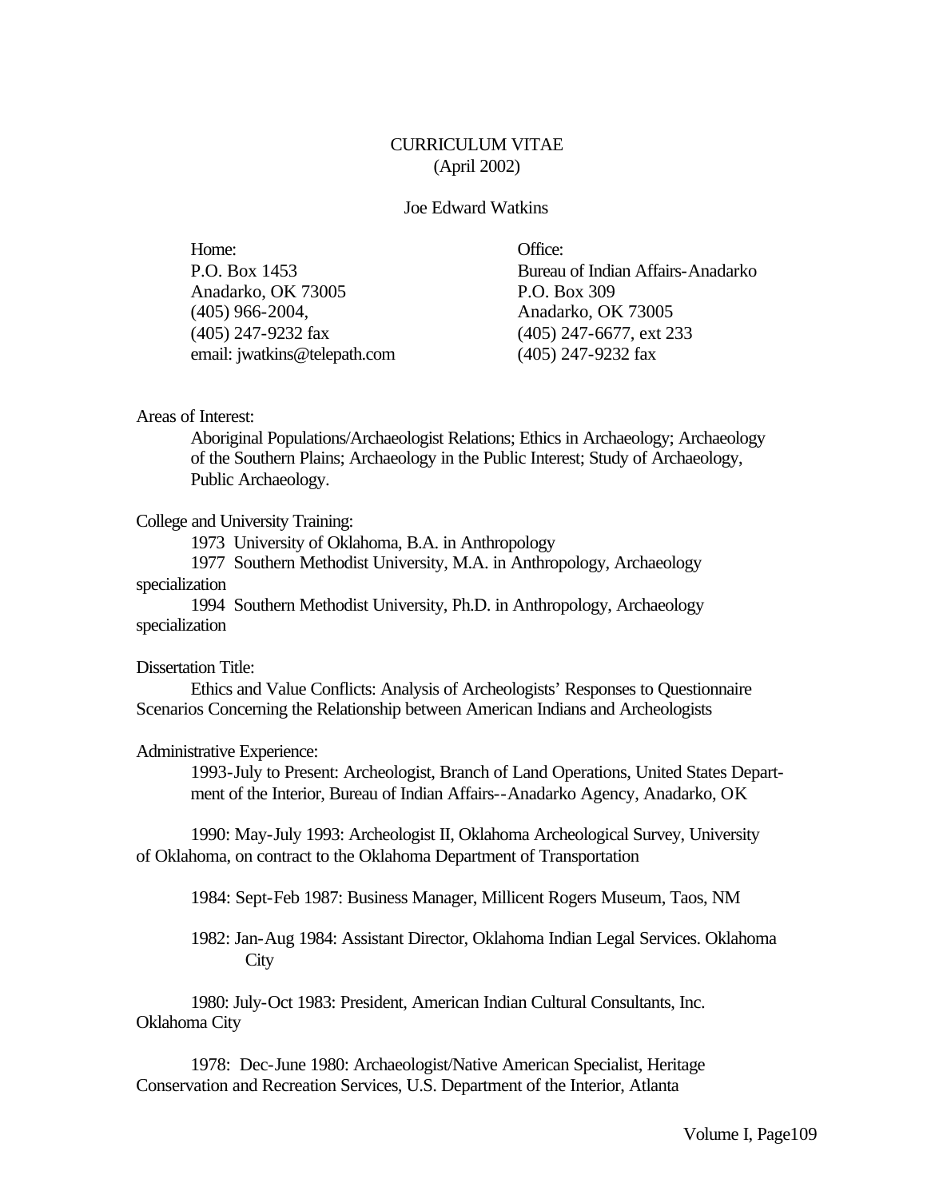# CURRICULUM VITAE
(April 2002)

Joe Edward Watkins

| Home: | Office: |
|---|---|
| P.O. Box 1453 | Bureau of Indian Affairs-Anadarko |
| Anadarko, OK 73005 | P.O. Box 309 |
| (405) 966-2004, | Anadarko, OK 73005 |
| (405) 247-9232 fax | (405) 247-6677, ext 233 |
| email: jwatkins@telepath.com | (405) 247-9232 fax |

Areas of Interest:

Aboriginal Populations/Archaeologist Relations; Ethics in Archaeology; Archaeology of the Southern Plains; Archaeology in the Public Interest; Study of Archaeology, Public Archaeology.

College and University Training:

1973 University of Oklahoma, B.A. in Anthropology

1977 Southern Methodist University, M.A. in Anthropology, Archaeology specialization

1994 Southern Methodist University, Ph.D. in Anthropology, Archaeology specialization

Dissertation Title:

Ethics and Value Conflicts: Analysis of Archeologists' Responses to Questionnaire Scenarios Concerning the Relationship between American Indians and Archeologists

Administrative Experience:

1993-July to Present: Archeologist, Branch of Land Operations, United States Department of the Interior, Bureau of Indian Affairs--Anadarko Agency, Anadarko, OK

1990: May-July 1993: Archeologist II, Oklahoma Archeological Survey, University of Oklahoma, on contract to the Oklahoma Department of Transportation

1984: Sept-Feb 1987: Business Manager, Millicent Rogers Museum, Taos, NM

1982: Jan-Aug 1984: Assistant Director, Oklahoma Indian Legal Services. Oklahoma City

1980: July-Oct 1983: President, American Indian Cultural Consultants, Inc. Oklahoma City

1978: Dec-June 1980: Archaeologist/Native American Specialist, Heritage Conservation and Recreation Services, U.S. Department of the Interior, Atlanta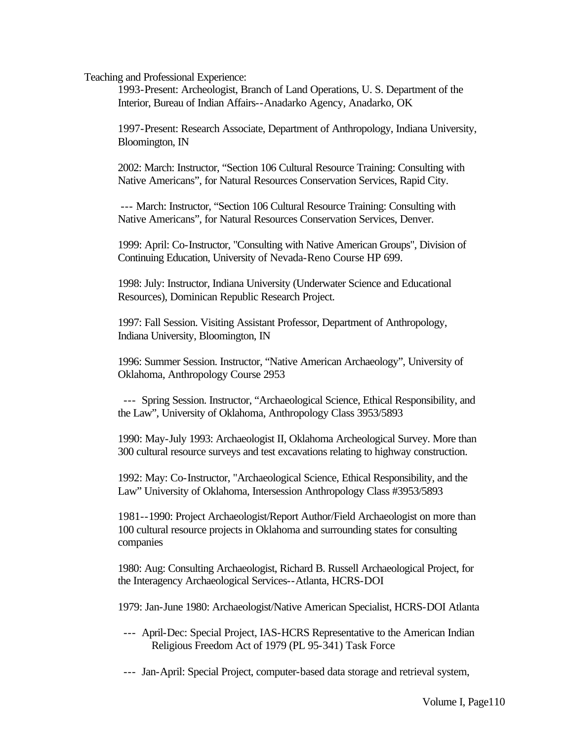Teaching and Professional Experience:

1993-Present: Archeologist, Branch of Land Operations, U. S. Department of the Interior, Bureau of Indian Affairs--Anadarko Agency, Anadarko, OK

1997-Present: Research Associate, Department of Anthropology, Indiana University, Bloomington, IN

2002: March: Instructor, "Section 106 Cultural Resource Training: Consulting with Native Americans", for Natural Resources Conservation Services, Rapid City.

--- March: Instructor, "Section 106 Cultural Resource Training: Consulting with Native Americans", for Natural Resources Conservation Services, Denver.

1999: April: Co-Instructor, "Consulting with Native American Groups", Division of Continuing Education, University of Nevada-Reno Course HP 699.

1998: July: Instructor, Indiana University (Underwater Science and Educational Resources), Dominican Republic Research Project.

1997: Fall Session. Visiting Assistant Professor, Department of Anthropology, Indiana University, Bloomington, IN

1996: Summer Session. Instructor, "Native American Archaeology", University of Oklahoma, Anthropology Course 2953

--- Spring Session. Instructor, "Archaeological Science, Ethical Responsibility, and the Law", University of Oklahoma, Anthropology Class 3953/5893

1990: May-July 1993: Archaeologist II, Oklahoma Archeological Survey. More than 300 cultural resource surveys and test excavations relating to highway construction.

1992: May: Co-Instructor, "Archaeological Science, Ethical Responsibility, and the Law" University of Oklahoma, Intersession Anthropology Class #3953/5893

1981--1990: Project Archaeologist/Report Author/Field Archaeologist on more than 100 cultural resource projects in Oklahoma and surrounding states for consulting companies

1980: Aug: Consulting Archaeologist, Richard B. Russell Archaeological Project, for the Interagency Archaeological Services--Atlanta, HCRS-DOI

1979: Jan-June 1980: Archaeologist/Native American Specialist, HCRS-DOI Atlanta

--- April-Dec: Special Project, IAS-HCRS Representative to the American Indian Religious Freedom Act of 1979 (PL 95-341) Task Force

--- Jan-April: Special Project, computer-based data storage and retrieval system,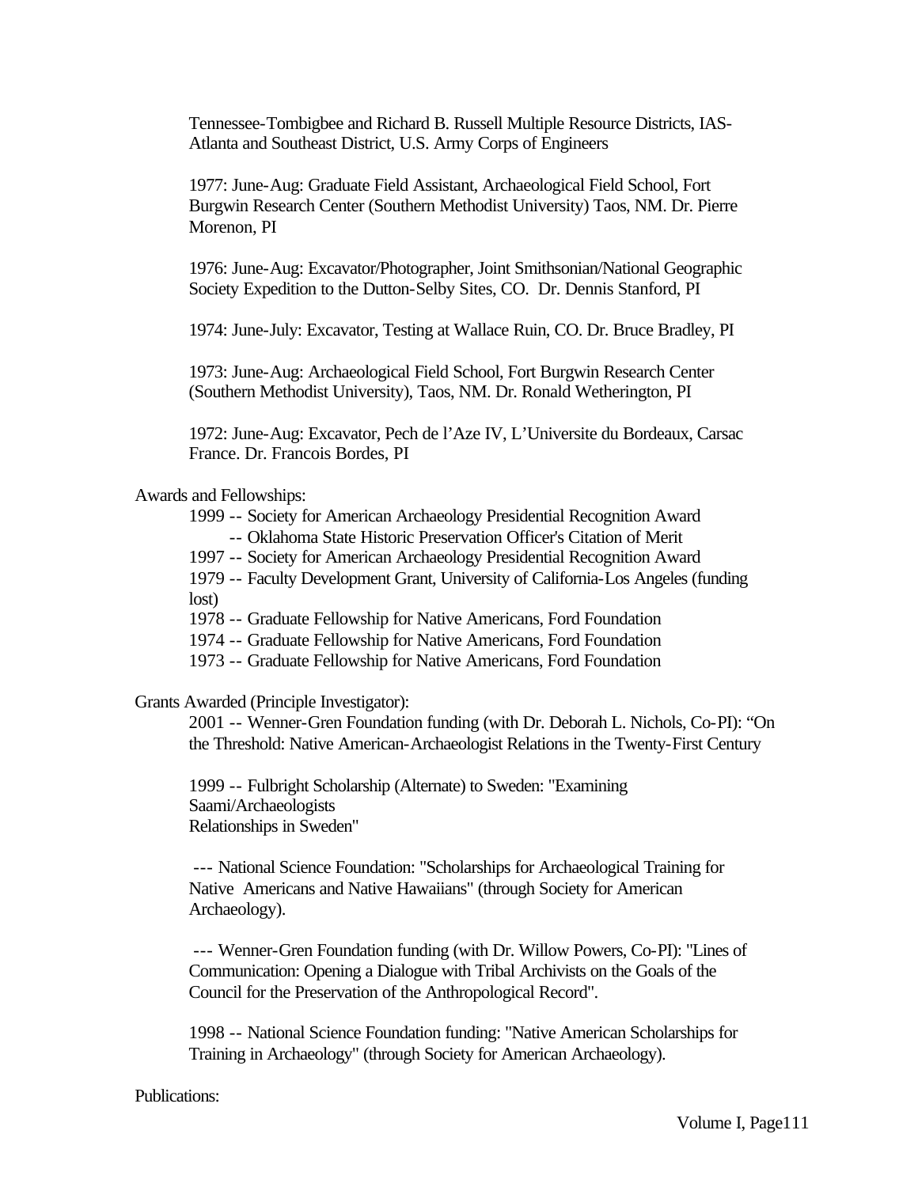Tennessee-Tombigbee and Richard B. Russell Multiple Resource Districts, IAS-Atlanta and Southeast District, U.S. Army Corps of Engineers

1977: June-Aug: Graduate Field Assistant, Archaeological Field School, Fort Burgwin Research Center (Southern Methodist University) Taos, NM. Dr. Pierre Morenon, PI

1976: June-Aug: Excavator/Photographer, Joint Smithsonian/National Geographic Society Expedition to the Dutton-Selby Sites, CO. Dr. Dennis Stanford, PI

1974: June-July: Excavator, Testing at Wallace Ruin, CO. Dr. Bruce Bradley, PI

1973: June-Aug: Archaeological Field School, Fort Burgwin Research Center (Southern Methodist University), Taos, NM. Dr. Ronald Wetherington, PI

1972: June-Aug: Excavator, Pech de l'Aze IV, L'Universite du Bordeaux, Carsac France. Dr. Francois Bordes, PI

Awards and Fellowships:

1999 -- Society for American Archaeology Presidential Recognition Award
-- Oklahoma State Historic Preservation Officer's Citation of Merit
1997 -- Society for American Archaeology Presidential Recognition Award
1979 -- Faculty Development Grant, University of California-Los Angeles (funding lost)
1978 -- Graduate Fellowship for Native Americans, Ford Foundation
1974 -- Graduate Fellowship for Native Americans, Ford Foundation
1973 -- Graduate Fellowship for Native Americans, Ford Foundation

Grants Awarded (Principle Investigator):

2001 -- Wenner-Gren Foundation funding (with Dr. Deborah L. Nichols, Co-PI): "On the Threshold: Native American-Archaeologist Relations in the Twenty-First Century

1999 -- Fulbright Scholarship (Alternate) to Sweden: "Examining Saami/Archaeologists Relationships in Sweden"

--- National Science Foundation: "Scholarships for Archaeological Training for Native Americans and Native Hawaiians" (through Society for American Archaeology).

--- Wenner-Gren Foundation funding (with Dr. Willow Powers, Co-PI): "Lines of Communication: Opening a Dialogue with Tribal Archivists on the Goals of the Council for the Preservation of the Anthropological Record".

1998 -- National Science Foundation funding: "Native American Scholarships for Training in Archaeology" (through Society for American Archaeology).

Publications: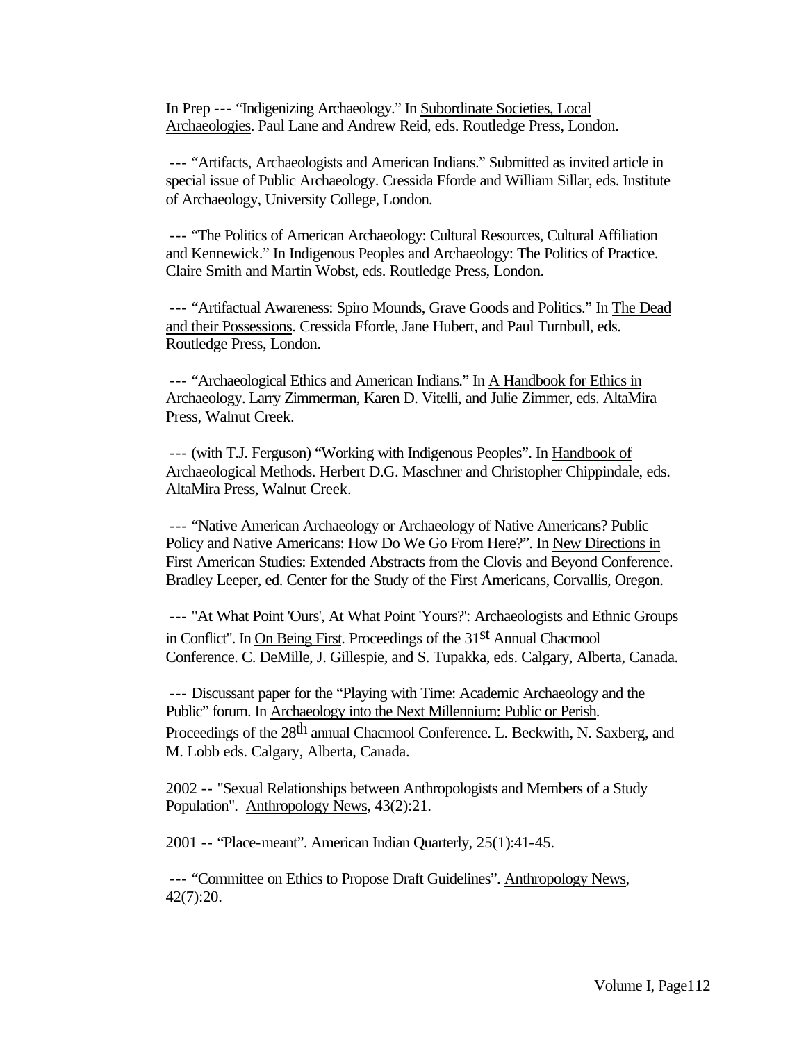In Prep --- "Indigenizing Archaeology." In <u>Subordinate Societies, Local Archaeologies</u>. Paul Lane and Andrew Reid, eds. Routledge Press, London.

--- "Artifacts, Archaeologists and American Indians." Submitted as invited article in special issue of <u>Public Archaeology</u>. Cressida Fforde and William Sillar, eds. Institute of Archaeology, University College, London.

--- "The Politics of American Archaeology: Cultural Resources, Cultural Affiliation and Kennewick." In <u>Indigenous Peoples and Archaeology: The Politics of Practice</u>. Claire Smith and Martin Wobst, eds. Routledge Press, London.

--- "Artifactual Awareness: Spiro Mounds, Grave Goods and Politics." In <u>The Dead and their Possessions</u>. Cressida Fforde, Jane Hubert, and Paul Turnbull, eds. Routledge Press, London.

--- "Archaeological Ethics and American Indians." In <u>A Handbook for Ethics in Archaeology</u>. Larry Zimmerman, Karen D. Vitelli, and Julie Zimmer, eds. AltaMira Press, Walnut Creek.

--- (with T.J. Ferguson) "Working with Indigenous Peoples". In <u>Handbook of Archaeological Methods</u>. Herbert D.G. Maschner and Christopher Chippindale, eds. AltaMira Press, Walnut Creek.

--- "Native American Archaeology or Archaeology of Native Americans? Public Policy and Native Americans: How Do We Go From Here?". In <u>New Directions in First American Studies: Extended Abstracts from the Clovis and Beyond Conference</u>. Bradley Leeper, ed. Center for the Study of the First Americans, Corvallis, Oregon.

--- "At What Point 'Ours', At What Point 'Yours?': Archaeologists and Ethnic Groups in Conflict". In <u>On Being First</u>. Proceedings of the 31st Annual Chacmool Conference. C. DeMille, J. Gillespie, and S. Tupakka, eds. Calgary, Alberta, Canada.

--- Discussant paper for the "Playing with Time: Academic Archaeology and the Public" forum. In <u>Archaeology into the Next Millennium: Public or Perish</u>. Proceedings of the 28th annual Chacmool Conference. L. Beckwith, N. Saxberg, and M. Lobb eds. Calgary, Alberta, Canada.

2002 -- "Sexual Relationships between Anthropologists and Members of a Study Population". <u>Anthropology News</u>, 43(2):21.

2001 -- "Place-meant". <u>American Indian Quarterly</u>, 25(1):41-45.

--- "Committee on Ethics to Propose Draft Guidelines". <u>Anthropology News</u>, 42(7):20.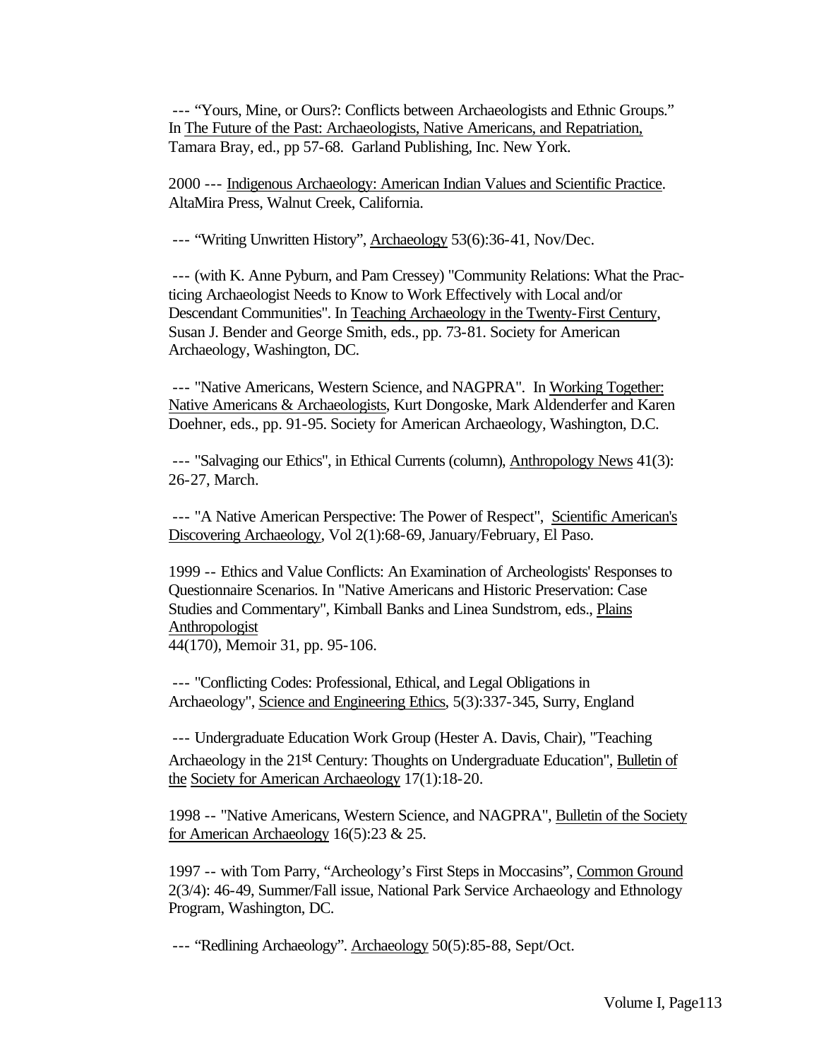--- "Yours, Mine, or Ours?: Conflicts between Archaeologists and Ethnic Groups." In The Future of the Past: Archaeologists, Native Americans, and Repatriation, Tamara Bray, ed., pp 57-68. Garland Publishing, Inc. New York.

2000 --- Indigenous Archaeology: American Indian Values and Scientific Practice. AltaMira Press, Walnut Creek, California.

--- "Writing Unwritten History", Archaeology 53(6):36-41, Nov/Dec.

--- (with K. Anne Pyburn, and Pam Cressey) "Community Relations: What the Practicing Archaeologist Needs to Know to Work Effectively with Local and/or Descendant Communities". In Teaching Archaeology in the Twenty-First Century, Susan J. Bender and George Smith, eds., pp. 73-81. Society for American Archaeology, Washington, DC.

--- "Native Americans, Western Science, and NAGPRA". In Working Together: Native Americans & Archaeologists, Kurt Dongoske, Mark Aldenderfer and Karen Doehner, eds., pp. 91-95. Society for American Archaeology, Washington, D.C.

--- "Salvaging our Ethics", in Ethical Currents (column), Anthropology News 41(3): 26-27, March.

--- "A Native American Perspective: The Power of Respect", Scientific American's Discovering Archaeology, Vol 2(1):68-69, January/February, El Paso.

1999 -- Ethics and Value Conflicts: An Examination of Archeologists' Responses to Questionnaire Scenarios. In "Native Americans and Historic Preservation: Case Studies and Commentary", Kimball Banks and Linea Sundstrom, eds., Plains Anthropologist
44(170), Memoir 31, pp. 95-106.

--- "Conflicting Codes: Professional, Ethical, and Legal Obligations in Archaeology", Science and Engineering Ethics, 5(3):337-345, Surry, England

--- Undergraduate Education Work Group (Hester A. Davis, Chair), "Teaching Archaeology in the 21st Century: Thoughts on Undergraduate Education", Bulletin of the Society for American Archaeology 17(1):18-20.

1998 -- "Native Americans, Western Science, and NAGPRA", Bulletin of the Society for American Archaeology 16(5):23 & 25.

1997 -- with Tom Parry, "Archeology's First Steps in Moccasins", Common Ground 2(3/4): 46-49, Summer/Fall issue, National Park Service Archaeology and Ethnology Program, Washington, DC.

--- "Redlining Archaeology". Archaeology 50(5):85-88, Sept/Oct.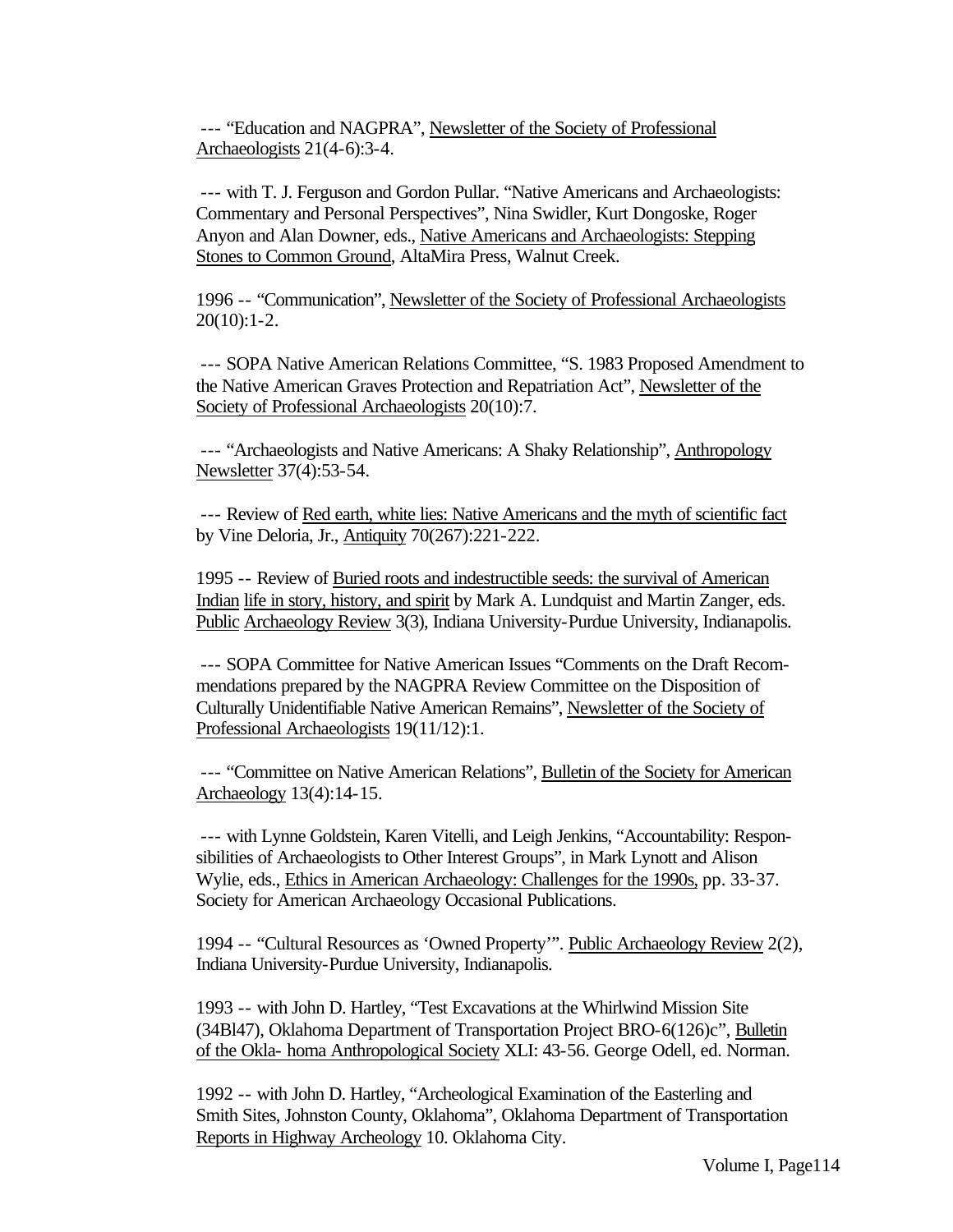--- “Education and NAGPRA”, Newsletter of the Society of Professional Archaeologists 21(4-6):3-4.

--- with T. J. Ferguson and Gordon Pullar. “Native Americans and Archaeologists: Commentary and Personal Perspectives”, Nina Swidler, Kurt Dongoske, Roger Anyon and Alan Downer, eds., Native Americans and Archaeologists: Stepping Stones to Common Ground, AltaMira Press, Walnut Creek.

1996 -- “Communication”, Newsletter of the Society of Professional Archaeologists 20(10):1-2.

--- SOPA Native American Relations Committee, “S. 1983 Proposed Amendment to the Native American Graves Protection and Repatriation Act”, Newsletter of the Society of Professional Archaeologists 20(10):7.

--- “Archaeologists and Native Americans: A Shaky Relationship”, Anthropology Newsletter 37(4):53-54.

--- Review of Red earth, white lies: Native Americans and the myth of scientific fact by Vine Deloria, Jr., Antiquity 70(267):221-222.

1995 -- Review of Buried roots and indestructible seeds: the survival of American Indian life in story, history, and spirit by Mark A. Lundquist and Martin Zanger, eds. Public Archaeology Review 3(3), Indiana University-Purdue University, Indianapolis.

--- SOPA Committee for Native American Issues “Comments on the Draft Recommendations prepared by the NAGPRA Review Committee on the Disposition of Culturally Unidentifiable Native American Remains”, Newsletter of the Society of Professional Archaeologists 19(11/12):1.

--- “Committee on Native American Relations”, Bulletin of the Society for American Archaeology 13(4):14-15.

--- with Lynne Goldstein, Karen Vitelli, and Leigh Jenkins, “Accountability: Responsibilities of Archaeologists to Other Interest Groups”, in Mark Lynott and Alison Wylie, eds., Ethics in American Archaeology: Challenges for the 1990s, pp. 33-37. Society for American Archaeology Occasional Publications.

1994 -- “Cultural Resources as ‘Owned Property’”. Public Archaeology Review 2(2), Indiana University-Purdue University, Indianapolis.

1993 -- with John D. Hartley, “Test Excavations at the Whirlwind Mission Site (34Bl47), Oklahoma Department of Transportation Project BRO-6(126)c”, Bulletin of the Okla- homa Anthropological Society XLI: 43-56. George Odell, ed. Norman.

1992 -- with John D. Hartley, “Archeological Examination of the Easterling and Smith Sites, Johnston County, Oklahoma”, Oklahoma Department of Transportation Reports in Highway Archeology 10. Oklahoma City.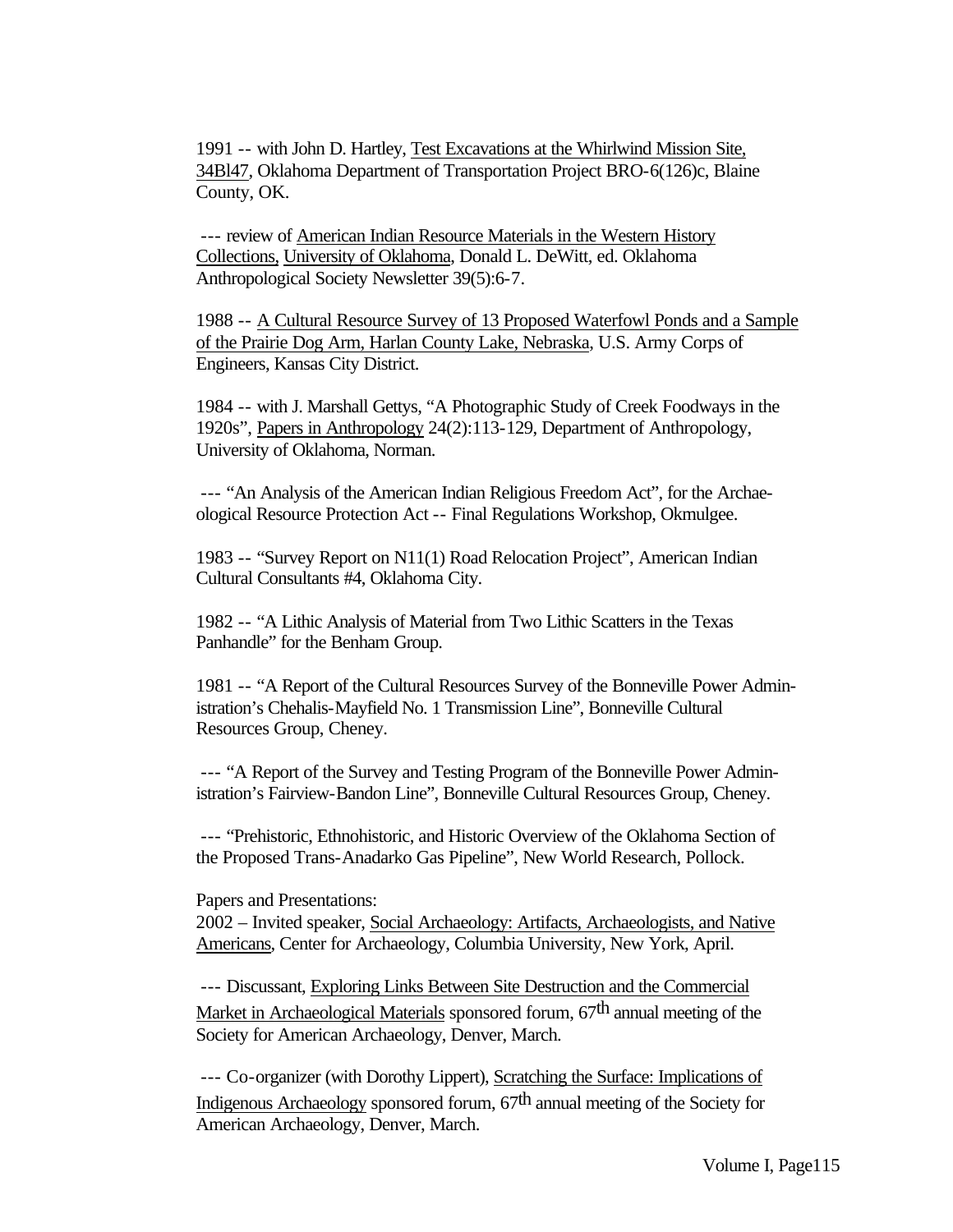1991 -- with John D. Hartley, Test Excavations at the Whirlwind Mission Site, 34Bl47, Oklahoma Department of Transportation Project BRO-6(126)c, Blaine County, OK.

--- review of American Indian Resource Materials in the Western History Collections, University of Oklahoma, Donald L. DeWitt, ed. Oklahoma Anthropological Society Newsletter 39(5):6-7.

1988 -- A Cultural Resource Survey of 13 Proposed Waterfowl Ponds and a Sample of the Prairie Dog Arm, Harlan County Lake, Nebraska, U.S. Army Corps of Engineers, Kansas City District.

1984 -- with J. Marshall Gettys, "A Photographic Study of Creek Foodways in the 1920s", Papers in Anthropology 24(2):113-129, Department of Anthropology, University of Oklahoma, Norman.

--- "An Analysis of the American Indian Religious Freedom Act", for the Archaeological Resource Protection Act -- Final Regulations Workshop, Okmulgee.

1983 -- "Survey Report on N11(1) Road Relocation Project", American Indian Cultural Consultants #4, Oklahoma City.

1982 -- "A Lithic Analysis of Material from Two Lithic Scatters in the Texas Panhandle" for the Benham Group.

1981 -- "A Report of the Cultural Resources Survey of the Bonneville Power Administration's Chehalis-Mayfield No. 1 Transmission Line", Bonneville Cultural Resources Group, Cheney.

--- "A Report of the Survey and Testing Program of the Bonneville Power Administration's Fairview-Bandon Line", Bonneville Cultural Resources Group, Cheney.

--- "Prehistoric, Ethnohistoric, and Historic Overview of the Oklahoma Section of the Proposed Trans-Anadarko Gas Pipeline", New World Research, Pollock.

Papers and Presentations:

2002 – Invited speaker, Social Archaeology: Artifacts, Archaeologists, and Native Americans, Center for Archaeology, Columbia University, New York, April.

--- Discussant, Exploring Links Between Site Destruction and the Commercial Market in Archaeological Materials sponsored forum, 67th annual meeting of the Society for American Archaeology, Denver, March.

--- Co-organizer (with Dorothy Lippert), Scratching the Surface: Implications of Indigenous Archaeology sponsored forum, 67th annual meeting of the Society for American Archaeology, Denver, March.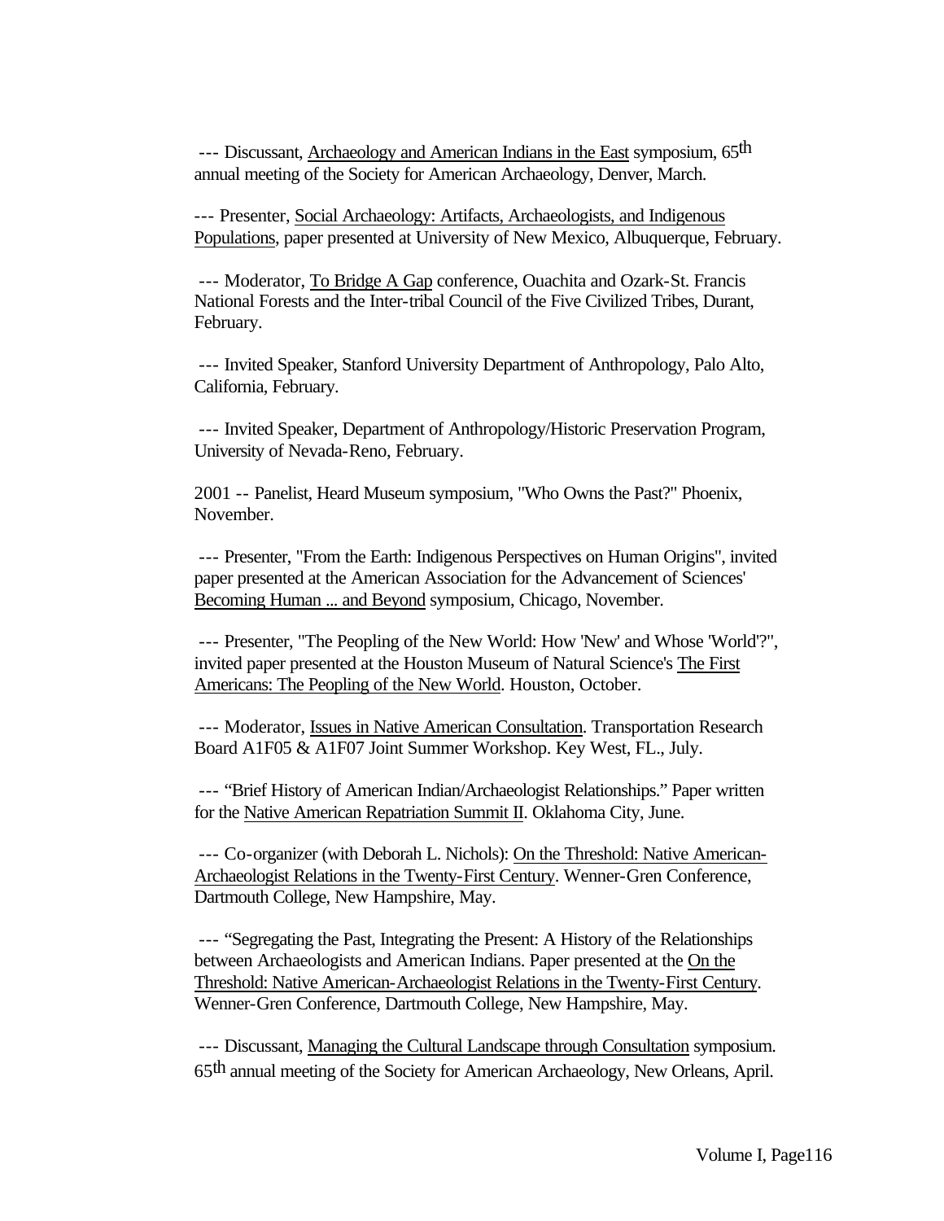--- Discussant, Archaeology and American Indians in the East symposium, 65th annual meeting of the Society for American Archaeology, Denver, March.

--- Presenter, Social Archaeology: Artifacts, Archaeologists, and Indigenous Populations, paper presented at University of New Mexico, Albuquerque, February.

--- Moderator, To Bridge A Gap conference, Ouachita and Ozark-St. Francis National Forests and the Inter-tribal Council of the Five Civilized Tribes, Durant, February.

--- Invited Speaker, Stanford University Department of Anthropology, Palo Alto, California, February.

--- Invited Speaker, Department of Anthropology/Historic Preservation Program, University of Nevada-Reno, February.

2001 -- Panelist, Heard Museum symposium, "Who Owns the Past?" Phoenix, November.

--- Presenter, "From the Earth: Indigenous Perspectives on Human Origins", invited paper presented at the American Association for the Advancement of Sciences' Becoming Human ... and Beyond symposium, Chicago, November.

--- Presenter, "The Peopling of the New World: How 'New' and Whose 'World'?", invited paper presented at the Houston Museum of Natural Science's The First Americans: The Peopling of the New World. Houston, October.

--- Moderator, Issues in Native American Consultation. Transportation Research Board A1F05 & A1F07 Joint Summer Workshop. Key West, FL., July.

--- "Brief History of American Indian/Archaeologist Relationships." Paper written for the Native American Repatriation Summit II. Oklahoma City, June.

--- Co-organizer (with Deborah L. Nichols): On the Threshold: Native American-Archaeologist Relations in the Twenty-First Century. Wenner-Gren Conference, Dartmouth College, New Hampshire, May.

--- "Segregating the Past, Integrating the Present: A History of the Relationships between Archaeologists and American Indians. Paper presented at the On the Threshold: Native American-Archaeologist Relations in the Twenty-First Century. Wenner-Gren Conference, Dartmouth College, New Hampshire, May.

--- Discussant, Managing the Cultural Landscape through Consultation symposium. 65th annual meeting of the Society for American Archaeology, New Orleans, April.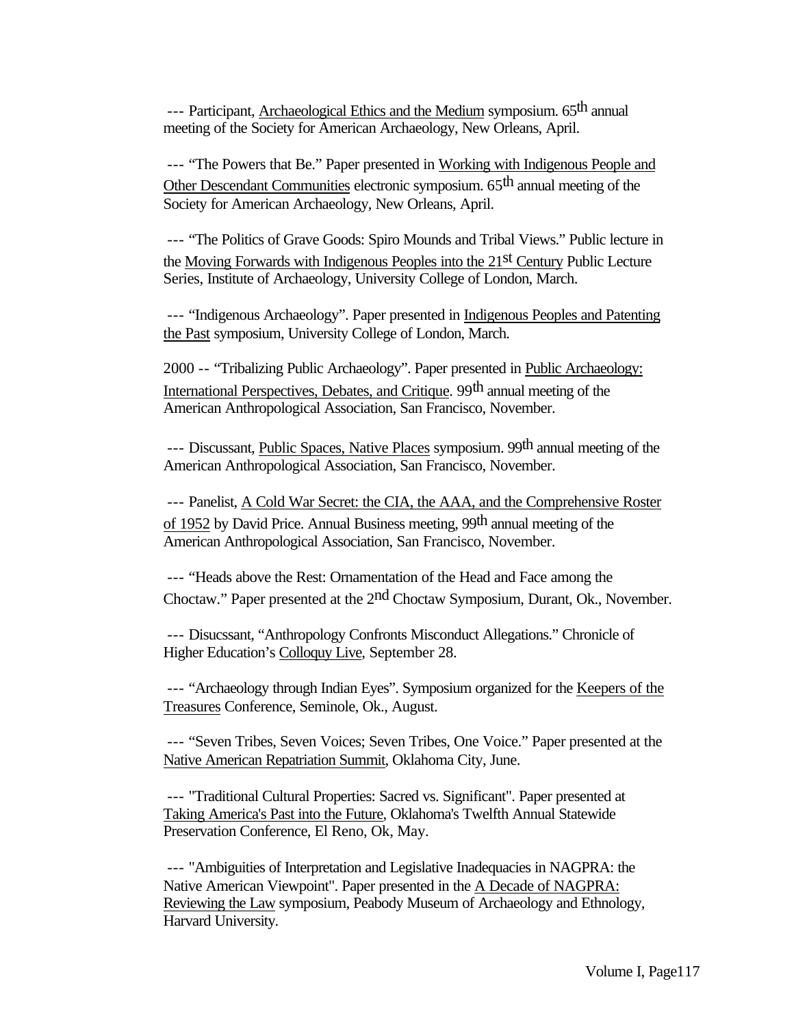--- Participant, Archaeological Ethics and the Medium symposium. 65th annual meeting of the Society for American Archaeology, New Orleans, April.

--- "The Powers that Be." Paper presented in Working with Indigenous People and Other Descendant Communities electronic symposium. 65th annual meeting of the Society for American Archaeology, New Orleans, April.

--- "The Politics of Grave Goods: Spiro Mounds and Tribal Views." Public lecture in the Moving Forwards with Indigenous Peoples into the 21st Century Public Lecture Series, Institute of Archaeology, University College of London, March.

--- "Indigenous Archaeology". Paper presented in Indigenous Peoples and Patenting the Past symposium, University College of London, March.

2000 -- "Tribalizing Public Archaeology". Paper presented in Public Archaeology: International Perspectives, Debates, and Critique. 99th annual meeting of the American Anthropological Association, San Francisco, November.

--- Discussant, Public Spaces, Native Places symposium. 99th annual meeting of the American Anthropological Association, San Francisco, November.

--- Panelist, A Cold War Secret: the CIA, the AAA, and the Comprehensive Roster of 1952 by David Price. Annual Business meeting, 99th annual meeting of the American Anthropological Association, San Francisco, November.

--- "Heads above the Rest: Ornamentation of the Head and Face among the Choctaw." Paper presented at the 2nd Choctaw Symposium, Durant, Ok., November.

--- Disucssant, "Anthropology Confronts Misconduct Allegations." Chronicle of Higher Education's Colloquy Live, September 28.

--- "Archaeology through Indian Eyes". Symposium organized for the Keepers of the Treasures Conference, Seminole, Ok., August.

--- "Seven Tribes, Seven Voices; Seven Tribes, One Voice." Paper presented at the Native American Repatriation Summit, Oklahoma City, June.

--- "Traditional Cultural Properties: Sacred vs. Significant". Paper presented at Taking America's Past into the Future, Oklahoma's Twelfth Annual Statewide Preservation Conference, El Reno, Ok, May.

--- "Ambiguities of Interpretation and Legislative Inadequacies in NAGPRA: the Native American Viewpoint". Paper presented in the A Decade of NAGPRA: Reviewing the Law symposium, Peabody Museum of Archaeology and Ethnology, Harvard University.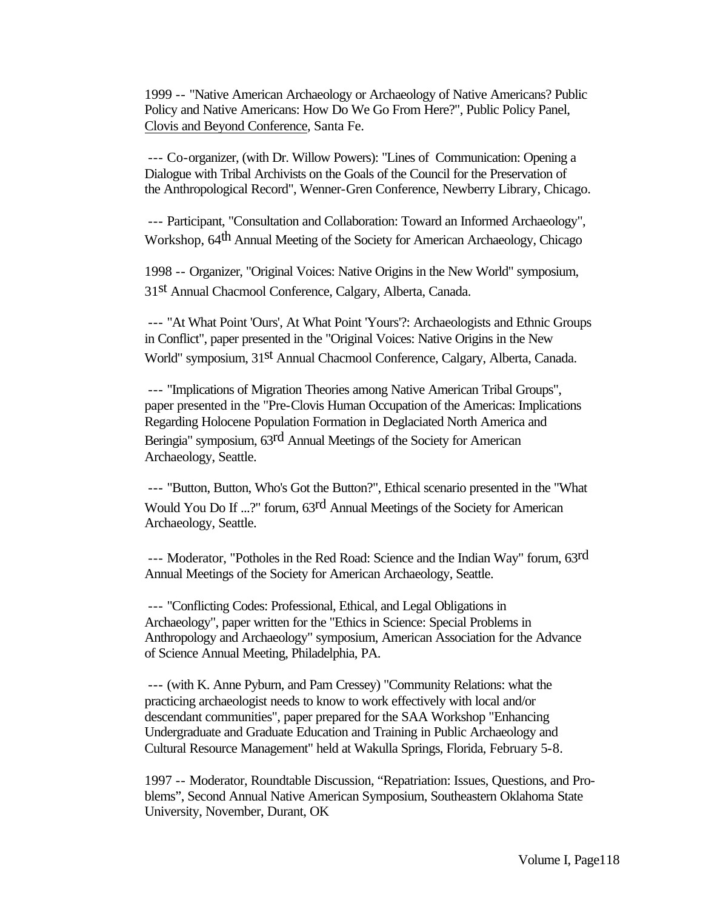1999 -- "Native American Archaeology or Archaeology of Native Americans? Public Policy and Native Americans: How Do We Go From Here?", Public Policy Panel, Clovis and Beyond Conference, Santa Fe.

--- Co-organizer, (with Dr. Willow Powers): "Lines of Communication: Opening a Dialogue with Tribal Archivists on the Goals of the Council for the Preservation of the Anthropological Record", Wenner-Gren Conference, Newberry Library, Chicago.

--- Participant, "Consultation and Collaboration: Toward an Informed Archaeology", Workshop, 64th Annual Meeting of the Society for American Archaeology, Chicago

1998 -- Organizer, "Original Voices: Native Origins in the New World" symposium, 31st Annual Chacmool Conference, Calgary, Alberta, Canada.

--- "At What Point 'Ours', At What Point 'Yours'?: Archaeologists and Ethnic Groups in Conflict", paper presented in the "Original Voices: Native Origins in the New World" symposium, 31st Annual Chacmool Conference, Calgary, Alberta, Canada.

--- "Implications of Migration Theories among Native American Tribal Groups", paper presented in the "Pre-Clovis Human Occupation of the Americas: Implications Regarding Holocene Population Formation in Deglaciated North America and Beringia" symposium, 63rd Annual Meetings of the Society for American Archaeology, Seattle.

--- "Button, Button, Who's Got the Button?", Ethical scenario presented in the "What Would You Do If ...?" forum, 63rd Annual Meetings of the Society for American Archaeology, Seattle.

--- Moderator, "Potholes in the Red Road: Science and the Indian Way" forum, 63rd Annual Meetings of the Society for American Archaeology, Seattle.

--- "Conflicting Codes: Professional, Ethical, and Legal Obligations in Archaeology", paper written for the "Ethics in Science: Special Problems in Anthropology and Archaeology" symposium, American Association for the Advance of Science Annual Meeting, Philadelphia, PA.

--- (with K. Anne Pyburn, and Pam Cressey) "Community Relations: what the practicing archaeologist needs to know to work effectively with local and/or descendant communities", paper prepared for the SAA Workshop "Enhancing Undergraduate and Graduate Education and Training in Public Archaeology and Cultural Resource Management" held at Wakulla Springs, Florida, February 5-8.

1997 -- Moderator, Roundtable Discussion, "Repatriation: Issues, Questions, and Problems", Second Annual Native American Symposium, Southeastern Oklahoma State University, November, Durant, OK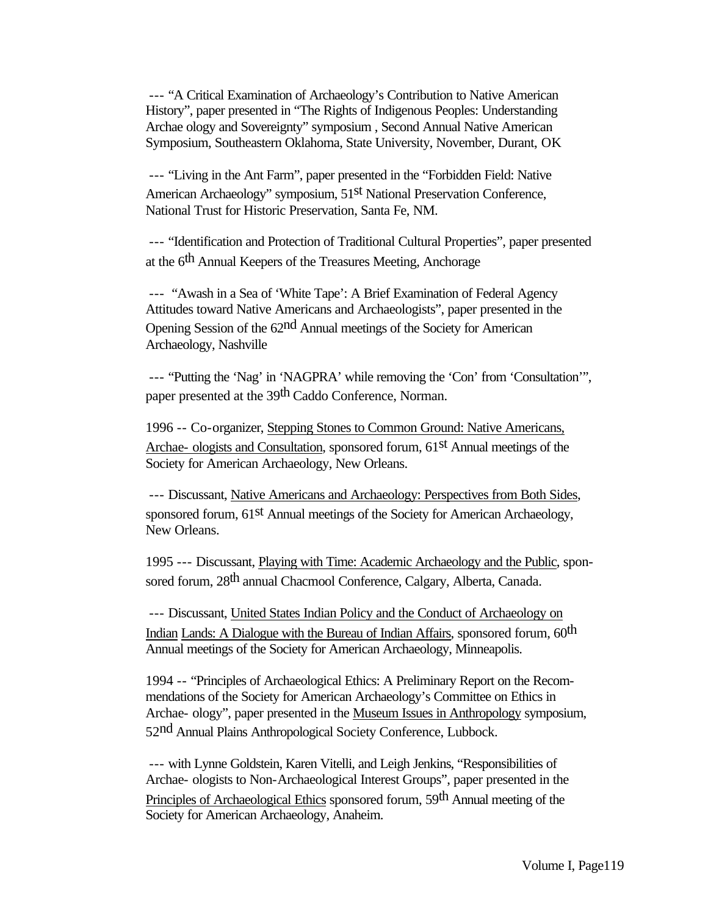--- "A Critical Examination of Archaeology's Contribution to Native American History", paper presented in "The Rights of Indigenous Peoples: Understanding Archae ology and Sovereignty" symposium , Second Annual Native American Symposium, Southeastern Oklahoma, State University, November, Durant, OK

--- "Living in the Ant Farm", paper presented in the "Forbidden Field: Native American Archaeology" symposium, 51st National Preservation Conference, National Trust for Historic Preservation, Santa Fe, NM.

--- "Identification and Protection of Traditional Cultural Properties", paper presented at the 6th Annual Keepers of the Treasures Meeting, Anchorage

--- "Awash in a Sea of 'White Tape': A Brief Examination of Federal Agency Attitudes toward Native Americans and Archaeologists", paper presented in the Opening Session of the 62nd Annual meetings of the Society for American Archaeology, Nashville

--- "Putting the 'Nag' in 'NAGPRA' while removing the 'Con' from 'Consultation'", paper presented at the 39th Caddo Conference, Norman.

1996 -- Co-organizer, Stepping Stones to Common Ground: Native Americans, Archae- ologists and Consultation, sponsored forum, 61st Annual meetings of the Society for American Archaeology, New Orleans.

--- Discussant, Native Americans and Archaeology: Perspectives from Both Sides, sponsored forum, 61st Annual meetings of the Society for American Archaeology, New Orleans.

1995 --- Discussant, Playing with Time: Academic Archaeology and the Public, spon- sored forum, 28th annual Chacmool Conference, Calgary, Alberta, Canada.

--- Discussant, United States Indian Policy and the Conduct of Archaeology on Indian Lands: A Dialogue with the Bureau of Indian Affairs, sponsored forum, 60th Annual meetings of the Society for American Archaeology, Minneapolis.

1994 -- "Principles of Archaeological Ethics: A Preliminary Report on the Recom- mendations of the Society for American Archaeology's Committee on Ethics in Archae- ology", paper presented in the Museum Issues in Anthropology symposium, 52nd Annual Plains Anthropological Society Conference, Lubbock.

--- with Lynne Goldstein, Karen Vitelli, and Leigh Jenkins, "Responsibilities of Archae- ologists to Non-Archaeological Interest Groups", paper presented in the Principles of Archaeological Ethics sponsored forum, 59th Annual meeting of the Society for American Archaeology, Anaheim.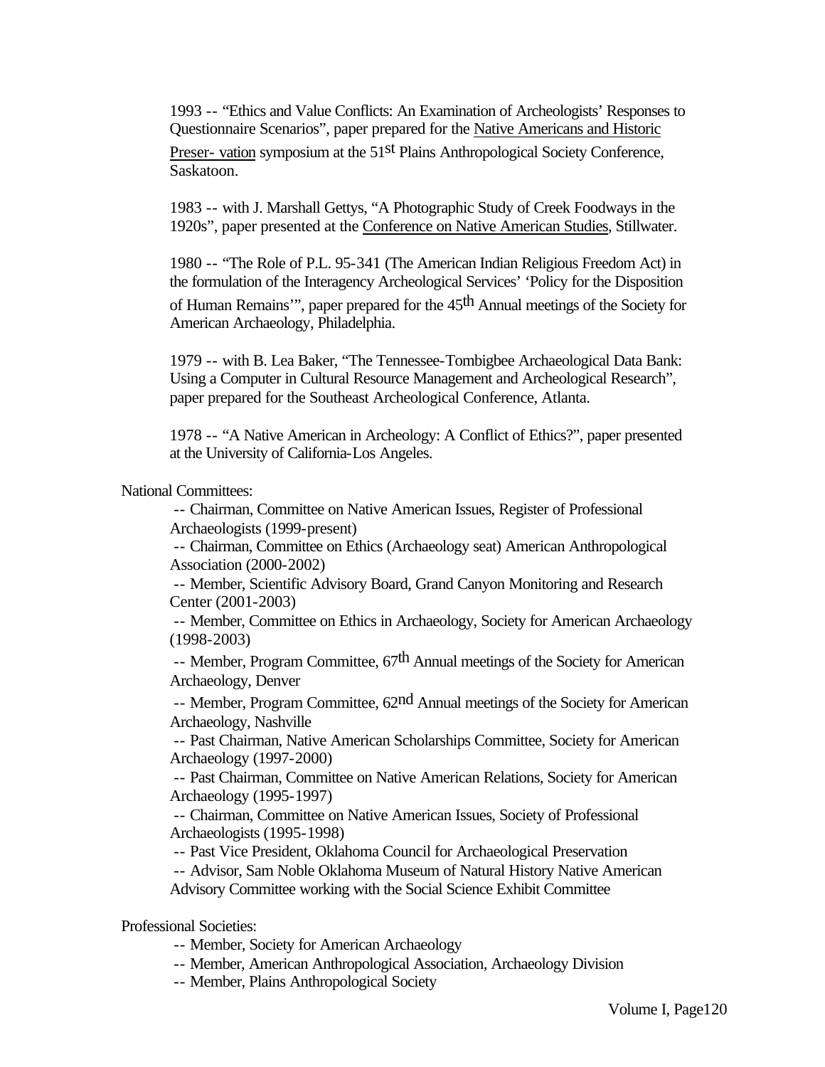1993 -- "Ethics and Value Conflicts: An Examination of Archeologists' Responses to Questionnaire Scenarios", paper prepared for the Native Americans and Historic Preser- vation symposium at the 51st Plains Anthropological Society Conference, Saskatoon.

1983 -- with J. Marshall Gettys, "A Photographic Study of Creek Foodways in the 1920s", paper presented at the Conference on Native American Studies, Stillwater.

1980 -- "The Role of P.L. 95-341 (The American Indian Religious Freedom Act) in the formulation of the Interagency Archeological Services' 'Policy for the Disposition of Human Remains'", paper prepared for the 45th Annual meetings of the Society for American Archaeology, Philadelphia.

1979 -- with B. Lea Baker, "The Tennessee-Tombigbee Archaeological Data Bank: Using a Computer in Cultural Resource Management and Archeological Research", paper prepared for the Southeast Archeological Conference, Atlanta.

1978 -- "A Native American in Archeology: A Conflict of Ethics?", paper presented at the University of California-Los Angeles.

National Committees:

- -- Chairman, Committee on Native American Issues, Register of Professional Archaeologists (1999-present)
- -- Chairman, Committee on Ethics (Archaeology seat) American Anthropological Association (2000-2002)
- -- Member, Scientific Advisory Board, Grand Canyon Monitoring and Research Center (2001-2003)
- -- Member, Committee on Ethics in Archaeology, Society for American Archaeology (1998-2003)
- -- Member, Program Committee, 67th Annual meetings of the Society for American Archaeology, Denver
- -- Member, Program Committee, 62nd Annual meetings of the Society for American Archaeology, Nashville
- -- Past Chairman, Native American Scholarships Committee, Society for American Archaeology (1997-2000)
- -- Past Chairman, Committee on Native American Relations, Society for American Archaeology (1995-1997)
- -- Chairman, Committee on Native American Issues, Society of Professional Archaeologists (1995-1998)
- -- Past Vice President, Oklahoma Council for Archaeological Preservation
- -- Advisor, Sam Noble Oklahoma Museum of Natural History Native American Advisory Committee working with the Social Science Exhibit Committee

Professional Societies:

- -- Member, Society for American Archaeology
- -- Member, American Anthropological Association, Archaeology Division
- -- Member, Plains Anthropological Society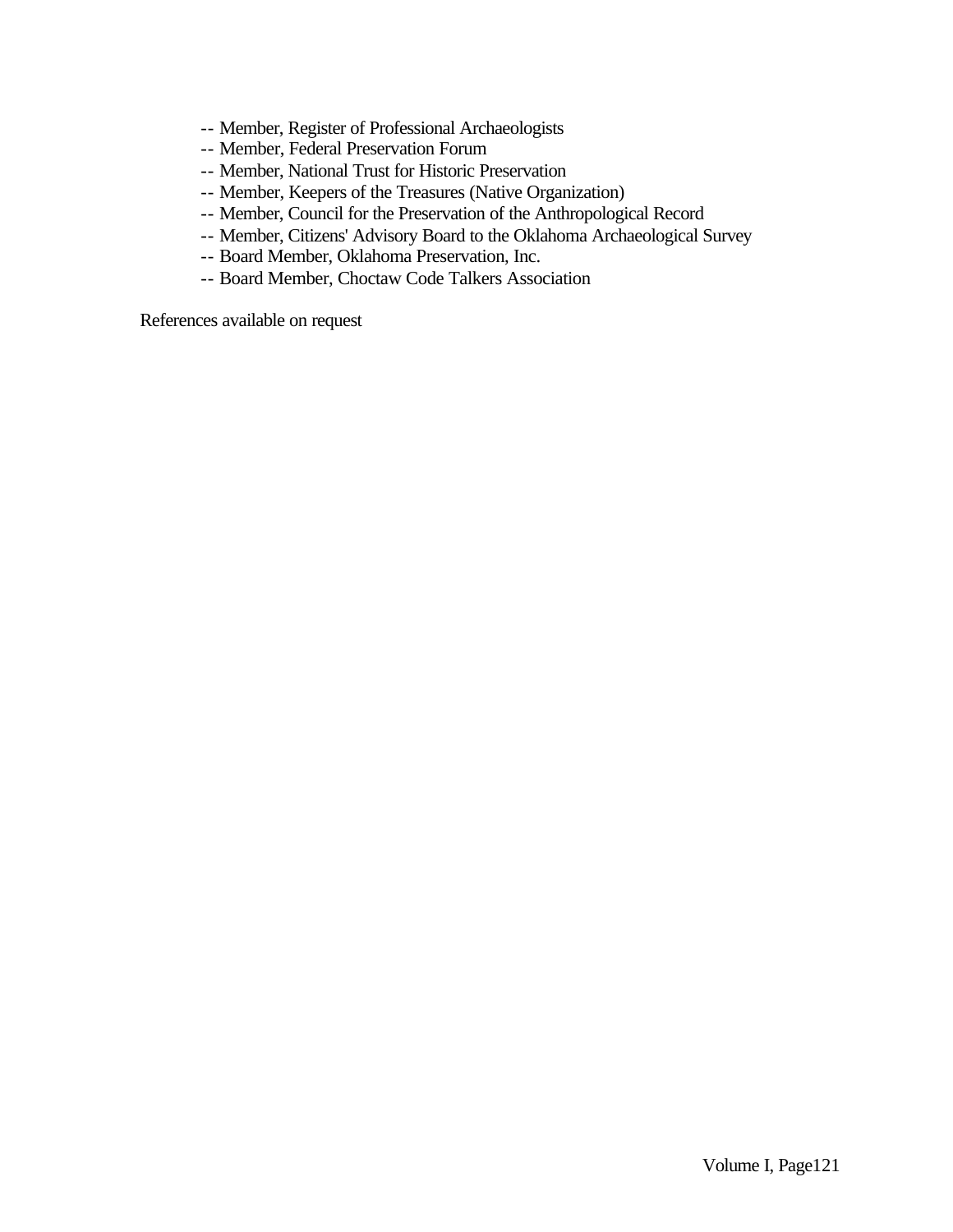-- Member, Register of Professional Archaeologists
-- Member, Federal Preservation Forum
-- Member, National Trust for Historic Preservation
-- Member, Keepers of the Treasures (Native Organization)
-- Member, Council for the Preservation of the Anthropological Record
-- Member, Citizens' Advisory Board to the Oklahoma Archaeological Survey
-- Board Member, Oklahoma Preservation, Inc.
-- Board Member, Choctaw Code Talkers Association

References available on request